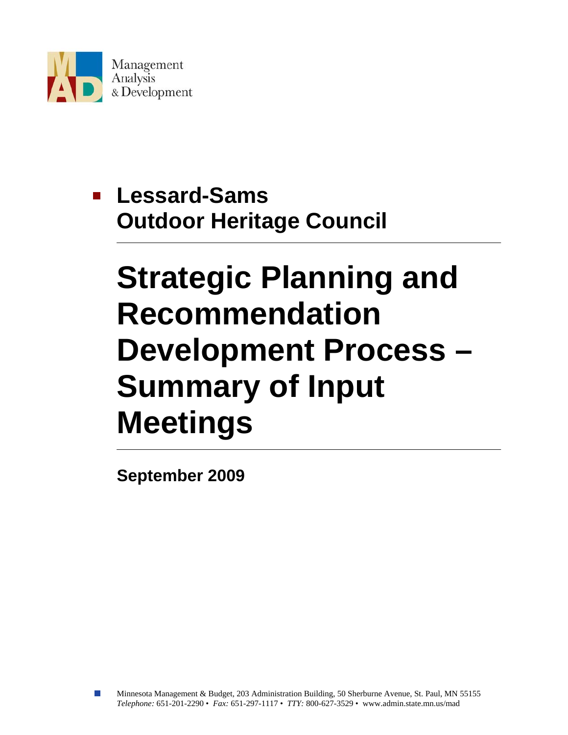Management
Analysis
& Development

## Lessard-Sams Outdoor Heritage Council

# Strategic Planning and Recommendation Development Process – Summary of Input Meetings

**September 2009**

Minnesota Management & Budget, 203 Administration Building, 50 Sherburne Avenue, St. Paul, MN 55155
*Telephone:* 651-201-2290 • *Fax:* 651-297-1117 • *TTY:* 800-627-3529 • www.admin.state.mn.us/mad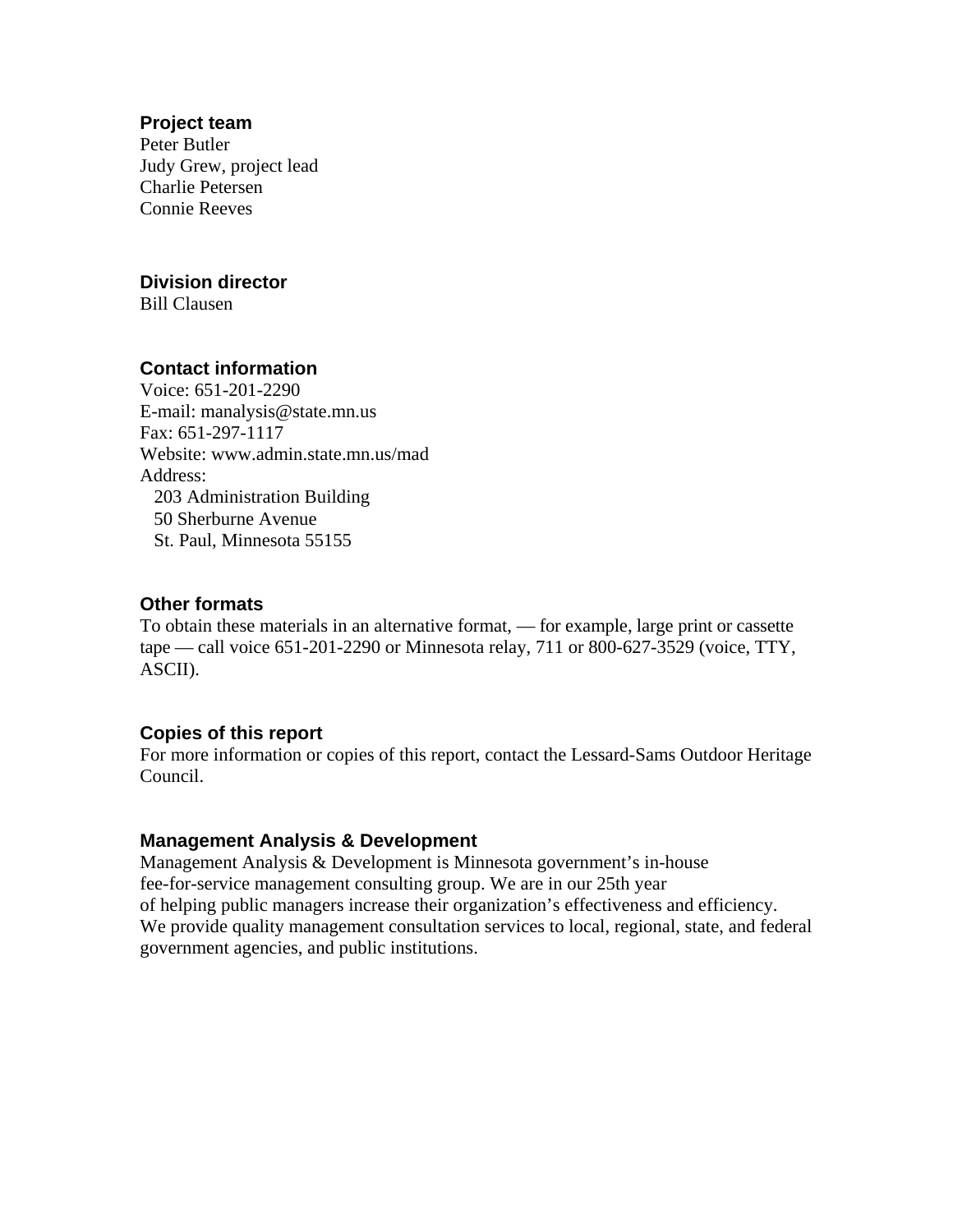### Project team

Peter Butler
Judy Grew, project lead
Charlie Petersen
Connie Reeves

### Division director

Bill Clausen

### Contact information

Voice: 651-201-2290
E-mail: manalysis@state.mn.us
Fax: 651-297-1117
Website: www.admin.state.mn.us/mad
Address:
203 Administration Building
50 Sherburne Avenue
St. Paul, Minnesota 55155

### Other formats

To obtain these materials in an alternative format, — for example, large print or cassette tape — call voice 651-201-2290 or Minnesota relay, 711 or 800-627-3529 (voice, TTY, ASCII).

### Copies of this report

For more information or copies of this report, contact the Lessard-Sams Outdoor Heritage Council.

### Management Analysis & Development

Management Analysis & Development is Minnesota government's in-house fee-for-service management consulting group. We are in our 25th year of helping public managers increase their organization's effectiveness and efficiency. We provide quality management consultation services to local, regional, state, and federal government agencies, and public institutions.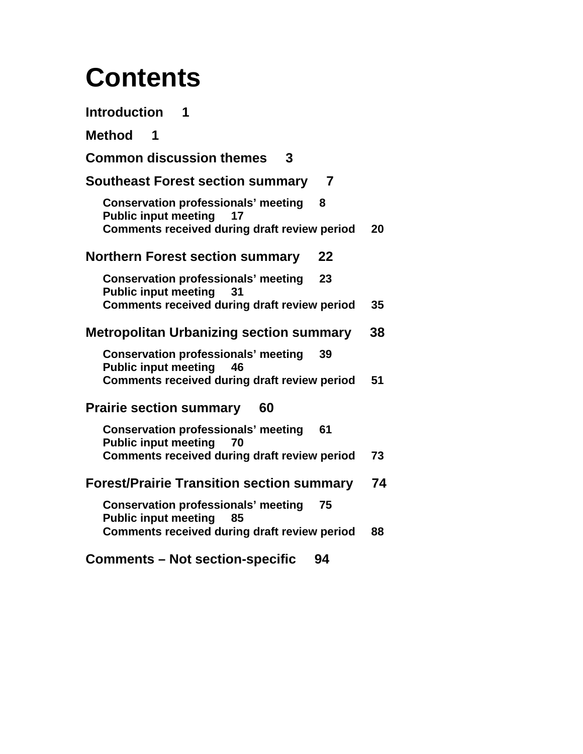# Contents

**Introduction 1**

**Method 1**

**Common discussion themes 3**

**Southeast Forest section summary 7**

- **Conservation professionals' meeting 8**
- **Public input meeting 17**
- **Comments received during draft review period 20**

**Northern Forest section summary 22**

- **Conservation professionals' meeting 23**
- **Public input meeting 31**
- **Comments received during draft review period 35**

**Metropolitan Urbanizing section summary 38**

- **Conservation professionals' meeting 39**
- **Public input meeting 46**
- **Comments received during draft review period 51**

**Prairie section summary 60**

- **Conservation professionals' meeting 61**
- **Public input meeting 70**
- **Comments received during draft review period 73**

**Forest/Prairie Transition section summary 74**

- **Conservation professionals' meeting 75**
- **Public input meeting 85**
- **Comments received during draft review period 88**

**Comments – Not section-specific 94**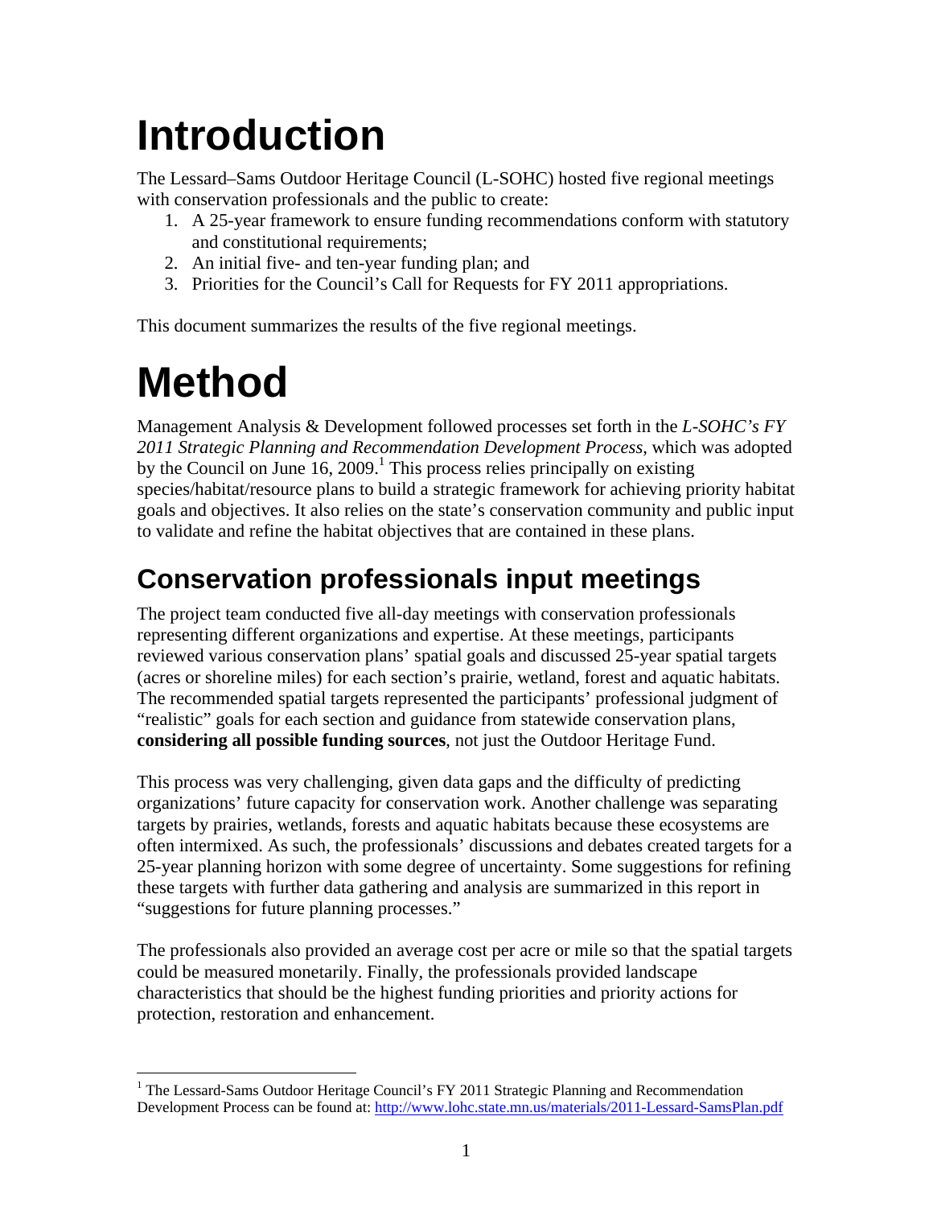# Introduction

The Lessard–Sams Outdoor Heritage Council (L-SOHC) hosted five regional meetings with conservation professionals and the public to create:

1. A 25-year framework to ensure funding recommendations conform with statutory and constitutional requirements;
2. An initial five- and ten-year funding plan; and
3. Priorities for the Council's Call for Requests for FY 2011 appropriations.

This document summarizes the results of the five regional meetings.

# Method

Management Analysis & Development followed processes set forth in the *L-SOHC's FY 2011 Strategic Planning and Recommendation Development Process*, which was adopted by the Council on June 16, 2009.[1] This process relies principally on existing species/habitat/resource plans to build a strategic framework for achieving priority habitat goals and objectives. It also relies on the state's conservation community and public input to validate and refine the habitat objectives that are contained in these plans.

## Conservation professionals input meetings

The project team conducted five all-day meetings with conservation professionals representing different organizations and expertise. At these meetings, participants reviewed various conservation plans' spatial goals and discussed 25-year spatial targets (acres or shoreline miles) for each section's prairie, wetland, forest and aquatic habitats. The recommended spatial targets represented the participants' professional judgment of "realistic" goals for each section and guidance from statewide conservation plans, **considering all possible funding sources**, not just the Outdoor Heritage Fund.

This process was very challenging, given data gaps and the difficulty of predicting organizations' future capacity for conservation work. Another challenge was separating targets by prairies, wetlands, forests and aquatic habitats because these ecosystems are often intermixed. As such, the professionals' discussions and debates created targets for a 25-year planning horizon with some degree of uncertainty. Some suggestions for refining these targets with further data gathering and analysis are summarized in this report in "suggestions for future planning processes."

The professionals also provided an average cost per acre or mile so that the spatial targets could be measured monetarily. Finally, the professionals provided landscape characteristics that should be the highest funding priorities and priority actions for protection, restoration and enhancement.

[1] The Lessard-Sams Outdoor Heritage Council's FY 2011 Strategic Planning and Recommendation Development Process can be found at: http://www.lohc.state.mn.us/materials/2011-Lessard-SamsPlan.pdf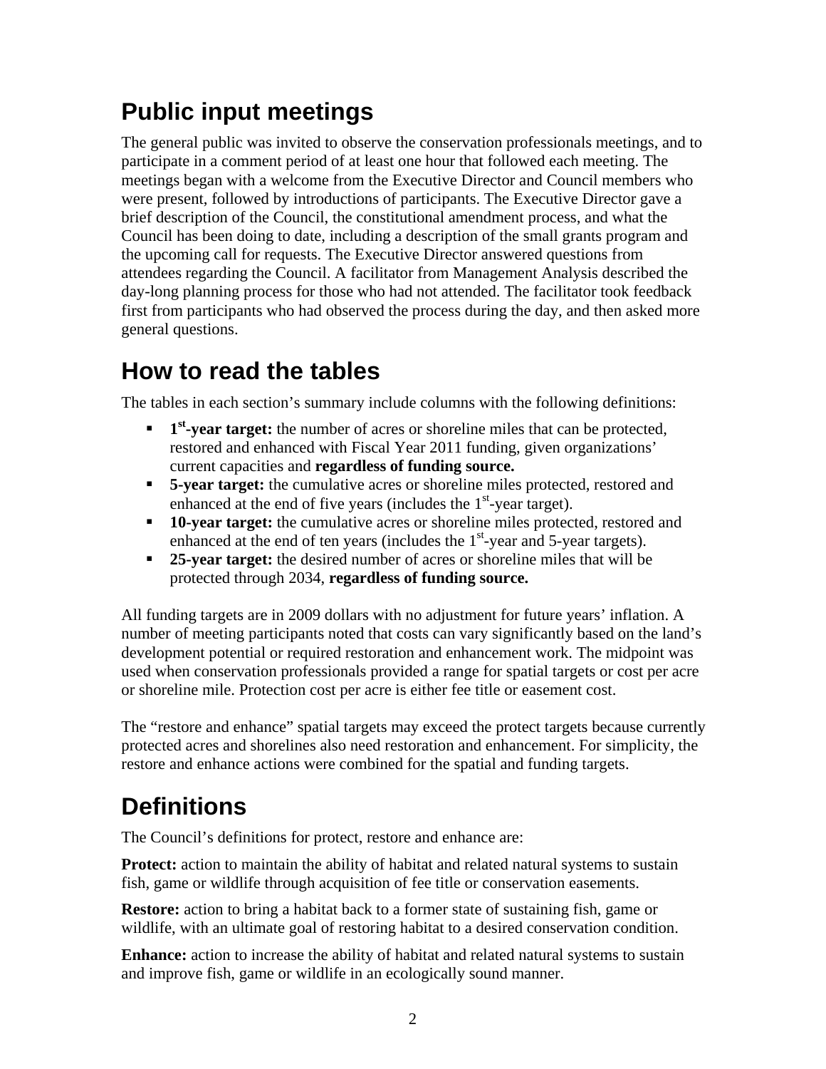## Public input meetings

The general public was invited to observe the conservation professionals meetings, and to participate in a comment period of at least one hour that followed each meeting. The meetings began with a welcome from the Executive Director and Council members who were present, followed by introductions of participants. The Executive Director gave a brief description of the Council, the constitutional amendment process, and what the Council has been doing to date, including a description of the small grants program and the upcoming call for requests. The Executive Director answered questions from attendees regarding the Council. A facilitator from Management Analysis described the day-long planning process for those who had not attended. The facilitator took feedback first from participants who had observed the process during the day, and then asked more general questions.

## How to read the tables

The tables in each section's summary include columns with the following definitions:

- **1st-year target:** the number of acres or shoreline miles that can be protected, restored and enhanced with Fiscal Year 2011 funding, given organizations' current capacities and **regardless of funding source.**
- **5-year target:** the cumulative acres or shoreline miles protected, restored and enhanced at the end of five years (includes the 1st-year target).
- **10-year target:** the cumulative acres or shoreline miles protected, restored and enhanced at the end of ten years (includes the 1st-year and 5-year targets).
- **25-year target:** the desired number of acres or shoreline miles that will be protected through 2034, **regardless of funding source.**

All funding targets are in 2009 dollars with no adjustment for future years' inflation. A number of meeting participants noted that costs can vary significantly based on the land's development potential or required restoration and enhancement work. The midpoint was used when conservation professionals provided a range for spatial targets or cost per acre or shoreline mile. Protection cost per acre is either fee title or easement cost.

The "restore and enhance" spatial targets may exceed the protect targets because currently protected acres and shorelines also need restoration and enhancement. For simplicity, the restore and enhance actions were combined for the spatial and funding targets.

## Definitions

The Council's definitions for protect, restore and enhance are:

**Protect:** action to maintain the ability of habitat and related natural systems to sustain fish, game or wildlife through acquisition of fee title or conservation easements.

**Restore:** action to bring a habitat back to a former state of sustaining fish, game or wildlife, with an ultimate goal of restoring habitat to a desired conservation condition.

**Enhance:** action to increase the ability of habitat and related natural systems to sustain and improve fish, game or wildlife in an ecologically sound manner.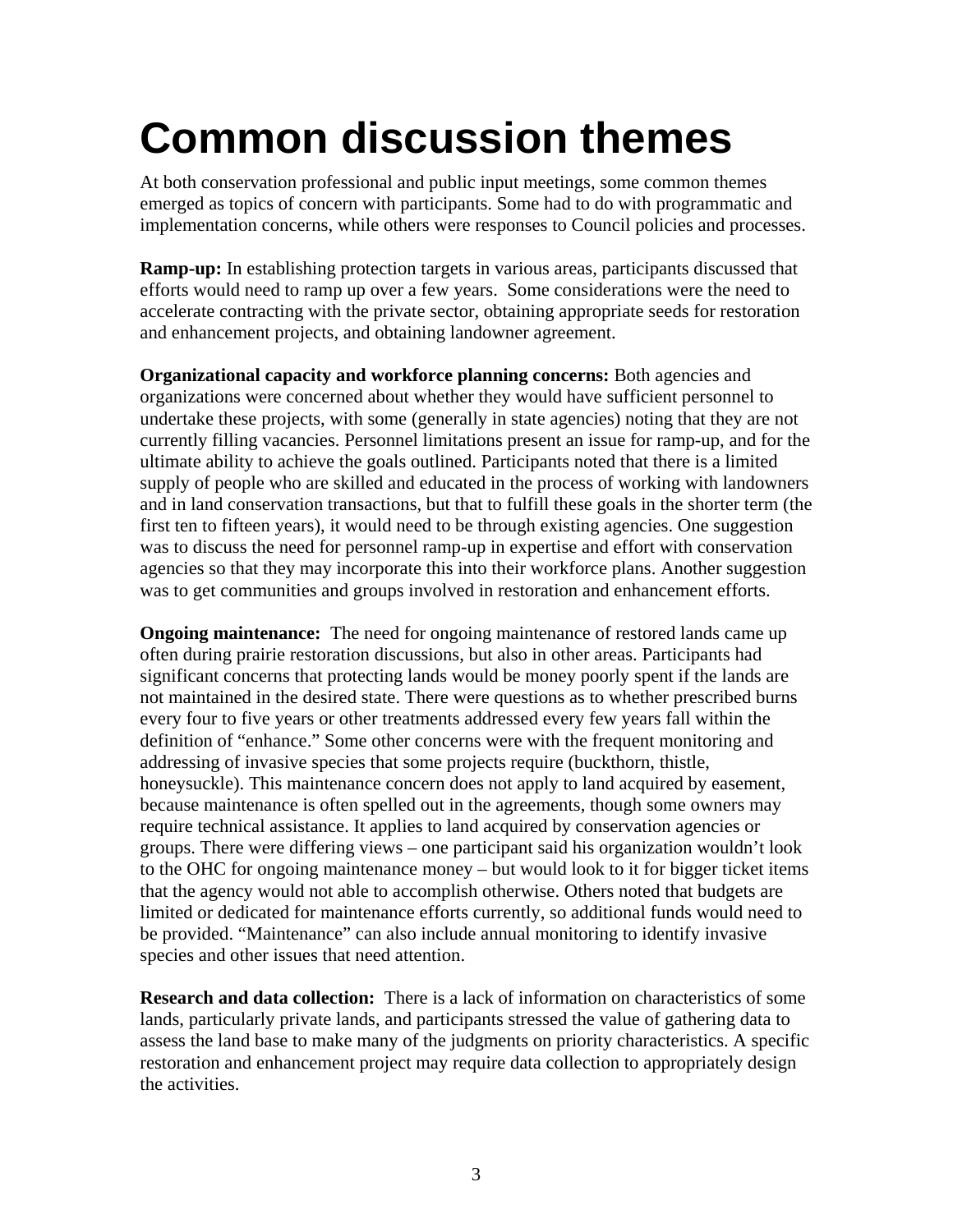# Common discussion themes

At both conservation professional and public input meetings, some common themes emerged as topics of concern with participants. Some had to do with programmatic and implementation concerns, while others were responses to Council policies and processes.

**Ramp-up:** In establishing protection targets in various areas, participants discussed that efforts would need to ramp up over a few years. Some considerations were the need to accelerate contracting with the private sector, obtaining appropriate seeds for restoration and enhancement projects, and obtaining landowner agreement.

**Organizational capacity and workforce planning concerns:** Both agencies and organizations were concerned about whether they would have sufficient personnel to undertake these projects, with some (generally in state agencies) noting that they are not currently filling vacancies. Personnel limitations present an issue for ramp-up, and for the ultimate ability to achieve the goals outlined. Participants noted that there is a limited supply of people who are skilled and educated in the process of working with landowners and in land conservation transactions, but that to fulfill these goals in the shorter term (the first ten to fifteen years), it would need to be through existing agencies. One suggestion was to discuss the need for personnel ramp-up in expertise and effort with conservation agencies so that they may incorporate this into their workforce plans. Another suggestion was to get communities and groups involved in restoration and enhancement efforts.

**Ongoing maintenance:** The need for ongoing maintenance of restored lands came up often during prairie restoration discussions, but also in other areas. Participants had significant concerns that protecting lands would be money poorly spent if the lands are not maintained in the desired state. There were questions as to whether prescribed burns every four to five years or other treatments addressed every few years fall within the definition of "enhance." Some other concerns were with the frequent monitoring and addressing of invasive species that some projects require (buckthorn, thistle, honeysuckle). This maintenance concern does not apply to land acquired by easement, because maintenance is often spelled out in the agreements, though some owners may require technical assistance. It applies to land acquired by conservation agencies or groups. There were differing views – one participant said his organization wouldn't look to the OHC for ongoing maintenance money – but would look to it for bigger ticket items that the agency would not able to accomplish otherwise. Others noted that budgets are limited or dedicated for maintenance efforts currently, so additional funds would need to be provided. "Maintenance" can also include annual monitoring to identify invasive species and other issues that need attention.

**Research and data collection:** There is a lack of information on characteristics of some lands, particularly private lands, and participants stressed the value of gathering data to assess the land base to make many of the judgments on priority characteristics. A specific restoration and enhancement project may require data collection to appropriately design the activities.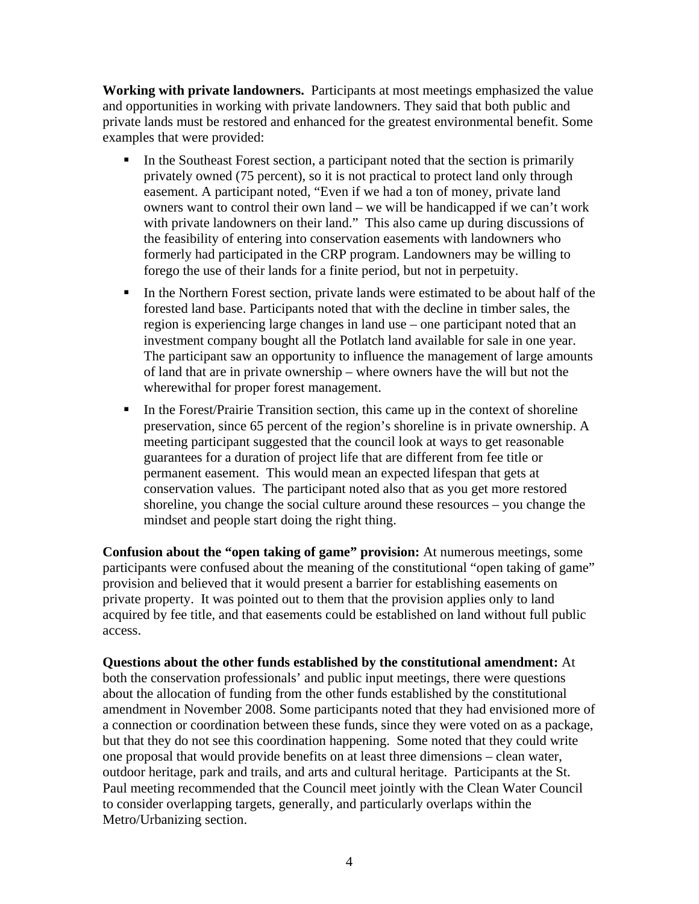**Working with private landowners.** Participants at most meetings emphasized the value and opportunities in working with private landowners. They said that both public and private lands must be restored and enhanced for the greatest environmental benefit. Some examples that were provided:

- In the Southeast Forest section, a participant noted that the section is primarily privately owned (75 percent), so it is not practical to protect land only through easement. A participant noted, "Even if we had a ton of money, private land owners want to control their own land – we will be handicapped if we can't work with private landowners on their land." This also came up during discussions of the feasibility of entering into conservation easements with landowners who formerly had participated in the CRP program. Landowners may be willing to forego the use of their lands for a finite period, but not in perpetuity.
- In the Northern Forest section, private lands were estimated to be about half of the forested land base. Participants noted that with the decline in timber sales, the region is experiencing large changes in land use – one participant noted that an investment company bought all the Potlatch land available for sale in one year. The participant saw an opportunity to influence the management of large amounts of land that are in private ownership – where owners have the will but not the wherewithal for proper forest management.
- In the Forest/Prairie Transition section, this came up in the context of shoreline preservation, since 65 percent of the region's shoreline is in private ownership. A meeting participant suggested that the council look at ways to get reasonable guarantees for a duration of project life that are different from fee title or permanent easement. This would mean an expected lifespan that gets at conservation values. The participant noted also that as you get more restored shoreline, you change the social culture around these resources – you change the mindset and people start doing the right thing.

**Confusion about the "open taking of game" provision:** At numerous meetings, some participants were confused about the meaning of the constitutional "open taking of game" provision and believed that it would present a barrier for establishing easements on private property. It was pointed out to them that the provision applies only to land acquired by fee title, and that easements could be established on land without full public access.

**Questions about the other funds established by the constitutional amendment:** At both the conservation professionals' and public input meetings, there were questions about the allocation of funding from the other funds established by the constitutional amendment in November 2008. Some participants noted that they had envisioned more of a connection or coordination between these funds, since they were voted on as a package, but that they do not see this coordination happening. Some noted that they could write one proposal that would provide benefits on at least three dimensions – clean water, outdoor heritage, park and trails, and arts and cultural heritage. Participants at the St. Paul meeting recommended that the Council meet jointly with the Clean Water Council to consider overlapping targets, generally, and particularly overlaps within the Metro/Urbanizing section.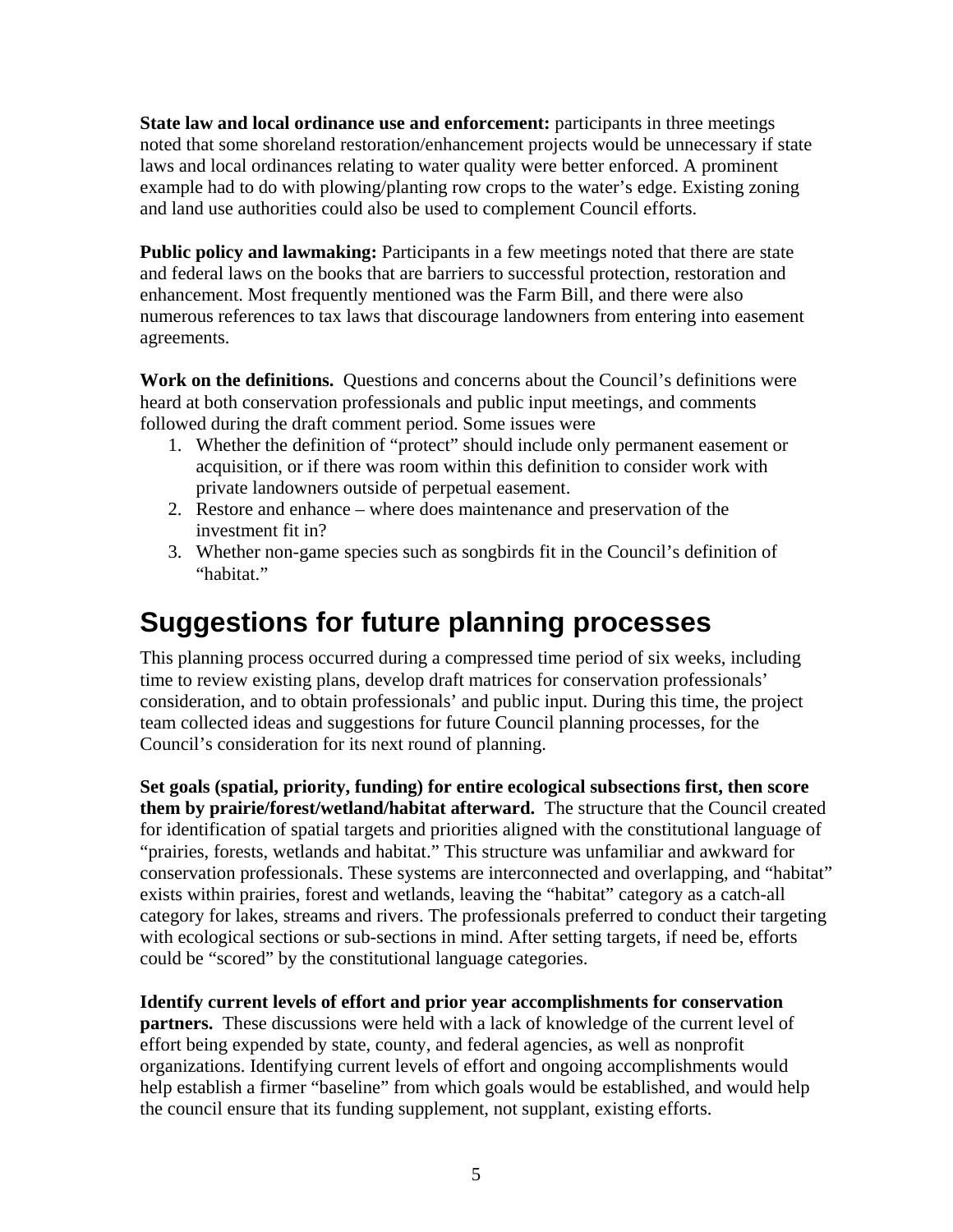**State law and local ordinance use and enforcement:** participants in three meetings noted that some shoreland restoration/enhancement projects would be unnecessary if state laws and local ordinances relating to water quality were better enforced. A prominent example had to do with plowing/planting row crops to the water's edge. Existing zoning and land use authorities could also be used to complement Council efforts.

**Public policy and lawmaking:** Participants in a few meetings noted that there are state and federal laws on the books that are barriers to successful protection, restoration and enhancement. Most frequently mentioned was the Farm Bill, and there were also numerous references to tax laws that discourage landowners from entering into easement agreements.

**Work on the definitions.** Questions and concerns about the Council's definitions were heard at both conservation professionals and public input meetings, and comments followed during the draft comment period. Some issues were

1. Whether the definition of "protect" should include only permanent easement or acquisition, or if there was room within this definition to consider work with private landowners outside of perpetual easement.
2. Restore and enhance – where does maintenance and preservation of the investment fit in?
3. Whether non-game species such as songbirds fit in the Council's definition of "habitat."

# Suggestions for future planning processes

This planning process occurred during a compressed time period of six weeks, including time to review existing plans, develop draft matrices for conservation professionals' consideration, and to obtain professionals' and public input. During this time, the project team collected ideas and suggestions for future Council planning processes, for the Council's consideration for its next round of planning.

**Set goals (spatial, priority, funding) for entire ecological subsections first, then score them by prairie/forest/wetland/habitat afterward.** The structure that the Council created for identification of spatial targets and priorities aligned with the constitutional language of "prairies, forests, wetlands and habitat." This structure was unfamiliar and awkward for conservation professionals. These systems are interconnected and overlapping, and "habitat" exists within prairies, forest and wetlands, leaving the "habitat" category as a catch-all category for lakes, streams and rivers. The professionals preferred to conduct their targeting with ecological sections or sub-sections in mind. After setting targets, if need be, efforts could be "scored" by the constitutional language categories.

**Identify current levels of effort and prior year accomplishments for conservation partners.** These discussions were held with a lack of knowledge of the current level of effort being expended by state, county, and federal agencies, as well as nonprofit organizations. Identifying current levels of effort and ongoing accomplishments would help establish a firmer "baseline" from which goals would be established, and would help the council ensure that its funding supplement, not supplant, existing efforts.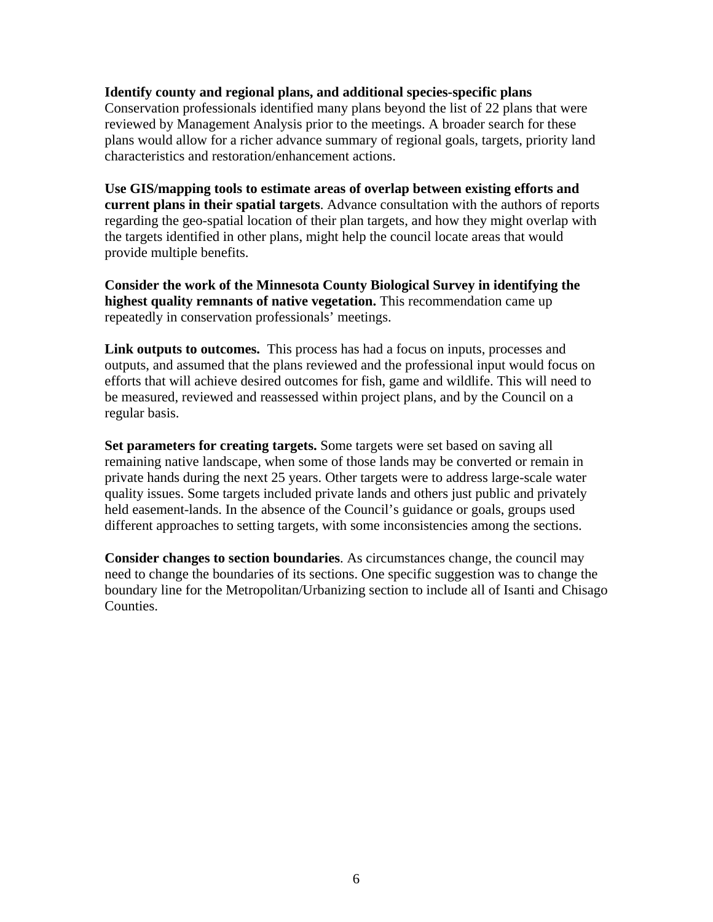**Identify county and regional plans, and additional species-specific plans**
Conservation professionals identified many plans beyond the list of 22 plans that were reviewed by Management Analysis prior to the meetings. A broader search for these plans would allow for a richer advance summary of regional goals, targets, priority land characteristics and restoration/enhancement actions.

**Use GIS/mapping tools to estimate areas of overlap between existing efforts and current plans in their spatial targets**. Advance consultation with the authors of reports regarding the geo-spatial location of their plan targets, and how they might overlap with the targets identified in other plans, might help the council locate areas that would provide multiple benefits.

**Consider the work of the Minnesota County Biological Survey in identifying the highest quality remnants of native vegetation.** This recommendation came up repeatedly in conservation professionals' meetings.

**Link outputs to outcomes.** This process has had a focus on inputs, processes and outputs, and assumed that the plans reviewed and the professional input would focus on efforts that will achieve desired outcomes for fish, game and wildlife. This will need to be measured, reviewed and reassessed within project plans, and by the Council on a regular basis.

**Set parameters for creating targets.** Some targets were set based on saving all remaining native landscape, when some of those lands may be converted or remain in private hands during the next 25 years. Other targets were to address large-scale water quality issues. Some targets included private lands and others just public and privately held easement-lands. In the absence of the Council's guidance or goals, groups used different approaches to setting targets, with some inconsistencies among the sections.

**Consider changes to section boundaries**. As circumstances change, the council may need to change the boundaries of its sections. One specific suggestion was to change the boundary line for the Metropolitan/Urbanizing section to include all of Isanti and Chisago Counties.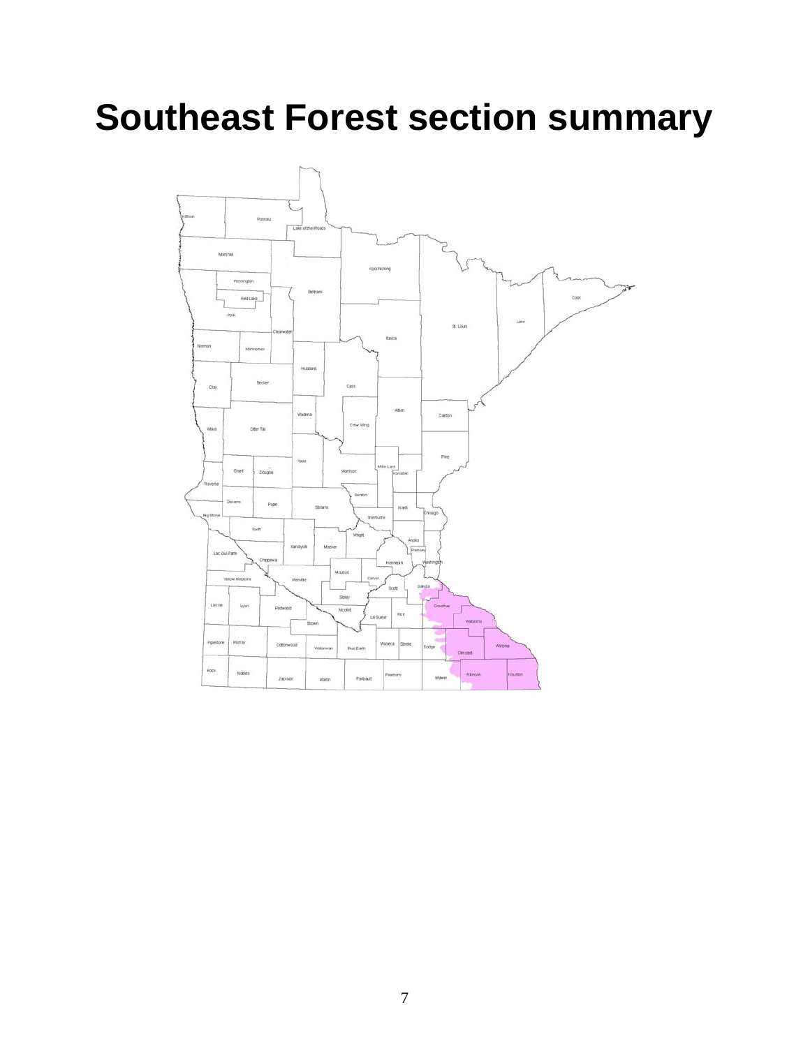# Southeast Forest section summary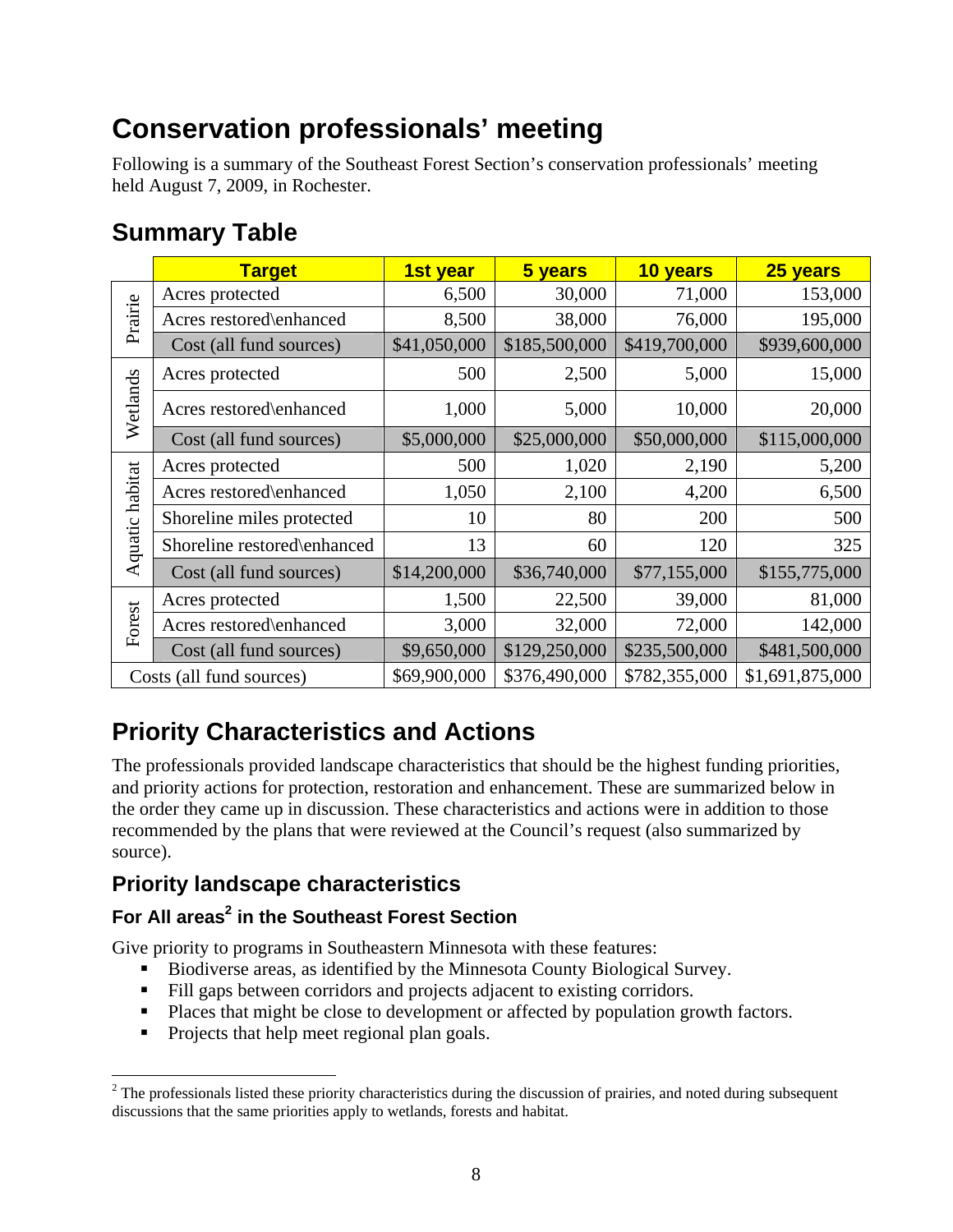# Conservation professionals' meeting

Following is a summary of the Southeast Forest Section's conservation professionals' meeting held August 7, 2009, in Rochester.

## Summary Table

| | Target | 1st year | 5 years | 10 years | 25 years |
|---|---|---|---|---|---|
| Prairie | Acres protected | 6,500 | 30,000 | 71,000 | 153,000 |
| | Acres restored\enhanced | 8,500 | 38,000 | 76,000 | 195,000 |
| | Cost (all fund sources) | $41,050,000 | $185,500,000 | $419,700,000 | $939,600,000 |
| Wetlands | Acres protected | 500 | 2,500 | 5,000 | 15,000 |
| | Acres restored\enhanced | 1,000 | 5,000 | 10,000 | 20,000 |
| | Cost (all fund sources) | $5,000,000 | $25,000,000 | $50,000,000 | $115,000,000 |
| Aquatic habitat | Acres protected | 500 | 1,020 | 2,190 | 5,200 |
| | Acres restored\enhanced | 1,050 | 2,100 | 4,200 | 6,500 |
| | Shoreline miles protected | 10 | 80 | 200 | 500 |
| | Shoreline restored\enhanced | 13 | 60 | 120 | 325 |
| | Cost (all fund sources) | $14,200,000 | $36,740,000 | $77,155,000 | $155,775,000 |
| Forest | Acres protected | 1,500 | 22,500 | 39,000 | 81,000 |
| | Acres restored\enhanced | 3,000 | 32,000 | 72,000 | 142,000 |
| | Cost (all fund sources) | $9,650,000 | $129,250,000 | $235,500,000 | $481,500,000 |
| Costs (all fund sources) | | $69,900,000 | $376,490,000 | $782,355,000 | $1,691,875,000 |

## Priority Characteristics and Actions

The professionals provided landscape characteristics that should be the highest funding priorities, and priority actions for protection, restoration and enhancement. These are summarized below in the order they came up in discussion. These characteristics and actions were in addition to those recommended by the plans that were reviewed at the Council's request (also summarized by source).

### Priority landscape characteristics

#### For All areas[2] in the Southeast Forest Section

Give priority to programs in Southeastern Minnesota with these features:

- Biodiverse areas, as identified by the Minnesota County Biological Survey.
- Fill gaps between corridors and projects adjacent to existing corridors.
- Places that might be close to development or affected by population growth factors.
- Projects that help meet regional plan goals.

[2] The professionals listed these priority characteristics during the discussion of prairies, and noted during subsequent discussions that the same priorities apply to wetlands, forests and habitat.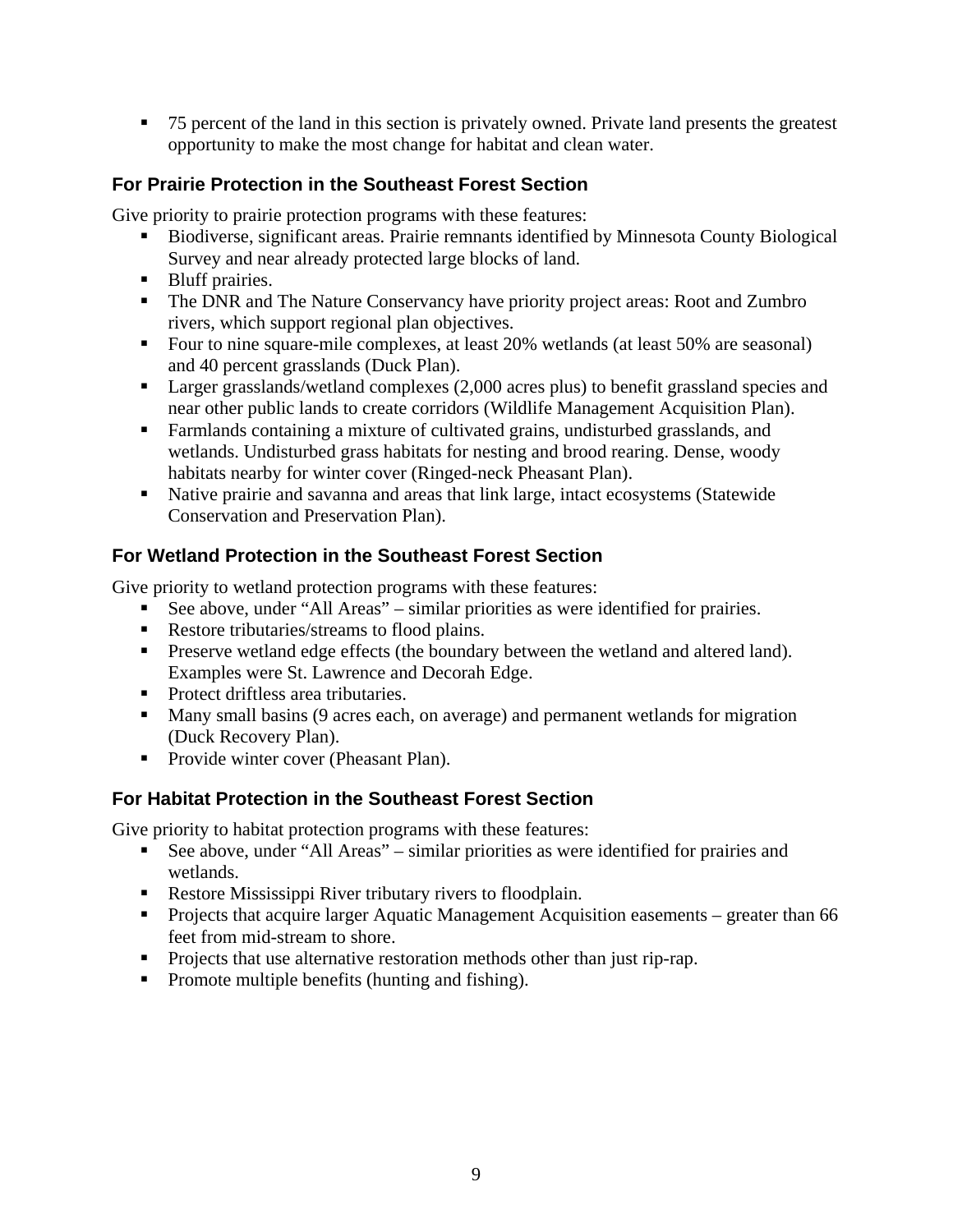- 75 percent of the land in this section is privately owned. Private land presents the greatest opportunity to make the most change for habitat and clean water.

### For Prairie Protection in the Southeast Forest Section

Give priority to prairie protection programs with these features:

- Biodiverse, significant areas. Prairie remnants identified by Minnesota County Biological Survey and near already protected large blocks of land.
- Bluff prairies.
- The DNR and The Nature Conservancy have priority project areas: Root and Zumbro rivers, which support regional plan objectives.
- Four to nine square-mile complexes, at least 20% wetlands (at least 50% are seasonal) and 40 percent grasslands (Duck Plan).
- Larger grasslands/wetland complexes (2,000 acres plus) to benefit grassland species and near other public lands to create corridors (Wildlife Management Acquisition Plan).
- Farmlands containing a mixture of cultivated grains, undisturbed grasslands, and wetlands. Undisturbed grass habitats for nesting and brood rearing. Dense, woody habitats nearby for winter cover (Ringed-neck Pheasant Plan).
- Native prairie and savanna and areas that link large, intact ecosystems (Statewide Conservation and Preservation Plan).

### For Wetland Protection in the Southeast Forest Section

Give priority to wetland protection programs with these features:

- See above, under "All Areas" – similar priorities as were identified for prairies.
- Restore tributaries/streams to flood plains.
- Preserve wetland edge effects (the boundary between the wetland and altered land). Examples were St. Lawrence and Decorah Edge.
- Protect driftless area tributaries.
- Many small basins (9 acres each, on average) and permanent wetlands for migration (Duck Recovery Plan).
- Provide winter cover (Pheasant Plan).

### For Habitat Protection in the Southeast Forest Section

Give priority to habitat protection programs with these features:

- See above, under "All Areas" – similar priorities as were identified for prairies and wetlands.
- Restore Mississippi River tributary rivers to floodplain.
- Projects that acquire larger Aquatic Management Acquisition easements – greater than 66 feet from mid-stream to shore.
- Projects that use alternative restoration methods other than just rip-rap.
- Promote multiple benefits (hunting and fishing).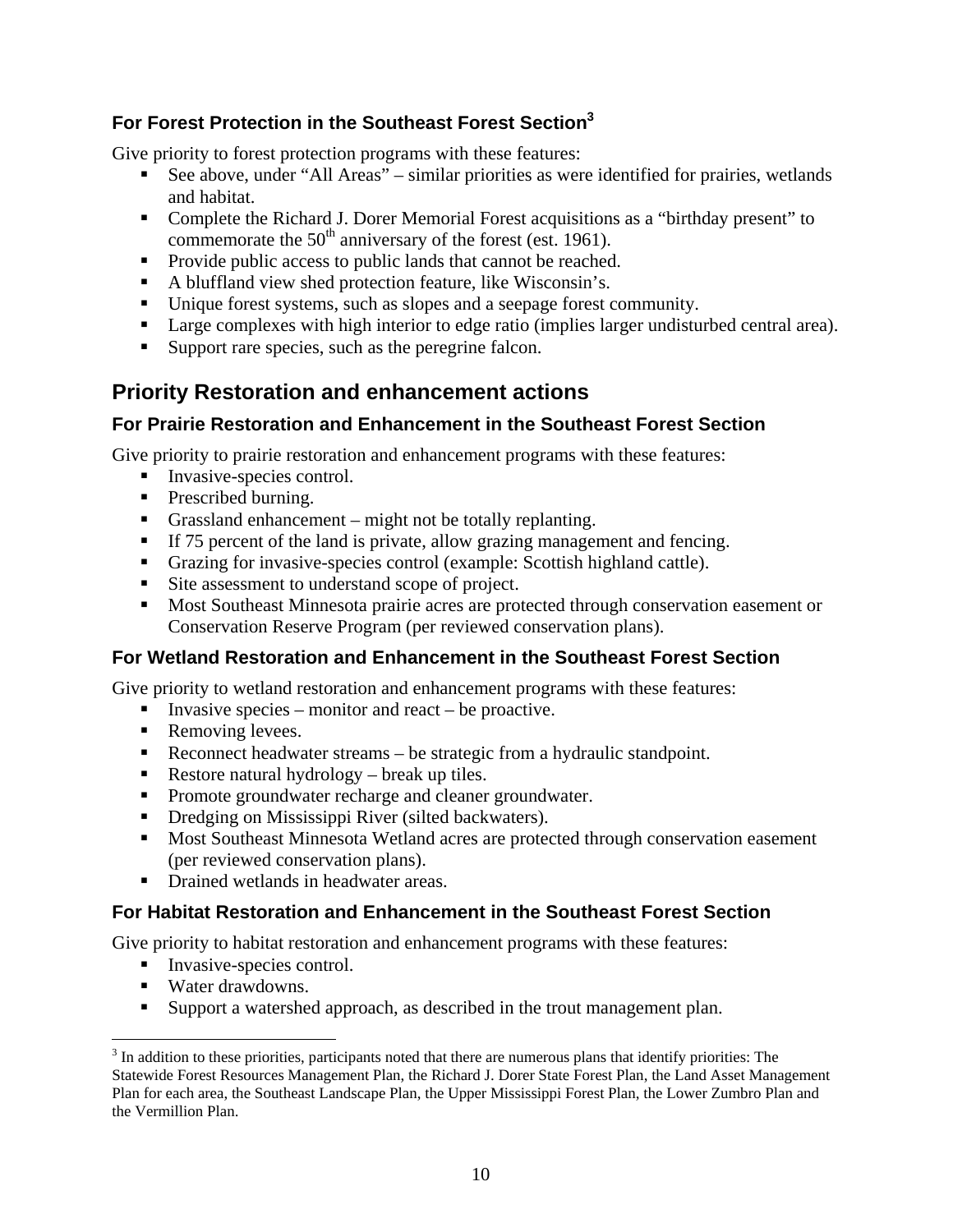### For Forest Protection in the Southeast Forest Section[3]

Give priority to forest protection programs with these features:

- See above, under "All Areas" – similar priorities as were identified for prairies, wetlands and habitat.
- Complete the Richard J. Dorer Memorial Forest acquisitions as a "birthday present" to commemorate the 50th anniversary of the forest (est. 1961).
- Provide public access to public lands that cannot be reached.
- A bluffland view shed protection feature, like Wisconsin's.
- Unique forest systems, such as slopes and a seepage forest community.
- Large complexes with high interior to edge ratio (implies larger undisturbed central area).
- Support rare species, such as the peregrine falcon.

## Priority Restoration and enhancement actions

### For Prairie Restoration and Enhancement in the Southeast Forest Section

Give priority to prairie restoration and enhancement programs with these features:

- Invasive-species control.
- Prescribed burning.
- Grassland enhancement – might not be totally replanting.
- If 75 percent of the land is private, allow grazing management and fencing.
- Grazing for invasive-species control (example: Scottish highland cattle).
- Site assessment to understand scope of project.
- Most Southeast Minnesota prairie acres are protected through conservation easement or Conservation Reserve Program (per reviewed conservation plans).

### For Wetland Restoration and Enhancement in the Southeast Forest Section

Give priority to wetland restoration and enhancement programs with these features:

- Invasive species – monitor and react – be proactive.
- Removing levees.
- Reconnect headwater streams – be strategic from a hydraulic standpoint.
- Restore natural hydrology – break up tiles.
- Promote groundwater recharge and cleaner groundwater.
- Dredging on Mississippi River (silted backwaters).
- Most Southeast Minnesota Wetland acres are protected through conservation easement (per reviewed conservation plans).
- Drained wetlands in headwater areas.

### For Habitat Restoration and Enhancement in the Southeast Forest Section

Give priority to habitat restoration and enhancement programs with these features:

- Invasive-species control.
- Water drawdowns.
- Support a watershed approach, as described in the trout management plan.

[3] In addition to these priorities, participants noted that there are numerous plans that identify priorities: The Statewide Forest Resources Management Plan, the Richard J. Dorer State Forest Plan, the Land Asset Management Plan for each area, the Southeast Landscape Plan, the Upper Mississippi Forest Plan, the Lower Zumbro Plan and the Vermillion Plan.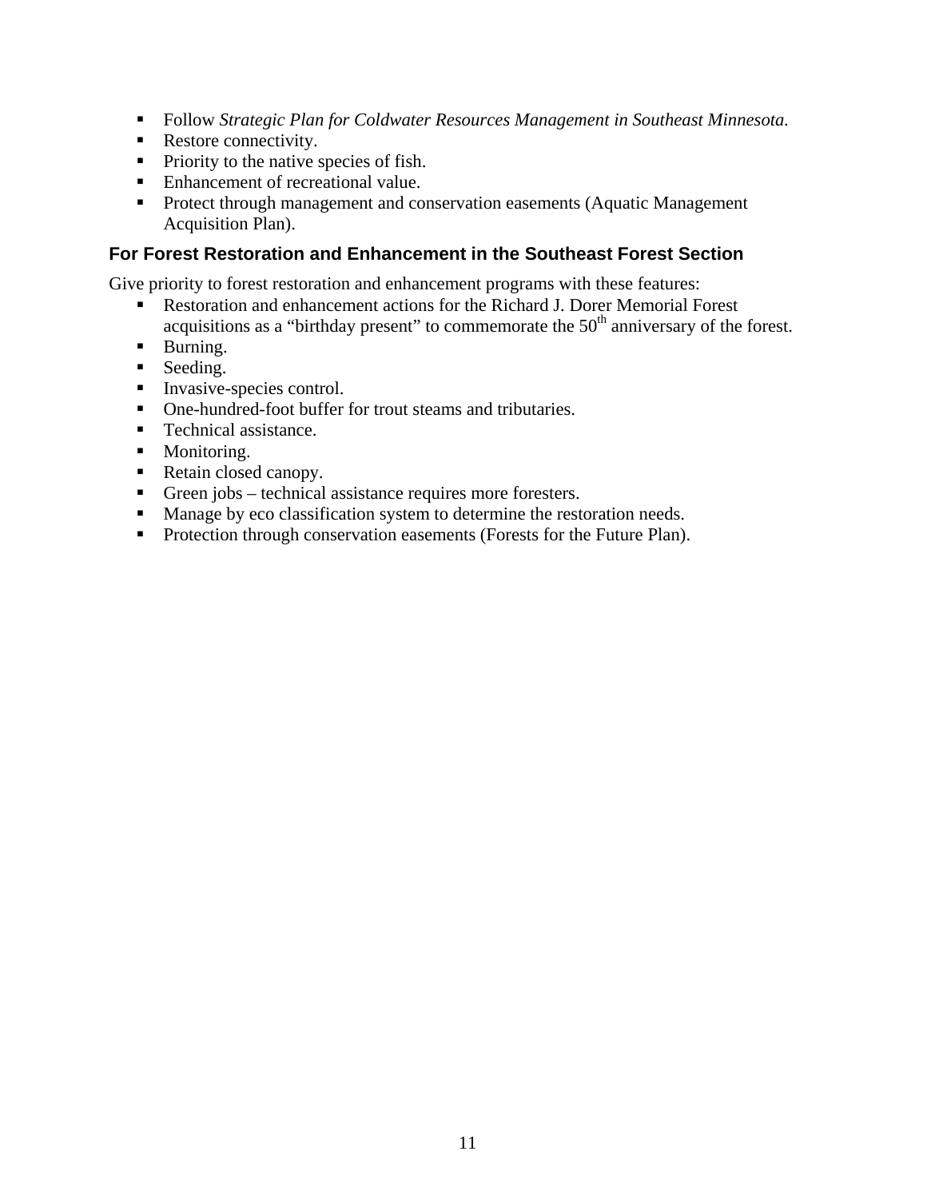- Follow *Strategic Plan for Coldwater Resources Management in Southeast Minnesota.*
- Restore connectivity.
- Priority to the native species of fish.
- Enhancement of recreational value.
- Protect through management and conservation easements (Aquatic Management Acquisition Plan).

### For Forest Restoration and Enhancement in the Southeast Forest Section

Give priority to forest restoration and enhancement programs with these features:

- Restoration and enhancement actions for the Richard J. Dorer Memorial Forest acquisitions as a "birthday present" to commemorate the 50th anniversary of the forest.
- Burning.
- Seeding.
- Invasive-species control.
- One-hundred-foot buffer for trout steams and tributaries.
- Technical assistance.
- Monitoring.
- Retain closed canopy.
- Green jobs – technical assistance requires more foresters.
- Manage by eco classification system to determine the restoration needs.
- Protection through conservation easements (Forests for the Future Plan).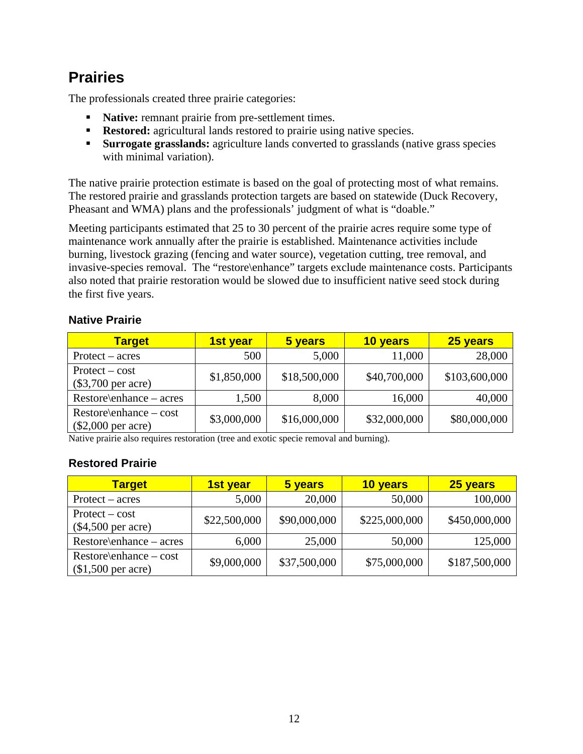## Prairies

The professionals created three prairie categories:

- **Native:** remnant prairie from pre-settlement times.
- **Restored:** agricultural lands restored to prairie using native species.
- **Surrogate grasslands:** agriculture lands converted to grasslands (native grass species with minimal variation).

The native prairie protection estimate is based on the goal of protecting most of what remains. The restored prairie and grasslands protection targets are based on statewide (Duck Recovery, Pheasant and WMA) plans and the professionals' judgment of what is "doable."

Meeting participants estimated that 25 to 30 percent of the prairie acres require some type of maintenance work annually after the prairie is established. Maintenance activities include burning, livestock grazing (fencing and water source), vegetation cutting, tree removal, and invasive-species removal. The "restore\enhance" targets exclude maintenance costs. Participants also noted that prairie restoration would be slowed due to insufficient native seed stock during the first five years.

### Native Prairie

| Target | 1st year | 5 years | 10 years | 25 years |
|---|---|---|---|---|
| Protect – acres | 500 | 5,000 | 11,000 | 28,000 |
| Protect – cost ($3,700 per acre) | $1,850,000 | $18,500,000 | $40,700,000 | $103,600,000 |
| Restore\enhance – acres | 1,500 | 8,000 | 16,000 | 40,000 |
| Restore\enhance – cost ($2,000 per acre) | $3,000,000 | $16,000,000 | $32,000,000 | $80,000,000 |

Native prairie also requires restoration (tree and exotic specie removal and burning).

### Restored Prairie

| Target | 1st year | 5 years | 10 years | 25 years |
|---|---|---|---|---|
| Protect – acres | 5,000 | 20,000 | 50,000 | 100,000 |
| Protect – cost ($4,500 per acre) | $22,500,000 | $90,000,000 | $225,000,000 | $450,000,000 |
| Restore\enhance – acres | 6,000 | 25,000 | 50,000 | 125,000 |
| Restore\enhance – cost ($1,500 per acre) | $9,000,000 | $37,500,000 | $75,000,000 | $187,500,000 |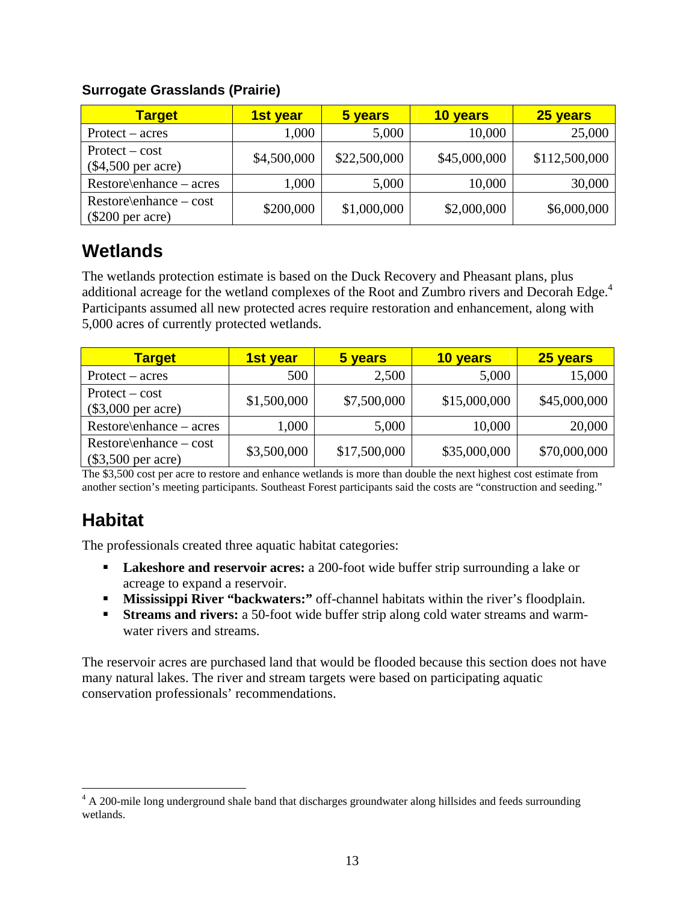### Surrogate Grasslands (Prairie)

| Target | 1st year | 5 years | 10 years | 25 years |
|---|---|---|---|---|
| Protect – acres | 1,000 | 5,000 | 10,000 | 25,000 |
| Protect – cost ($4,500 per acre) | $4,500,000 | $22,500,000 | $45,000,000 | $112,500,000 |
| Restore\enhance – acres | 1,000 | 5,000 | 10,000 | 30,000 |
| Restore\enhance – cost ($200 per acre) | $200,000 | $1,000,000 | $2,000,000 | $6,000,000 |

## Wetlands

The wetlands protection estimate is based on the Duck Recovery and Pheasant plans, plus additional acreage for the wetland complexes of the Root and Zumbro rivers and Decorah Edge.[4] Participants assumed all new protected acres require restoration and enhancement, along with 5,000 acres of currently protected wetlands.

| Target | 1st year | 5 years | 10 years | 25 years |
|---|---|---|---|---|
| Protect – acres | 500 | 2,500 | 5,000 | 15,000 |
| Protect – cost ($3,000 per acre) | $1,500,000 | $7,500,000 | $15,000,000 | $45,000,000 |
| Restore\enhance – acres | 1,000 | 5,000 | 10,000 | 20,000 |
| Restore\enhance – cost ($3,500 per acre) | $3,500,000 | $17,500,000 | $35,000,000 | $70,000,000 |

The $3,500 cost per acre to restore and enhance wetlands is more than double the next highest cost estimate from another section's meeting participants. Southeast Forest participants said the costs are "construction and seeding."

## Habitat

The professionals created three aquatic habitat categories:

- **Lakeshore and reservoir acres:** a 200-foot wide buffer strip surrounding a lake or acreage to expand a reservoir.
- **Mississippi River "backwaters:"** off-channel habitats within the river's floodplain.
- **Streams and rivers:** a 50-foot wide buffer strip along cold water streams and warm-water rivers and streams.

The reservoir acres are purchased land that would be flooded because this section does not have many natural lakes. The river and stream targets were based on participating aquatic conservation professionals' recommendations.

---

[4] A 200-mile long underground shale band that discharges groundwater along hillsides and feeds surrounding wetlands.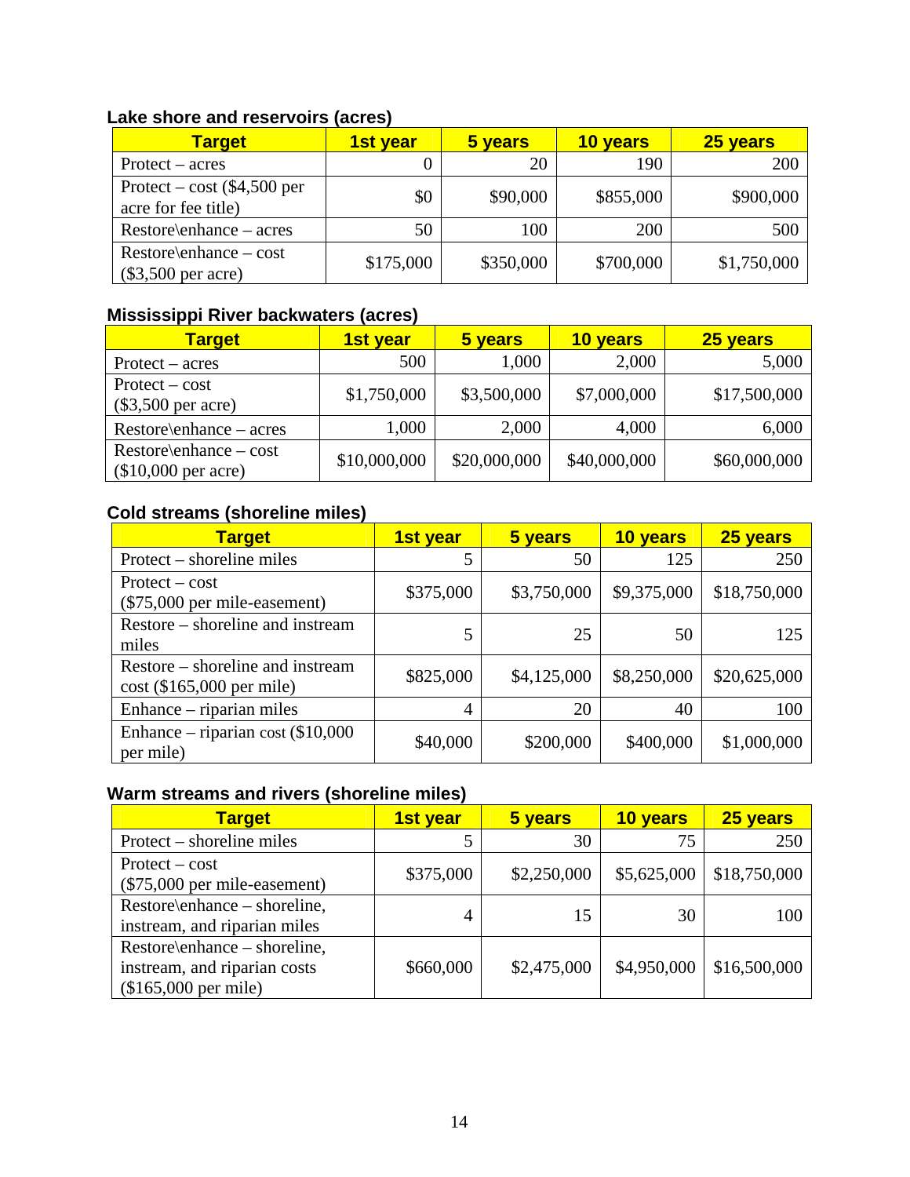**Lake shore and reservoirs (acres)**

| Target | 1st year | 5 years | 10 years | 25 years |
|---|---|---|---|---|
| Protect – acres | 0 | 20 | 190 | 200 |
| Protect – cost ($4,500 per acre for fee title) | $0 | $90,000 | $855,000 | $900,000 |
| Restore\enhance – acres | 50 | 100 | 200 | 500 |
| Restore\enhance – cost ($3,500 per acre) | $175,000 | $350,000 | $700,000 | $1,750,000 |

**Mississippi River backwaters (acres)**

| Target | 1st year | 5 years | 10 years | 25 years |
|---|---|---|---|---|
| Protect – acres | 500 | 1,000 | 2,000 | 5,000 |
| Protect – cost ($3,500 per acre) | $1,750,000 | $3,500,000 | $7,000,000 | $17,500,000 |
| Restore\enhance – acres | 1,000 | 2,000 | 4,000 | 6,000 |
| Restore\enhance – cost ($10,000 per acre) | $10,000,000 | $20,000,000 | $40,000,000 | $60,000,000 |

**Cold streams (shoreline miles)**

| Target | 1st year | 5 years | 10 years | 25 years |
|---|---|---|---|---|
| Protect – shoreline miles | 5 | 50 | 125 | 250 |
| Protect – cost ($75,000 per mile-easement) | $375,000 | $3,750,000 | $9,375,000 | $18,750,000 |
| Restore – shoreline and instream miles | 5 | 25 | 50 | 125 |
| Restore – shoreline and instream cost ($165,000 per mile) | $825,000 | $4,125,000 | $8,250,000 | $20,625,000 |
| Enhance – riparian miles | 4 | 20 | 40 | 100 |
| Enhance – riparian cost ($10,000 per mile) | $40,000 | $200,000 | $400,000 | $1,000,000 |

**Warm streams and rivers (shoreline miles)**

| Target | 1st year | 5 years | 10 years | 25 years |
|---|---|---|---|---|
| Protect – shoreline miles | 5 | 30 | 75 | 250 |
| Protect – cost ($75,000 per mile-easement) | $375,000 | $2,250,000 | $5,625,000 | $18,750,000 |
| Restore\enhance – shoreline, instream, and riparian miles | 4 | 15 | 30 | 100 |
| Restore\enhance – shoreline, instream, and riparian costs ($165,000 per mile) | $660,000 | $2,475,000 | $4,950,000 | $16,500,000 |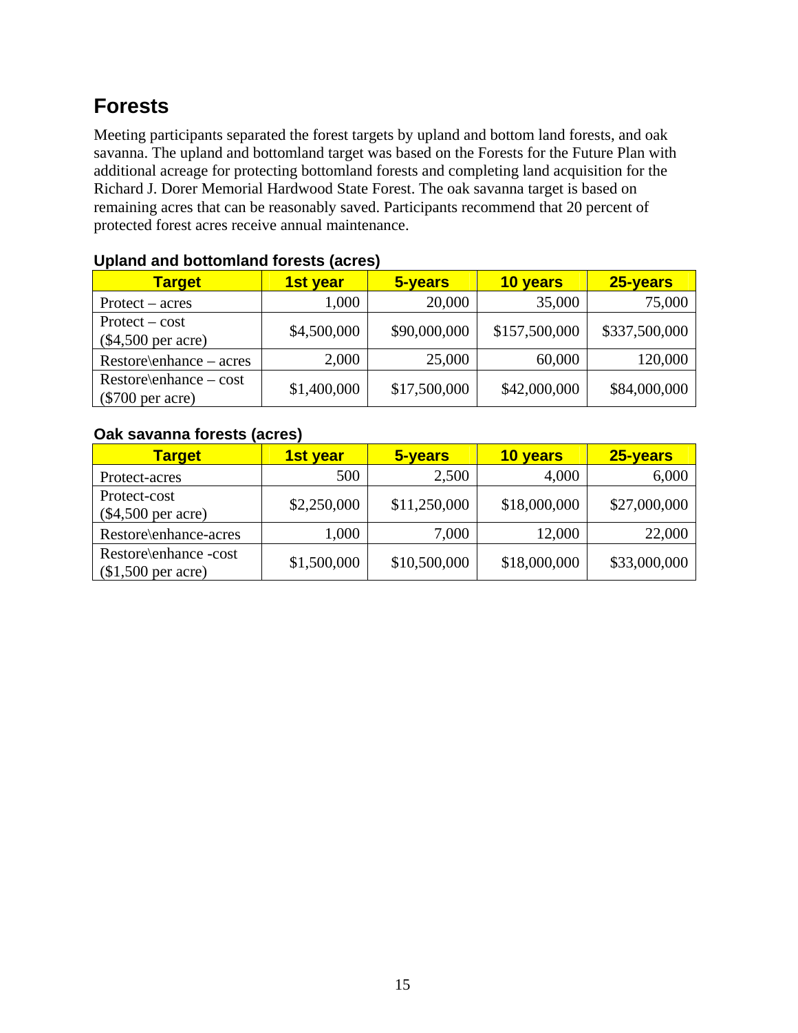## Forests

Meeting participants separated the forest targets by upland and bottom land forests, and oak savanna. The upland and bottomland target was based on the Forests for the Future Plan with additional acreage for protecting bottomland forests and completing land acquisition for the Richard J. Dorer Memorial Hardwood State Forest. The oak savanna target is based on remaining acres that can be reasonably saved. Participants recommend that 20 percent of protected forest acres receive annual maintenance.

### Upland and bottomland forests (acres)

| Target | 1st year | 5-years | 10 years | 25-years |
|---|---|---|---|---|
| Protect – acres | 1,000 | 20,000 | 35,000 | 75,000 |
| Protect – cost ($4,500 per acre) | $4,500,000 | $90,000,000 | $157,500,000 | $337,500,000 |
| Restore\enhance – acres | 2,000 | 25,000 | 60,000 | 120,000 |
| Restore\enhance – cost ($700 per acre) | $1,400,000 | $17,500,000 | $42,000,000 | $84,000,000 |

### Oak savanna forests (acres)

| Target | 1st year | 5-years | 10 years | 25-years |
|---|---|---|---|---|
| Protect-acres | 500 | 2,500 | 4,000 | 6,000 |
| Protect-cost ($4,500 per acre) | $2,250,000 | $11,250,000 | $18,000,000 | $27,000,000 |
| Restore\enhance-acres | 1,000 | 7,000 | 12,000 | 22,000 |
| Restore\enhance -cost ($1,500 per acre) | $1,500,000 | $10,500,000 | $18,000,000 | $33,000,000 |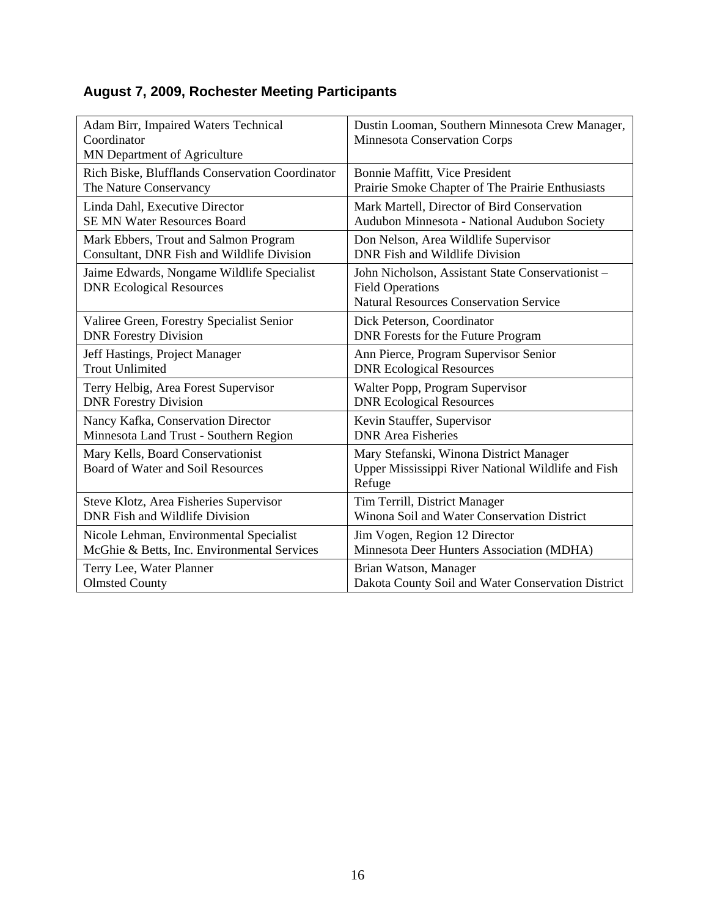## August 7, 2009, Rochester Meeting Participants

| | |
|---|---|
| Adam Birr, Impaired Waters Technical Coordinator<br>MN Department of Agriculture | Dustin Looman, Southern Minnesota Crew Manager, Minnesota Conservation Corps |
| Rich Biske, Blufflands Conservation Coordinator<br>The Nature Conservancy | Bonnie Maffitt, Vice President<br>Prairie Smoke Chapter of The Prairie Enthusiasts |
| Linda Dahl, Executive Director<br>SE MN Water Resources Board | Mark Martell, Director of Bird Conservation<br>Audubon Minnesota - National Audubon Society |
| Mark Ebbers, Trout and Salmon Program Consultant, DNR Fish and Wildlife Division | Don Nelson, Area Wildlife Supervisor<br>DNR Fish and Wildlife Division |
| Jaime Edwards, Nongame Wildlife Specialist<br>DNR Ecological Resources | John Nicholson, Assistant State Conservationist – Field Operations<br>Natural Resources Conservation Service |
| Valiree Green, Forestry Specialist Senior<br>DNR Forestry Division | Dick Peterson, Coordinator<br>DNR Forests for the Future Program |
| Jeff Hastings, Project Manager<br>Trout Unlimited | Ann Pierce, Program Supervisor Senior<br>DNR Ecological Resources |
| Terry Helbig, Area Forest Supervisor<br>DNR Forestry Division | Walter Popp, Program Supervisor<br>DNR Ecological Resources |
| Nancy Kafka, Conservation Director<br>Minnesota Land Trust - Southern Region | Kevin Stauffer, Supervisor<br>DNR Area Fisheries |
| Mary Kells, Board Conservationist<br>Board of Water and Soil Resources | Mary Stefanski, Winona District Manager<br>Upper Mississippi River National Wildlife and Fish Refuge |
| Steve Klotz, Area Fisheries Supervisor<br>DNR Fish and Wildlife Division | Tim Terrill, District Manager<br>Winona Soil and Water Conservation District |
| Nicole Lehman, Environmental Specialist<br>McGhie & Betts, Inc. Environmental Services | Jim Vogen, Region 12 Director<br>Minnesota Deer Hunters Association (MDHA) |
| Terry Lee, Water Planner<br>Olmsted County | Brian Watson, Manager<br>Dakota County Soil and Water Conservation District |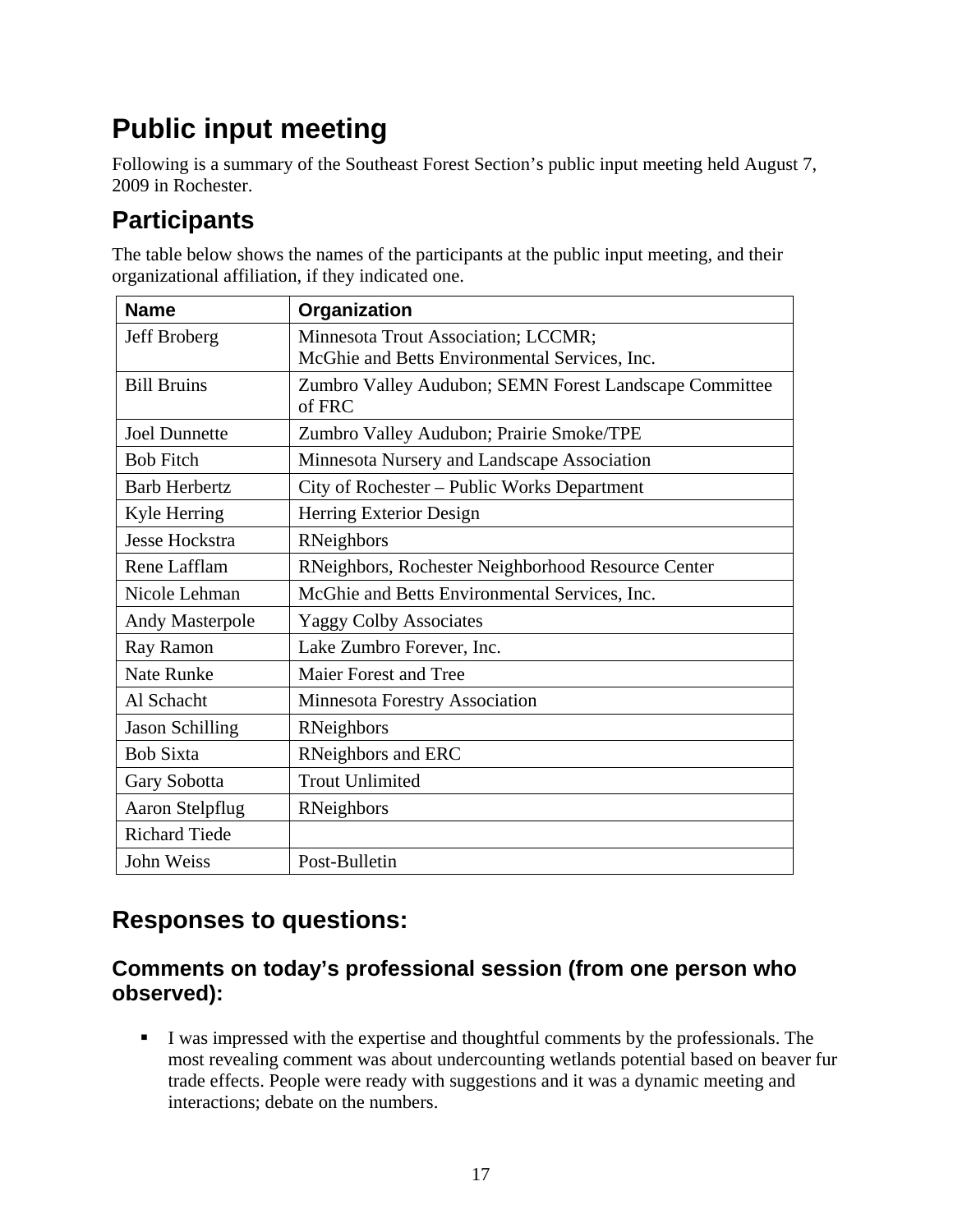# Public input meeting

Following is a summary of the Southeast Forest Section's public input meeting held August 7, 2009 in Rochester.

## Participants

The table below shows the names of the participants at the public input meeting, and their organizational affiliation, if they indicated one.

| Name | Organization |
|---|---|
| Jeff Broberg | Minnesota Trout Association; LCCMR; McGhie and Betts Environmental Services, Inc. |
| Bill Bruins | Zumbro Valley Audubon; SEMN Forest Landscape Committee of FRC |
| Joel Dunnette | Zumbro Valley Audubon; Prairie Smoke/TPE |
| Bob Fitch | Minnesota Nursery and Landscape Association |
| Barb Herbertz | City of Rochester – Public Works Department |
| Kyle Herring | Herring Exterior Design |
| Jesse Hockstra | RNeighbors |
| Rene Lafflam | RNeighbors, Rochester Neighborhood Resource Center |
| Nicole Lehman | McGhie and Betts Environmental Services, Inc. |
| Andy Masterpole | Yaggy Colby Associates |
| Ray Ramon | Lake Zumbro Forever, Inc. |
| Nate Runke | Maier Forest and Tree |
| Al Schacht | Minnesota Forestry Association |
| Jason Schilling | RNeighbors |
| Bob Sixta | RNeighbors and ERC |
| Gary Sobotta | Trout Unlimited |
| Aaron Stelpflug | RNeighbors |
| Richard Tiede | |
| John Weiss | Post-Bulletin |

## Responses to questions:

### Comments on today's professional session (from one person who observed):

- I was impressed with the expertise and thoughtful comments by the professionals. The most revealing comment was about undercounting wetlands potential based on beaver fur trade effects. People were ready with suggestions and it was a dynamic meeting and interactions; debate on the numbers.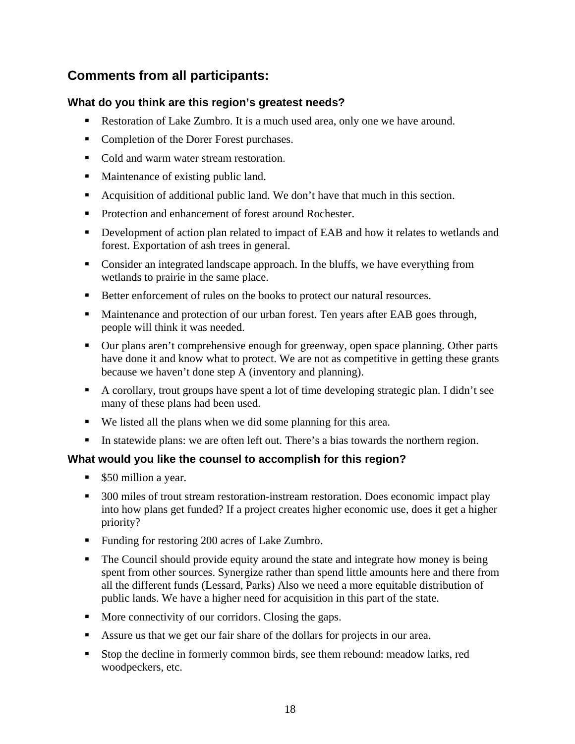## Comments from all participants:

### What do you think are this region's greatest needs?

- Restoration of Lake Zumbro. It is a much used area, only one we have around.
- Completion of the Dorer Forest purchases.
- Cold and warm water stream restoration.
- Maintenance of existing public land.
- Acquisition of additional public land. We don't have that much in this section.
- Protection and enhancement of forest around Rochester.
- Development of action plan related to impact of EAB and how it relates to wetlands and forest. Exportation of ash trees in general.
- Consider an integrated landscape approach. In the bluffs, we have everything from wetlands to prairie in the same place.
- Better enforcement of rules on the books to protect our natural resources.
- Maintenance and protection of our urban forest. Ten years after EAB goes through, people will think it was needed.
- Our plans aren't comprehensive enough for greenway, open space planning. Other parts have done it and know what to protect. We are not as competitive in getting these grants because we haven't done step A (inventory and planning).
- A corollary, trout groups have spent a lot of time developing strategic plan. I didn't see many of these plans had been used.
- We listed all the plans when we did some planning for this area.
- In statewide plans: we are often left out. There's a bias towards the northern region.

### What would you like the counsel to accomplish for this region?

- $50 million a year.
- 300 miles of trout stream restoration-instream restoration. Does economic impact play into how plans get funded? If a project creates higher economic use, does it get a higher priority?
- Funding for restoring 200 acres of Lake Zumbro.
- The Council should provide equity around the state and integrate how money is being spent from other sources. Synergize rather than spend little amounts here and there from all the different funds (Lessard, Parks) Also we need a more equitable distribution of public lands. We have a higher need for acquisition in this part of the state.
- More connectivity of our corridors. Closing the gaps.
- Assure us that we get our fair share of the dollars for projects in our area.
- Stop the decline in formerly common birds, see them rebound: meadow larks, red woodpeckers, etc.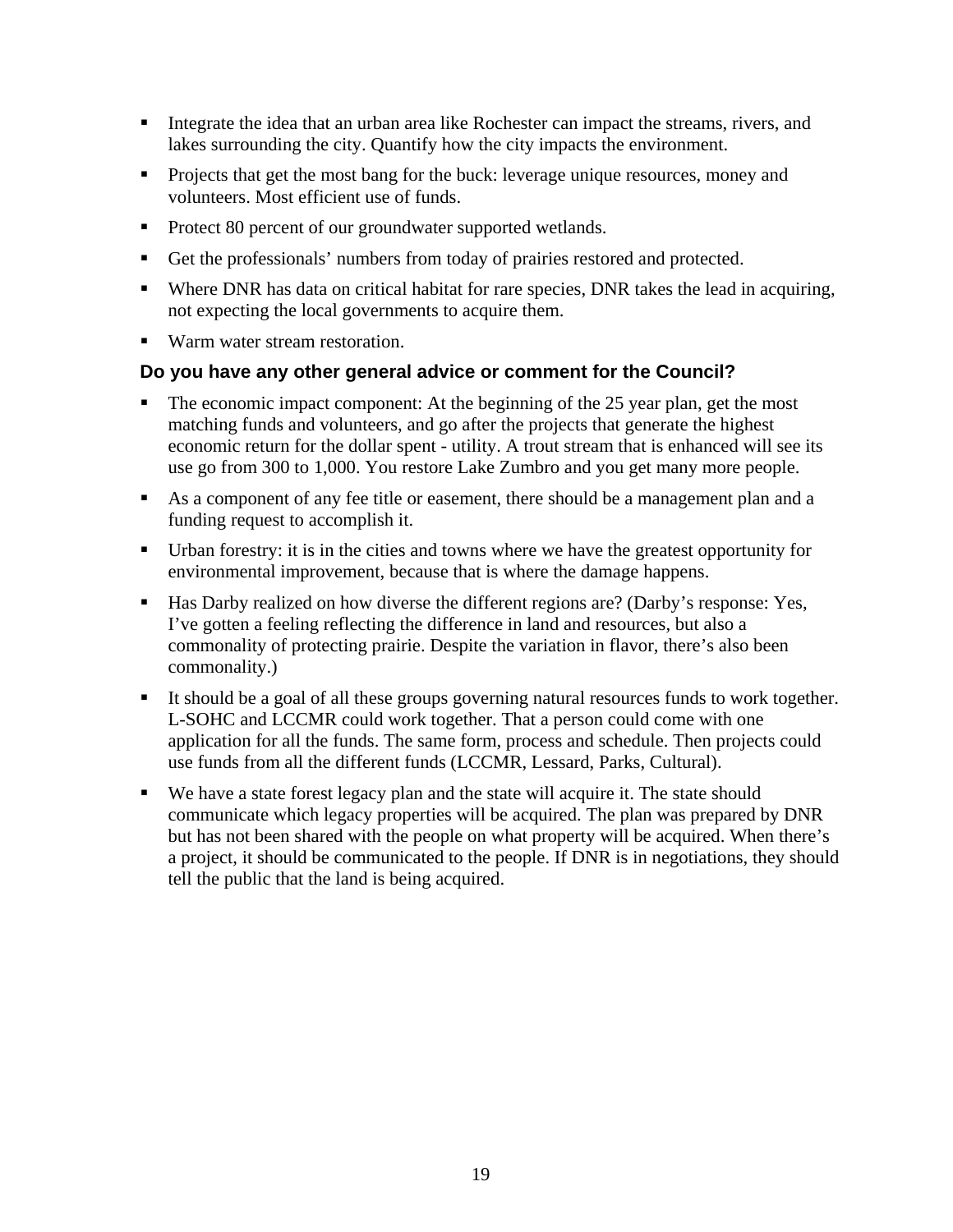- Integrate the idea that an urban area like Rochester can impact the streams, rivers, and lakes surrounding the city. Quantify how the city impacts the environment.
- Projects that get the most bang for the buck: leverage unique resources, money and volunteers. Most efficient use of funds.
- Protect 80 percent of our groundwater supported wetlands.
- Get the professionals' numbers from today of prairies restored and protected.
- Where DNR has data on critical habitat for rare species, DNR takes the lead in acquiring, not expecting the local governments to acquire them.
- Warm water stream restoration.

### Do you have any other general advice or comment for the Council?

- The economic impact component: At the beginning of the 25 year plan, get the most matching funds and volunteers, and go after the projects that generate the highest economic return for the dollar spent - utility. A trout stream that is enhanced will see its use go from 300 to 1,000. You restore Lake Zumbro and you get many more people.
- As a component of any fee title or easement, there should be a management plan and a funding request to accomplish it.
- Urban forestry: it is in the cities and towns where we have the greatest opportunity for environmental improvement, because that is where the damage happens.
- Has Darby realized on how diverse the different regions are? (Darby's response: Yes, I've gotten a feeling reflecting the difference in land and resources, but also a commonality of protecting prairie. Despite the variation in flavor, there's also been commonality.)
- It should be a goal of all these groups governing natural resources funds to work together. L-SOHC and LCCMR could work together. That a person could come with one application for all the funds. The same form, process and schedule. Then projects could use funds from all the different funds (LCCMR, Lessard, Parks, Cultural).
- We have a state forest legacy plan and the state will acquire it. The state should communicate which legacy properties will be acquired. The plan was prepared by DNR but has not been shared with the people on what property will be acquired. When there's a project, it should be communicated to the people. If DNR is in negotiations, they should tell the public that the land is being acquired.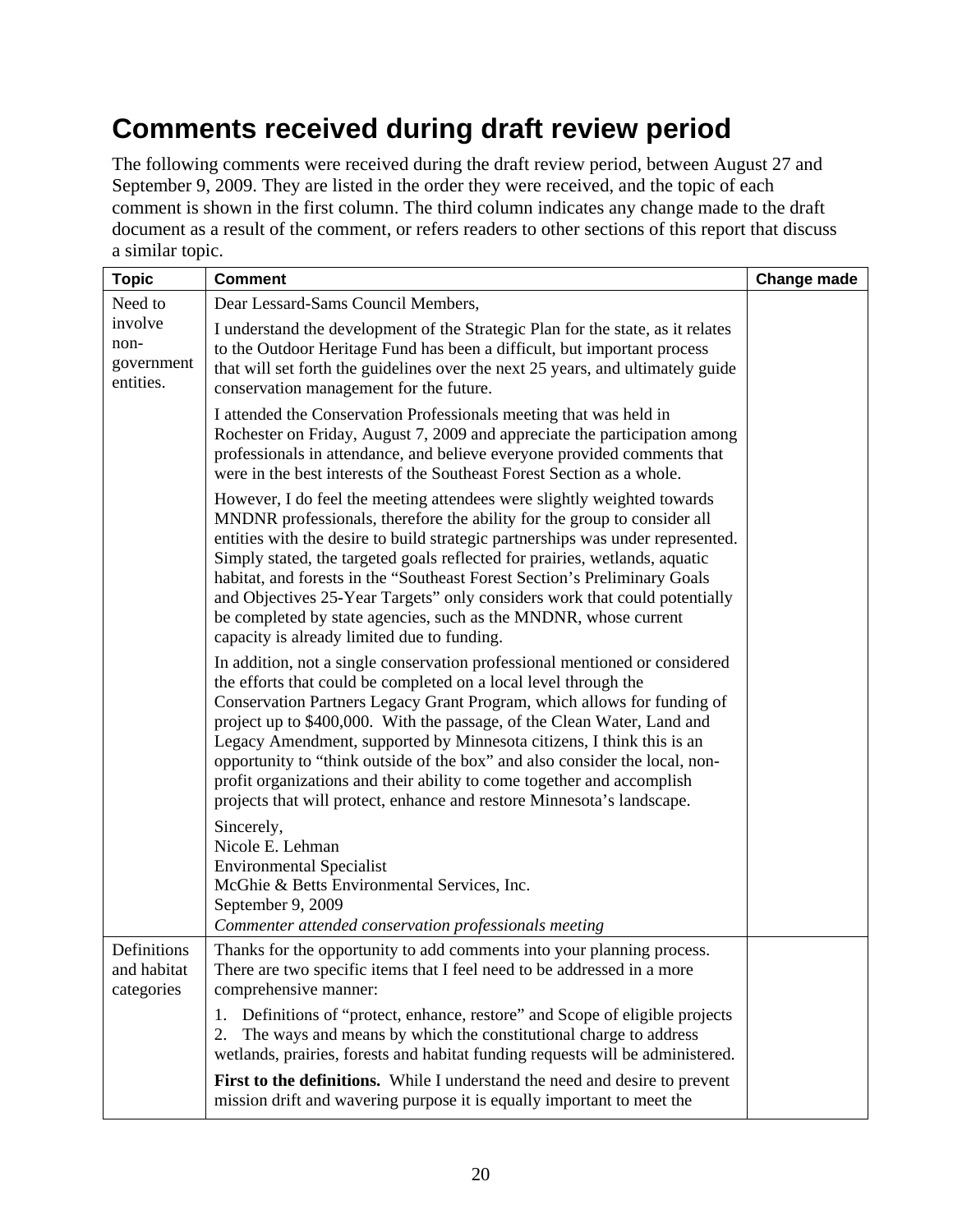# Comments received during draft review period

The following comments were received during the draft review period, between August 27 and September 9, 2009. They are listed in the order they were received, and the topic of each comment is shown in the first column. The third column indicates any change made to the draft document as a result of the comment, or refers readers to other sections of this report that discuss a similar topic.

| Topic | Comment | Change made |
|---|---|---|
| Need to involve non-government entities. | Dear Lessard-Sams Council Members,<br><br>I understand the development of the Strategic Plan for the state, as it relates to the Outdoor Heritage Fund has been a difficult, but important process that will set forth the guidelines over the next 25 years, and ultimately guide conservation management for the future.<br><br>I attended the Conservation Professionals meeting that was held in Rochester on Friday, August 7, 2009 and appreciate the participation among professionals in attendance, and believe everyone provided comments that were in the best interests of the Southeast Forest Section as a whole.<br><br>However, I do feel the meeting attendees were slightly weighted towards MNDNR professionals, therefore the ability for the group to consider all entities with the desire to build strategic partnerships was under represented. Simply stated, the targeted goals reflected for prairies, wetlands, aquatic habitat, and forests in the "Southeast Forest Section's Preliminary Goals and Objectives 25-Year Targets" only considers work that could potentially be completed by state agencies, such as the MNDNR, whose current capacity is already limited due to funding.<br><br>In addition, not a single conservation professional mentioned or considered the efforts that could be completed on a local level through the Conservation Partners Legacy Grant Program, which allows for funding of project up to $400,000. With the passage, of the Clean Water, Land and Legacy Amendment, supported by Minnesota citizens, I think this is an opportunity to "think outside of the box" and also consider the local, non-profit organizations and their ability to come together and accomplish projects that will protect, enhance and restore Minnesota's landscape.<br><br>Sincerely,<br>Nicole E. Lehman<br>Environmental Specialist<br>McGhie & Betts Environmental Services, Inc.<br>September 9, 2009<br>*Commenter attended conservation professionals meeting* | |
| Definitions and habitat categories | Thanks for the opportunity to add comments into your planning process. There are two specific items that I feel need to be addressed in a more comprehensive manner:<br><br>1. Definitions of "protect, enhance, restore" and Scope of eligible projects<br>2. The ways and means by which the constitutional charge to address wetlands, prairies, forests and habitat funding requests will be administered.<br><br>**First to the definitions.** While I understand the need and desire to prevent mission drift and wavering purpose it is equally important to meet the | |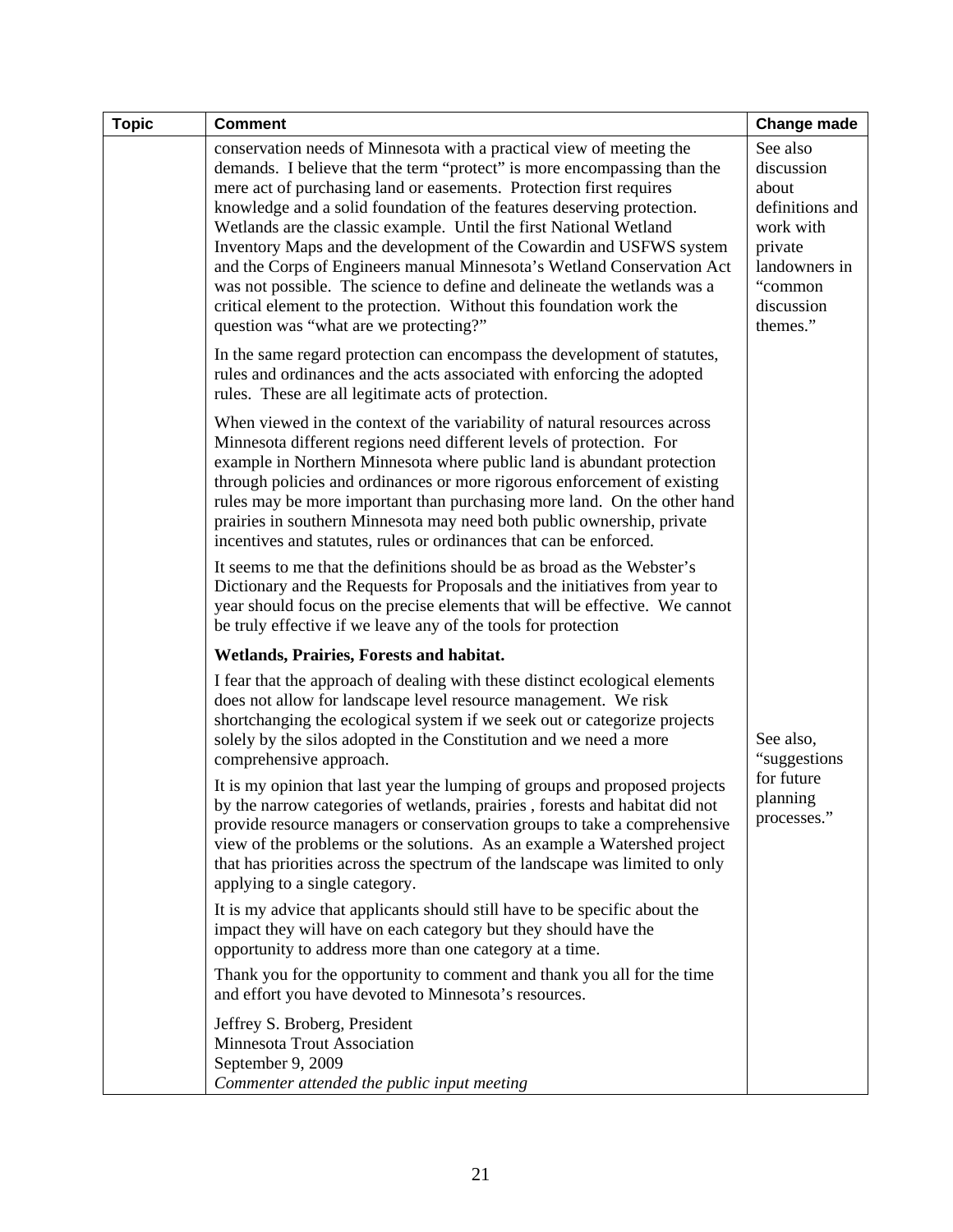| Topic | Comment | Change made |
|---|---|---|
| | conservation needs of Minnesota with a practical view of meeting the demands. I believe that the term "protect" is more encompassing than the mere act of purchasing land or easements. Protection first requires knowledge and a solid foundation of the features deserving protection. Wetlands are the classic example. Until the first National Wetland Inventory Maps and the development of the Cowardin and USFWS system and the Corps of Engineers manual Minnesota's Wetland Conservation Act was not possible. The science to define and delineate the wetlands was a critical element to the protection. Without this foundation work the question was "what are we protecting?"<br><br>In the same regard protection can encompass the development of statutes, rules and ordinances and the acts associated with enforcing the adopted rules. These are all legitimate acts of protection.<br><br>When viewed in the context of the variability of natural resources across Minnesota different regions need different levels of protection. For example in Northern Minnesota where public land is abundant protection through policies and ordinances or more rigorous enforcement of existing rules may be more important than purchasing more land. On the other hand prairies in southern Minnesota may need both public ownership, private incentives and statutes, rules or ordinances that can be enforced.<br><br>It seems to me that the definitions should be as broad as the Webster's Dictionary and the Requests for Proposals and the initiatives from year to year should focus on the precise elements that will be effective. We cannot be truly effective if we leave any of the tools for protection | See also discussion about definitions and work with private landowners in "common discussion themes." |
| | **Wetlands, Prairies, Forests and habitat.**<br><br>I fear that the approach of dealing with these distinct ecological elements does not allow for landscape level resource management. We risk shortchanging the ecological system if we seek out or categorize projects solely by the silos adopted in the Constitution and we need a more comprehensive approach.<br><br>It is my opinion that last year the lumping of groups and proposed projects by the narrow categories of wetlands, prairies , forests and habitat did not provide resource managers or conservation groups to take a comprehensive view of the problems or the solutions. As an example a Watershed project that has priorities across the spectrum of the landscape was limited to only applying to a single category.<br><br>It is my advice that applicants should still have to be specific about the impact they will have on each category but they should have the opportunity to address more than one category at a time.<br><br>Thank you for the opportunity to comment and thank you all for the time and effort you have devoted to Minnesota's resources.<br><br>Jeffrey S. Broberg, President<br>Minnesota Trout Association<br>September 9, 2009<br>*Commenter attended the public input meeting* | See also, "suggestions for future planning processes." |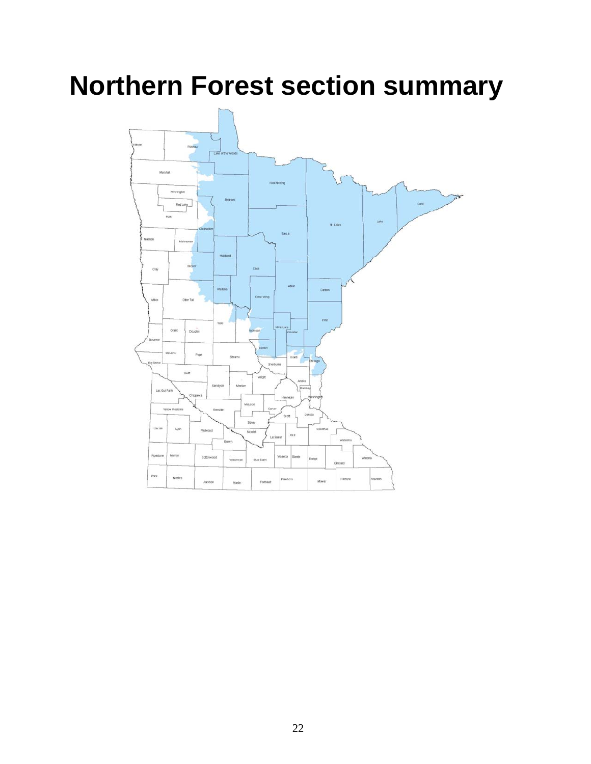# Northern Forest section summary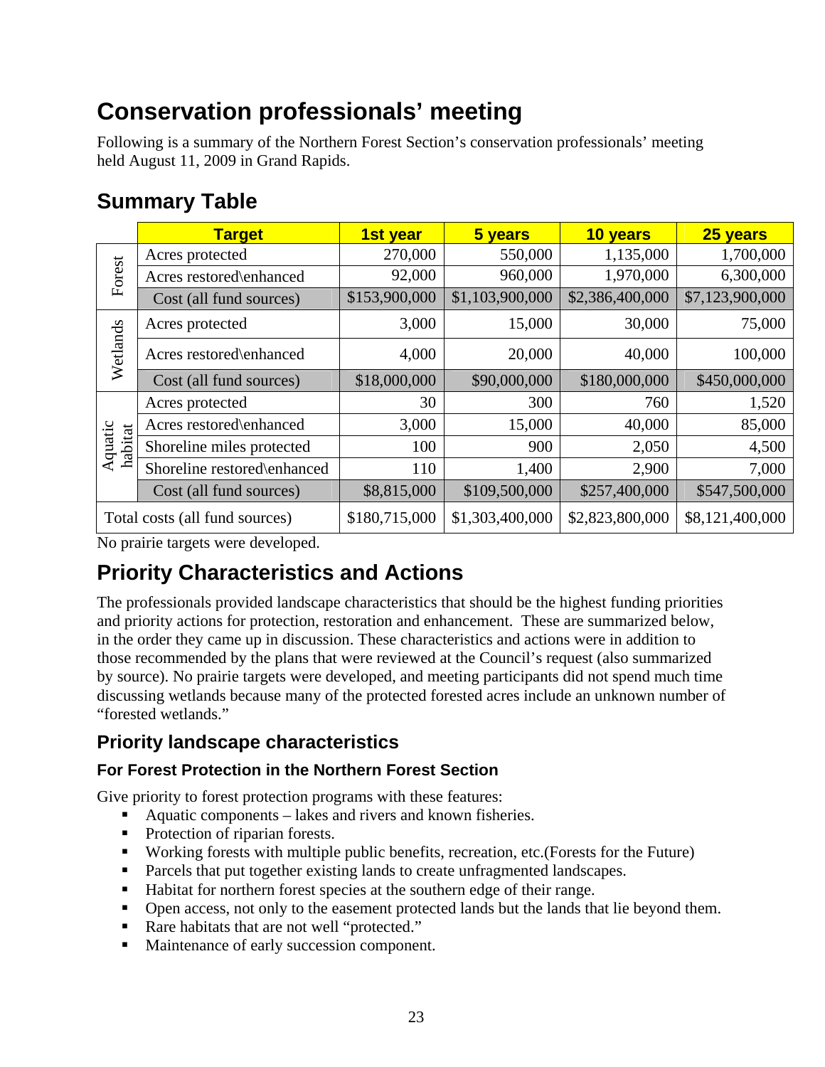# Conservation professionals' meeting

Following is a summary of the Northern Forest Section's conservation professionals' meeting held August 11, 2009 in Grand Rapids.

## Summary Table

| | Target | 1st year | 5 years | 10 years | 25 years |
|---|---|---|---|---|---|
| Forest | Acres protected | 270,000 | 550,000 | 1,135,000 | 1,700,000 |
| | Acres restored\enhanced | 92,000 | 960,000 | 1,970,000 | 6,300,000 |
| | Cost (all fund sources) | $153,900,000 | $1,103,900,000 | $2,386,400,000 | $7,123,900,000 |
| Wetlands | Acres protected | 3,000 | 15,000 | 30,000 | 75,000 |
| | Acres restored\enhanced | 4,000 | 20,000 | 40,000 | 100,000 |
| | Cost (all fund sources) | $18,000,000 | $90,000,000 | $180,000,000 | $450,000,000 |
| Aquatic habitat | Acres protected | 30 | 300 | 760 | 1,520 |
| | Acres restored\enhanced | 3,000 | 15,000 | 40,000 | 85,000 |
| | Shoreline miles protected | 100 | 900 | 2,050 | 4,500 |
| | Shoreline restored\enhanced | 110 | 1,400 | 2,900 | 7,000 |
| | Cost (all fund sources) | $8,815,000 | $109,500,000 | $257,400,000 | $547,500,000 |
| Total costs (all fund sources) | | $180,715,000 | $1,303,400,000 | $2,823,800,000 | $8,121,400,000 |

No prairie targets were developed.

## Priority Characteristics and Actions

The professionals provided landscape characteristics that should be the highest funding priorities and priority actions for protection, restoration and enhancement. These are summarized below, in the order they came up in discussion. These characteristics and actions were in addition to those recommended by the plans that were reviewed at the Council's request (also summarized by source). No prairie targets were developed, and meeting participants did not spend much time discussing wetlands because many of the protected forested acres include an unknown number of "forested wetlands."

### Priority landscape characteristics

#### For Forest Protection in the Northern Forest Section

Give priority to forest protection programs with these features:

- Aquatic components – lakes and rivers and known fisheries.
- Protection of riparian forests.
- Working forests with multiple public benefits, recreation, etc.(Forests for the Future)
- Parcels that put together existing lands to create unfragmented landscapes.
- Habitat for northern forest species at the southern edge of their range.
- Open access, not only to the easement protected lands but the lands that lie beyond them.
- Rare habitats that are not well "protected."
- Maintenance of early succession component.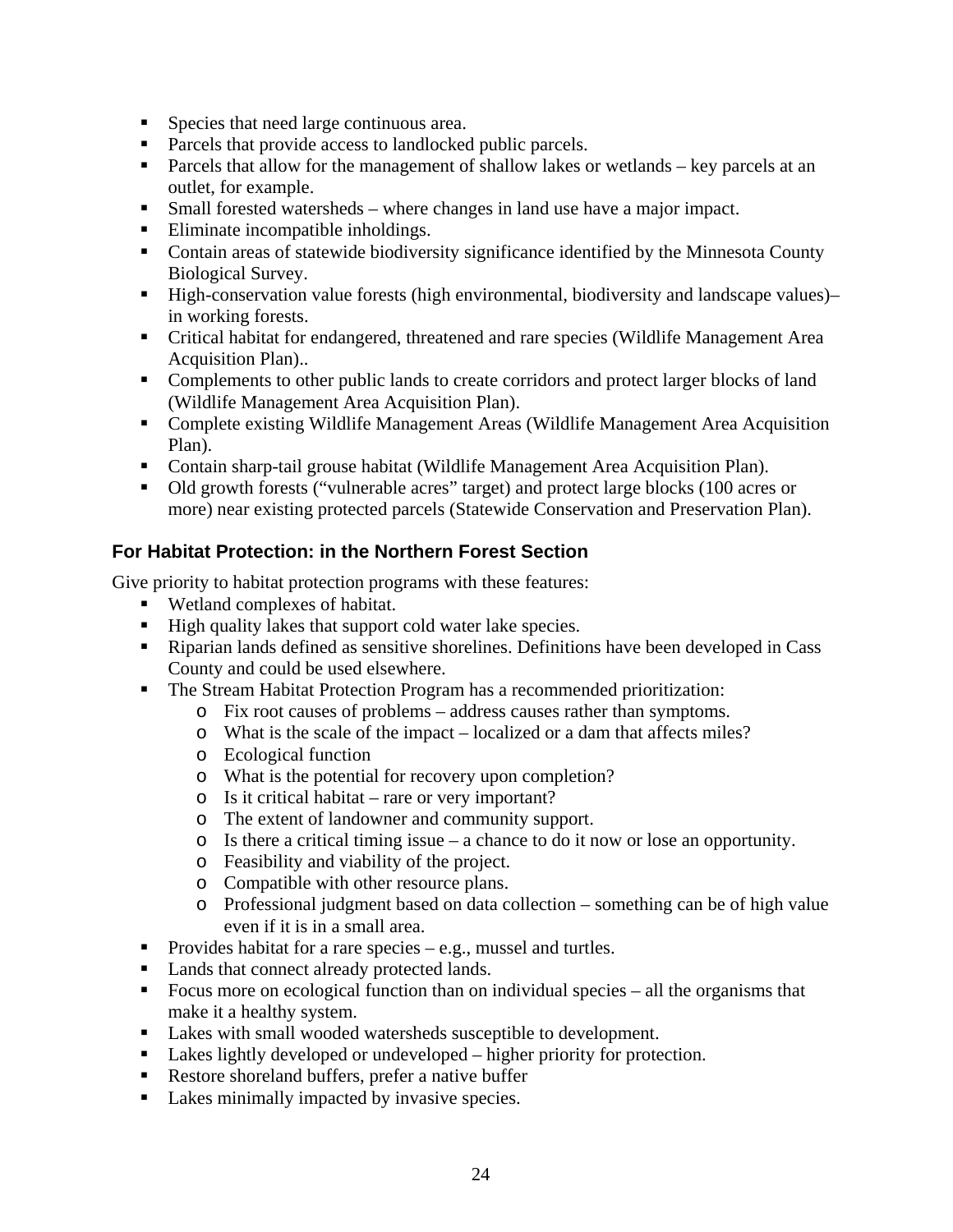- Species that need large continuous area.
- Parcels that provide access to landlocked public parcels.
- Parcels that allow for the management of shallow lakes or wetlands – key parcels at an outlet, for example.
- Small forested watersheds – where changes in land use have a major impact.
- Eliminate incompatible inholdings.
- Contain areas of statewide biodiversity significance identified by the Minnesota County Biological Survey.
- High-conservation value forests (high environmental, biodiversity and landscape values)– in working forests.
- Critical habitat for endangered, threatened and rare species (Wildlife Management Area Acquisition Plan)..
- Complements to other public lands to create corridors and protect larger blocks of land (Wildlife Management Area Acquisition Plan).
- Complete existing Wildlife Management Areas (Wildlife Management Area Acquisition Plan).
- Contain sharp-tail grouse habitat (Wildlife Management Area Acquisition Plan).
- Old growth forests ("vulnerable acres" target) and protect large blocks (100 acres or more) near existing protected parcels (Statewide Conservation and Preservation Plan).

### For Habitat Protection: in the Northern Forest Section

Give priority to habitat protection programs with these features:

- Wetland complexes of habitat.
- High quality lakes that support cold water lake species.
- Riparian lands defined as sensitive shorelines. Definitions have been developed in Cass County and could be used elsewhere.
- The Stream Habitat Protection Program has a recommended prioritization:
  - Fix root causes of problems – address causes rather than symptoms.
  - What is the scale of the impact – localized or a dam that affects miles?
  - Ecological function
  - What is the potential for recovery upon completion?
  - Is it critical habitat – rare or very important?
  - The extent of landowner and community support.
  - Is there a critical timing issue – a chance to do it now or lose an opportunity.
  - Feasibility and viability of the project.
  - Compatible with other resource plans.
  - Professional judgment based on data collection – something can be of high value even if it is in a small area.
- Provides habitat for a rare species – e.g., mussel and turtles.
- Lands that connect already protected lands.
- Focus more on ecological function than on individual species – all the organisms that make it a healthy system.
- Lakes with small wooded watersheds susceptible to development.
- Lakes lightly developed or undeveloped – higher priority for protection.
- Restore shoreland buffers, prefer a native buffer
- Lakes minimally impacted by invasive species.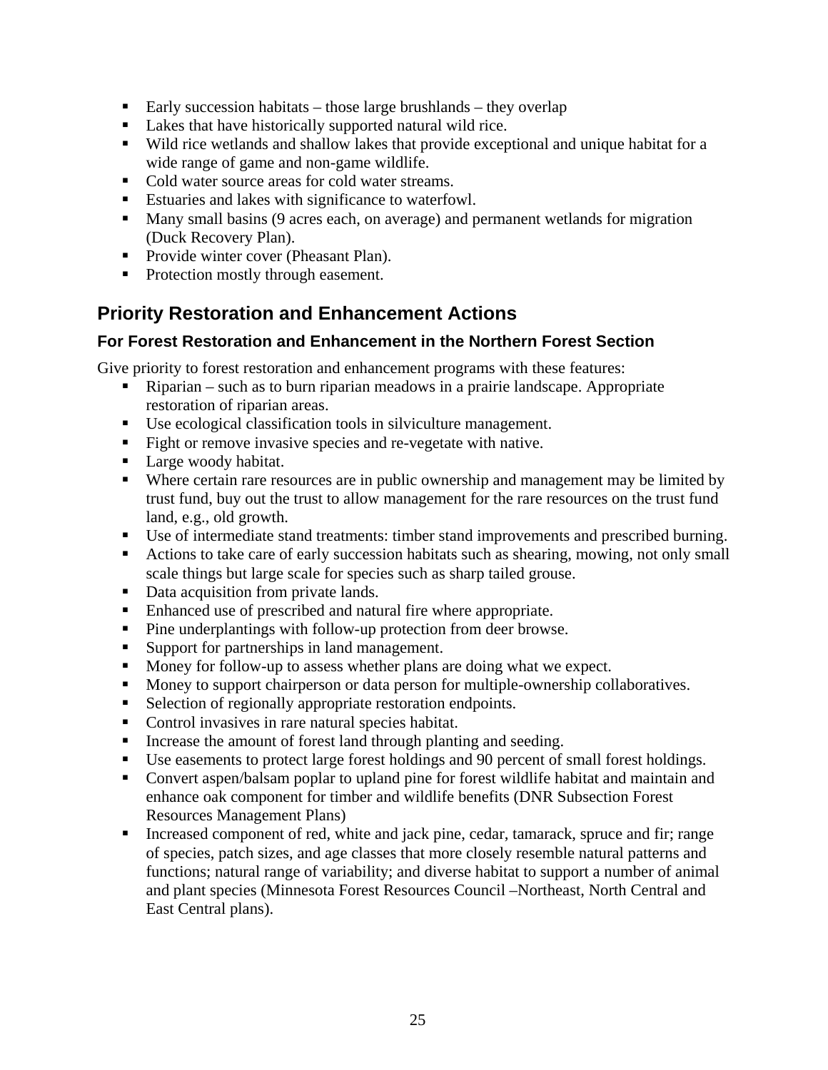- Early succession habitats – those large brushlands – they overlap
- Lakes that have historically supported natural wild rice.
- Wild rice wetlands and shallow lakes that provide exceptional and unique habitat for a wide range of game and non-game wildlife.
- Cold water source areas for cold water streams.
- Estuaries and lakes with significance to waterfowl.
- Many small basins (9 acres each, on average) and permanent wetlands for migration (Duck Recovery Plan).
- Provide winter cover (Pheasant Plan).
- Protection mostly through easement.

## Priority Restoration and Enhancement Actions

### For Forest Restoration and Enhancement in the Northern Forest Section

Give priority to forest restoration and enhancement programs with these features:

- Riparian – such as to burn riparian meadows in a prairie landscape. Appropriate restoration of riparian areas.
- Use ecological classification tools in silviculture management.
- Fight or remove invasive species and re-vegetate with native.
- Large woody habitat.
- Where certain rare resources are in public ownership and management may be limited by trust fund, buy out the trust to allow management for the rare resources on the trust fund land, e.g., old growth.
- Use of intermediate stand treatments: timber stand improvements and prescribed burning.
- Actions to take care of early succession habitats such as shearing, mowing, not only small scale things but large scale for species such as sharp tailed grouse.
- Data acquisition from private lands.
- Enhanced use of prescribed and natural fire where appropriate.
- Pine underplantings with follow-up protection from deer browse.
- Support for partnerships in land management.
- Money for follow-up to assess whether plans are doing what we expect.
- Money to support chairperson or data person for multiple-ownership collaboratives.
- Selection of regionally appropriate restoration endpoints.
- Control invasives in rare natural species habitat.
- Increase the amount of forest land through planting and seeding.
- Use easements to protect large forest holdings and 90 percent of small forest holdings.
- Convert aspen/balsam poplar to upland pine for forest wildlife habitat and maintain and enhance oak component for timber and wildlife benefits (DNR Subsection Forest Resources Management Plans)
- Increased component of red, white and jack pine, cedar, tamarack, spruce and fir; range of species, patch sizes, and age classes that more closely resemble natural patterns and functions; natural range of variability; and diverse habitat to support a number of animal and plant species (Minnesota Forest Resources Council –Northeast, North Central and East Central plans).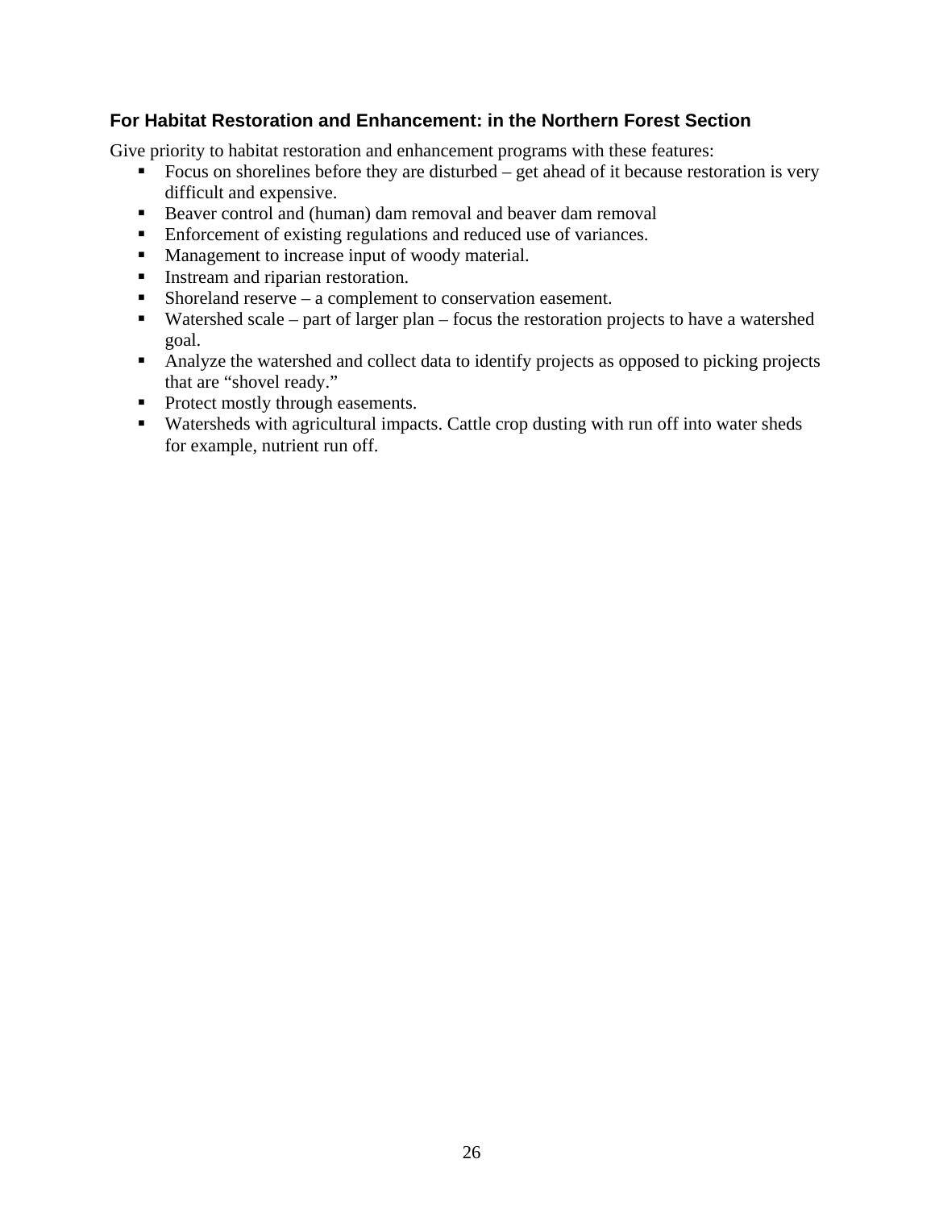### For Habitat Restoration and Enhancement: in the Northern Forest Section

Give priority to habitat restoration and enhancement programs with these features:

- Focus on shorelines before they are disturbed – get ahead of it because restoration is very difficult and expensive.
- Beaver control and (human) dam removal and beaver dam removal
- Enforcement of existing regulations and reduced use of variances.
- Management to increase input of woody material.
- Instream and riparian restoration.
- Shoreland reserve – a complement to conservation easement.
- Watershed scale – part of larger plan – focus the restoration projects to have a watershed goal.
- Analyze the watershed and collect data to identify projects as opposed to picking projects that are "shovel ready."
- Protect mostly through easements.
- Watersheds with agricultural impacts. Cattle crop dusting with run off into water sheds for example, nutrient run off.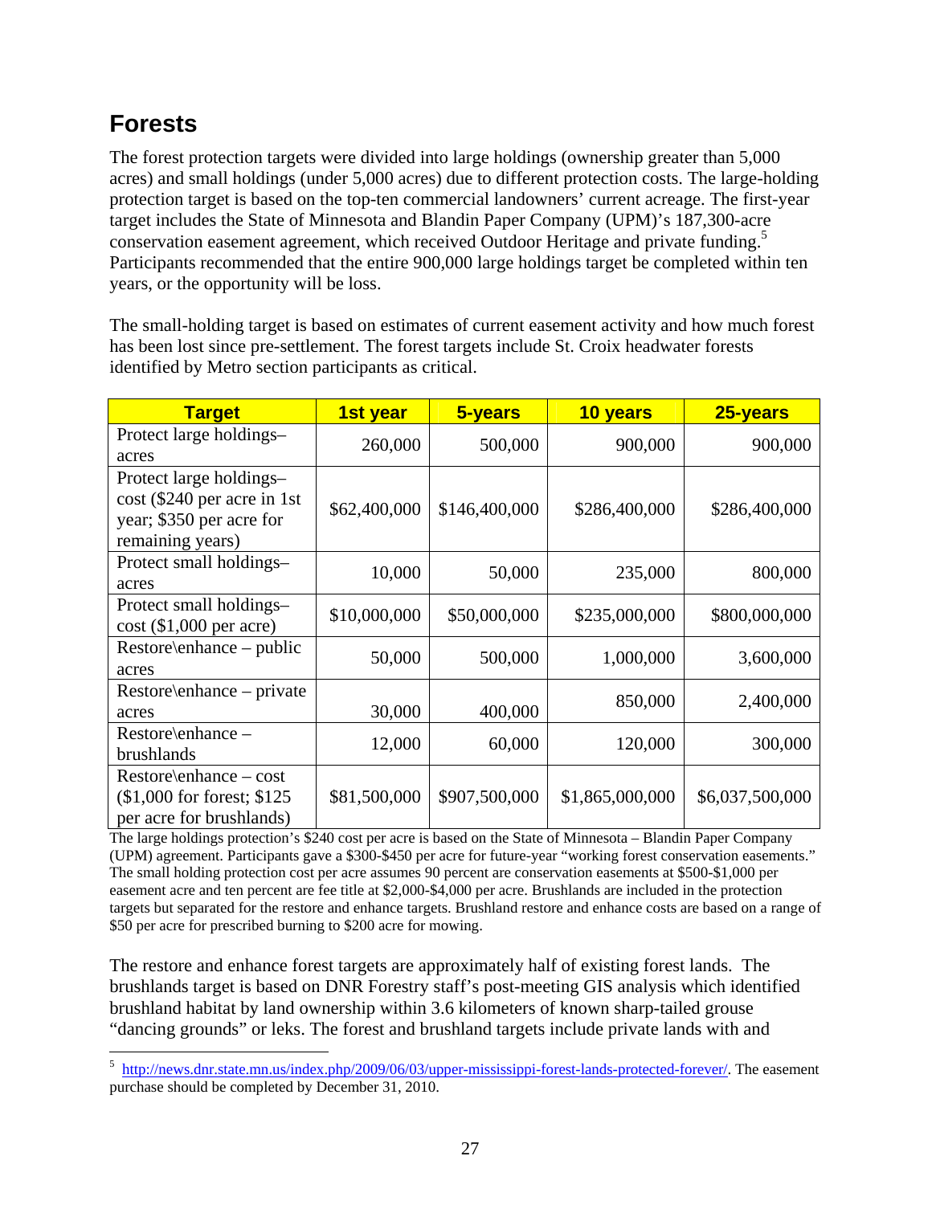## Forests

The forest protection targets were divided into large holdings (ownership greater than 5,000 acres) and small holdings (under 5,000 acres) due to different protection costs. The large-holding protection target is based on the top-ten commercial landowners' current acreage. The first-year target includes the State of Minnesota and Blandin Paper Company (UPM)'s 187,300-acre conservation easement agreement, which received Outdoor Heritage and private funding.[5] Participants recommended that the entire 900,000 large holdings target be completed within ten years, or the opportunity will be loss.

The small-holding target is based on estimates of current easement activity and how much forest has been lost since pre-settlement. The forest targets include St. Croix headwater forests identified by Metro section participants as critical.

| Target | 1st year | 5-years | 10 years | 25-years |
|---|---|---|---|---|
| Protect large holdings–acres | 260,000 | 500,000 | 900,000 | 900,000 |
| Protect large holdings–cost ($240 per acre in 1st year; $350 per acre for remaining years) | $62,400,000 | $146,400,000 | $286,400,000 | $286,400,000 |
| Protect small holdings–acres | 10,000 | 50,000 | 235,000 | 800,000 |
| Protect small holdings–cost ($1,000 per acre) | $10,000,000 | $50,000,000 | $235,000,000 | $800,000,000 |
| Restore\enhance – public acres | 50,000 | 500,000 | 1,000,000 | 3,600,000 |
| Restore\enhance – private acres | 30,000 | 400,000 | 850,000 | 2,400,000 |
| Restore\enhance – brushlands | 12,000 | 60,000 | 120,000 | 300,000 |
| Restore\enhance – cost ($1,000 for forest; $125 per acre for brushlands) | $81,500,000 | $907,500,000 | $1,865,000,000 | $6,037,500,000 |

The large holdings protection's $240 cost per acre is based on the State of Minnesota – Blandin Paper Company (UPM) agreement. Participants gave a $300-$450 per acre for future-year "working forest conservation easements." The small holding protection cost per acre assumes 90 percent are conservation easements at $500-$1,000 per easement acre and ten percent are fee title at $2,000-$4,000 per acre. Brushlands are included in the protection targets but separated for the restore and enhance targets. Brushland restore and enhance costs are based on a range of $50 per acre for prescribed burning to $200 acre for mowing.

The restore and enhance forest targets are approximately half of existing forest lands. The brushlands target is based on DNR Forestry staff's post-meeting GIS analysis which identified brushland habitat by land ownership within 3.6 kilometers of known sharp-tailed grouse "dancing grounds" or leks. The forest and brushland targets include private lands with and

[5] http://news.dnr.state.mn.us/index.php/2009/06/03/upper-mississippi-forest-lands-protected-forever/. The easement purchase should be completed by December 31, 2010.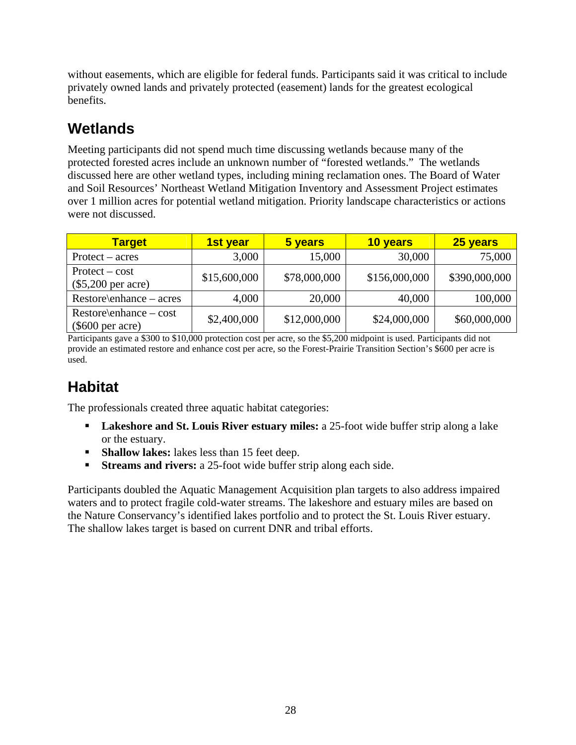without easements, which are eligible for federal funds. Participants said it was critical to include privately owned lands and privately protected (easement) lands for the greatest ecological benefits.

## Wetlands

Meeting participants did not spend much time discussing wetlands because many of the protected forested acres include an unknown number of "forested wetlands." The wetlands discussed here are other wetland types, including mining reclamation ones. The Board of Water and Soil Resources' Northeast Wetland Mitigation Inventory and Assessment Project estimates over 1 million acres for potential wetland mitigation. Priority landscape characteristics or actions were not discussed.

| Target | 1st year | 5 years | 10 years | 25 years |
|---|---|---|---|---|
| Protect – acres | 3,000 | 15,000 | 30,000 | 75,000 |
| Protect – cost ($5,200 per acre) | $15,600,000 | $78,000,000 | $156,000,000 | $390,000,000 |
| Restore\enhance – acres | 4,000 | 20,000 | 40,000 | 100,000 |
| Restore\enhance – cost ($600 per acre) | $2,400,000 | $12,000,000 | $24,000,000 | $60,000,000 |

Participants gave a $300 to $10,000 protection cost per acre, so the $5,200 midpoint is used. Participants did not provide an estimated restore and enhance cost per acre, so the Forest-Prairie Transition Section's $600 per acre is used.

## Habitat

The professionals created three aquatic habitat categories:

- **Lakeshore and St. Louis River estuary miles:** a 25-foot wide buffer strip along a lake or the estuary.
- **Shallow lakes:** lakes less than 15 feet deep.
- **Streams and rivers:** a 25-foot wide buffer strip along each side.

Participants doubled the Aquatic Management Acquisition plan targets to also address impaired waters and to protect fragile cold-water streams. The lakeshore and estuary miles are based on the Nature Conservancy's identified lakes portfolio and to protect the St. Louis River estuary. The shallow lakes target is based on current DNR and tribal efforts.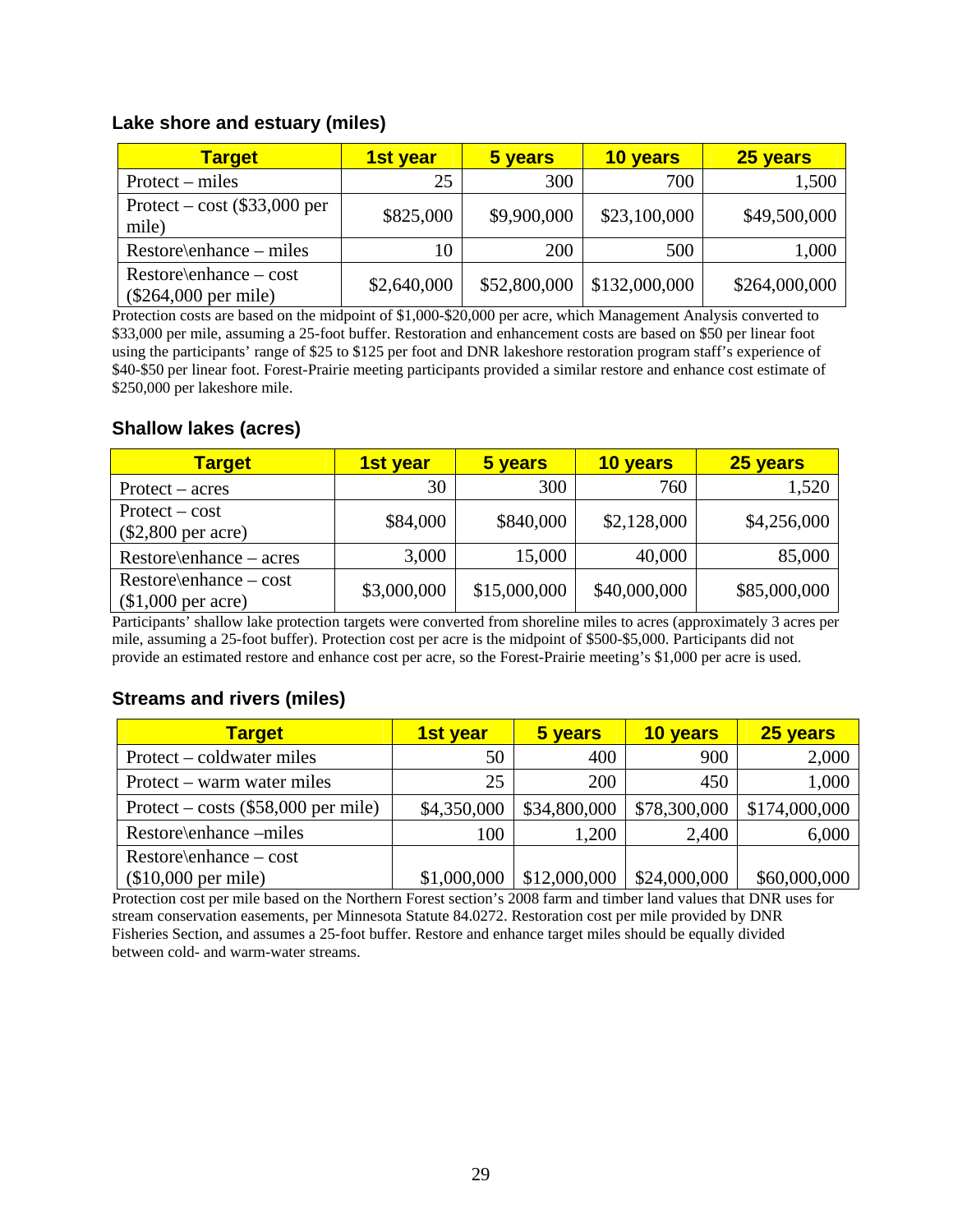### Lake shore and estuary (miles)

| Target | 1st year | 5 years | 10 years | 25 years |
|---|---|---|---|---|
| Protect – miles | 25 | 300 | 700 | 1,500 |
| Protect – cost ($33,000 per mile) | $825,000 | $9,900,000 | $23,100,000 | $49,500,000 |
| Restore\enhance – miles | 10 | 200 | 500 | 1,000 |
| Restore\enhance – cost ($264,000 per mile) | $2,640,000 | $52,800,000 | $132,000,000 | $264,000,000 |

Protection costs are based on the midpoint of $1,000-$20,000 per acre, which Management Analysis converted to $33,000 per mile, assuming a 25-foot buffer. Restoration and enhancement costs are based on $50 per linear foot using the participants' range of $25 to $125 per foot and DNR lakeshore restoration program staff's experience of $40-$50 per linear foot. Forest-Prairie meeting participants provided a similar restore and enhance cost estimate of $250,000 per lakeshore mile.

### Shallow lakes (acres)

| Target | 1st year | 5 years | 10 years | 25 years |
|---|---|---|---|---|
| Protect – acres | 30 | 300 | 760 | 1,520 |
| Protect – cost ($2,800 per acre) | $84,000 | $840,000 | $2,128,000 | $4,256,000 |
| Restore\enhance – acres | 3,000 | 15,000 | 40,000 | 85,000 |
| Restore\enhance – cost ($1,000 per acre) | $3,000,000 | $15,000,000 | $40,000,000 | $85,000,000 |

Participants' shallow lake protection targets were converted from shoreline miles to acres (approximately 3 acres per mile, assuming a 25-foot buffer). Protection cost per acre is the midpoint of $500-$5,000. Participants did not provide an estimated restore and enhance cost per acre, so the Forest-Prairie meeting's $1,000 per acre is used.

### Streams and rivers (miles)

| Target | 1st year | 5 years | 10 years | 25 years |
|---|---|---|---|---|
| Protect – coldwater miles | 50 | 400 | 900 | 2,000 |
| Protect – warm water miles | 25 | 200 | 450 | 1,000 |
| Protect – costs ($58,000 per mile) | $4,350,000 | $34,800,000 | $78,300,000 | $174,000,000 |
| Restore\enhance –miles | 100 | 1,200 | 2,400 | 6,000 |
| Restore\enhance – cost ($10,000 per mile) | $1,000,000 | $12,000,000 | $24,000,000 | $60,000,000 |

Protection cost per mile based on the Northern Forest section's 2008 farm and timber land values that DNR uses for stream conservation easements, per Minnesota Statute 84.0272. Restoration cost per mile provided by DNR Fisheries Section, and assumes a 25-foot buffer. Restore and enhance target miles should be equally divided between cold- and warm-water streams.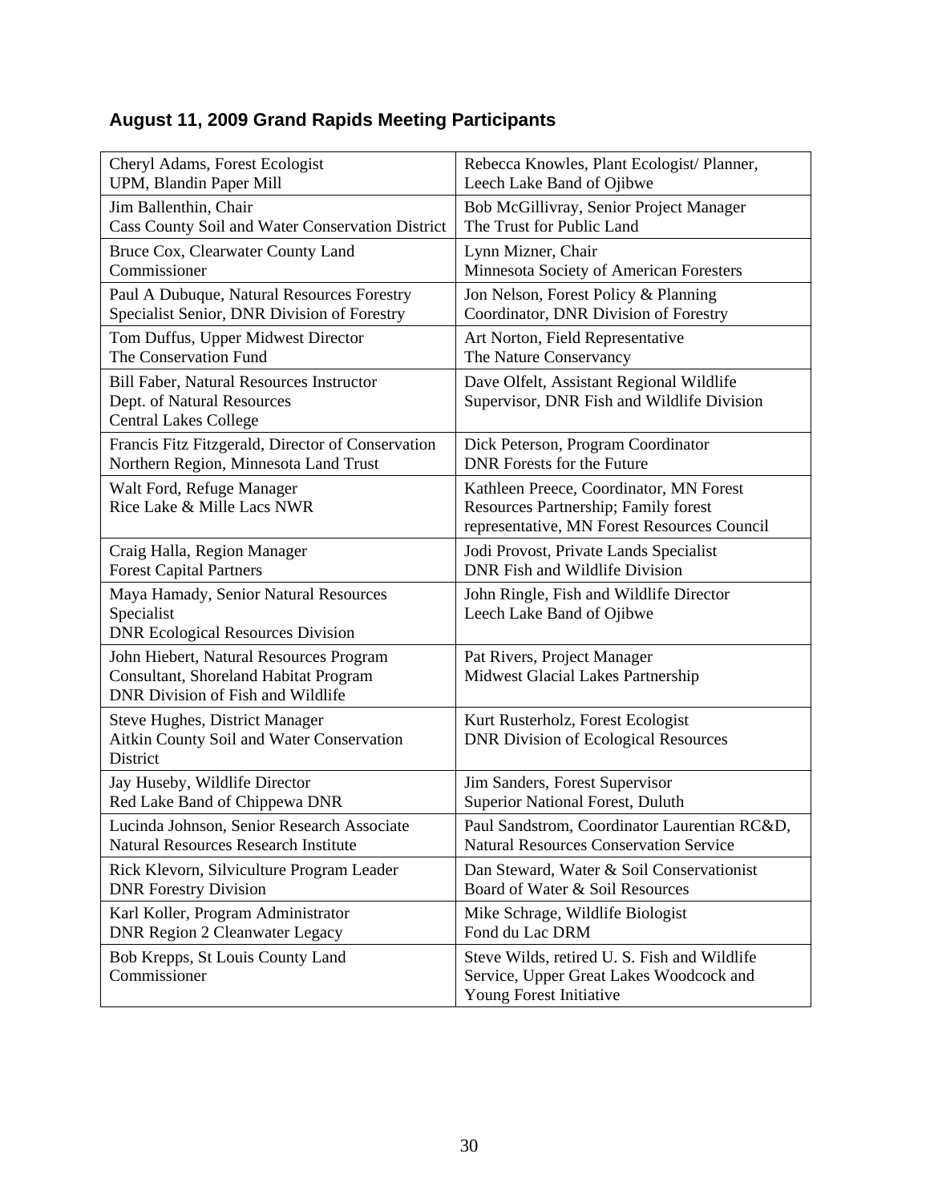### August 11, 2009 Grand Rapids Meeting Participants

| | |
|---|---|
| Cheryl Adams, Forest Ecologist<br>UPM, Blandin Paper Mill | Rebecca Knowles, Plant Ecologist/ Planner,<br>Leech Lake Band of Ojibwe |
| Jim Ballenthin, Chair<br>Cass County Soil and Water Conservation District | Bob McGillivray, Senior Project Manager<br>The Trust for Public Land |
| Bruce Cox, Clearwater County Land Commissioner | Lynn Mizner, Chair<br>Minnesota Society of American Foresters |
| Paul A Dubuque, Natural Resources Forestry Specialist Senior, DNR Division of Forestry | Jon Nelson, Forest Policy & Planning Coordinator, DNR Division of Forestry |
| Tom Duffus, Upper Midwest Director<br>The Conservation Fund | Art Norton, Field Representative<br>The Nature Conservancy |
| Bill Faber, Natural Resources Instructor<br>Dept. of Natural Resources<br>Central Lakes College | Dave Olfelt, Assistant Regional Wildlife Supervisor, DNR Fish and Wildlife Division |
| Francis Fitz Fitzgerald, Director of Conservation Northern Region, Minnesota Land Trust | Dick Peterson, Program Coordinator<br>DNR Forests for the Future |
| Walt Ford, Refuge Manager<br>Rice Lake & Mille Lacs NWR | Kathleen Preece, Coordinator, MN Forest Resources Partnership; Family forest representative, MN Forest Resources Council |
| Craig Halla, Region Manager<br>Forest Capital Partners | Jodi Provost, Private Lands Specialist<br>DNR Fish and Wildlife Division |
| Maya Hamady, Senior Natural Resources Specialist<br>DNR Ecological Resources Division | John Ringle, Fish and Wildlife Director<br>Leech Lake Band of Ojibwe |
| John Hiebert, Natural Resources Program Consultant, Shoreland Habitat Program<br>DNR Division of Fish and Wildlife | Pat Rivers, Project Manager<br>Midwest Glacial Lakes Partnership |
| Steve Hughes, District Manager<br>Aitkin County Soil and Water Conservation District | Kurt Rusterholz, Forest Ecologist<br>DNR Division of Ecological Resources |
| Jay Huseby, Wildlife Director<br>Red Lake Band of Chippewa DNR | Jim Sanders, Forest Supervisor<br>Superior National Forest, Duluth |
| Lucinda Johnson, Senior Research Associate<br>Natural Resources Research Institute | Paul Sandstrom, Coordinator Laurentian RC&D, Natural Resources Conservation Service |
| Rick Klevorn, Silviculture Program Leader<br>DNR Forestry Division | Dan Steward, Water & Soil Conservationist<br>Board of Water & Soil Resources |
| Karl Koller, Program Administrator<br>DNR Region 2 Cleanwater Legacy | Mike Schrage, Wildlife Biologist<br>Fond du Lac DRM |
| Bob Krepps, St Louis County Land Commissioner | Steve Wilds, retired U. S. Fish and Wildlife Service, Upper Great Lakes Woodcock and Young Forest Initiative |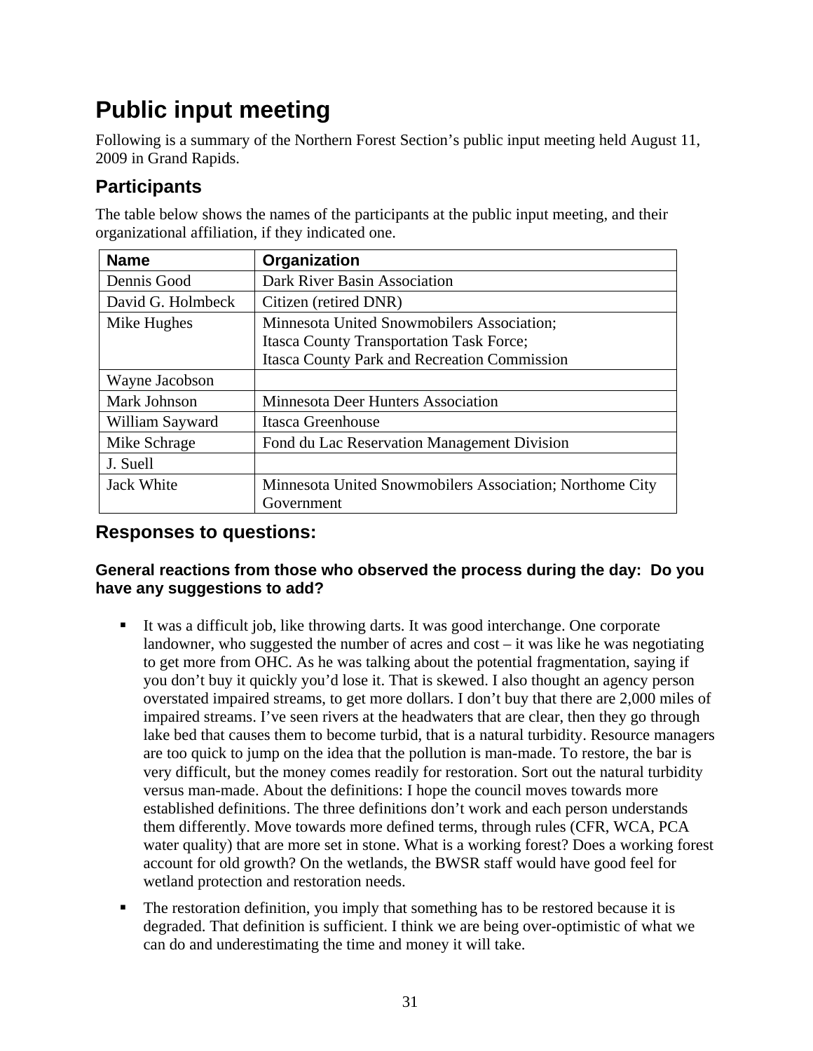# Public input meeting

Following is a summary of the Northern Forest Section's public input meeting held August 11, 2009 in Grand Rapids.

## Participants

The table below shows the names of the participants at the public input meeting, and their organizational affiliation, if they indicated one.

| Name | Organization |
|---|---|
| Dennis Good | Dark River Basin Association |
| David G. Holmbeck | Citizen (retired DNR) |
| Mike Hughes | Minnesota United Snowmobilers Association; Itasca County Transportation Task Force; Itasca County Park and Recreation Commission |
| Wayne Jacobson | |
| Mark Johnson | Minnesota Deer Hunters Association |
| William Sayward | Itasca Greenhouse |
| Mike Schrage | Fond du Lac Reservation Management Division |
| J. Suell | |
| Jack White | Minnesota United Snowmobilers Association; Northome City Government |

## Responses to questions:

### General reactions from those who observed the process during the day: Do you have any suggestions to add?

- It was a difficult job, like throwing darts. It was good interchange. One corporate landowner, who suggested the number of acres and cost – it was like he was negotiating to get more from OHC. As he was talking about the potential fragmentation, saying if you don't buy it quickly you'd lose it. That is skewed. I also thought an agency person overstated impaired streams, to get more dollars. I don't buy that there are 2,000 miles of impaired streams. I've seen rivers at the headwaters that are clear, then they go through lake bed that causes them to become turbid, that is a natural turbidity. Resource managers are too quick to jump on the idea that the pollution is man-made. To restore, the bar is very difficult, but the money comes readily for restoration. Sort out the natural turbidity versus man-made. About the definitions: I hope the council moves towards more established definitions. The three definitions don't work and each person understands them differently. Move towards more defined terms, through rules (CFR, WCA, PCA water quality) that are more set in stone. What is a working forest? Does a working forest account for old growth? On the wetlands, the BWSR staff would have good feel for wetland protection and restoration needs.
- The restoration definition, you imply that something has to be restored because it is degraded. That definition is sufficient. I think we are being over-optimistic of what we can do and underestimating the time and money it will take.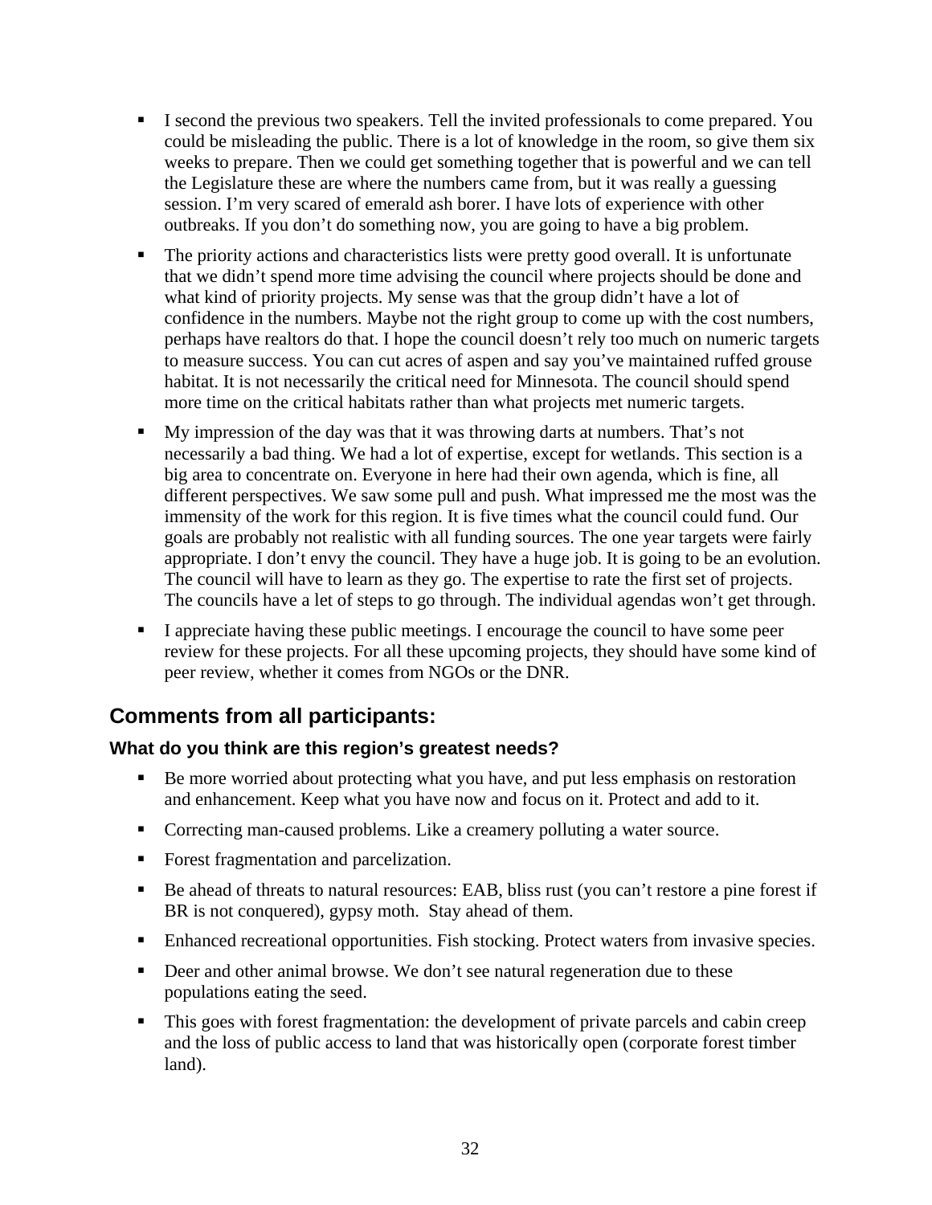- I second the previous two speakers. Tell the invited professionals to come prepared. You could be misleading the public. There is a lot of knowledge in the room, so give them six weeks to prepare. Then we could get something together that is powerful and we can tell the Legislature these are where the numbers came from, but it was really a guessing session. I'm very scared of emerald ash borer. I have lots of experience with other outbreaks. If you don't do something now, you are going to have a big problem.
- The priority actions and characteristics lists were pretty good overall. It is unfortunate that we didn't spend more time advising the council where projects should be done and what kind of priority projects. My sense was that the group didn't have a lot of confidence in the numbers. Maybe not the right group to come up with the cost numbers, perhaps have realtors do that. I hope the council doesn't rely too much on numeric targets to measure success. You can cut acres of aspen and say you've maintained ruffed grouse habitat. It is not necessarily the critical need for Minnesota. The council should spend more time on the critical habitats rather than what projects met numeric targets.
- My impression of the day was that it was throwing darts at numbers. That's not necessarily a bad thing. We had a lot of expertise, except for wetlands. This section is a big area to concentrate on. Everyone in here had their own agenda, which is fine, all different perspectives. We saw some pull and push. What impressed me the most was the immensity of the work for this region. It is five times what the council could fund. Our goals are probably not realistic with all funding sources. The one year targets were fairly appropriate. I don't envy the council. They have a huge job. It is going to be an evolution. The council will have to learn as they go. The expertise to rate the first set of projects. The councils have a let of steps to go through. The individual agendas won't get through.
- I appreciate having these public meetings. I encourage the council to have some peer review for these projects. For all these upcoming projects, they should have some kind of peer review, whether it comes from NGOs or the DNR.

## Comments from all participants:

### What do you think are this region's greatest needs?

- Be more worried about protecting what you have, and put less emphasis on restoration and enhancement. Keep what you have now and focus on it. Protect and add to it.
- Correcting man-caused problems. Like a creamery polluting a water source.
- Forest fragmentation and parcelization.
- Be ahead of threats to natural resources: EAB, bliss rust (you can't restore a pine forest if BR is not conquered), gypsy moth. Stay ahead of them.
- Enhanced recreational opportunities. Fish stocking. Protect waters from invasive species.
- Deer and other animal browse. We don't see natural regeneration due to these populations eating the seed.
- This goes with forest fragmentation: the development of private parcels and cabin creep and the loss of public access to land that was historically open (corporate forest timber land).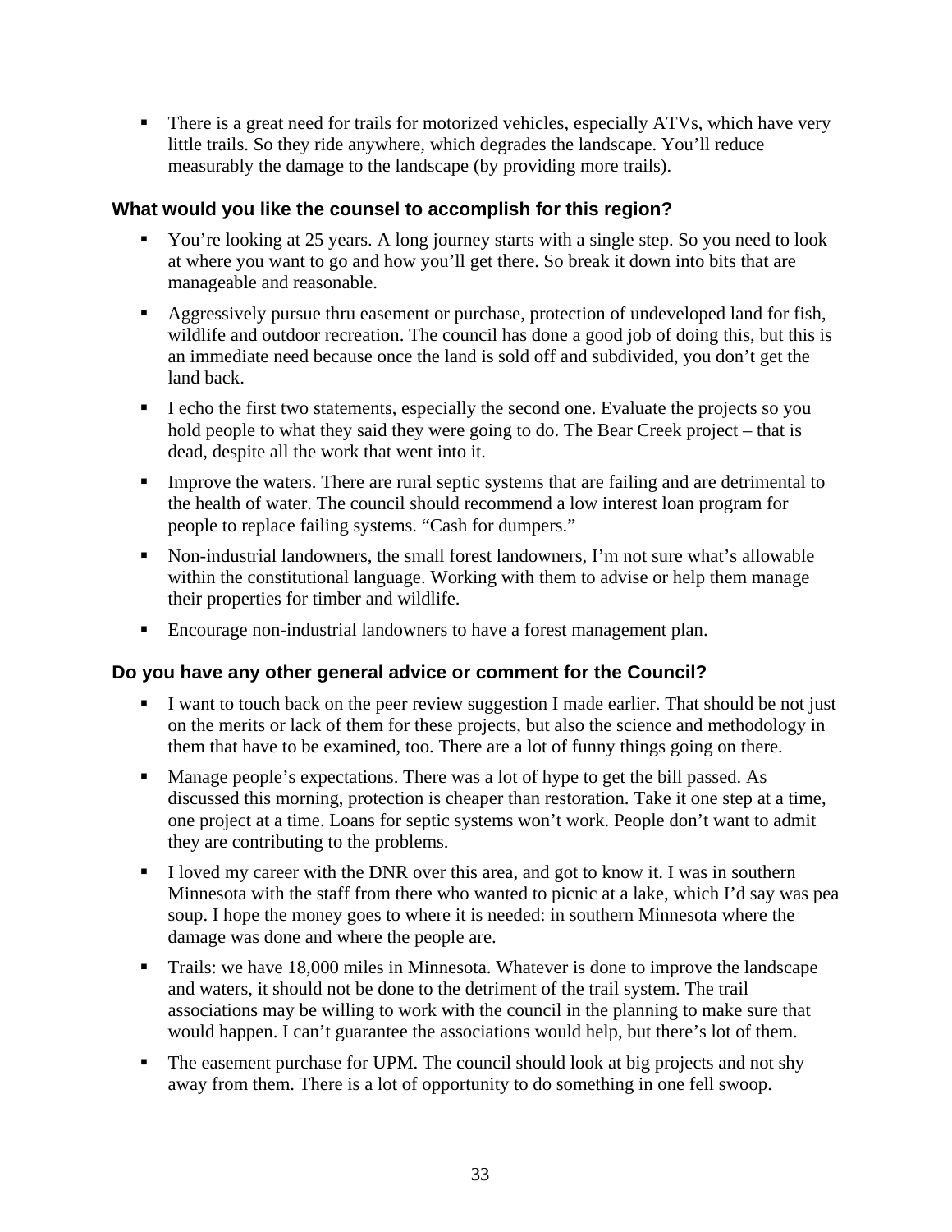- There is a great need for trails for motorized vehicles, especially ATVs, which have very little trails. So they ride anywhere, which degrades the landscape. You'll reduce measurably the damage to the landscape (by providing more trails).

### What would you like the counsel to accomplish for this region?

- You're looking at 25 years. A long journey starts with a single step. So you need to look at where you want to go and how you'll get there. So break it down into bits that are manageable and reasonable.
- Aggressively pursue thru easement or purchase, protection of undeveloped land for fish, wildlife and outdoor recreation. The council has done a good job of doing this, but this is an immediate need because once the land is sold off and subdivided, you don't get the land back.
- I echo the first two statements, especially the second one. Evaluate the projects so you hold people to what they said they were going to do. The Bear Creek project – that is dead, despite all the work that went into it.
- Improve the waters. There are rural septic systems that are failing and are detrimental to the health of water. The council should recommend a low interest loan program for people to replace failing systems. "Cash for dumpers."
- Non-industrial landowners, the small forest landowners, I'm not sure what's allowable within the constitutional language. Working with them to advise or help them manage their properties for timber and wildlife.
- Encourage non-industrial landowners to have a forest management plan.

### Do you have any other general advice or comment for the Council?

- I want to touch back on the peer review suggestion I made earlier. That should be not just on the merits or lack of them for these projects, but also the science and methodology in them that have to be examined, too. There are a lot of funny things going on there.
- Manage people's expectations. There was a lot of hype to get the bill passed. As discussed this morning, protection is cheaper than restoration. Take it one step at a time, one project at a time. Loans for septic systems won't work. People don't want to admit they are contributing to the problems.
- I loved my career with the DNR over this area, and got to know it. I was in southern Minnesota with the staff from there who wanted to picnic at a lake, which I'd say was pea soup. I hope the money goes to where it is needed: in southern Minnesota where the damage was done and where the people are.
- Trails: we have 18,000 miles in Minnesota. Whatever is done to improve the landscape and waters, it should not be done to the detriment of the trail system. The trail associations may be willing to work with the council in the planning to make sure that would happen. I can't guarantee the associations would help, but there's lot of them.
- The easement purchase for UPM. The council should look at big projects and not shy away from them. There is a lot of opportunity to do something in one fell swoop.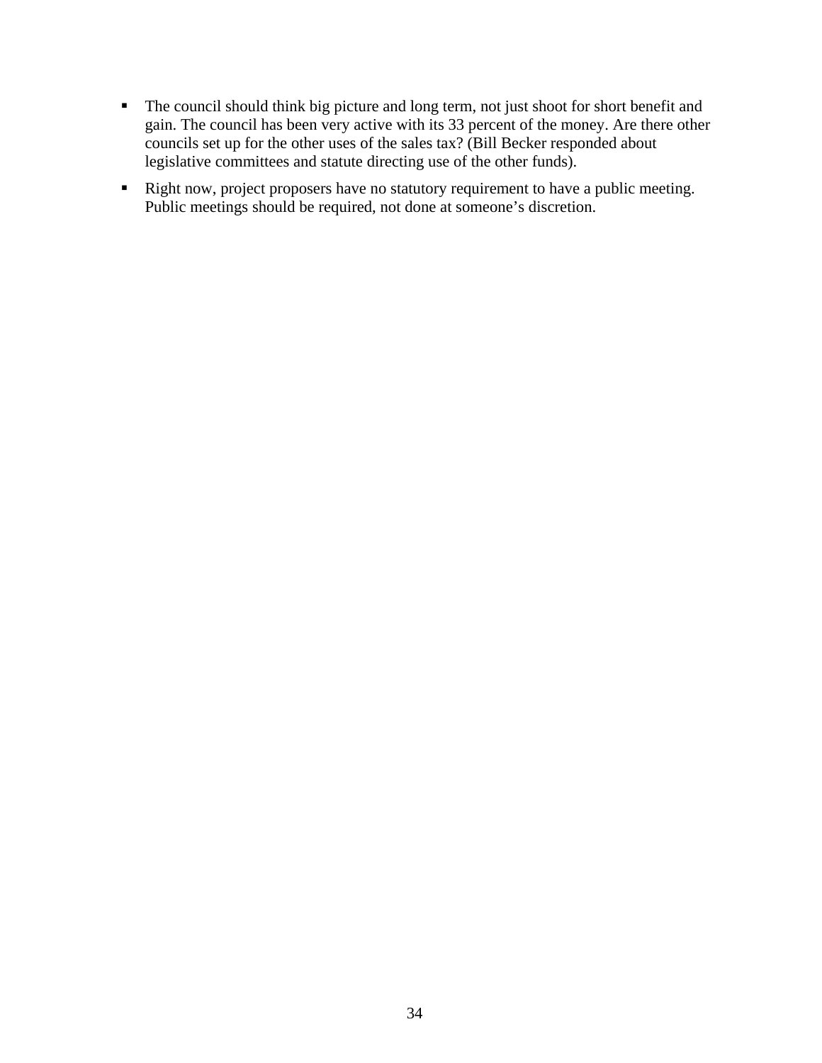- The council should think big picture and long term, not just shoot for short benefit and gain. The council has been very active with its 33 percent of the money. Are there other councils set up for the other uses of the sales tax? (Bill Becker responded about legislative committees and statute directing use of the other funds).
- Right now, project proposers have no statutory requirement to have a public meeting. Public meetings should be required, not done at someone's discretion.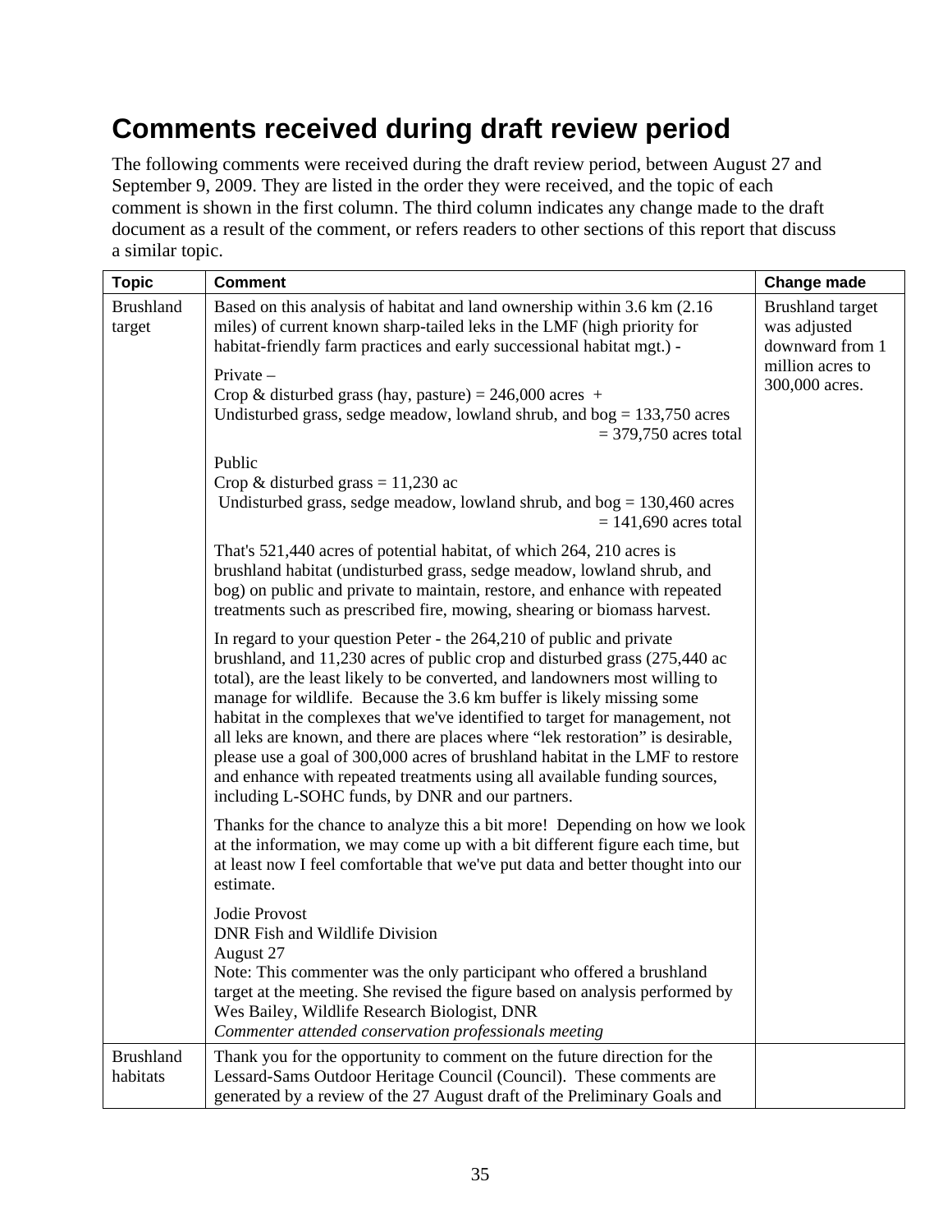# Comments received during draft review period

The following comments were received during the draft review period, between August 27 and September 9, 2009. They are listed in the order they were received, and the topic of each comment is shown in the first column. The third column indicates any change made to the draft document as a result of the comment, or refers readers to other sections of this report that discuss a similar topic.

| Topic | Comment | Change made |
|---|---|---|
| Brushland target | Based on this analysis of habitat and land ownership within 3.6 km (2.16 miles) of current known sharp-tailed leks in the LMF (high priority for habitat-friendly farm practices and early successional habitat mgt.) -<br><br>Private –<br>Crop & disturbed grass (hay, pasture) = 246,000 acres +<br>Undisturbed grass, sedge meadow, lowland shrub, and bog = 133,750 acres<br>= 379,750 acres total<br><br>Public<br>Crop & disturbed grass = 11,230 ac<br>Undisturbed grass, sedge meadow, lowland shrub, and bog = 130,460 acres<br>= 141,690 acres total<br><br>That's 521,440 acres of potential habitat, of which 264, 210 acres is brushland habitat (undisturbed grass, sedge meadow, lowland shrub, and bog) on public and private to maintain, restore, and enhance with repeated treatments such as prescribed fire, mowing, shearing or biomass harvest.<br><br>In regard to your question Peter - the 264,210 of public and private brushland, and 11,230 acres of public crop and disturbed grass (275,440 ac total), are the least likely to be converted, and landowners most willing to manage for wildlife. Because the 3.6 km buffer is likely missing some habitat in the complexes that we've identified to target for management, not all leks are known, and there are places where "lek restoration" is desirable, please use a goal of 300,000 acres of brushland habitat in the LMF to restore and enhance with repeated treatments using all available funding sources, including L-SOHC funds, by DNR and our partners.<br><br>Thanks for the chance to analyze this a bit more! Depending on how we look at the information, we may come up with a bit different figure each time, but at least now I feel comfortable that we've put data and better thought into our estimate.<br><br>Jodie Provost<br>DNR Fish and Wildlife Division<br>August 27<br>Note: This commenter was the only participant who offered a brushland target at the meeting. She revised the figure based on analysis performed by Wes Bailey, Wildlife Research Biologist, DNR<br>*Commenter attended conservation professionals meeting* | Brushland target was adjusted downward from 1 million acres to 300,000 acres. |
| Brushland habitats | Thank you for the opportunity to comment on the future direction for the Lessard-Sams Outdoor Heritage Council (Council). These comments are generated by a review of the 27 August draft of the Preliminary Goals and | |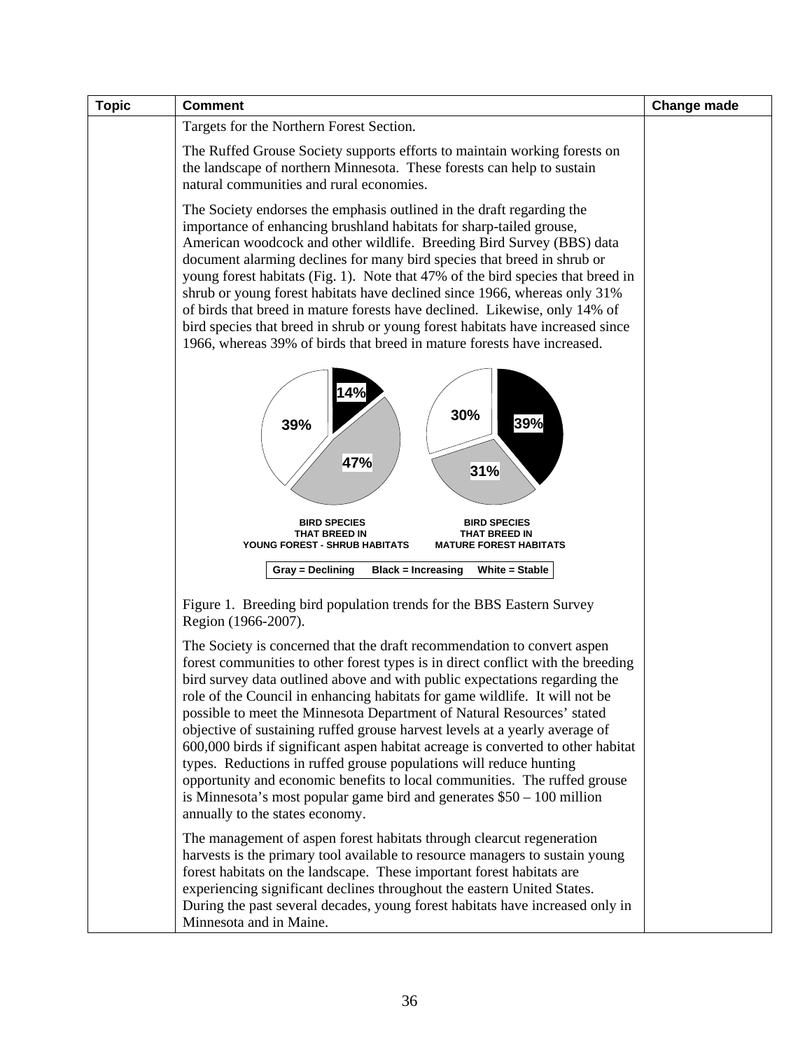| Topic | Comment | Change made |
| --- | --- | --- |
| | Targets for the Northern Forest Section.<br><br>The Ruffed Grouse Society supports efforts to maintain working forests on the landscape of northern Minnesota. These forests can help to sustain natural communities and rural economies.<br><br>The Society endorses the emphasis outlined in the draft regarding the importance of enhancing brushland habitats for sharp-tailed grouse, American woodcock and other wildlife. Breeding Bird Survey (BBS) data document alarming declines for many bird species that breed in shrub or young forest habitats (Fig. 1). Note that 47% of the bird species that breed in shrub or young forest habitats have declined since 1966, whereas only 31% of birds that breed in mature forests have declined. Likewise, only 14% of bird species that breed in shrub or young forest habitats have increased since 1966, whereas 39% of birds that breed in mature forests have increased.<br><br>BIRD SPECIES THAT BREED IN YOUNG FOREST - SHRUB HABITATS: 14% (Increasing), 47% (Declining), 39% (Stable)<br>BIRD SPECIES THAT BREED IN MATURE FOREST HABITATS: 39% (Increasing), 31% (Declining), 30% (Stable)<br>Gray = Declining Black = Increasing White = Stable<br><br>Figure 1. Breeding bird population trends for the BBS Eastern Survey Region (1966-2007).<br><br>The Society is concerned that the draft recommendation to convert aspen forest communities to other forest types is in direct conflict with the breeding bird survey data outlined above and with public expectations regarding the role of the Council in enhancing habitats for game wildlife. It will not be possible to meet the Minnesota Department of Natural Resources' stated objective of sustaining ruffed grouse harvest levels at a yearly average of 600,000 birds if significant aspen habitat acreage is converted to other habitat types. Reductions in ruffed grouse populations will reduce hunting opportunity and economic benefits to local communities. The ruffed grouse is Minnesota's most popular game bird and generates $50 – 100 million annually to the states economy.<br><br>The management of aspen forest habitats through clearcut regeneration harvests is the primary tool available to resource managers to sustain young forest habitats on the landscape. These important forest habitats are experiencing significant declines throughout the eastern United States. During the past several decades, young forest habitats have increased only in Minnesota and in Maine. | |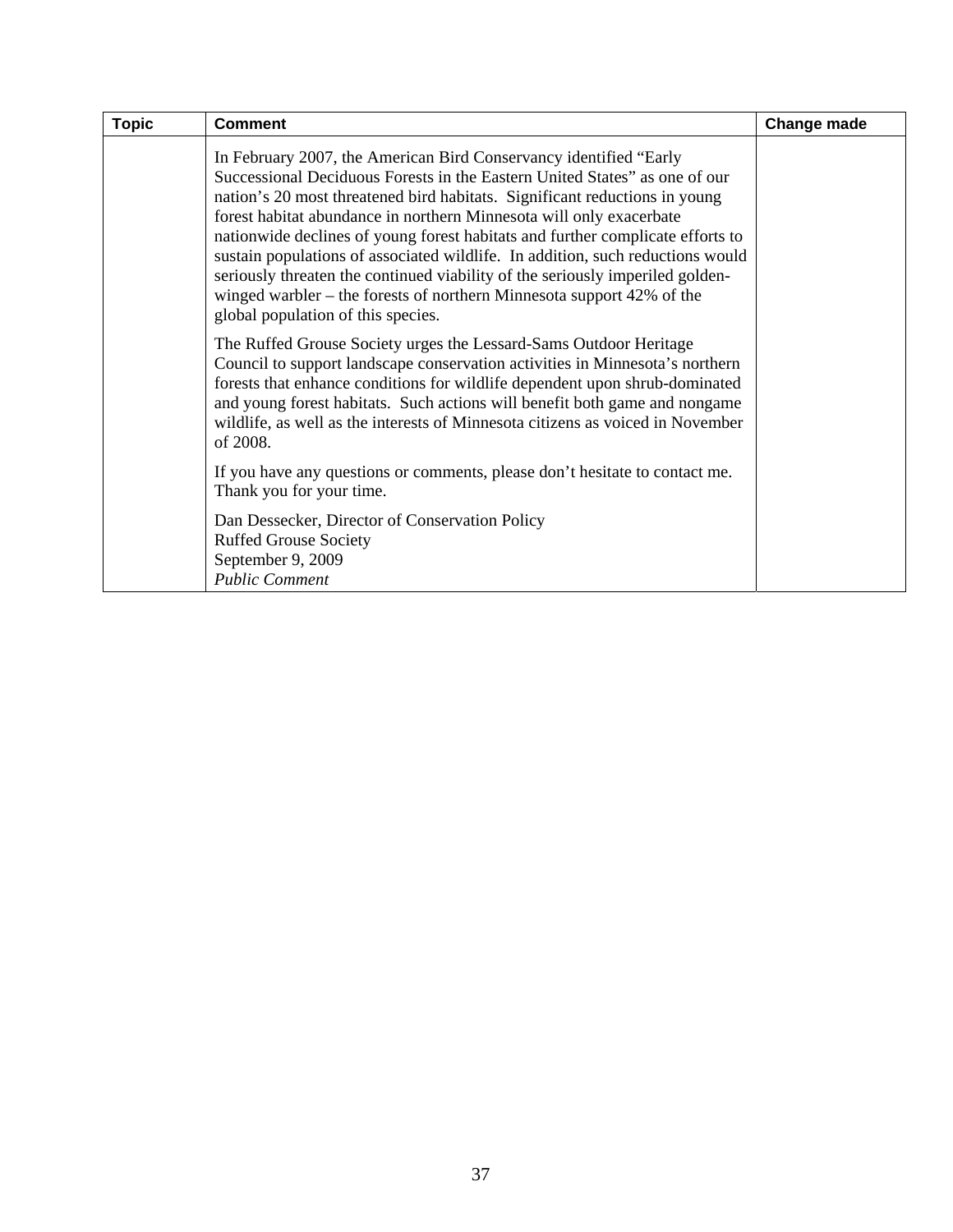| Topic | Comment | Change made |
|---|---|---|
| | In February 2007, the American Bird Conservancy identified "Early Successional Deciduous Forests in the Eastern United States" as one of our nation's 20 most threatened bird habitats. Significant reductions in young forest habitat abundance in northern Minnesota will only exacerbate nationwide declines of young forest habitats and further complicate efforts to sustain populations of associated wildlife. In addition, such reductions would seriously threaten the continued viability of the seriously imperiled golden-winged warbler – the forests of northern Minnesota support 42% of the global population of this species.<br><br>The Ruffed Grouse Society urges the Lessard-Sams Outdoor Heritage Council to support landscape conservation activities in Minnesota's northern forests that enhance conditions for wildlife dependent upon shrub-dominated and young forest habitats. Such actions will benefit both game and nongame wildlife, as well as the interests of Minnesota citizens as voiced in November of 2008.<br><br>If you have any questions or comments, please don't hesitate to contact me. Thank you for your time.<br><br>Dan Dessecker, Director of Conservation Policy<br>Ruffed Grouse Society<br>September 9, 2009<br>*Public Comment* | |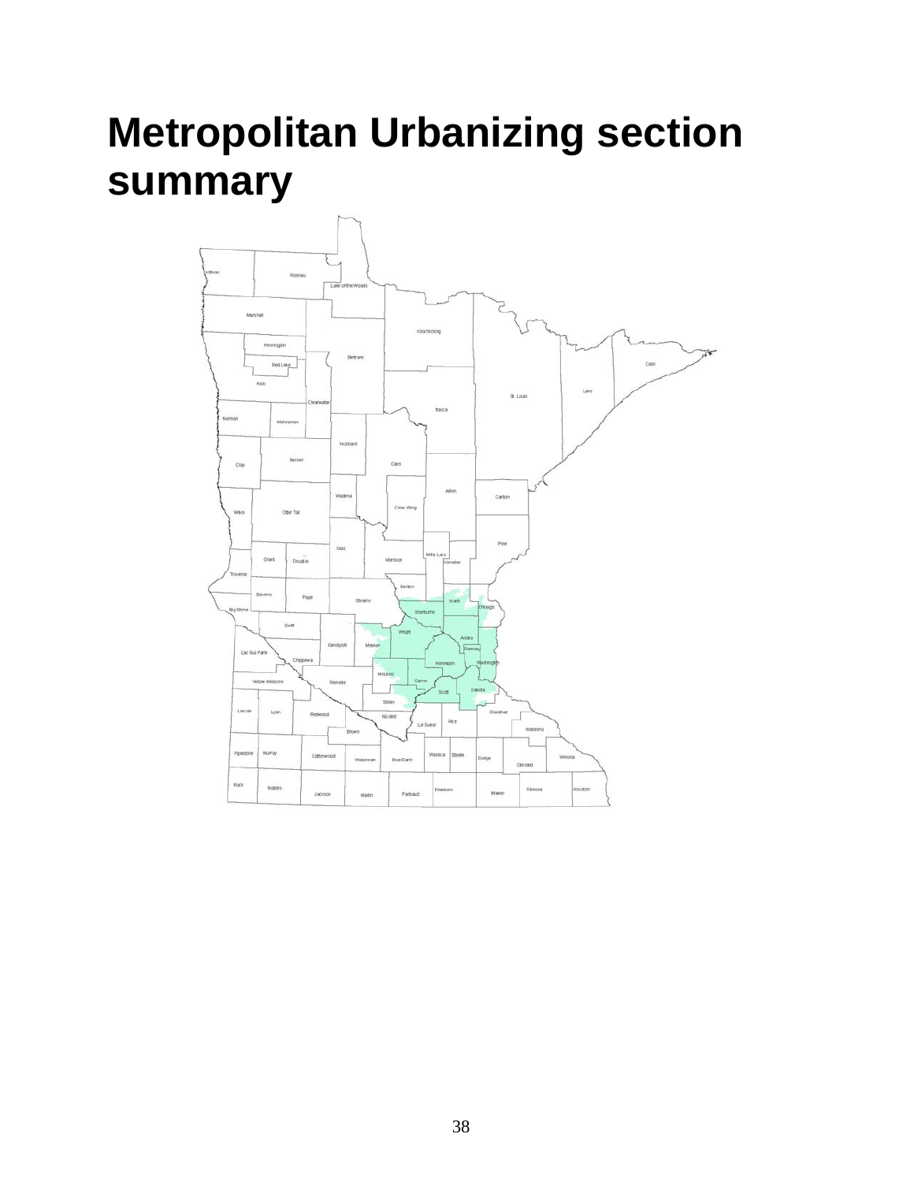# Metropolitan Urbanizing section summary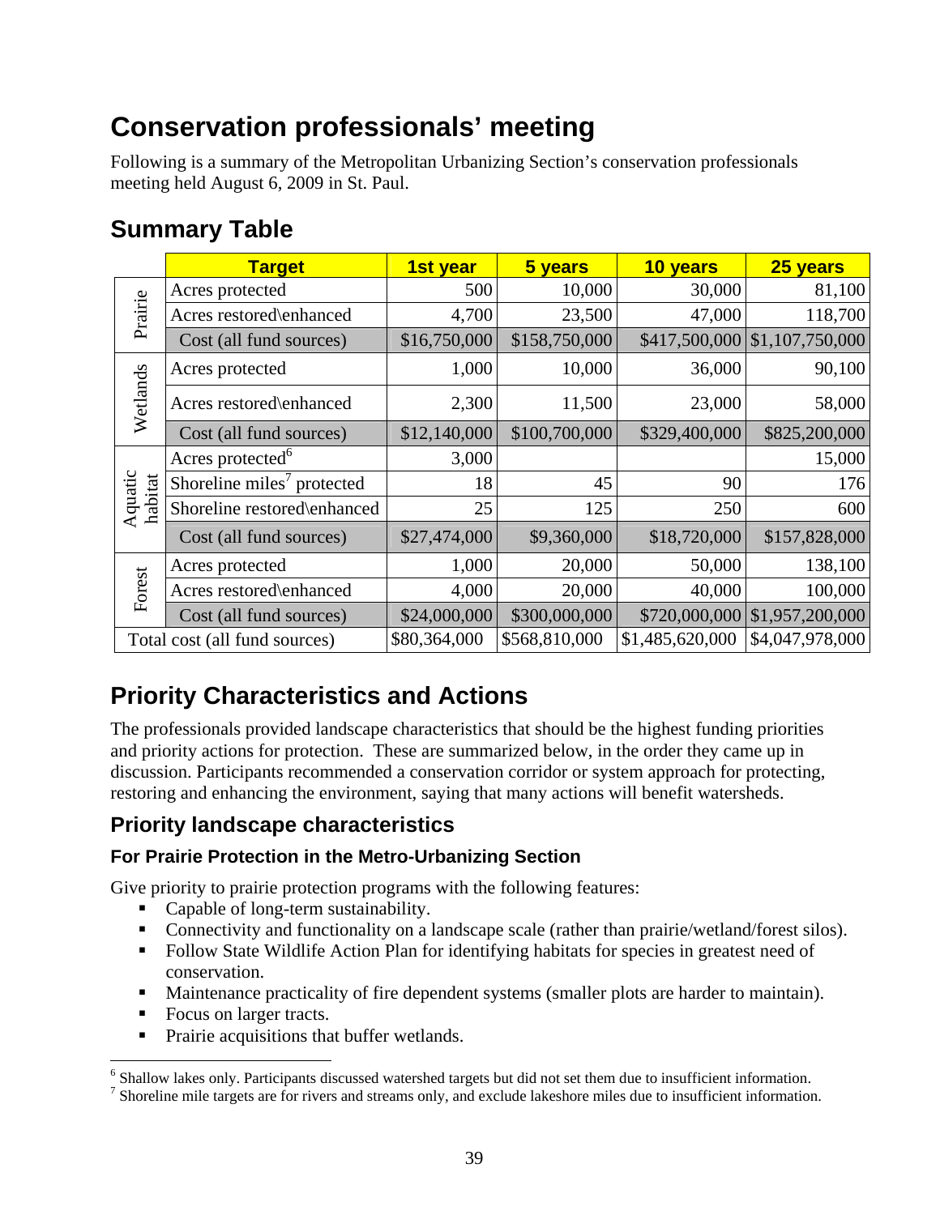# Conservation professionals' meeting

Following is a summary of the Metropolitan Urbanizing Section's conservation professionals meeting held August 6, 2009 in St. Paul.

## Summary Table

| | Target | 1st year | 5 years | 10 years | 25 years |
|---|---|---|---|---|---|
| Prairie | Acres protected | 500 | 10,000 | 30,000 | 81,100 |
| | Acres restored\enhanced | 4,700 | 23,500 | 47,000 | 118,700 |
| | Cost (all fund sources) | $16,750,000 | $158,750,000 | $417,500,000 | $1,107,750,000 |
| Wetlands | Acres protected | 1,000 | 10,000 | 36,000 | 90,100 |
| | Acres restored\enhanced | 2,300 | 11,500 | 23,000 | 58,000 |
| | Cost (all fund sources) | $12,140,000 | $100,700,000 | $329,400,000 | $825,200,000 |
| Aquatic habitat | Acres protected[6] | 3,000 | | | 15,000 |
| | Shoreline miles[7] protected | 18 | 45 | 90 | 176 |
| | Shoreline restored\enhanced | 25 | 125 | 250 | 600 |
| | Cost (all fund sources) | $27,474,000 | $9,360,000 | $18,720,000 | $157,828,000 |
| Forest | Acres protected | 1,000 | 20,000 | 50,000 | 138,100 |
| | Acres restored\enhanced | 4,000 | 20,000 | 40,000 | 100,000 |
| | Cost (all fund sources) | $24,000,000 | $300,000,000 | $720,000,000 | $1,957,200,000 |
| Total cost (all fund sources) | | $80,364,000 | $568,810,000 | $1,485,620,000 | $4,047,978,000 |

# Priority Characteristics and Actions

The professionals provided landscape characteristics that should be the highest funding priorities and priority actions for protection. These are summarized below, in the order they came up in discussion. Participants recommended a conservation corridor or system approach for protecting, restoring and enhancing the environment, saying that many actions will benefit watersheds.

## Priority landscape characteristics

### For Prairie Protection in the Metro-Urbanizing Section

Give priority to prairie protection programs with the following features:

- Capable of long-term sustainability.
- Connectivity and functionality on a landscape scale (rather than prairie/wetland/forest silos).
- Follow State Wildlife Action Plan for identifying habitats for species in greatest need of conservation.
- Maintenance practicality of fire dependent systems (smaller plots are harder to maintain).
- Focus on larger tracts.
- Prairie acquisitions that buffer wetlands.

[6] Shallow lakes only. Participants discussed watershed targets but did not set them due to insufficient information.

[7] Shoreline mile targets are for rivers and streams only, and exclude lakeshore miles due to insufficient information.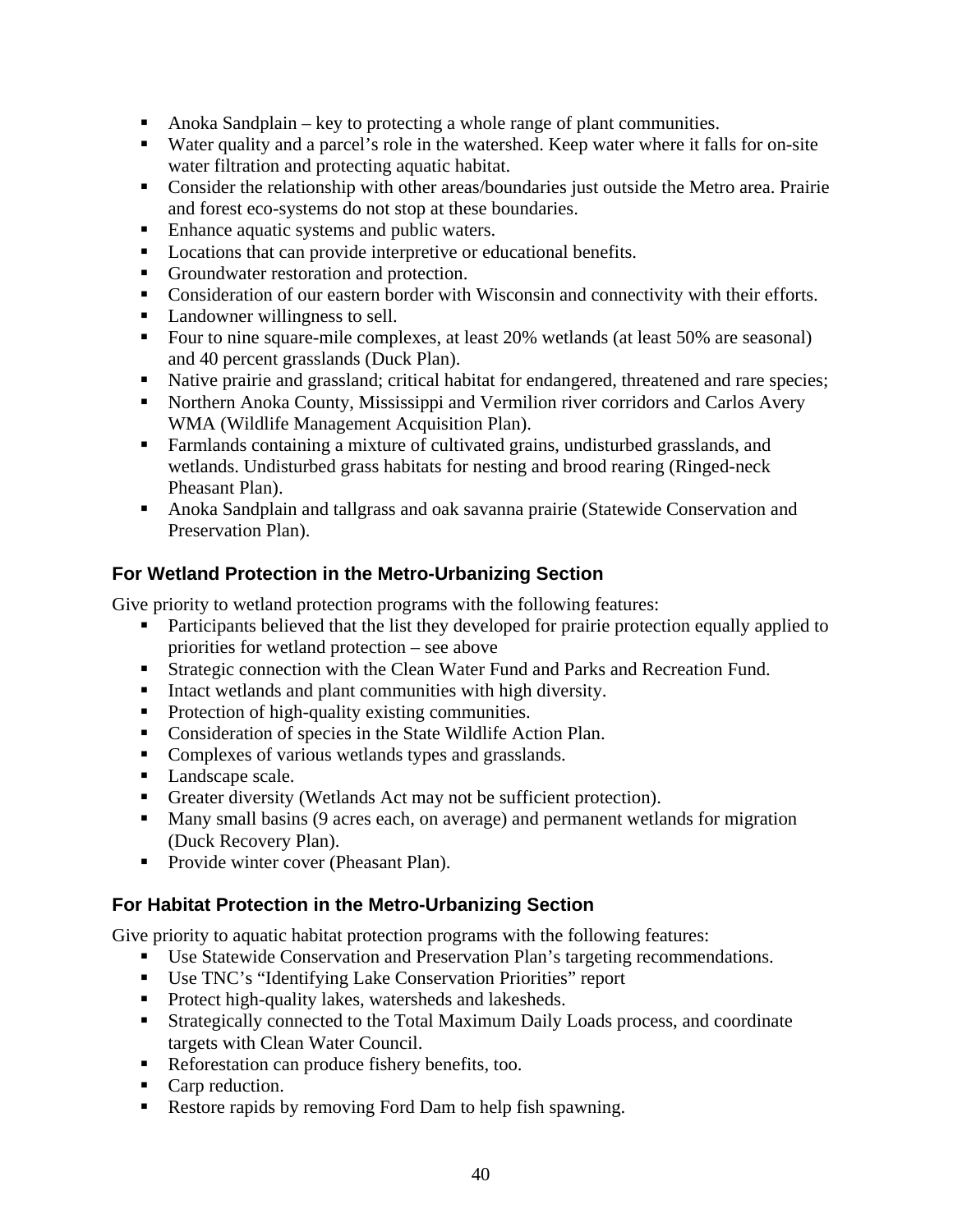- Anoka Sandplain – key to protecting a whole range of plant communities.
- Water quality and a parcel's role in the watershed. Keep water where it falls for on-site water filtration and protecting aquatic habitat.
- Consider the relationship with other areas/boundaries just outside the Metro area. Prairie and forest eco-systems do not stop at these boundaries.
- Enhance aquatic systems and public waters.
- Locations that can provide interpretive or educational benefits.
- Groundwater restoration and protection.
- Consideration of our eastern border with Wisconsin and connectivity with their efforts.
- Landowner willingness to sell.
- Four to nine square-mile complexes, at least 20% wetlands (at least 50% are seasonal) and 40 percent grasslands (Duck Plan).
- Native prairie and grassland; critical habitat for endangered, threatened and rare species;
- Northern Anoka County, Mississippi and Vermilion river corridors and Carlos Avery WMA (Wildlife Management Acquisition Plan).
- Farmlands containing a mixture of cultivated grains, undisturbed grasslands, and wetlands. Undisturbed grass habitats for nesting and brood rearing (Ringed-neck Pheasant Plan).
- Anoka Sandplain and tallgrass and oak savanna prairie (Statewide Conservation and Preservation Plan).

### For Wetland Protection in the Metro-Urbanizing Section

Give priority to wetland protection programs with the following features:

- Participants believed that the list they developed for prairie protection equally applied to priorities for wetland protection – see above
- Strategic connection with the Clean Water Fund and Parks and Recreation Fund.
- Intact wetlands and plant communities with high diversity.
- Protection of high-quality existing communities.
- Consideration of species in the State Wildlife Action Plan.
- Complexes of various wetlands types and grasslands.
- Landscape scale.
- Greater diversity (Wetlands Act may not be sufficient protection).
- Many small basins (9 acres each, on average) and permanent wetlands for migration (Duck Recovery Plan).
- Provide winter cover (Pheasant Plan).

### For Habitat Protection in the Metro-Urbanizing Section

Give priority to aquatic habitat protection programs with the following features:

- Use Statewide Conservation and Preservation Plan's targeting recommendations.
- Use TNC's "Identifying Lake Conservation Priorities" report
- Protect high-quality lakes, watersheds and lakesheds.
- Strategically connected to the Total Maximum Daily Loads process, and coordinate targets with Clean Water Council.
- Reforestation can produce fishery benefits, too.
- Carp reduction.
- Restore rapids by removing Ford Dam to help fish spawning.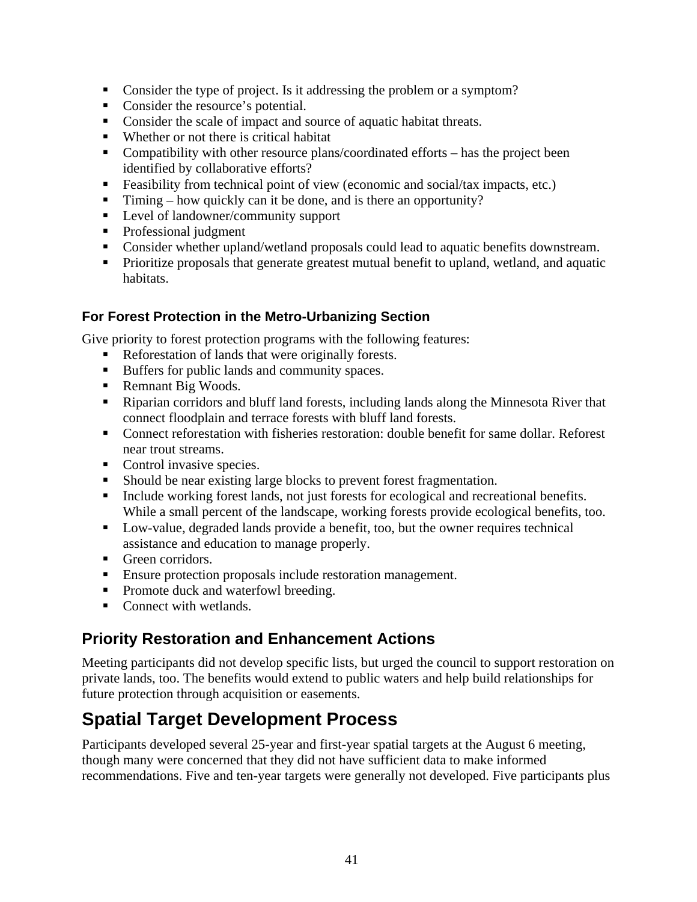- Consider the type of project. Is it addressing the problem or a symptom?
- Consider the resource's potential.
- Consider the scale of impact and source of aquatic habitat threats.
- Whether or not there is critical habitat
- Compatibility with other resource plans/coordinated efforts – has the project been identified by collaborative efforts?
- Feasibility from technical point of view (economic and social/tax impacts, etc.)
- Timing – how quickly can it be done, and is there an opportunity?
- Level of landowner/community support
- Professional judgment
- Consider whether upland/wetland proposals could lead to aquatic benefits downstream.
- Prioritize proposals that generate greatest mutual benefit to upland, wetland, and aquatic habitats.

### For Forest Protection in the Metro-Urbanizing Section

Give priority to forest protection programs with the following features:

- Reforestation of lands that were originally forests.
- Buffers for public lands and community spaces.
- Remnant Big Woods.
- Riparian corridors and bluff land forests, including lands along the Minnesota River that connect floodplain and terrace forests with bluff land forests.
- Connect reforestation with fisheries restoration: double benefit for same dollar. Reforest near trout streams.
- Control invasive species.
- Should be near existing large blocks to prevent forest fragmentation.
- Include working forest lands, not just forests for ecological and recreational benefits. While a small percent of the landscape, working forests provide ecological benefits, too.
- Low-value, degraded lands provide a benefit, too, but the owner requires technical assistance and education to manage properly.
- Green corridors.
- Ensure protection proposals include restoration management.
- Promote duck and waterfowl breeding.
- Connect with wetlands.

## Priority Restoration and Enhancement Actions

Meeting participants did not develop specific lists, but urged the council to support restoration on private lands, too. The benefits would extend to public waters and help build relationships for future protection through acquisition or easements.

# Spatial Target Development Process

Participants developed several 25-year and first-year spatial targets at the August 6 meeting, though many were concerned that they did not have sufficient data to make informed recommendations. Five and ten-year targets were generally not developed. Five participants plus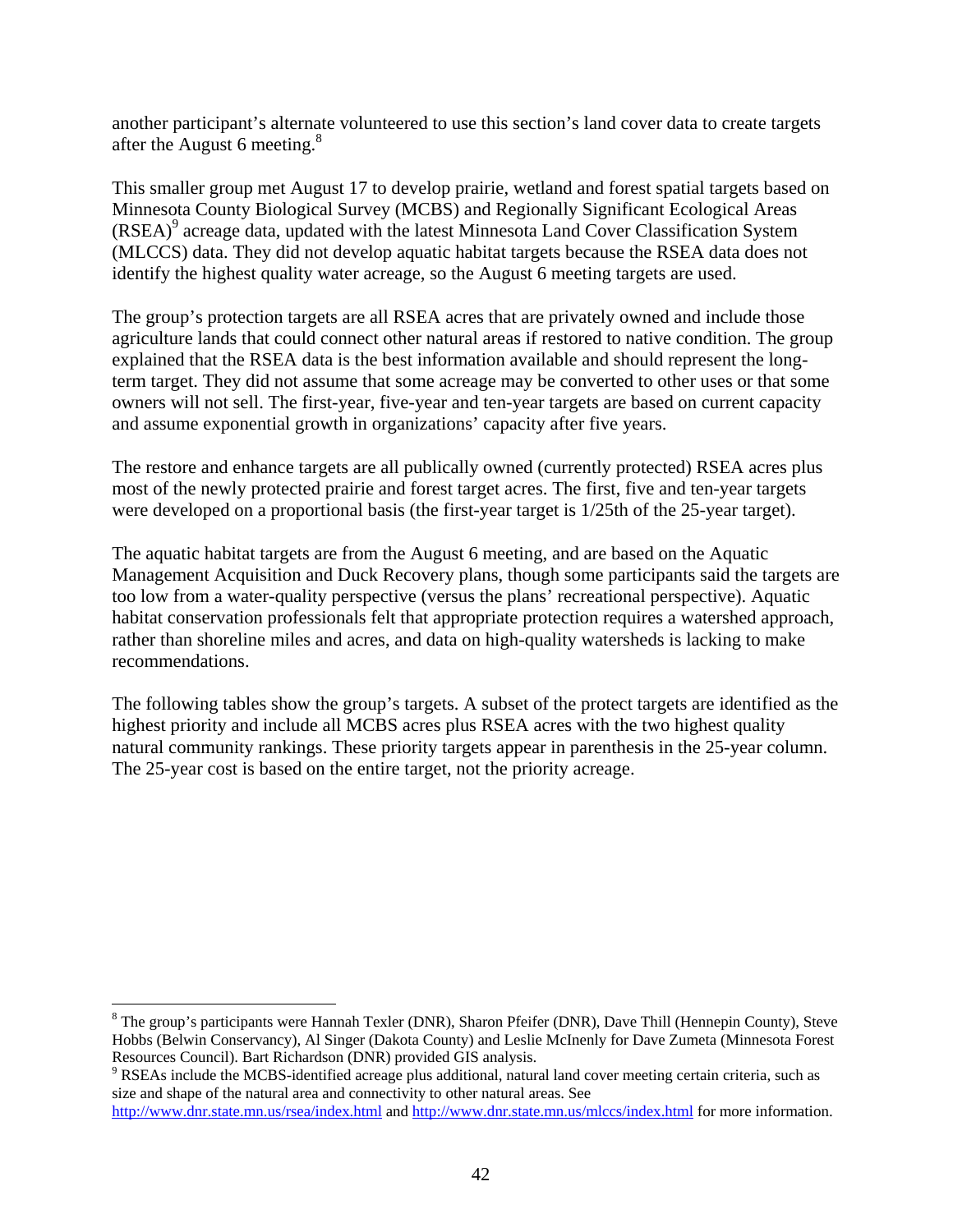another participant's alternate volunteered to use this section's land cover data to create targets after the August 6 meeting.[8]

This smaller group met August 17 to develop prairie, wetland and forest spatial targets based on Minnesota County Biological Survey (MCBS) and Regionally Significant Ecological Areas (RSEA)[9] acreage data, updated with the latest Minnesota Land Cover Classification System (MLCCS) data. They did not develop aquatic habitat targets because the RSEA data does not identify the highest quality water acreage, so the August 6 meeting targets are used.

The group's protection targets are all RSEA acres that are privately owned and include those agriculture lands that could connect other natural areas if restored to native condition. The group explained that the RSEA data is the best information available and should represent the long-term target. They did not assume that some acreage may be converted to other uses or that some owners will not sell. The first-year, five-year and ten-year targets are based on current capacity and assume exponential growth in organizations' capacity after five years.

The restore and enhance targets are all publically owned (currently protected) RSEA acres plus most of the newly protected prairie and forest target acres. The first, five and ten-year targets were developed on a proportional basis (the first-year target is 1/25th of the 25-year target).

The aquatic habitat targets are from the August 6 meeting, and are based on the Aquatic Management Acquisition and Duck Recovery plans, though some participants said the targets are too low from a water-quality perspective (versus the plans' recreational perspective). Aquatic habitat conservation professionals felt that appropriate protection requires a watershed approach, rather than shoreline miles and acres, and data on high-quality watersheds is lacking to make recommendations.

The following tables show the group's targets. A subset of the protect targets are identified as the highest priority and include all MCBS acres plus RSEA acres with the two highest quality natural community rankings. These priority targets appear in parenthesis in the 25-year column. The 25-year cost is based on the entire target, not the priority acreage.

---

[8] The group's participants were Hannah Texler (DNR), Sharon Pfeifer (DNR), Dave Thill (Hennepin County), Steve Hobbs (Belwin Conservancy), Al Singer (Dakota County) and Leslie McInenly for Dave Zumeta (Minnesota Forest Resources Council). Bart Richardson (DNR) provided GIS analysis.

[9] RSEAs include the MCBS-identified acreage plus additional, natural land cover meeting certain criteria, such as size and shape of the natural area and connectivity to other natural areas. See http://www.dnr.state.mn.us/rsea/index.html and http://www.dnr.state.mn.us/mlccs/index.html for more information.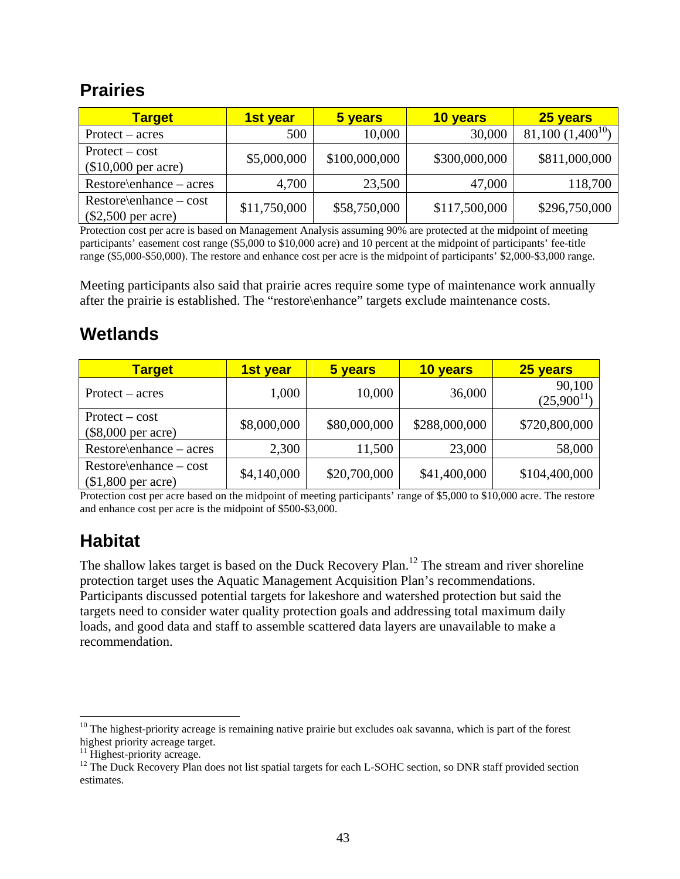## Prairies

| Target | 1st year | 5 years | 10 years | 25 years |
|---|---|---|---|---|
| Protect – acres | 500 | 10,000 | 30,000 | 81,100 (1,400[10]) |
| Protect – cost ($10,000 per acre) | $5,000,000 | $100,000,000 | $300,000,000 | $811,000,000 |
| Restore\enhance – acres | 4,700 | 23,500 | 47,000 | 118,700 |
| Restore\enhance – cost ($2,500 per acre) | $11,750,000 | $58,750,000 | $117,500,000 | $296,750,000 |

Protection cost per acre is based on Management Analysis assuming 90% are protected at the midpoint of meeting participants' easement cost range ($5,000 to $10,000 acre) and 10 percent at the midpoint of participants' fee-title range ($5,000-$50,000). The restore and enhance cost per acre is the midpoint of participants' $2,000-$3,000 range.

Meeting participants also said that prairie acres require some type of maintenance work annually after the prairie is established. The "restore\enhance" targets exclude maintenance costs.

## Wetlands

| Target | 1st year | 5 years | 10 years | 25 years |
|---|---|---|---|---|
| Protect – acres | 1,000 | 10,000 | 36,000 | 90,100 (25,900[11]) |
| Protect – cost ($8,000 per acre) | $8,000,000 | $80,000,000 | $288,000,000 | $720,800,000 |
| Restore\enhance – acres | 2,300 | 11,500 | 23,000 | 58,000 |
| Restore\enhance – cost ($1,800 per acre) | $4,140,000 | $20,700,000 | $41,400,000 | $104,400,000 |

Protection cost per acre based on the midpoint of meeting participants' range of $5,000 to $10,000 acre. The restore and enhance cost per acre is the midpoint of $500-$3,000.

## Habitat

The shallow lakes target is based on the Duck Recovery Plan.[12] The stream and river shoreline protection target uses the Aquatic Management Acquisition Plan's recommendations. Participants discussed potential targets for lakeshore and watershed protection but said the targets need to consider water quality protection goals and addressing total maximum daily loads, and good data and staff to assemble scattered data layers are unavailable to make a recommendation.

[10] The highest-priority acreage is remaining native prairie but excludes oak savanna, which is part of the forest highest priority acreage target.

[11] Highest-priority acreage.

[12] The Duck Recovery Plan does not list spatial targets for each L-SOHC section, so DNR staff provided section estimates.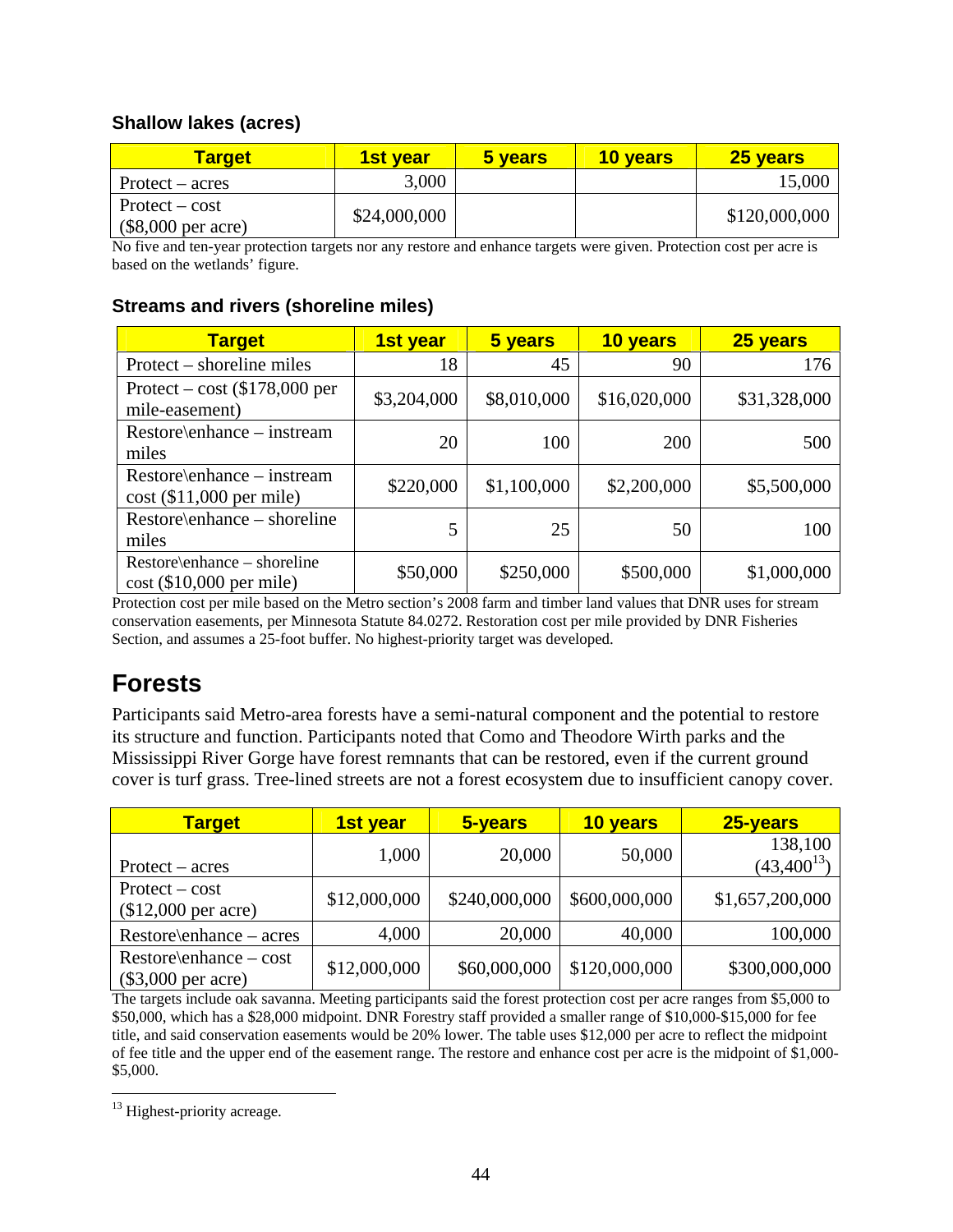### Shallow lakes (acres)

| Target | 1st year | 5 years | 10 years | 25 years |
|---|---|---|---|---|
| Protect – acres | 3,000 | | | 15,000 |
| Protect – cost ($8,000 per acre) | $24,000,000 | | | $120,000,000 |

No five and ten-year protection targets nor any restore and enhance targets were given. Protection cost per acre is based on the wetlands' figure.

### Streams and rivers (shoreline miles)

| Target | 1st year | 5 years | 10 years | 25 years |
|---|---|---|---|---|
| Protect – shoreline miles | 18 | 45 | 90 | 176 |
| Protect – cost ($178,000 per mile-easement) | $3,204,000 | $8,010,000 | $16,020,000 | $31,328,000 |
| Restore\enhance – instream miles | 20 | 100 | 200 | 500 |
| Restore\enhance – instream cost ($11,000 per mile) | $220,000 | $1,100,000 | $2,200,000 | $5,500,000 |
| Restore\enhance – shoreline miles | 5 | 25 | 50 | 100 |
| Restore\enhance – shoreline cost ($10,000 per mile) | $50,000 | $250,000 | $500,000 | $1,000,000 |

Protection cost per mile based on the Metro section's 2008 farm and timber land values that DNR uses for stream conservation easements, per Minnesota Statute 84.0272. Restoration cost per mile provided by DNR Fisheries Section, and assumes a 25-foot buffer. No highest-priority target was developed.

## Forests

Participants said Metro-area forests have a semi-natural component and the potential to restore its structure and function. Participants noted that Como and Theodore Wirth parks and the Mississippi River Gorge have forest remnants that can be restored, even if the current ground cover is turf grass. Tree-lined streets are not a forest ecosystem due to insufficient canopy cover.

| Target | 1st year | 5-years | 10 years | 25-years |
|---|---|---|---|---|
| Protect – acres | 1,000 | 20,000 | 50,000 | 138,100 (43,400[13]) |
| Protect – cost ($12,000 per acre) | $12,000,000 | $240,000,000 | $600,000,000 | $1,657,200,000 |
| Restore\enhance – acres | 4,000 | 20,000 | 40,000 | 100,000 |
| Restore\enhance – cost ($3,000 per acre) | $12,000,000 | $60,000,000 | $120,000,000 | $300,000,000 |

The targets include oak savanna. Meeting participants said the forest protection cost per acre ranges from $5,000 to $50,000, which has a $28,000 midpoint. DNR Forestry staff provided a smaller range of $10,000-$15,000 for fee title, and said conservation easements would be 20% lower. The table uses $12,000 per acre to reflect the midpoint of fee title and the upper end of the easement range. The restore and enhance cost per acre is the midpoint of $1,000-$5,000.

[13] Highest-priority acreage.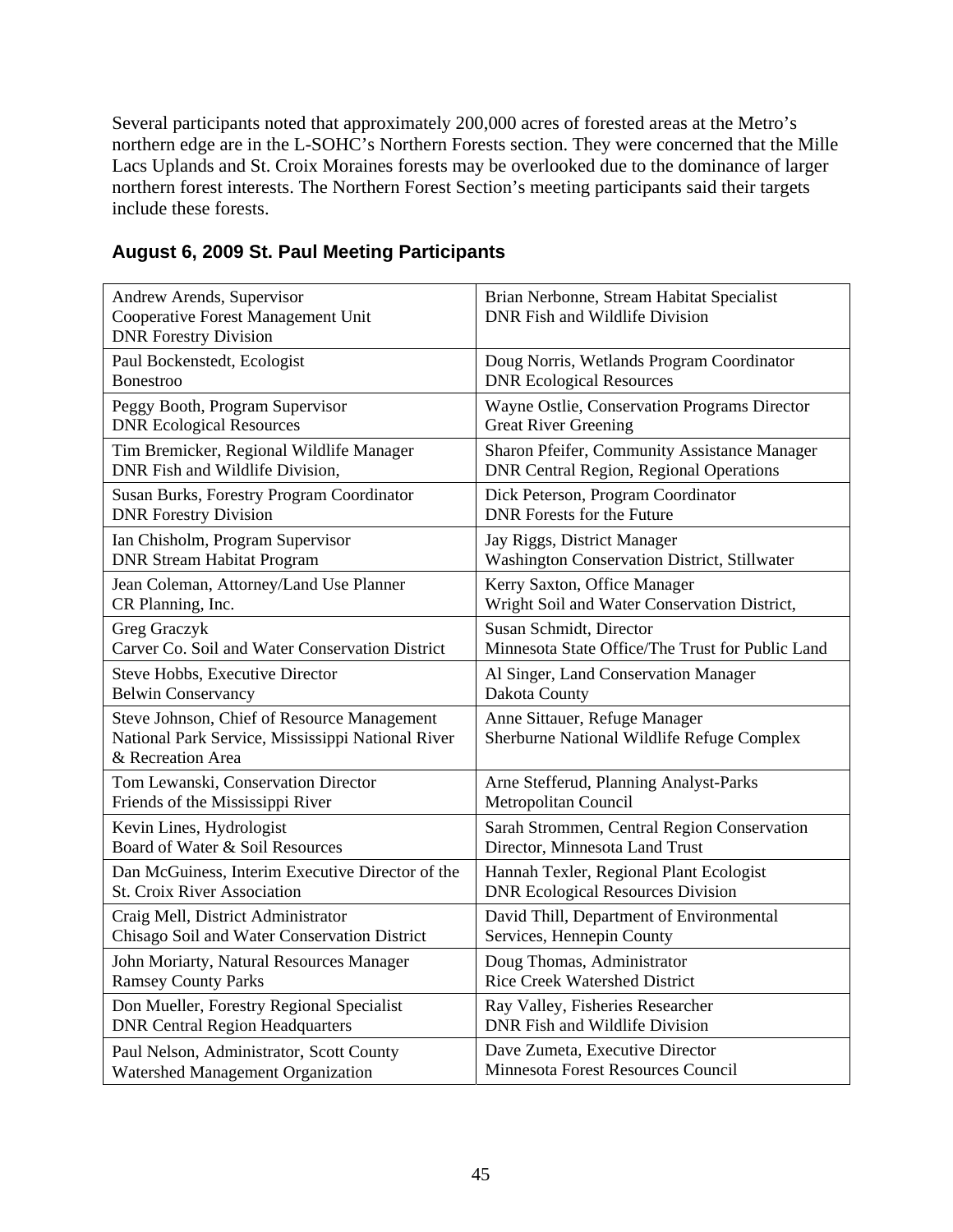Several participants noted that approximately 200,000 acres of forested areas at the Metro's northern edge are in the L-SOHC's Northern Forests section. They were concerned that the Mille Lacs Uplands and St. Croix Moraines forests may be overlooked due to the dominance of larger northern forest interests. The Northern Forest Section's meeting participants said their targets include these forests.

## August 6, 2009 St. Paul Meeting Participants

| | |
|---|---|
| Andrew Arends, Supervisor<br>Cooperative Forest Management Unit<br>DNR Forestry Division | Brian Nerbonne, Stream Habitat Specialist<br>DNR Fish and Wildlife Division |
| Paul Bockenstedt, Ecologist<br>Bonestroo | Doug Norris, Wetlands Program Coordinator<br>DNR Ecological Resources |
| Peggy Booth, Program Supervisor<br>DNR Ecological Resources | Wayne Ostlie, Conservation Programs Director<br>Great River Greening |
| Tim Bremicker, Regional Wildlife Manager<br>DNR Fish and Wildlife Division, | Sharon Pfeifer, Community Assistance Manager<br>DNR Central Region, Regional Operations |
| Susan Burks, Forestry Program Coordinator<br>DNR Forestry Division | Dick Peterson, Program Coordinator<br>DNR Forests for the Future |
| Ian Chisholm, Program Supervisor<br>DNR Stream Habitat Program | Jay Riggs, District Manager<br>Washington Conservation District, Stillwater |
| Jean Coleman, Attorney/Land Use Planner<br>CR Planning, Inc. | Kerry Saxton, Office Manager<br>Wright Soil and Water Conservation District, |
| Greg Graczyk<br>Carver Co. Soil and Water Conservation District | Susan Schmidt, Director<br>Minnesota State Office/The Trust for Public Land |
| Steve Hobbs, Executive Director<br>Belwin Conservancy | Al Singer, Land Conservation Manager<br>Dakota County |
| Steve Johnson, Chief of Resource Management<br>National Park Service, Mississippi National River & Recreation Area | Anne Sittauer, Refuge Manager<br>Sherburne National Wildlife Refuge Complex |
| Tom Lewanski, Conservation Director<br>Friends of the Mississippi River | Arne Stefferud, Planning Analyst-Parks<br>Metropolitan Council |
| Kevin Lines, Hydrologist<br>Board of Water & Soil Resources | Sarah Strommen, Central Region Conservation Director, Minnesota Land Trust |
| Dan McGuiness, Interim Executive Director of the St. Croix River Association | Hannah Texler, Regional Plant Ecologist<br>DNR Ecological Resources Division |
| Craig Mell, District Administrator<br>Chisago Soil and Water Conservation District | David Thill, Department of Environmental Services, Hennepin County |
| John Moriarty, Natural Resources Manager<br>Ramsey County Parks | Doug Thomas, Administrator<br>Rice Creek Watershed District |
| Don Mueller, Forestry Regional Specialist<br>DNR Central Region Headquarters | Ray Valley, Fisheries Researcher<br>DNR Fish and Wildlife Division |
| Paul Nelson, Administrator, Scott County Watershed Management Organization | Dave Zumeta, Executive Director<br>Minnesota Forest Resources Council |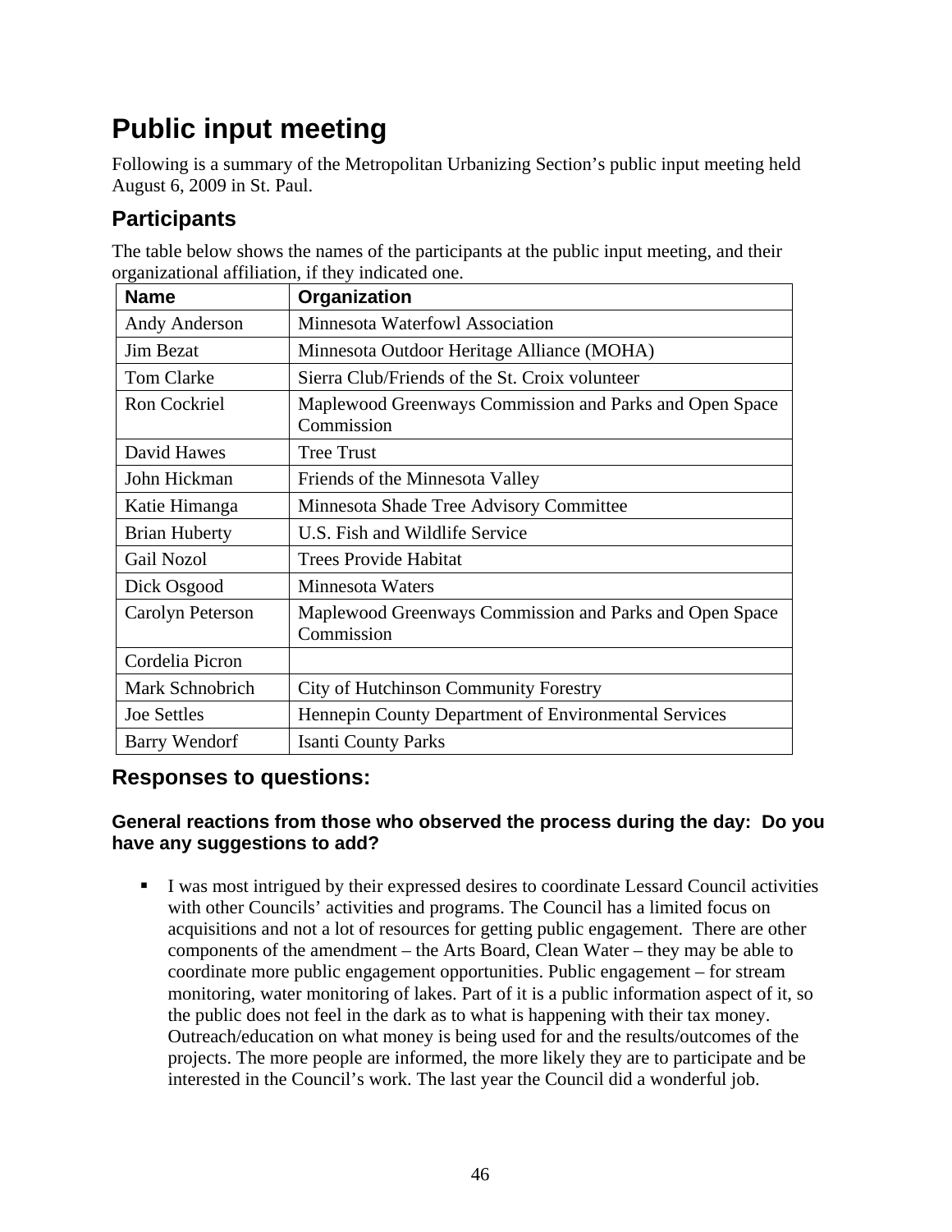# Public input meeting

Following is a summary of the Metropolitan Urbanizing Section's public input meeting held August 6, 2009 in St. Paul.

## Participants

The table below shows the names of the participants at the public input meeting, and their organizational affiliation, if they indicated one.

| Name | Organization |
|---|---|
| Andy Anderson | Minnesota Waterfowl Association |
| Jim Bezat | Minnesota Outdoor Heritage Alliance (MOHA) |
| Tom Clarke | Sierra Club/Friends of the St. Croix volunteer |
| Ron Cockriel | Maplewood Greenways Commission and Parks and Open Space Commission |
| David Hawes | Tree Trust |
| John Hickman | Friends of the Minnesota Valley |
| Katie Himanga | Minnesota Shade Tree Advisory Committee |
| Brian Huberty | U.S. Fish and Wildlife Service |
| Gail Nozol | Trees Provide Habitat |
| Dick Osgood | Minnesota Waters |
| Carolyn Peterson | Maplewood Greenways Commission and Parks and Open Space Commission |
| Cordelia Picron | |
| Mark Schnobrich | City of Hutchinson Community Forestry |
| Joe Settles | Hennepin County Department of Environmental Services |
| Barry Wendorf | Isanti County Parks |

## Responses to questions:

### General reactions from those who observed the process during the day: Do you have any suggestions to add?

- I was most intrigued by their expressed desires to coordinate Lessard Council activities with other Councils' activities and programs. The Council has a limited focus on acquisitions and not a lot of resources for getting public engagement. There are other components of the amendment – the Arts Board, Clean Water – they may be able to coordinate more public engagement opportunities. Public engagement – for stream monitoring, water monitoring of lakes. Part of it is a public information aspect of it, so the public does not feel in the dark as to what is happening with their tax money. Outreach/education on what money is being used for and the results/outcomes of the projects. The more people are informed, the more likely they are to participate and be interested in the Council's work. The last year the Council did a wonderful job.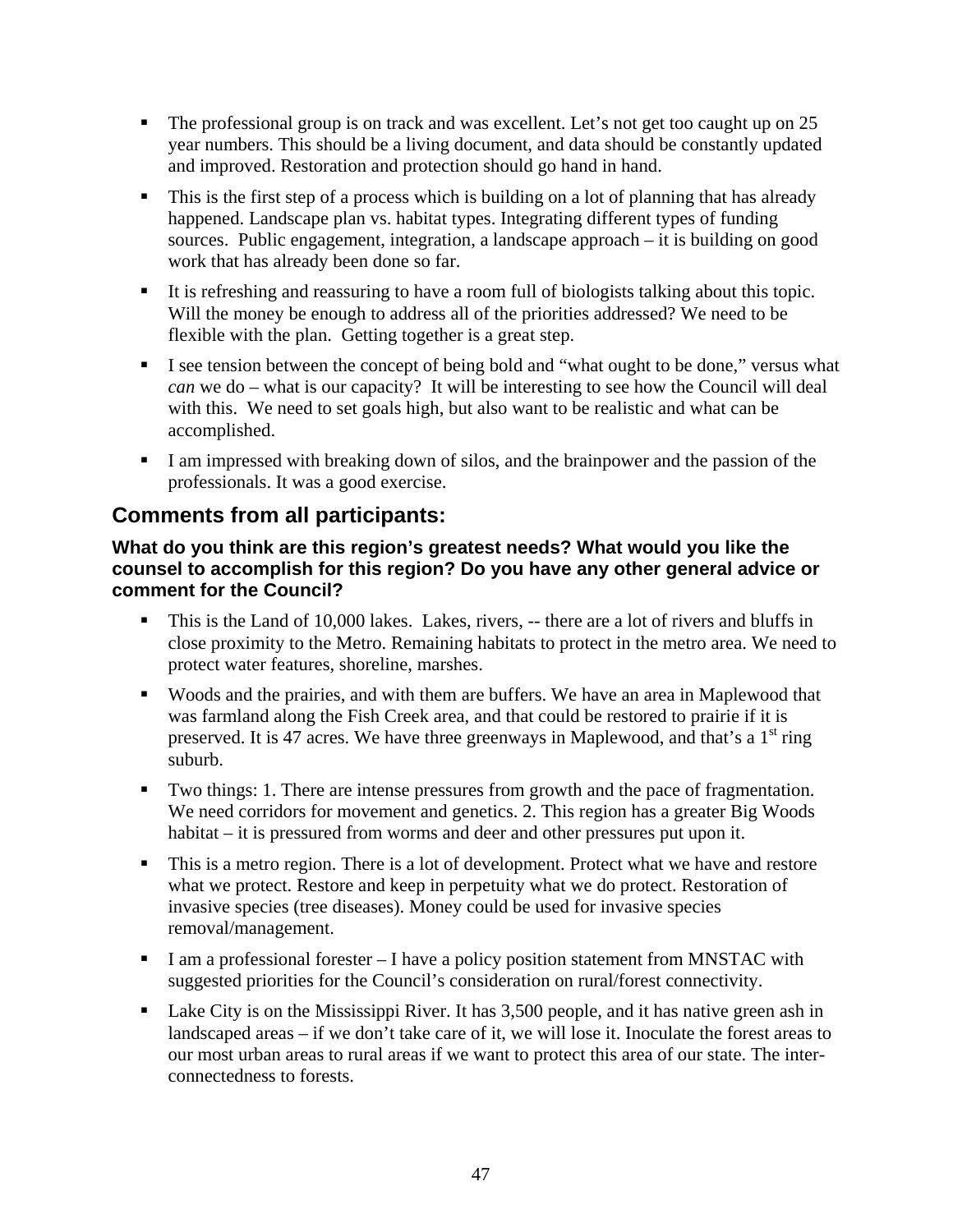- The professional group is on track and was excellent. Let's not get too caught up on 25 year numbers. This should be a living document, and data should be constantly updated and improved. Restoration and protection should go hand in hand.
- This is the first step of a process which is building on a lot of planning that has already happened. Landscape plan vs. habitat types. Integrating different types of funding sources. Public engagement, integration, a landscape approach – it is building on good work that has already been done so far.
- It is refreshing and reassuring to have a room full of biologists talking about this topic. Will the money be enough to address all of the priorities addressed? We need to be flexible with the plan. Getting together is a great step.
- I see tension between the concept of being bold and "what ought to be done," versus what *can* we do – what is our capacity? It will be interesting to see how the Council will deal with this. We need to set goals high, but also want to be realistic and what can be accomplished.
- I am impressed with breaking down of silos, and the brainpower and the passion of the professionals. It was a good exercise.

## Comments from all participants:

### What do you think are this region's greatest needs? What would you like the counsel to accomplish for this region? Do you have any other general advice or comment for the Council?

- This is the Land of 10,000 lakes. Lakes, rivers, -- there are a lot of rivers and bluffs in close proximity to the Metro. Remaining habitats to protect in the metro area. We need to protect water features, shoreline, marshes.
- Woods and the prairies, and with them are buffers. We have an area in Maplewood that was farmland along the Fish Creek area, and that could be restored to prairie if it is preserved. It is 47 acres. We have three greenways in Maplewood, and that's a 1st ring suburb.
- Two things: 1. There are intense pressures from growth and the pace of fragmentation. We need corridors for movement and genetics. 2. This region has a greater Big Woods habitat – it is pressured from worms and deer and other pressures put upon it.
- This is a metro region. There is a lot of development. Protect what we have and restore what we protect. Restore and keep in perpetuity what we do protect. Restoration of invasive species (tree diseases). Money could be used for invasive species removal/management.
- I am a professional forester – I have a policy position statement from MNSTAC with suggested priorities for the Council's consideration on rural/forest connectivity.
- Lake City is on the Mississippi River. It has 3,500 people, and it has native green ash in landscaped areas – if we don't take care of it, we will lose it. Inoculate the forest areas to our most urban areas to rural areas if we want to protect this area of our state. The inter-connectedness to forests.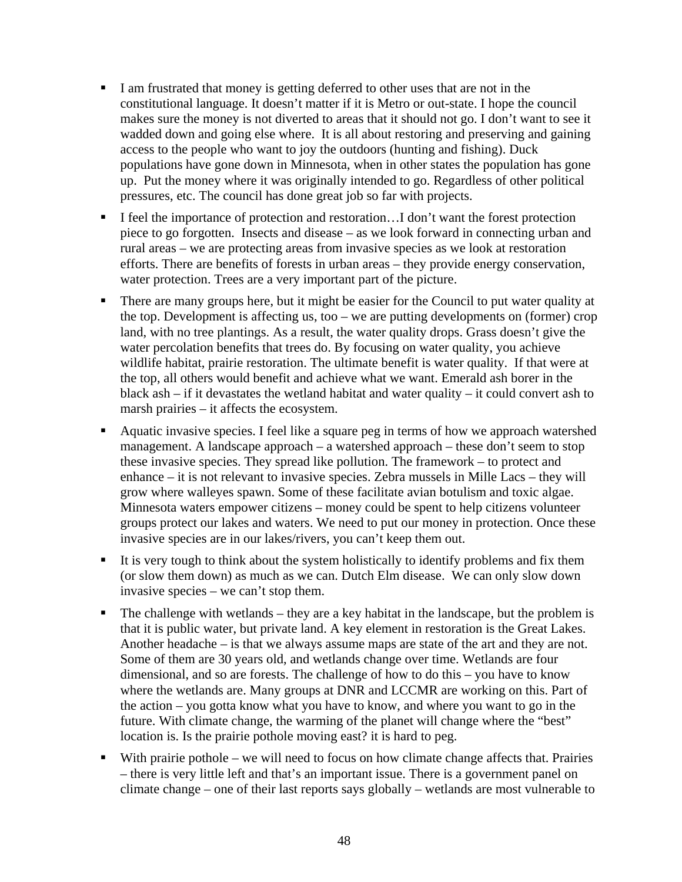- I am frustrated that money is getting deferred to other uses that are not in the constitutional language. It doesn't matter if it is Metro or out-state. I hope the council makes sure the money is not diverted to areas that it should not go. I don't want to see it wadded down and going else where. It is all about restoring and preserving and gaining access to the people who want to joy the outdoors (hunting and fishing). Duck populations have gone down in Minnesota, when in other states the population has gone up. Put the money where it was originally intended to go. Regardless of other political pressures, etc. The council has done great job so far with projects.
- I feel the importance of protection and restoration…I don't want the forest protection piece to go forgotten. Insects and disease – as we look forward in connecting urban and rural areas – we are protecting areas from invasive species as we look at restoration efforts. There are benefits of forests in urban areas – they provide energy conservation, water protection. Trees are a very important part of the picture.
- There are many groups here, but it might be easier for the Council to put water quality at the top. Development is affecting us, too – we are putting developments on (former) crop land, with no tree plantings. As a result, the water quality drops. Grass doesn't give the water percolation benefits that trees do. By focusing on water quality, you achieve wildlife habitat, prairie restoration. The ultimate benefit is water quality. If that were at the top, all others would benefit and achieve what we want. Emerald ash borer in the black ash – if it devastates the wetland habitat and water quality – it could convert ash to marsh prairies – it affects the ecosystem.
- Aquatic invasive species. I feel like a square peg in terms of how we approach watershed management. A landscape approach – a watershed approach – these don't seem to stop these invasive species. They spread like pollution. The framework – to protect and enhance – it is not relevant to invasive species. Zebra mussels in Mille Lacs – they will grow where walleyes spawn. Some of these facilitate avian botulism and toxic algae. Minnesota waters empower citizens – money could be spent to help citizens volunteer groups protect our lakes and waters. We need to put our money in protection. Once these invasive species are in our lakes/rivers, you can't keep them out.
- It is very tough to think about the system holistically to identify problems and fix them (or slow them down) as much as we can. Dutch Elm disease. We can only slow down invasive species – we can't stop them.
- The challenge with wetlands – they are a key habitat in the landscape, but the problem is that it is public water, but private land. A key element in restoration is the Great Lakes. Another headache – is that we always assume maps are state of the art and they are not. Some of them are 30 years old, and wetlands change over time. Wetlands are four dimensional, and so are forests. The challenge of how to do this – you have to know where the wetlands are. Many groups at DNR and LCCMR are working on this. Part of the action – you gotta know what you have to know, and where you want to go in the future. With climate change, the warming of the planet will change where the "best" location is. Is the prairie pothole moving east? it is hard to peg.
- With prairie pothole – we will need to focus on how climate change affects that. Prairies – there is very little left and that's an important issue. There is a government panel on climate change – one of their last reports says globally – wetlands are most vulnerable to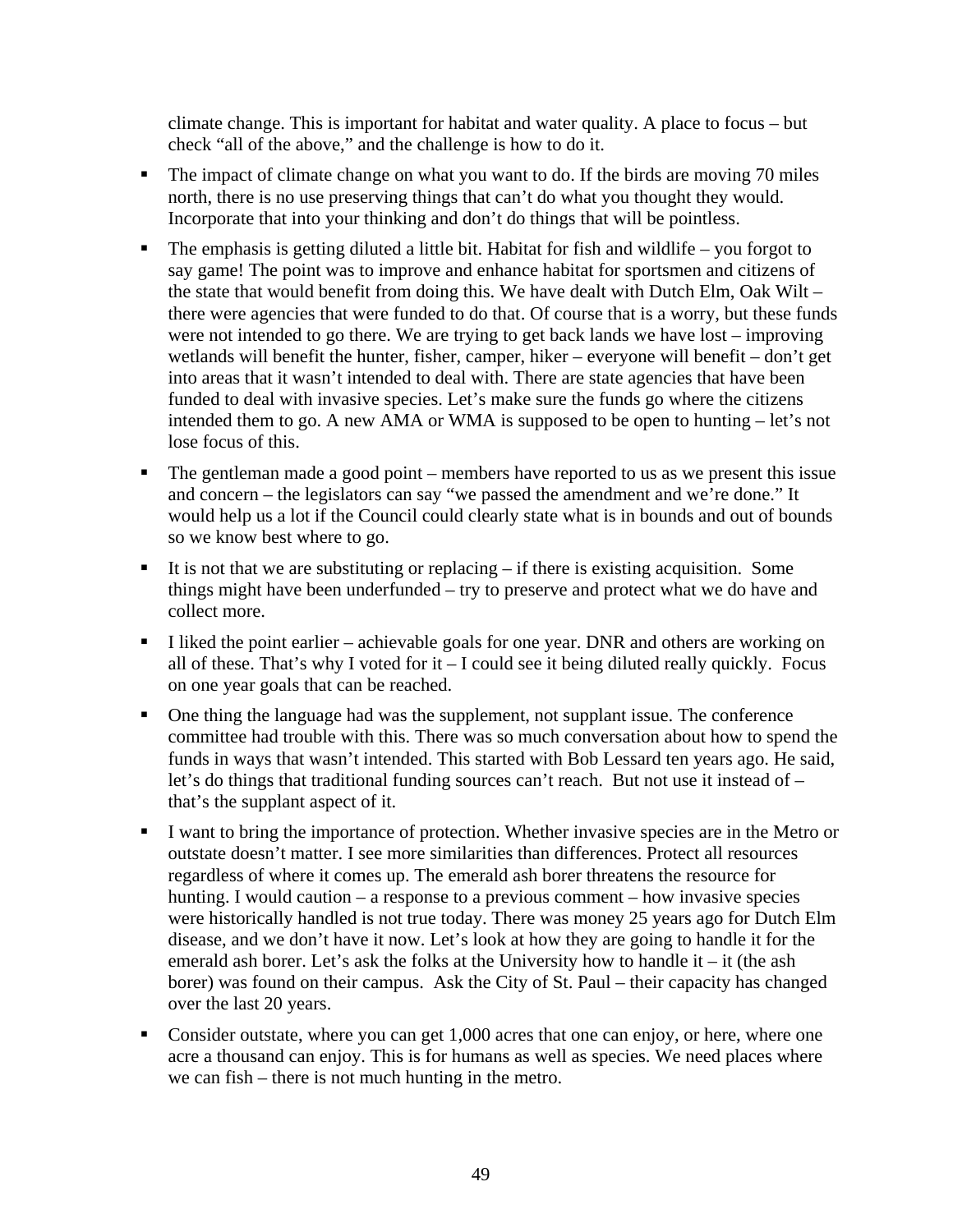climate change. This is important for habitat and water quality. A place to focus – but check "all of the above," and the challenge is how to do it.

- The impact of climate change on what you want to do. If the birds are moving 70 miles north, there is no use preserving things that can't do what you thought they would. Incorporate that into your thinking and don't do things that will be pointless.
- The emphasis is getting diluted a little bit. Habitat for fish and wildlife – you forgot to say game! The point was to improve and enhance habitat for sportsmen and citizens of the state that would benefit from doing this. We have dealt with Dutch Elm, Oak Wilt – there were agencies that were funded to do that. Of course that is a worry, but these funds were not intended to go there. We are trying to get back lands we have lost – improving wetlands will benefit the hunter, fisher, camper, hiker – everyone will benefit – don't get into areas that it wasn't intended to deal with. There are state agencies that have been funded to deal with invasive species. Let's make sure the funds go where the citizens intended them to go. A new AMA or WMA is supposed to be open to hunting – let's not lose focus of this.
- The gentleman made a good point – members have reported to us as we present this issue and concern – the legislators can say "we passed the amendment and we're done." It would help us a lot if the Council could clearly state what is in bounds and out of bounds so we know best where to go.
- It is not that we are substituting or replacing – if there is existing acquisition. Some things might have been underfunded – try to preserve and protect what we do have and collect more.
- I liked the point earlier – achievable goals for one year. DNR and others are working on all of these. That's why I voted for it – I could see it being diluted really quickly. Focus on one year goals that can be reached.
- One thing the language had was the supplement, not supplant issue. The conference committee had trouble with this. There was so much conversation about how to spend the funds in ways that wasn't intended. This started with Bob Lessard ten years ago. He said, let's do things that traditional funding sources can't reach. But not use it instead of – that's the supplant aspect of it.
- I want to bring the importance of protection. Whether invasive species are in the Metro or outstate doesn't matter. I see more similarities than differences. Protect all resources regardless of where it comes up. The emerald ash borer threatens the resource for hunting. I would caution – a response to a previous comment – how invasive species were historically handled is not true today. There was money 25 years ago for Dutch Elm disease, and we don't have it now. Let's look at how they are going to handle it for the emerald ash borer. Let's ask the folks at the University how to handle it – it (the ash borer) was found on their campus. Ask the City of St. Paul – their capacity has changed over the last 20 years.
- Consider outstate, where you can get 1,000 acres that one can enjoy, or here, where one acre a thousand can enjoy. This is for humans as well as species. We need places where we can fish – there is not much hunting in the metro.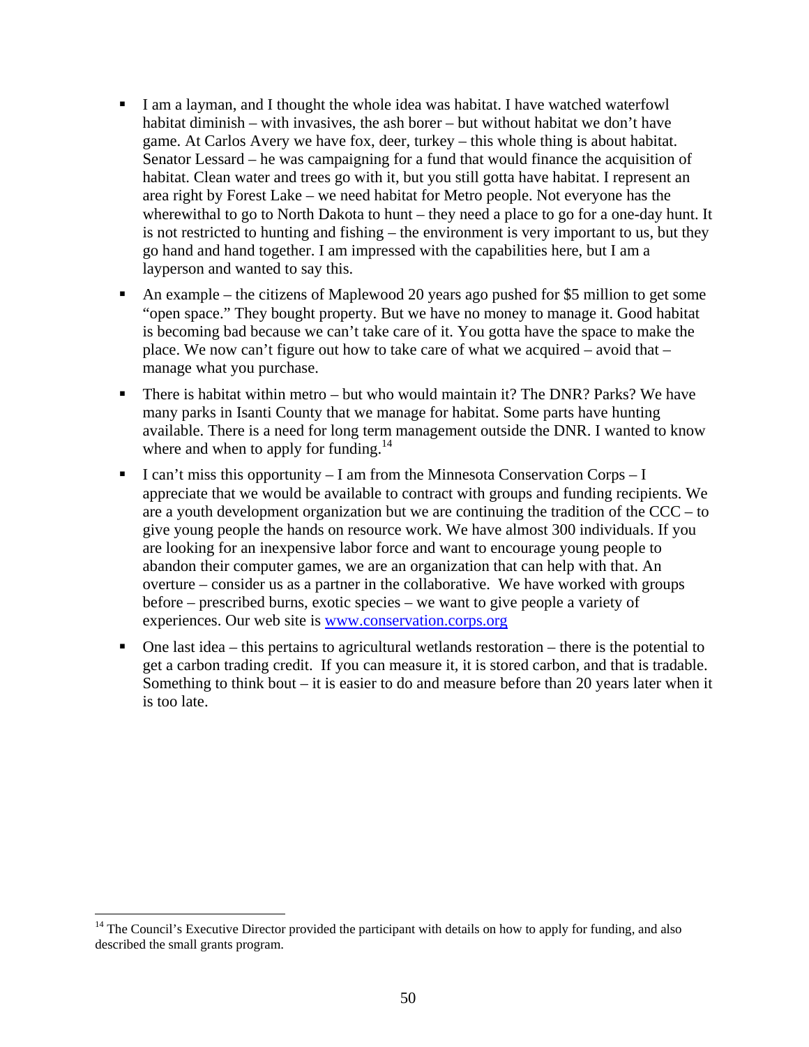- I am a layman, and I thought the whole idea was habitat. I have watched waterfowl habitat diminish – with invasives, the ash borer – but without habitat we don't have game. At Carlos Avery we have fox, deer, turkey – this whole thing is about habitat. Senator Lessard – he was campaigning for a fund that would finance the acquisition of habitat. Clean water and trees go with it, but you still gotta have habitat. I represent an area right by Forest Lake – we need habitat for Metro people. Not everyone has the wherewithal to go to North Dakota to hunt – they need a place to go for a one-day hunt. It is not restricted to hunting and fishing – the environment is very important to us, but they go hand and hand together. I am impressed with the capabilities here, but I am a layperson and wanted to say this.
- An example – the citizens of Maplewood 20 years ago pushed for $5 million to get some "open space." They bought property. But we have no money to manage it. Good habitat is becoming bad because we can't take care of it. You gotta have the space to make the place. We now can't figure out how to take care of what we acquired – avoid that – manage what you purchase.
- There is habitat within metro – but who would maintain it? The DNR? Parks? We have many parks in Isanti County that we manage for habitat. Some parts have hunting available. There is a need for long term management outside the DNR. I wanted to know where and when to apply for funding.[14]
- I can't miss this opportunity – I am from the Minnesota Conservation Corps – I appreciate that we would be available to contract with groups and funding recipients. We are a youth development organization but we are continuing the tradition of the CCC – to give young people the hands on resource work. We have almost 300 individuals. If you are looking for an inexpensive labor force and want to encourage young people to abandon their computer games, we are an organization that can help with that. An overture – consider us as a partner in the collaborative. We have worked with groups before – prescribed burns, exotic species – we want to give people a variety of experiences. Our web site is www.conservation.corps.org
- One last idea – this pertains to agricultural wetlands restoration – there is the potential to get a carbon trading credit. If you can measure it, it is stored carbon, and that is tradable. Something to think bout – it is easier to do and measure before than 20 years later when it is too late.

[14] The Council's Executive Director provided the participant with details on how to apply for funding, and also described the small grants program.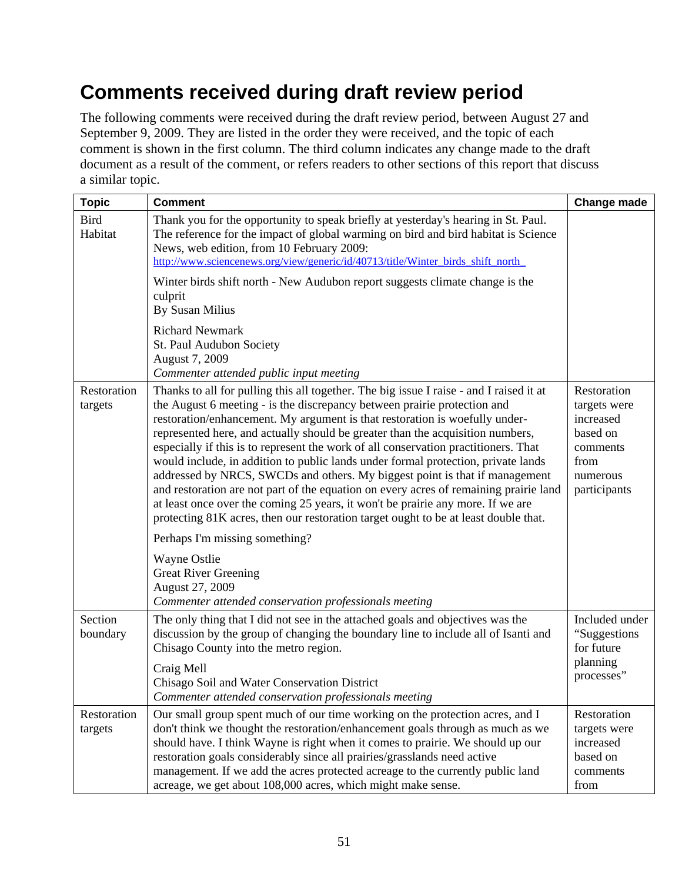# Comments received during draft review period

The following comments were received during the draft review period, between August 27 and September 9, 2009. They are listed in the order they were received, and the topic of each comment is shown in the first column. The third column indicates any change made to the draft document as a result of the comment, or refers readers to other sections of this report that discuss a similar topic.

| Topic | Comment | Change made |
|---|---|---|
| Bird Habitat | Thank you for the opportunity to speak briefly at yesterday's hearing in St. Paul. The reference for the impact of global warming on bird and bird habitat is Science News, web edition, from 10 February 2009: http://www.sciencenews.org/view/generic/id/40713/title/Winter_birds_shift_north_<br><br>Winter birds shift north - New Audubon report suggests climate change is the culprit<br>By Susan Milius<br><br>Richard Newmark<br>St. Paul Audubon Society<br>August 7, 2009<br>*Commenter attended public input meeting* | |
| Restoration targets | Thanks to all for pulling this all together. The big issue I raise - and I raised it at the August 6 meeting - is the discrepancy between prairie protection and restoration/enhancement. My argument is that restoration is woefully under-represented here, and actually should be greater than the acquisition numbers, especially if this is to represent the work of all conservation practitioners. That would include, in addition to public lands under formal protection, private lands addressed by NRCS, SWCDs and others. My biggest point is that if management and restoration are not part of the equation on every acres of remaining prairie land at least once over the coming 25 years, it won't be prairie any more. If we are protecting 81K acres, then our restoration target ought to be at least double that.<br><br>Perhaps I'm missing something?<br><br>Wayne Ostlie<br>Great River Greening<br>August 27, 2009<br>*Commenter attended conservation professionals meeting* | Restoration targets were increased based on comments from numerous participants |
| Section boundary | The only thing that I did not see in the attached goals and objectives was the discussion by the group of changing the boundary line to include all of Isanti and Chisago County into the metro region.<br><br>Craig Mell<br>Chisago Soil and Water Conservation District<br>*Commenter attended conservation professionals meeting* | Included under "Suggestions for future planning processes" |
| Restoration targets | Our small group spent much of our time working on the protection acres, and I don't think we thought the restoration/enhancement goals through as much as we should have. I think Wayne is right when it comes to prairie. We should up our restoration goals considerably since all prairies/grasslands need active management. If we add the acres protected acreage to the currently public land acreage, we get about 108,000 acres, which might make sense. | Restoration targets increased based on comments from |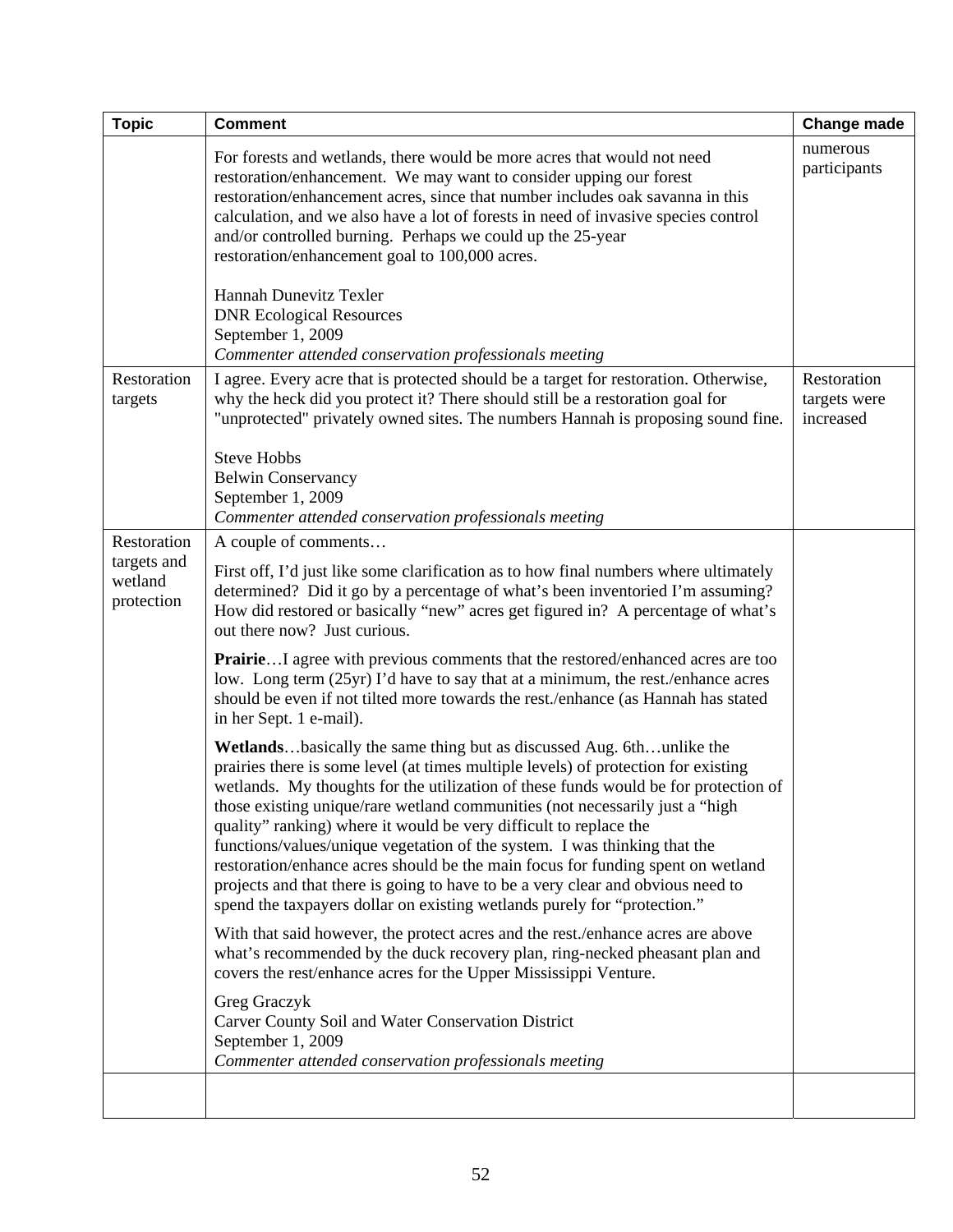| Topic | Comment | Change made |
|---|---|---|
| | For forests and wetlands, there would be more acres that would not need restoration/enhancement. We may want to consider upping our forest restoration/enhancement acres, since that number includes oak savanna in this calculation, and we also have a lot of forests in need of invasive species control and/or controlled burning. Perhaps we could up the 25-year restoration/enhancement goal to 100,000 acres.<br><br>Hannah Dunevitz Texler<br>DNR Ecological Resources<br>September 1, 2009<br>*Commenter attended conservation professionals meeting* | numerous participants |
| Restoration targets | I agree. Every acre that is protected should be a target for restoration. Otherwise, why the heck did you protect it? There should still be a restoration goal for "unprotected" privately owned sites. The numbers Hannah is proposing sound fine.<br><br>Steve Hobbs<br>Belwin Conservancy<br>September 1, 2009<br>*Commenter attended conservation professionals meeting* | Restoration targets were increased |
| Restoration targets and wetland protection | A couple of comments…<br><br>First off, I'd just like some clarification as to how final numbers where ultimately determined? Did it go by a percentage of what's been inventoried I'm assuming? How did restored or basically "new" acres get figured in? A percentage of what's out there now? Just curious.<br><br>**Prairie**…I agree with previous comments that the restored/enhanced acres are too low. Long term (25yr) I'd have to say that at a minimum, the rest./enhance acres should be even if not tilted more towards the rest./enhance (as Hannah has stated in her Sept. 1 e-mail).<br><br>**Wetlands**…basically the same thing but as discussed Aug. 6th…unlike the prairies there is some level (at times multiple levels) of protection for existing wetlands. My thoughts for the utilization of these funds would be for protection of those existing unique/rare wetland communities (not necessarily just a "high quality" ranking) where it would be very difficult to replace the functions/values/unique vegetation of the system. I was thinking that the restoration/enhance acres should be the main focus for funding spent on wetland projects and that there is going to have to be a very clear and obvious need to spend the taxpayers dollar on existing wetlands purely for "protection."<br><br>With that said however, the protect acres and the rest./enhance acres are above what's recommended by the duck recovery plan, ring-necked pheasant plan and covers the rest/enhance acres for the Upper Mississippi Venture.<br><br>Greg Graczyk<br>Carver County Soil and Water Conservation District<br>September 1, 2009<br>*Commenter attended conservation professionals meeting* | |
| | | |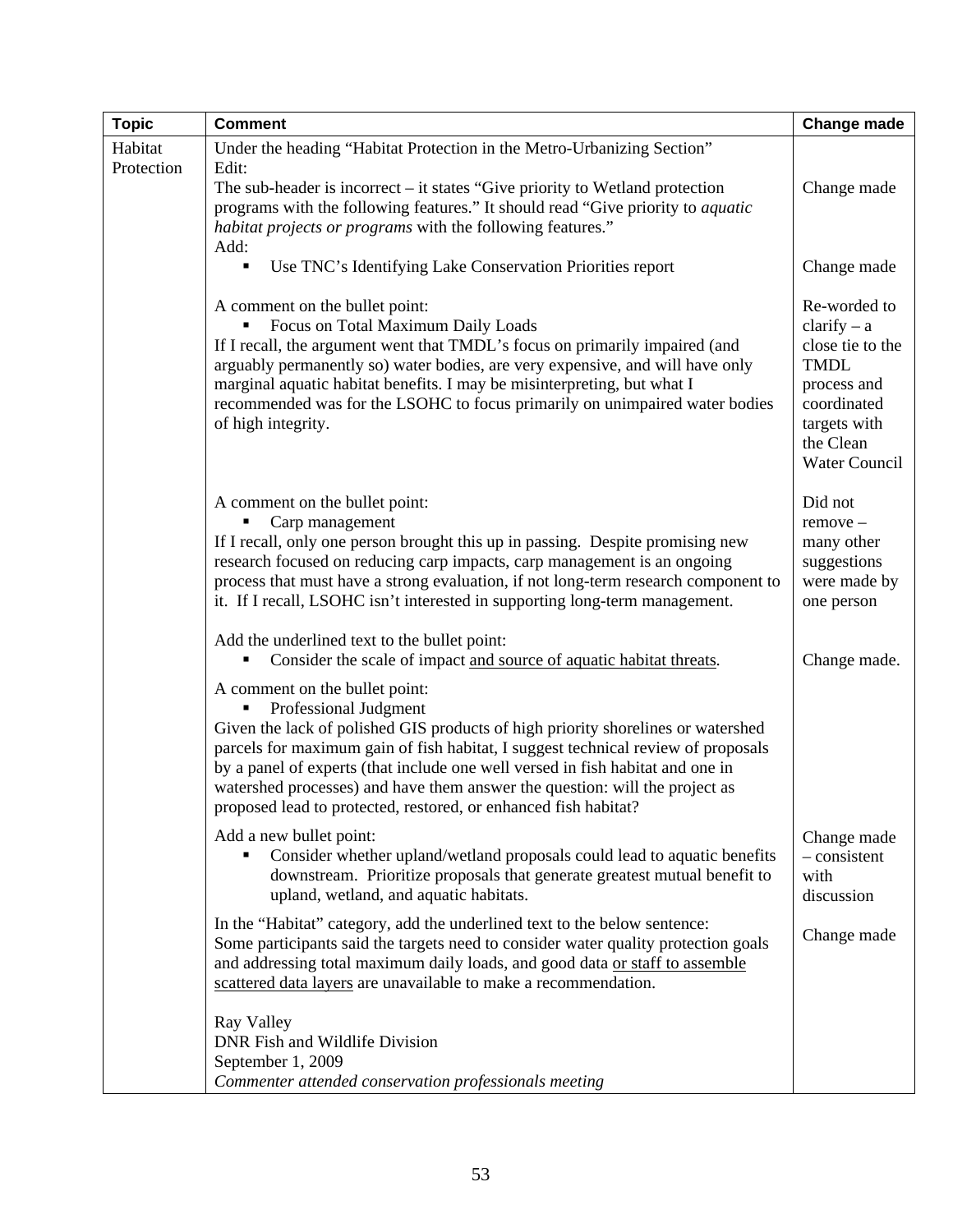| Topic | Comment | Change made |
| --- | --- | --- |
| Habitat Protection | Under the heading "Habitat Protection in the Metro-Urbanizing Section"<br>Edit:<br>The sub-header is incorrect – it states "Give priority to Wetland protection programs with the following features." It should read "Give priority to *aquatic habitat projects or programs* with the following features." | Change made |
| | Add:<br>▪ Use TNC's Identifying Lake Conservation Priorities report | Change made |
| | A comment on the bullet point:<br>▪ Focus on Total Maximum Daily Loads<br>If I recall, the argument went that TMDL's focus on primarily impaired (and arguably permanently so) water bodies, are very expensive, and will have only marginal aquatic habitat benefits. I may be misinterpreting, but what I recommended was for the LSOHC to focus primarily on unimpaired water bodies of high integrity. | Re-worded to clarify – a close tie to the TMDL process and coordinated targets with the Clean Water Council |
| | A comment on the bullet point:<br>▪ Carp management<br>If I recall, only one person brought this up in passing. Despite promising new research focused on reducing carp impacts, carp management is an ongoing process that must have a strong evaluation, if not long-term research component to it. If I recall, LSOHC isn't interested in supporting long-term management. | Did not remove – many other suggestions were made by one person |
| | Add the underlined text to the bullet point:<br>▪ Consider the scale of impact <u>and source of aquatic habitat threats</u>. | Change made. |
| | A comment on the bullet point:<br>▪ Professional Judgment<br>Given the lack of polished GIS products of high priority shorelines or watershed parcels for maximum gain of fish habitat, I suggest technical review of proposals by a panel of experts (that include one well versed in fish habitat and one in watershed processes) and have them answer the question: will the project as proposed lead to protected, restored, or enhanced fish habitat? | |
| | Add a new bullet point:<br>▪ Consider whether upland/wetland proposals could lead to aquatic benefits downstream. Prioritize proposals that generate greatest mutual benefit to upland, wetland, and aquatic habitats. | Change made – consistent with discussion |
| | In the "Habitat" category, add the underlined text to the below sentence:<br>Some participants said the targets need to consider water quality protection goals and addressing total maximum daily loads, and good data <u>or staff to assemble scattered data layers</u> are unavailable to make a recommendation.<br><br>Ray Valley<br>DNR Fish and Wildlife Division<br>September 1, 2009<br>*Commenter attended conservation professionals meeting* | Change made |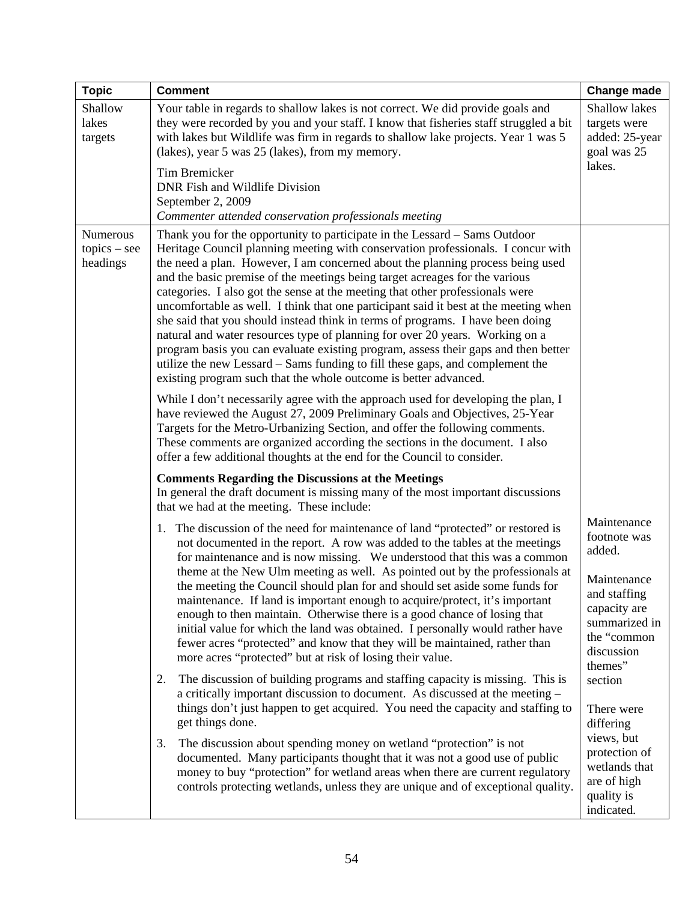| Topic | Comment | Change made |
|---|---|---|
| Shallow lakes targets | Your table in regards to shallow lakes is not correct. We did provide goals and they were recorded by you and your staff. I know that fisheries staff struggled a bit with lakes but Wildlife was firm in regards to shallow lake projects. Year 1 was 5 (lakes), year 5 was 25 (lakes), from my memory.<br><br>Tim Bremicker<br>DNR Fish and Wildlife Division<br>September 2, 2009<br>*Commenter attended conservation professionals meeting* | Shallow lakes targets were added: 25-year goal was 25 lakes. |
| Numerous topics – see headings | Thank you for the opportunity to participate in the Lessard – Sams Outdoor Heritage Council planning meeting with conservation professionals. I concur with the need a plan. However, I am concerned about the planning process being used and the basic premise of the meetings being target acreages for the various categories. I also got the sense at the meeting that other professionals were uncomfortable as well. I think that one participant said it best at the meeting when she said that you should instead think in terms of programs. I have been doing natural and water resources type of planning for over 20 years. Working on a program basis you can evaluate existing program, assess their gaps and then better utilize the new Lessard – Sams funding to fill these gaps, and complement the existing program such that the whole outcome is better advanced.<br><br>While I don't necessarily agree with the approach used for developing the plan, I have reviewed the August 27, 2009 Preliminary Goals and Objectives, 25-Year Targets for the Metro-Urbanizing Section, and offer the following comments. These comments are organized according the sections in the document. I also offer a few additional thoughts at the end for the Council to consider.<br><br>**Comments Regarding the Discussions at the Meetings**<br>In general the draft document is missing many of the most important discussions that we had at the meeting. These include:<br><br>1. The discussion of the need for maintenance of land "protected" or restored is not documented in the report. A row was added to the tables at the meetings for maintenance and is now missing. We understood that this was a common theme at the New Ulm meeting as well. As pointed out by the professionals at the meeting the Council should plan for and should set aside some funds for maintenance. If land is important enough to acquire/protect, it's important enough to then maintain. Otherwise there is a good chance of losing that initial value for which the land was obtained. I personally would rather have fewer acres "protected" and know that they will be maintained, rather than more acres "protected" but at risk of losing their value.<br><br>2. The discussion of building programs and staffing capacity is missing. This is a critically important discussion to document. As discussed at the meeting – things don't just happen to get acquired. You need the capacity and staffing to get things done.<br><br>3. The discussion about spending money on wetland "protection" is not documented. Many participants thought that it was not a good use of public money to buy "protection" for wetland areas when there are current regulatory controls protecting wetlands, unless they are unique and of exceptional quality. | Maintenance footnote was added.<br><br>Maintenance and staffing capacity are summarized in the "common discussion themes" section<br><br>There were differing views, but protection of wetlands that are of high quality is indicated. |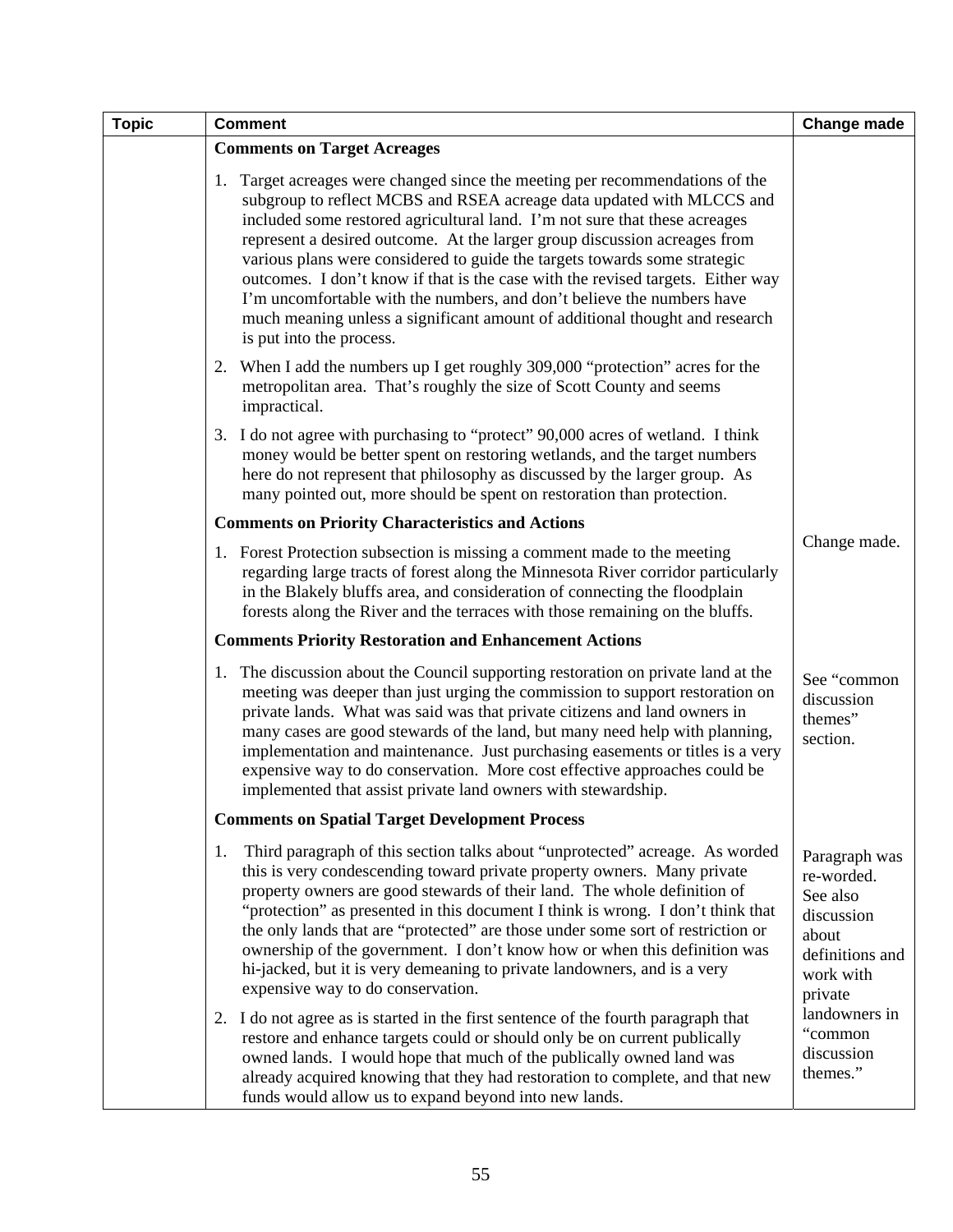| Topic | Comment | Change made |
|---|---|---|
| | **Comments on Target Acreages** | |
| | 1. Target acreages were changed since the meeting per recommendations of the subgroup to reflect MCBS and RSEA acreage data updated with MLCCS and included some restored agricultural land. I'm not sure that these acreages represent a desired outcome. At the larger group discussion acreages from various plans were considered to guide the targets towards some strategic outcomes. I don't know if that is the case with the revised targets. Either way I'm uncomfortable with the numbers, and don't believe the numbers have much meaning unless a significant amount of additional thought and research is put into the process. | |
| | 2. When I add the numbers up I get roughly 309,000 "protection" acres for the metropolitan area. That's roughly the size of Scott County and seems impractical. | |
| | 3. I do not agree with purchasing to "protect" 90,000 acres of wetland. I think money would be better spent on restoring wetlands, and the target numbers here do not represent that philosophy as discussed by the larger group. As many pointed out, more should be spent on restoration than protection. | |
| | **Comments on Priority Characteristics and Actions** | |
| | 1. Forest Protection subsection is missing a comment made to the meeting regarding large tracts of forest along the Minnesota River corridor particularly in the Blakely bluffs area, and consideration of connecting the floodplain forests along the River and the terraces with those remaining on the bluffs. | Change made. |
| | **Comments Priority Restoration and Enhancement Actions** | |
| | 1. The discussion about the Council supporting restoration on private land at the meeting was deeper than just urging the commission to support restoration on private lands. What was said was that private citizens and land owners in many cases are good stewards of the land, but many need help with planning, implementation and maintenance. Just purchasing easements or titles is a very expensive way to do conservation. More cost effective approaches could be implemented that assist private land owners with stewardship. | See "common discussion themes" section. |
| | **Comments on Spatial Target Development Process** | |
| | 1. Third paragraph of this section talks about "unprotected" acreage. As worded this is very condescending toward private property owners. Many private property owners are good stewards of their land. The whole definition of "protection" as presented in this document I think is wrong. I don't think that the only lands that are "protected" are those under some sort of restriction or ownership of the government. I don't know how or when this definition was hi-jacked, but it is very demeaning to private landowners, and is a very expensive way to do conservation. | Paragraph was re-worded. See also discussion about definitions and work with private landowners in "common discussion themes." |
| | 2. I do not agree as is started in the first sentence of the fourth paragraph that restore and enhance targets could or should only be on current publically owned lands. I would hope that much of the publically owned land was already acquired knowing that they had restoration to complete, and that new funds would allow us to expand beyond into new lands. | |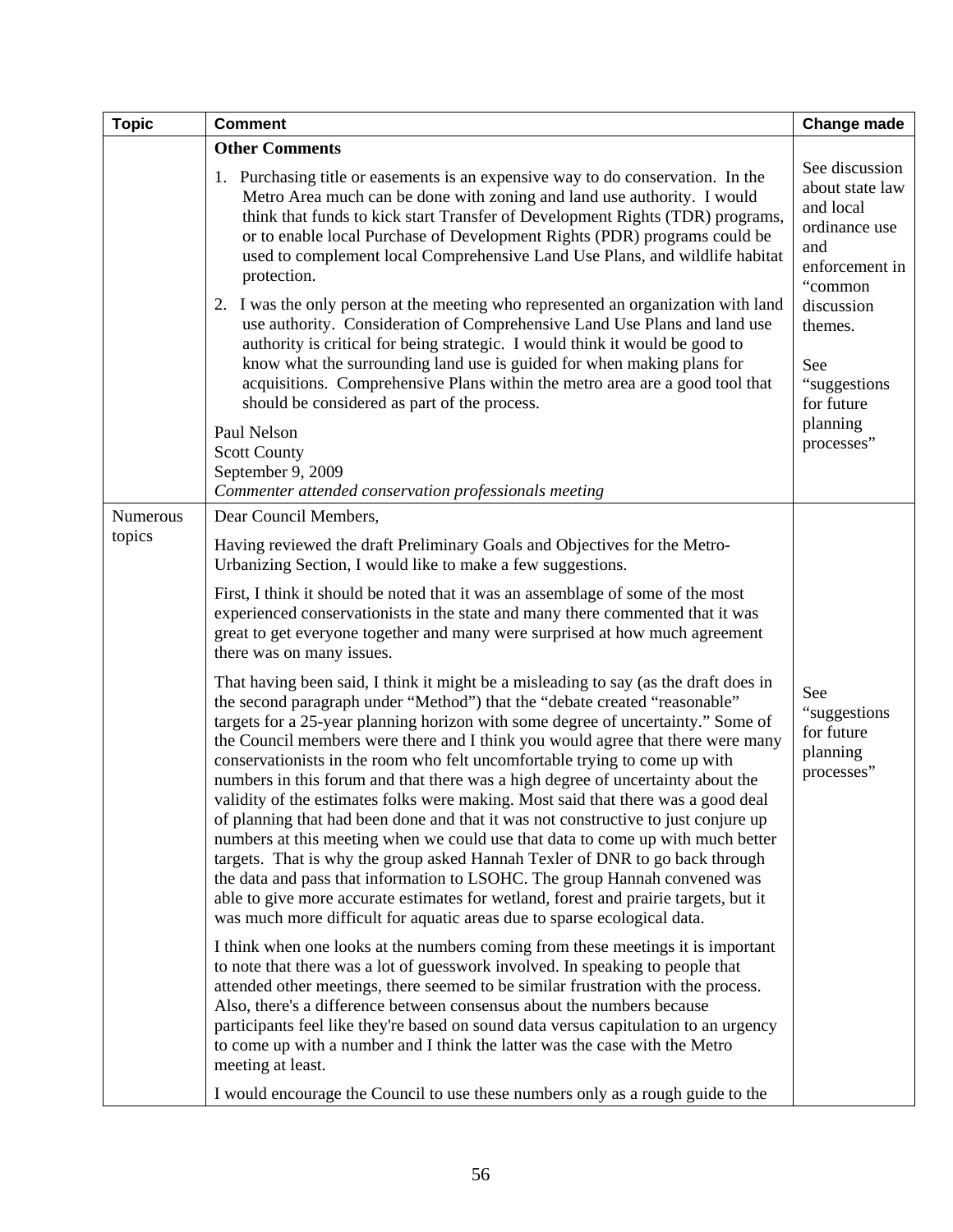| Topic | Comment | Change made |
| --- | --- | --- |
| | **Other Comments**<br><br>1. Purchasing title or easements is an expensive way to do conservation. In the Metro Area much can be done with zoning and land use authority. I would think that funds to kick start Transfer of Development Rights (TDR) programs, or to enable local Purchase of Development Rights (PDR) programs could be used to complement local Comprehensive Land Use Plans, and wildlife habitat protection.<br><br>2. I was the only person at the meeting who represented an organization with land use authority. Consideration of Comprehensive Land Use Plans and land use authority is critical for being strategic. I would think it would be good to know what the surrounding land use is guided for when making plans for acquisitions. Comprehensive Plans within the metro area are a good tool that should be considered as part of the process.<br><br>Paul Nelson<br>Scott County<br>September 9, 2009<br>*Commenter attended conservation professionals meeting* | See discussion about state law and local ordinance use and enforcement in "common discussion themes.<br><br>See "suggestions for future planning processes" |
| Numerous topics | Dear Council Members,<br><br>Having reviewed the draft Preliminary Goals and Objectives for the Metro-Urbanizing Section, I would like to make a few suggestions.<br><br>First, I think it should be noted that it was an assemblage of some of the most experienced conservationists in the state and many there commented that it was great to get everyone together and many were surprised at how much agreement there was on many issues.<br><br>That having been said, I think it might be a misleading to say (as the draft does in the second paragraph under "Method") that the "debate created "reasonable" targets for a 25-year planning horizon with some degree of uncertainty." Some of the Council members were there and I think you would agree that there were many conservationists in the room who felt uncomfortable trying to come up with numbers in this forum and that there was a high degree of uncertainty about the validity of the estimates folks were making. Most said that there was a good deal of planning that had been done and that it was not constructive to just conjure up numbers at this meeting when we could use that data to come up with much better targets. That is why the group asked Hannah Texler of DNR to go back through the data and pass that information to LSOHC. The group Hannah convened was able to give more accurate estimates for wetland, forest and prairie targets, but it was much more difficult for aquatic areas due to sparse ecological data.<br><br>I think when one looks at the numbers coming from these meetings it is important to note that there was a lot of guesswork involved. In speaking to people that attended other meetings, there seemed to be similar frustration with the process. Also, there's a difference between consensus about the numbers because participants feel like they're based on sound data versus capitulation to an urgency to come up with a number and I think the latter was the case with the Metro meeting at least.<br><br>I would encourage the Council to use these numbers only as a rough guide to the | See "suggestions for future planning processes" |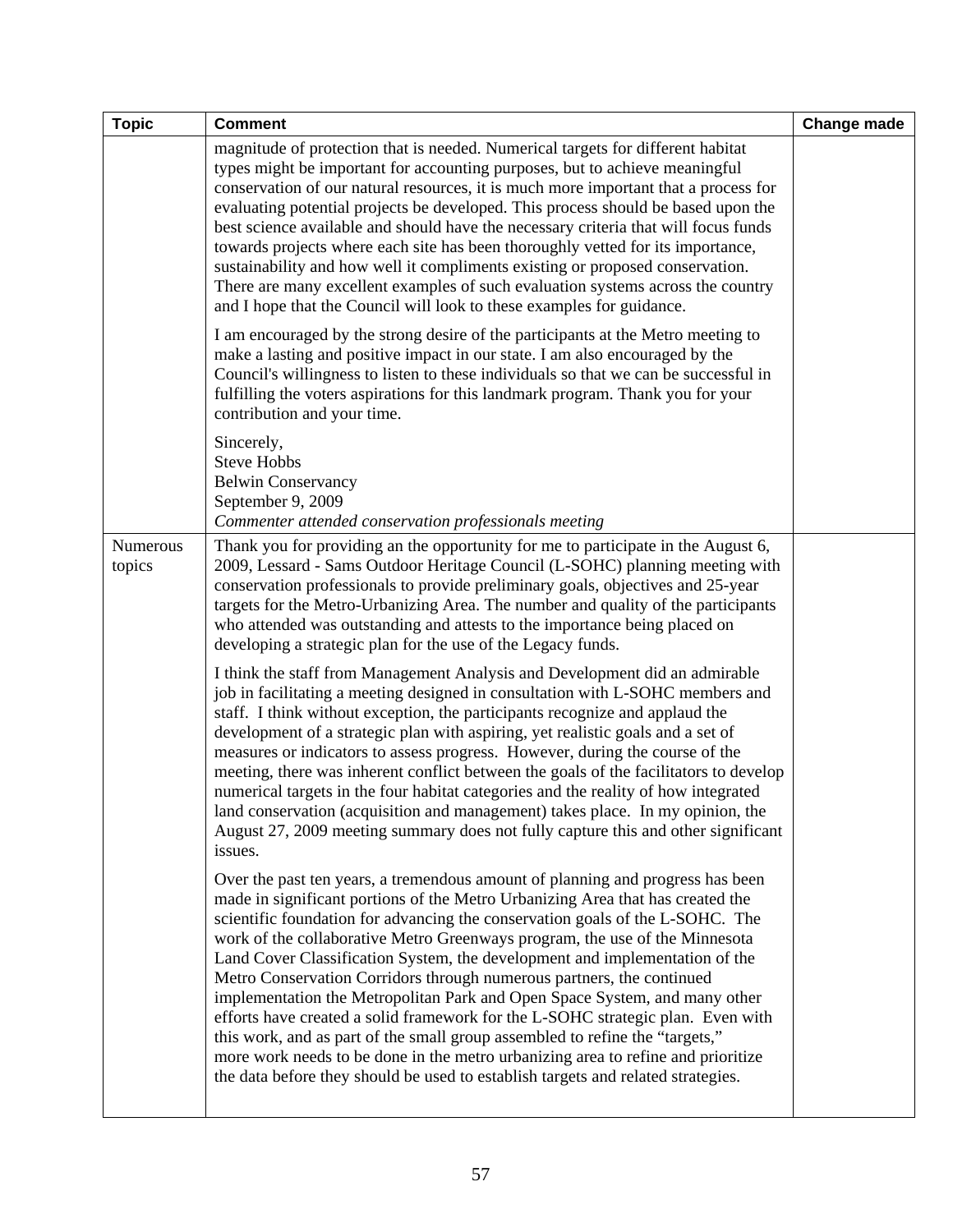| Topic | Comment | Change made |
|---|---|---|
| | magnitude of protection that is needed. Numerical targets for different habitat types might be important for accounting purposes, but to achieve meaningful conservation of our natural resources, it is much more important that a process for evaluating potential projects be developed. This process should be based upon the best science available and should have the necessary criteria that will focus funds towards projects where each site has been thoroughly vetted for its importance, sustainability and how well it compliments existing or proposed conservation. There are many excellent examples of such evaluation systems across the country and I hope that the Council will look to these examples for guidance.<br><br>I am encouraged by the strong desire of the participants at the Metro meeting to make a lasting and positive impact in our state. I am also encouraged by the Council's willingness to listen to these individuals so that we can be successful in fulfilling the voters aspirations for this landmark program. Thank you for your contribution and your time.<br><br>Sincerely,<br>Steve Hobbs<br>Belwin Conservancy<br>September 9, 2009<br>*Commenter attended conservation professionals meeting* | |
| Numerous topics | Thank you for providing an the opportunity for me to participate in the August 6, 2009, Lessard - Sams Outdoor Heritage Council (L-SOHC) planning meeting with conservation professionals to provide preliminary goals, objectives and 25-year targets for the Metro-Urbanizing Area. The number and quality of the participants who attended was outstanding and attests to the importance being placed on developing a strategic plan for the use of the Legacy funds.<br><br>I think the staff from Management Analysis and Development did an admirable job in facilitating a meeting designed in consultation with L-SOHC members and staff. I think without exception, the participants recognize and applaud the development of a strategic plan with aspiring, yet realistic goals and a set of measures or indicators to assess progress. However, during the course of the meeting, there was inherent conflict between the goals of the facilitators to develop numerical targets in the four habitat categories and the reality of how integrated land conservation (acquisition and management) takes place. In my opinion, the August 27, 2009 meeting summary does not fully capture this and other significant issues.<br><br>Over the past ten years, a tremendous amount of planning and progress has been made in significant portions of the Metro Urbanizing Area that has created the scientific foundation for advancing the conservation goals of the L-SOHC. The work of the collaborative Metro Greenways program, the use of the Minnesota Land Cover Classification System, the development and implementation of the Metro Conservation Corridors through numerous partners, the continued implementation the Metropolitan Park and Open Space System, and many other efforts have created a solid framework for the L-SOHC strategic plan. Even with this work, and as part of the small group assembled to refine the "targets," more work needs to be done in the metro urbanizing area to refine and prioritize the data before they should be used to establish targets and related strategies. | |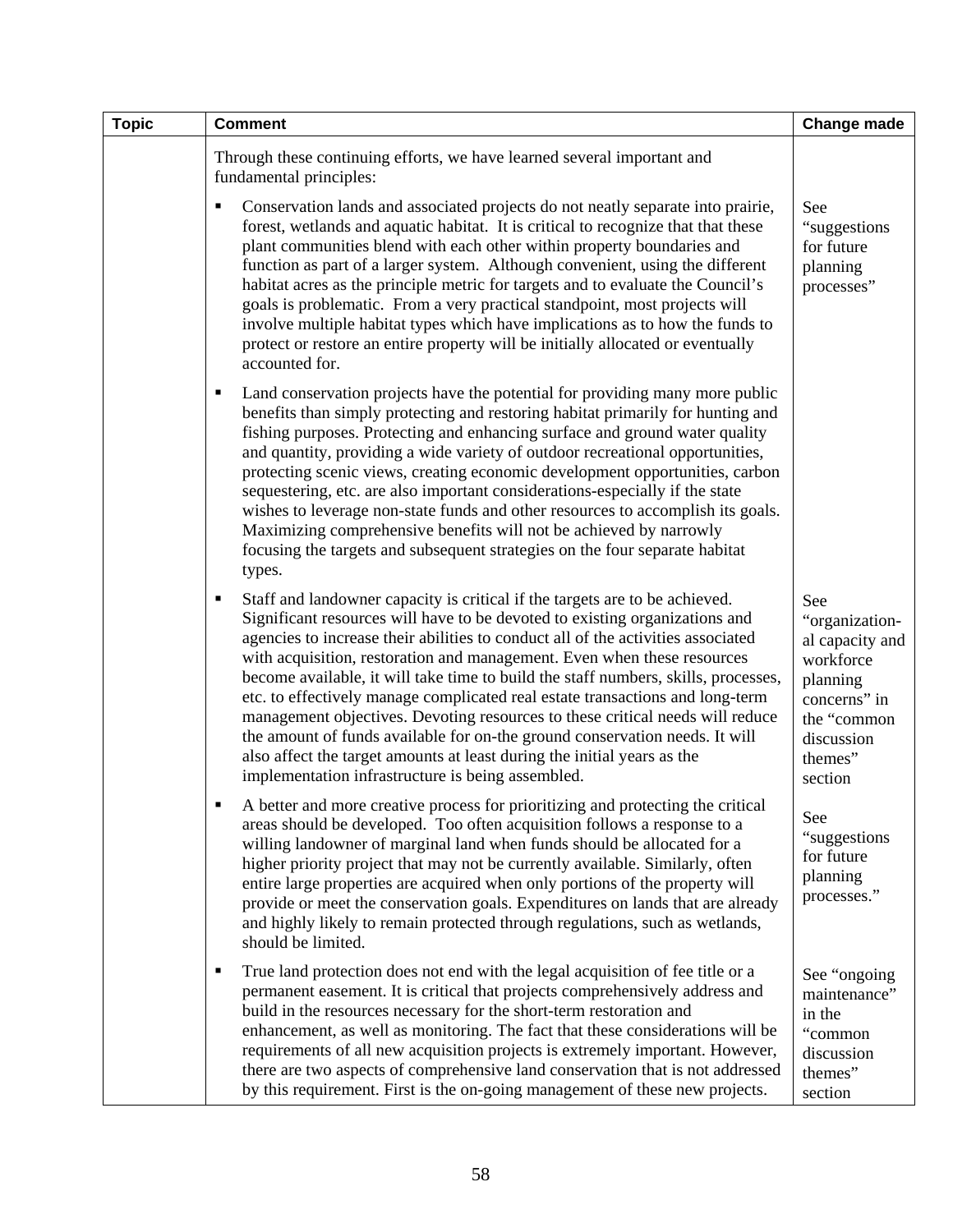| Topic | Comment | Change made |
| --- | --- | --- |
| | Through these continuing efforts, we have learned several important and fundamental principles: | |
| | ▪ Conservation lands and associated projects do not neatly separate into prairie, forest, wetlands and aquatic habitat. It is critical to recognize that that these plant communities blend with each other within property boundaries and function as part of a larger system. Although convenient, using the different habitat acres as the principle metric for targets and to evaluate the Council's goals is problematic. From a very practical standpoint, most projects will involve multiple habitat types which have implications as to how the funds to protect or restore an entire property will be initially allocated or eventually accounted for. | See "suggestions for future planning processes" |
| | ▪ Land conservation projects have the potential for providing many more public benefits than simply protecting and restoring habitat primarily for hunting and fishing purposes. Protecting and enhancing surface and ground water quality and quantity, providing a wide variety of outdoor recreational opportunities, protecting scenic views, creating economic development opportunities, carbon sequestering, etc. are also important considerations-especially if the state wishes to leverage non-state funds and other resources to accomplish its goals. Maximizing comprehensive benefits will not be achieved by narrowly focusing the targets and subsequent strategies on the four separate habitat types. | |
| | ▪ Staff and landowner capacity is critical if the targets are to be achieved. Significant resources will have to be devoted to existing organizations and agencies to increase their abilities to conduct all of the activities associated with acquisition, restoration and management. Even when these resources become available, it will take time to build the staff numbers, skills, processes, etc. to effectively manage complicated real estate transactions and long-term management objectives. Devoting resources to these critical needs will reduce the amount of funds available for on-the ground conservation needs. It will also affect the target amounts at least during the initial years as the implementation infrastructure is being assembled. | See "organization-al capacity and workforce planning concerns" in the "common discussion themes" section |
| | ▪ A better and more creative process for prioritizing and protecting the critical areas should be developed. Too often acquisition follows a response to a willing landowner of marginal land when funds should be allocated for a higher priority project that may not be currently available. Similarly, often entire large properties are acquired when only portions of the property will provide or meet the conservation goals. Expenditures on lands that are already and highly likely to remain protected through regulations, such as wetlands, should be limited. | See "suggestions for future planning processes." |
| | ▪ True land protection does not end with the legal acquisition of fee title or a permanent easement. It is critical that projects comprehensively address and build in the resources necessary for the short-term restoration and enhancement, as well as monitoring. The fact that these considerations will be requirements of all new acquisition projects is extremely important. However, there are two aspects of comprehensive land conservation that is not addressed by this requirement. First is the on-going management of these new projects. | See "ongoing maintenance" in the "common discussion themes" section |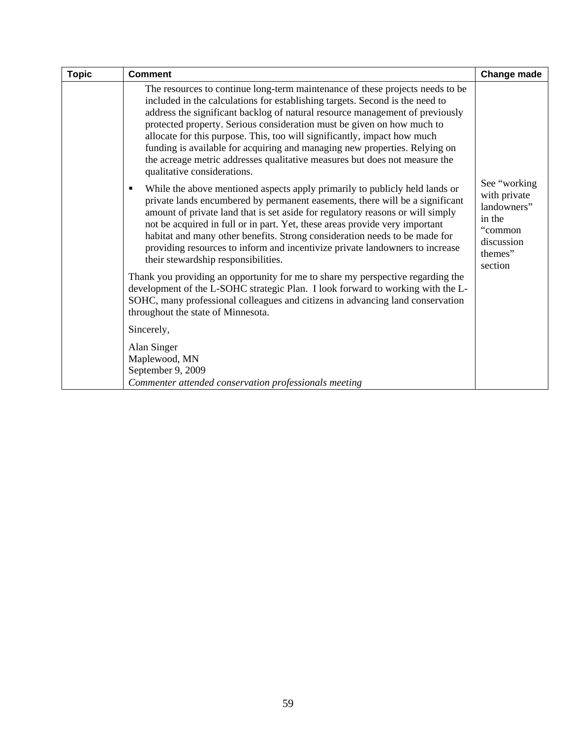| Topic | Comment | Change made |
|---|---|---|
| | The resources to continue long-term maintenance of these projects needs to be included in the calculations for establishing targets. Second is the need to address the significant backlog of natural resource management of previously protected property. Serious consideration must be given on how much to allocate for this purpose. This, too will significantly, impact how much funding is available for acquiring and managing new properties. Relying on the acreage metric addresses qualitative measures but does not measure the qualitative considerations. <br><br> ▪ While the above mentioned aspects apply primarily to publicly held lands or private lands encumbered by permanent easements, there will be a significant amount of private land that is set aside for regulatory reasons or will simply not be acquired in full or in part. Yet, these areas provide very important habitat and many other benefits. Strong consideration needs to be made for providing resources to inform and incentivize private landowners to increase their stewardship responsibilities. <br><br> Thank you providing an opportunity for me to share my perspective regarding the development of the L-SOHC strategic Plan. I look forward to working with the L-SOHC, many professional colleagues and citizens in advancing land conservation throughout the state of Minnesota. <br><br> Sincerely, <br><br> Alan Singer <br> Maplewood, MN <br> September 9, 2009 <br> *Commenter attended conservation professionals meeting* | See "working with private landowners" in the "common discussion themes" section |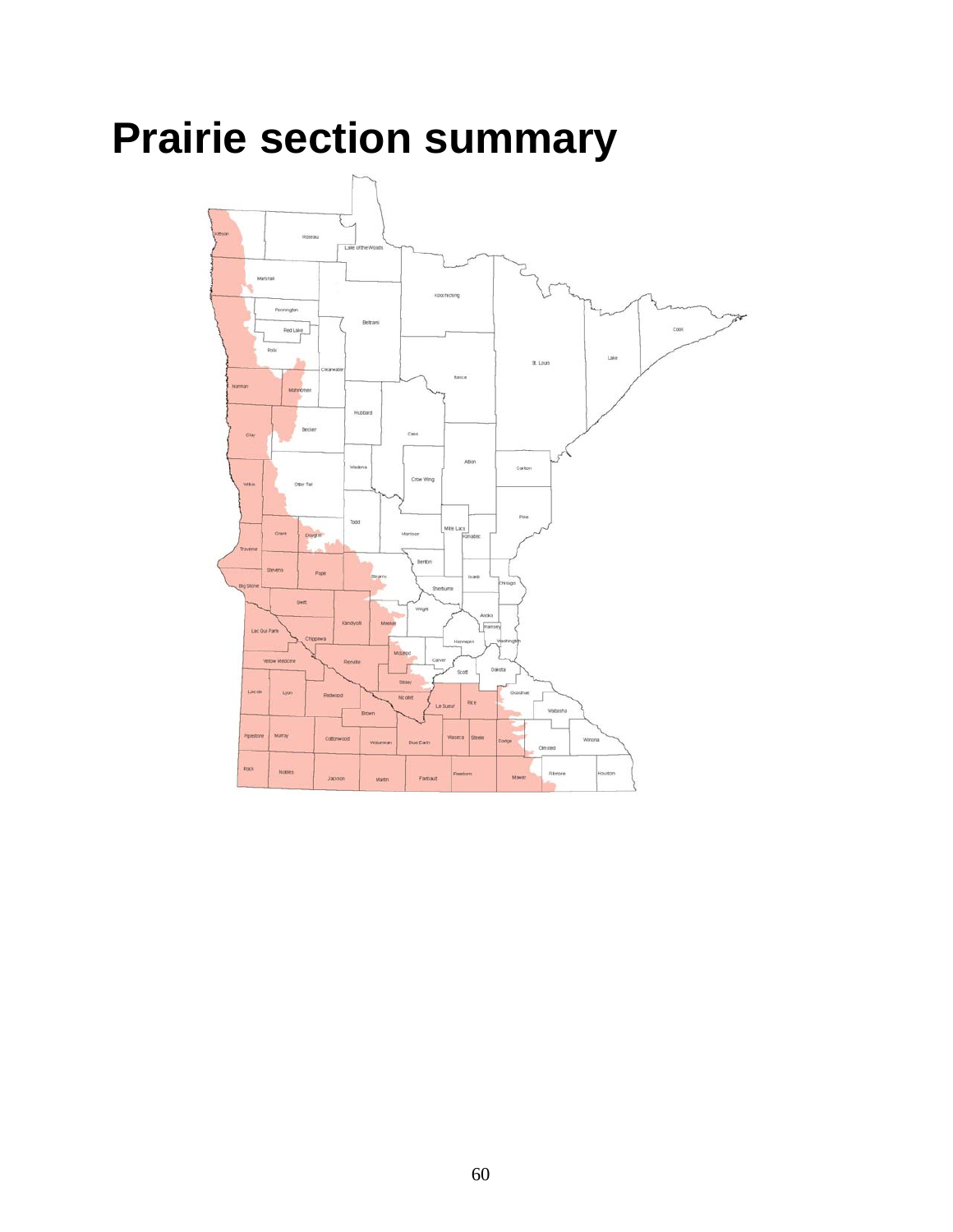# Prairie section summary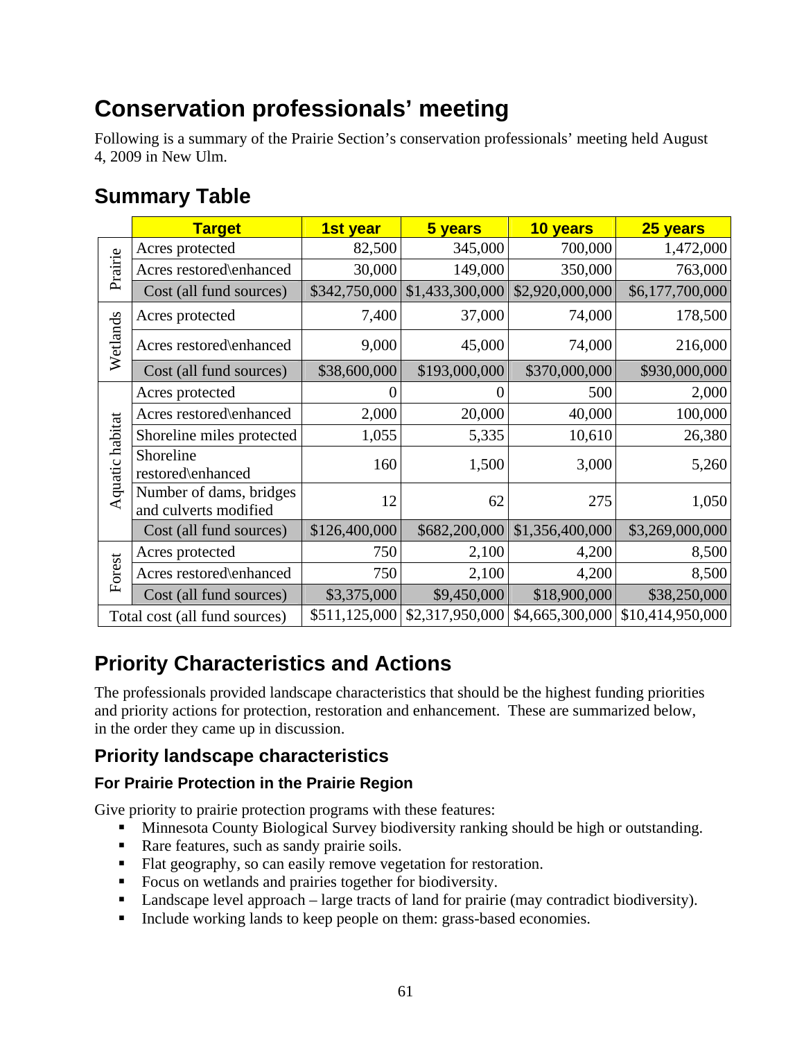# Conservation professionals' meeting

Following is a summary of the Prairie Section's conservation professionals' meeting held August 4, 2009 in New Ulm.

## Summary Table

| | Target | 1st year | 5 years | 10 years | 25 years |
|---|---|---|---|---|---|
| Prairie | Acres protected | 82,500 | 345,000 | 700,000 | 1,472,000 |
| | Acres restored\enhanced | 30,000 | 149,000 | 350,000 | 763,000 |
| | Cost (all fund sources) | $342,750,000 | $1,433,300,000 | $2,920,000,000 | $6,177,700,000 |
| Wetlands | Acres protected | 7,400 | 37,000 | 74,000 | 178,500 |
| | Acres restored\enhanced | 9,000 | 45,000 | 74,000 | 216,000 |
| | Cost (all fund sources) | $38,600,000 | $193,000,000 | $370,000,000 | $930,000,000 |
| Aquatic habitat | Acres protected | 0 | 0 | 500 | 2,000 |
| | Acres restored\enhanced | 2,000 | 20,000 | 40,000 | 100,000 |
| | Shoreline miles protected | 1,055 | 5,335 | 10,610 | 26,380 |
| | Shoreline restored\enhanced | 160 | 1,500 | 3,000 | 5,260 |
| | Number of dams, bridges and culverts modified | 12 | 62 | 275 | 1,050 |
| | Cost (all fund sources) | $126,400,000 | $682,200,000 | $1,356,400,000 | $3,269,000,000 |
| Forest | Acres protected | 750 | 2,100 | 4,200 | 8,500 |
| | Acres restored\enhanced | 750 | 2,100 | 4,200 | 8,500 |
| | Cost (all fund sources) | $3,375,000 | $9,450,000 | $18,900,000 | $38,250,000 |
| Total cost (all fund sources) | | $511,125,000 | $2,317,950,000 | $4,665,300,000 | $10,414,950,000 |

## Priority Characteristics and Actions

The professionals provided landscape characteristics that should be the highest funding priorities and priority actions for protection, restoration and enhancement. These are summarized below, in the order they came up in discussion.

### Priority landscape characteristics

#### For Prairie Protection in the Prairie Region

Give priority to prairie protection programs with these features:

- Minnesota County Biological Survey biodiversity ranking should be high or outstanding.
- Rare features, such as sandy prairie soils.
- Flat geography, so can easily remove vegetation for restoration.
- Focus on wetlands and prairies together for biodiversity.
- Landscape level approach – large tracts of land for prairie (may contradict biodiversity).
- Include working lands to keep people on them: grass-based economies.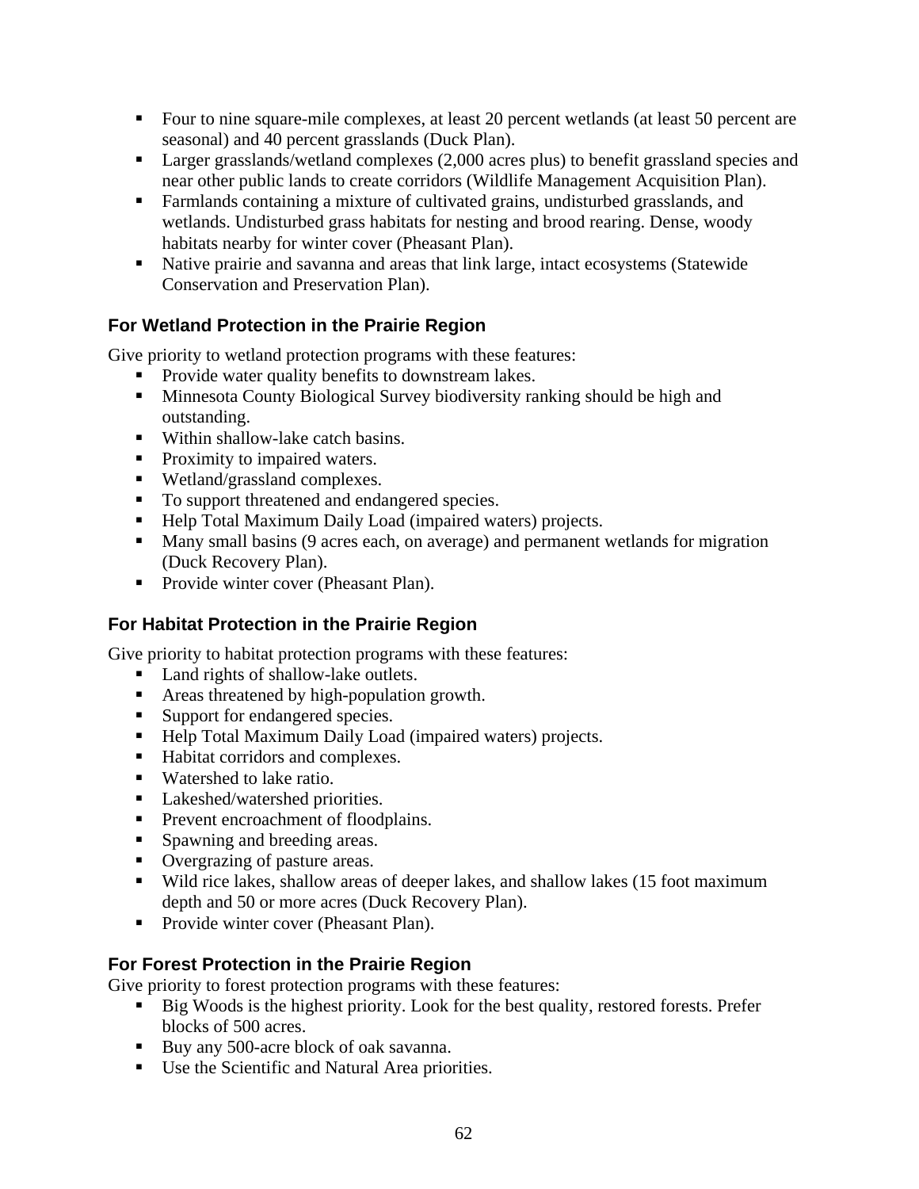- Four to nine square-mile complexes, at least 20 percent wetlands (at least 50 percent are seasonal) and 40 percent grasslands (Duck Plan).
- Larger grasslands/wetland complexes (2,000 acres plus) to benefit grassland species and near other public lands to create corridors (Wildlife Management Acquisition Plan).
- Farmlands containing a mixture of cultivated grains, undisturbed grasslands, and wetlands. Undisturbed grass habitats for nesting and brood rearing. Dense, woody habitats nearby for winter cover (Pheasant Plan).
- Native prairie and savanna and areas that link large, intact ecosystems (Statewide Conservation and Preservation Plan).

### For Wetland Protection in the Prairie Region

Give priority to wetland protection programs with these features:

- Provide water quality benefits to downstream lakes.
- Minnesota County Biological Survey biodiversity ranking should be high and outstanding.
- Within shallow-lake catch basins.
- Proximity to impaired waters.
- Wetland/grassland complexes.
- To support threatened and endangered species.
- Help Total Maximum Daily Load (impaired waters) projects.
- Many small basins (9 acres each, on average) and permanent wetlands for migration (Duck Recovery Plan).
- Provide winter cover (Pheasant Plan).

### For Habitat Protection in the Prairie Region

Give priority to habitat protection programs with these features:

- Land rights of shallow-lake outlets.
- Areas threatened by high-population growth.
- Support for endangered species.
- Help Total Maximum Daily Load (impaired waters) projects.
- Habitat corridors and complexes.
- Watershed to lake ratio.
- Lakeshed/watershed priorities.
- Prevent encroachment of floodplains.
- Spawning and breeding areas.
- Overgrazing of pasture areas.
- Wild rice lakes, shallow areas of deeper lakes, and shallow lakes (15 foot maximum depth and 50 or more acres (Duck Recovery Plan).
- Provide winter cover (Pheasant Plan).

### For Forest Protection in the Prairie Region

Give priority to forest protection programs with these features:

- Big Woods is the highest priority. Look for the best quality, restored forests. Prefer blocks of 500 acres.
- Buy any 500-acre block of oak savanna.
- Use the Scientific and Natural Area priorities.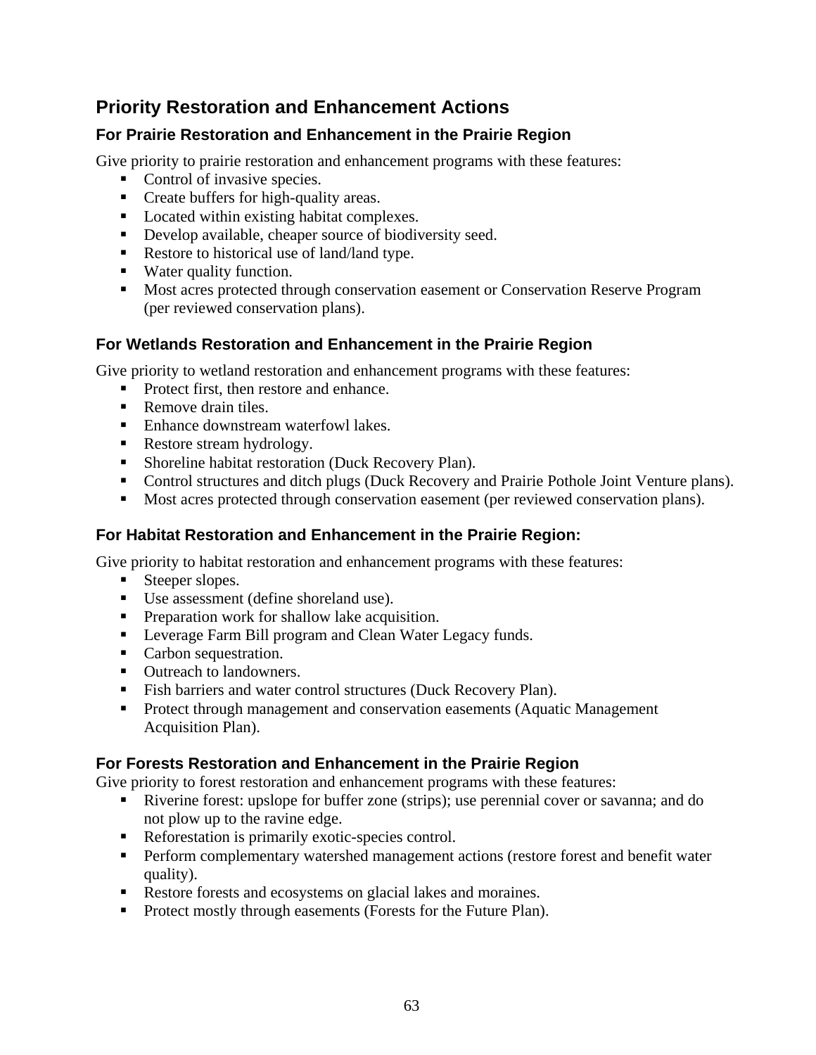## Priority Restoration and Enhancement Actions

### For Prairie Restoration and Enhancement in the Prairie Region

Give priority to prairie restoration and enhancement programs with these features:

- Control of invasive species.
- Create buffers for high-quality areas.
- Located within existing habitat complexes.
- Develop available, cheaper source of biodiversity seed.
- Restore to historical use of land/land type.
- Water quality function.
- Most acres protected through conservation easement or Conservation Reserve Program (per reviewed conservation plans).

### For Wetlands Restoration and Enhancement in the Prairie Region

Give priority to wetland restoration and enhancement programs with these features:

- Protect first, then restore and enhance.
- Remove drain tiles.
- Enhance downstream waterfowl lakes.
- Restore stream hydrology.
- Shoreline habitat restoration (Duck Recovery Plan).
- Control structures and ditch plugs (Duck Recovery and Prairie Pothole Joint Venture plans).
- Most acres protected through conservation easement (per reviewed conservation plans).

### For Habitat Restoration and Enhancement in the Prairie Region:

Give priority to habitat restoration and enhancement programs with these features:

- Steeper slopes.
- Use assessment (define shoreland use).
- Preparation work for shallow lake acquisition.
- Leverage Farm Bill program and Clean Water Legacy funds.
- Carbon sequestration.
- Outreach to landowners.
- Fish barriers and water control structures (Duck Recovery Plan).
- Protect through management and conservation easements (Aquatic Management Acquisition Plan).

### For Forests Restoration and Enhancement in the Prairie Region

Give priority to forest restoration and enhancement programs with these features:

- Riverine forest: upslope for buffer zone (strips); use perennial cover or savanna; and do not plow up to the ravine edge.
- Reforestation is primarily exotic-species control.
- Perform complementary watershed management actions (restore forest and benefit water quality).
- Restore forests and ecosystems on glacial lakes and moraines.
- Protect mostly through easements (Forests for the Future Plan).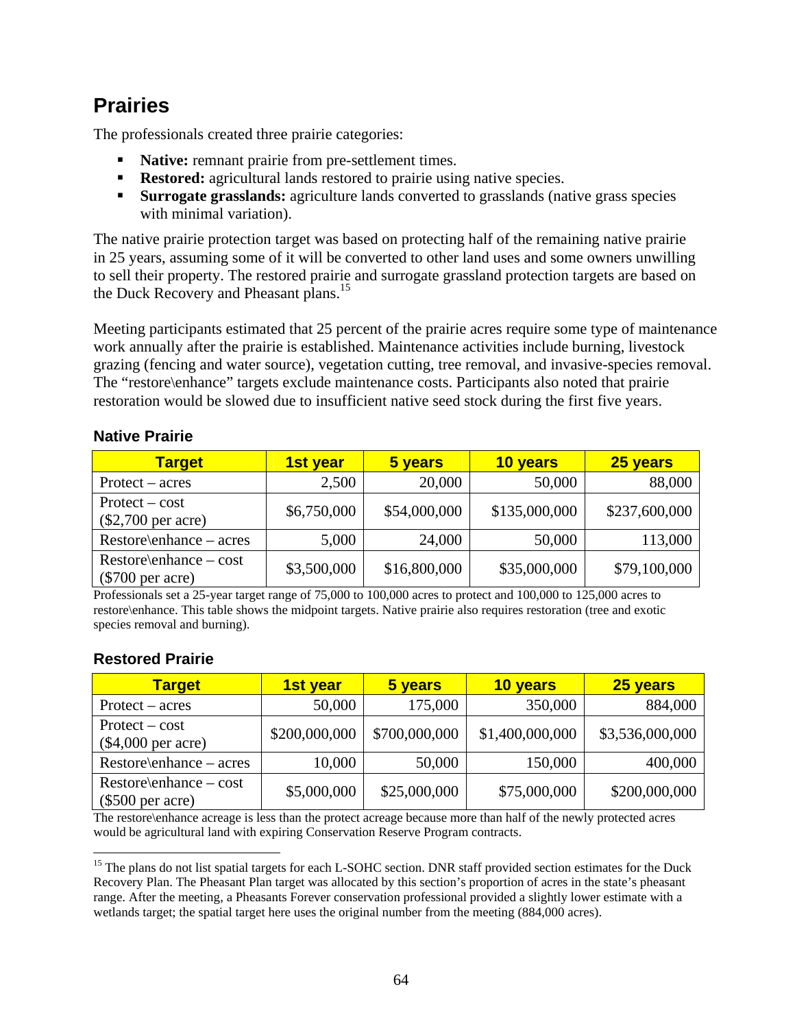## Prairies

The professionals created three prairie categories:

- **Native:** remnant prairie from pre-settlement times.
- **Restored:** agricultural lands restored to prairie using native species.
- **Surrogate grasslands:** agriculture lands converted to grasslands (native grass species with minimal variation).

The native prairie protection target was based on protecting half of the remaining native prairie in 25 years, assuming some of it will be converted to other land uses and some owners unwilling to sell their property. The restored prairie and surrogate grassland protection targets are based on the Duck Recovery and Pheasant plans.[15]

Meeting participants estimated that 25 percent of the prairie acres require some type of maintenance work annually after the prairie is established. Maintenance activities include burning, livestock grazing (fencing and water source), vegetation cutting, tree removal, and invasive-species removal. The "restore\enhance" targets exclude maintenance costs. Participants also noted that prairie restoration would be slowed due to insufficient native seed stock during the first five years.

### Native Prairie

| Target | 1st year | 5 years | 10 years | 25 years |
|---|---|---|---|---|
| Protect – acres | 2,500 | 20,000 | 50,000 | 88,000 |
| Protect – cost ($2,700 per acre) | $6,750,000 | $54,000,000 | $135,000,000 | $237,600,000 |
| Restore\enhance – acres | 5,000 | 24,000 | 50,000 | 113,000 |
| Restore\enhance – cost ($700 per acre) | $3,500,000 | $16,800,000 | $35,000,000 | $79,100,000 |

Professionals set a 25-year target range of 75,000 to 100,000 acres to protect and 100,000 to 125,000 acres to restore\enhance. This table shows the midpoint targets. Native prairie also requires restoration (tree and exotic species removal and burning).

### Restored Prairie

| Target | 1st year | 5 years | 10 years | 25 years |
|---|---|---|---|---|
| Protect – acres | 50,000 | 175,000 | 350,000 | 884,000 |
| Protect – cost ($4,000 per acre) | $200,000,000 | $700,000,000 | $1,400,000,000 | $3,536,000,000 |
| Restore\enhance – acres | 10,000 | 50,000 | 150,000 | 400,000 |
| Restore\enhance – cost ($500 per acre) | $5,000,000 | $25,000,000 | $75,000,000 | $200,000,000 |

The restore\enhance acreage is less than the protect acreage because more than half of the newly protected acres would be agricultural land with expiring Conservation Reserve Program contracts.

[15] The plans do not list spatial targets for each L-SOHC section. DNR staff provided section estimates for the Duck Recovery Plan. The Pheasant Plan target was allocated by this section's proportion of acres in the state's pheasant range. After the meeting, a Pheasants Forever conservation professional provided a slightly lower estimate with a wetlands target; the spatial target here uses the original number from the meeting (884,000 acres).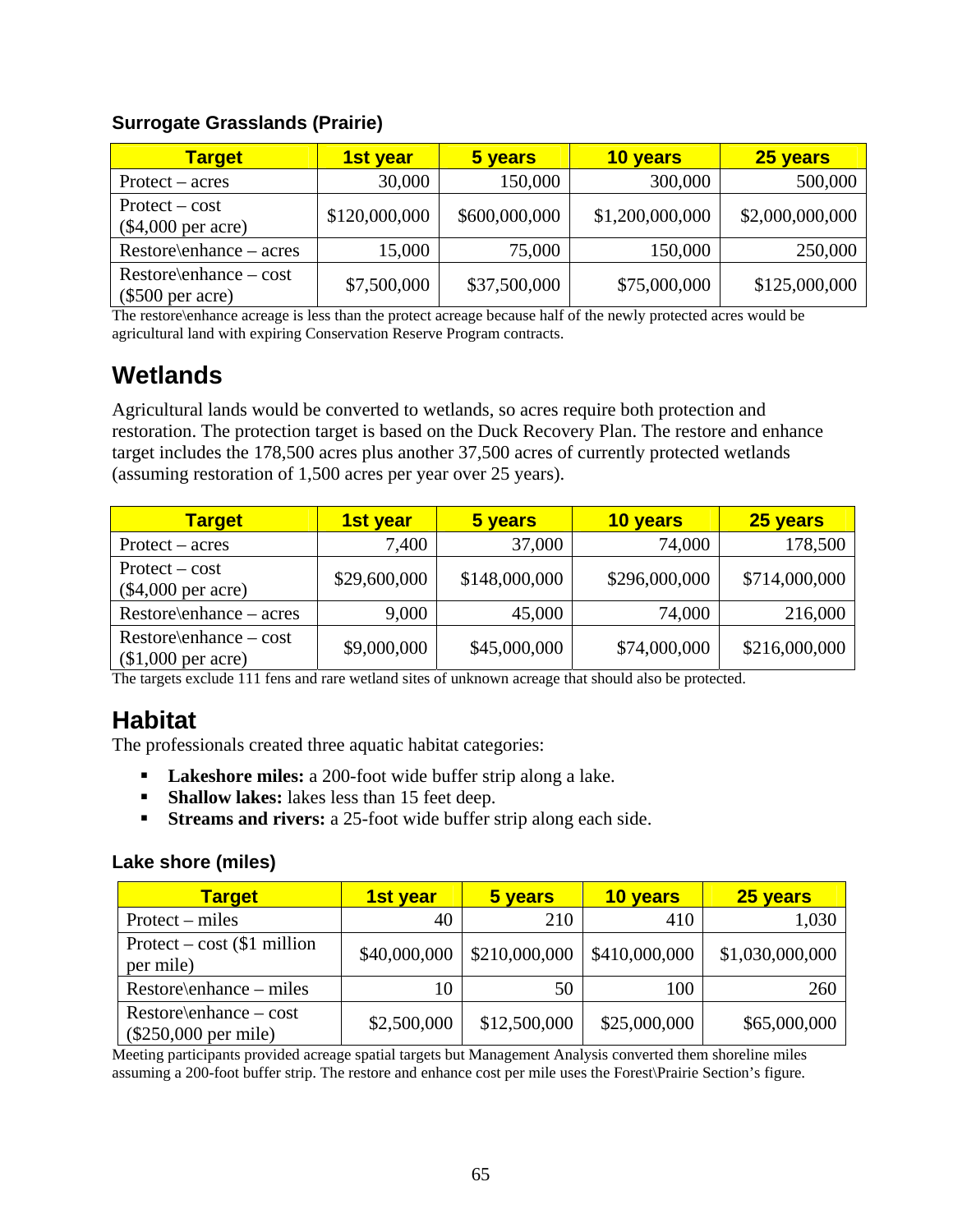### Surrogate Grasslands (Prairie)

| Target | 1st year | 5 years | 10 years | 25 years |
|---|---|---|---|---|
| Protect – acres | 30,000 | 150,000 | 300,000 | 500,000 |
| Protect – cost ($4,000 per acre) | $120,000,000 | $600,000,000 | $1,200,000,000 | $2,000,000,000 |
| Restore\enhance – acres | 15,000 | 75,000 | 150,000 | 250,000 |
| Restore\enhance – cost ($500 per acre) | $7,500,000 | $37,500,000 | $75,000,000 | $125,000,000 |

The restore\enhance acreage is less than the protect acreage because half of the newly protected acres would be agricultural land with expiring Conservation Reserve Program contracts.

## Wetlands

Agricultural lands would be converted to wetlands, so acres require both protection and restoration. The protection target is based on the Duck Recovery Plan. The restore and enhance target includes the 178,500 acres plus another 37,500 acres of currently protected wetlands (assuming restoration of 1,500 acres per year over 25 years).

| Target | 1st year | 5 years | 10 years | 25 years |
|---|---|---|---|---|
| Protect – acres | 7,400 | 37,000 | 74,000 | 178,500 |
| Protect – cost ($4,000 per acre) | $29,600,000 | $148,000,000 | $296,000,000 | $714,000,000 |
| Restore\enhance – acres | 9,000 | 45,000 | 74,000 | 216,000 |
| Restore\enhance – cost ($1,000 per acre) | $9,000,000 | $45,000,000 | $74,000,000 | $216,000,000 |

The targets exclude 111 fens and rare wetland sites of unknown acreage that should also be protected.

## Habitat

The professionals created three aquatic habitat categories:

- **Lakeshore miles:** a 200-foot wide buffer strip along a lake.
- **Shallow lakes:** lakes less than 15 feet deep.
- **Streams and rivers:** a 25-foot wide buffer strip along each side.

### Lake shore (miles)

| Target | 1st year | 5 years | 10 years | 25 years |
|---|---|---|---|---|
| Protect – miles | 40 | 210 | 410 | 1,030 |
| Protect – cost ($1 million per mile) | $40,000,000 | $210,000,000 | $410,000,000 | $1,030,000,000 |
| Restore\enhance – miles | 10 | 50 | 100 | 260 |
| Restore\enhance – cost ($250,000 per mile) | $2,500,000 | $12,500,000 | $25,000,000 | $65,000,000 |

Meeting participants provided acreage spatial targets but Management Analysis converted them shoreline miles assuming a 200-foot buffer strip. The restore and enhance cost per mile uses the Forest\Prairie Section's figure.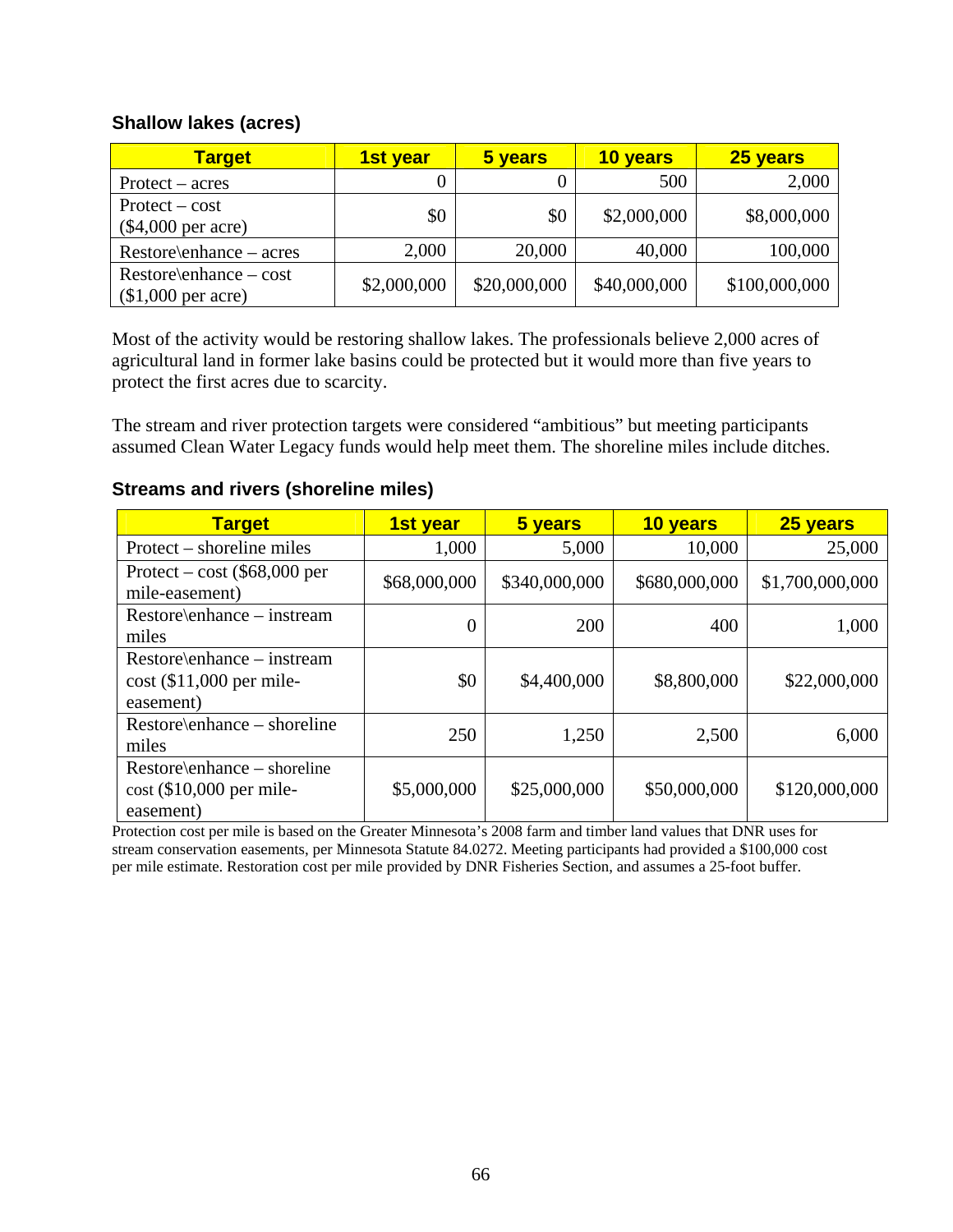### Shallow lakes (acres)

| Target | 1st year | 5 years | 10 years | 25 years |
|---|---|---|---|---|
| Protect – acres | 0 | 0 | 500 | 2,000 |
| Protect – cost ($4,000 per acre) | $0 | $0 | $2,000,000 | $8,000,000 |
| Restore\enhance – acres | 2,000 | 20,000 | 40,000 | 100,000 |
| Restore\enhance – cost ($1,000 per acre) | $2,000,000 | $20,000,000 | $40,000,000 | $100,000,000 |

Most of the activity would be restoring shallow lakes. The professionals believe 2,000 acres of agricultural land in former lake basins could be protected but it would more than five years to protect the first acres due to scarcity.

The stream and river protection targets were considered "ambitious" but meeting participants assumed Clean Water Legacy funds would help meet them. The shoreline miles include ditches.

### Streams and rivers (shoreline miles)

| Target | 1st year | 5 years | 10 years | 25 years |
|---|---|---|---|---|
| Protect – shoreline miles | 1,000 | 5,000 | 10,000 | 25,000 |
| Protect – cost ($68,000 per mile-easement) | $68,000,000 | $340,000,000 | $680,000,000 | $1,700,000,000 |
| Restore\enhance – instream miles | 0 | 200 | 400 | 1,000 |
| Restore\enhance – instream cost ($11,000 per mile-easement) | $0 | $4,400,000 | $8,800,000 | $22,000,000 |
| Restore\enhance – shoreline miles | 250 | 1,250 | 2,500 | 6,000 |
| Restore\enhance – shoreline cost ($10,000 per mile-easement) | $5,000,000 | $25,000,000 | $50,000,000 | $120,000,000 |

Protection cost per mile is based on the Greater Minnesota's 2008 farm and timber land values that DNR uses for stream conservation easements, per Minnesota Statute 84.0272. Meeting participants had provided a $100,000 cost per mile estimate. Restoration cost per mile provided by DNR Fisheries Section, and assumes a 25-foot buffer.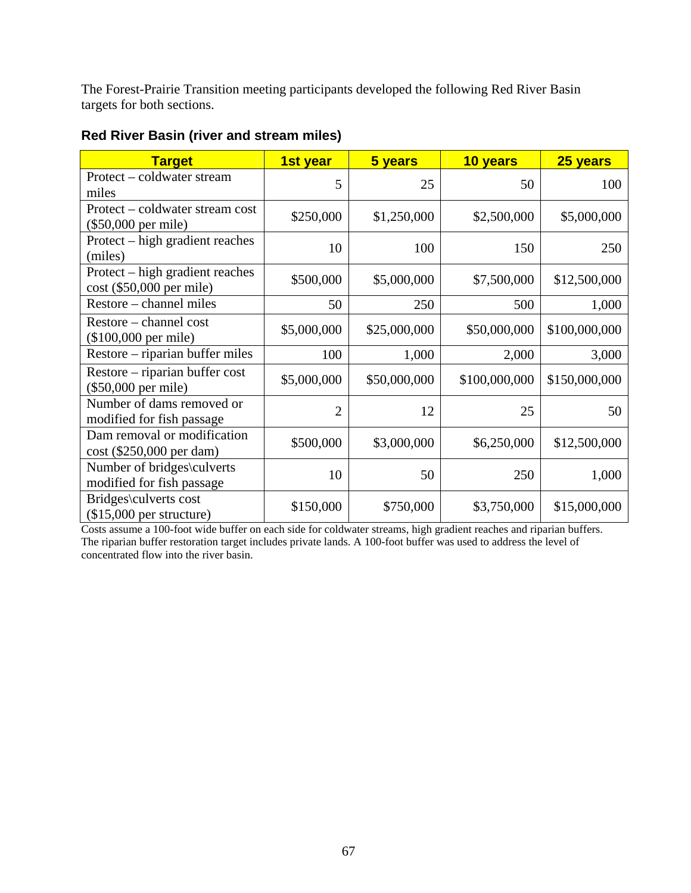The Forest-Prairie Transition meeting participants developed the following Red River Basin targets for both sections.

### Red River Basin (river and stream miles)

| Target | 1st year | 5 years | 10 years | 25 years |
|---|---|---|---|---|
| Protect – coldwater stream miles | 5 | 25 | 50 | 100 |
| Protect – coldwater stream cost ($50,000 per mile) | $250,000 | $1,250,000 | $2,500,000 | $5,000,000 |
| Protect – high gradient reaches (miles) | 10 | 100 | 150 | 250 |
| Protect – high gradient reaches cost ($50,000 per mile) | $500,000 | $5,000,000 | $7,500,000 | $12,500,000 |
| Restore – channel miles | 50 | 250 | 500 | 1,000 |
| Restore – channel cost ($100,000 per mile) | $5,000,000 | $25,000,000 | $50,000,000 | $100,000,000 |
| Restore – riparian buffer miles | 100 | 1,000 | 2,000 | 3,000 |
| Restore – riparian buffer cost ($50,000 per mile) | $5,000,000 | $50,000,000 | $100,000,000 | $150,000,000 |
| Number of dams removed or modified for fish passage | 2 | 12 | 25 | 50 |
| Dam removal or modification cost ($250,000 per dam) | $500,000 | $3,000,000 | $6,250,000 | $12,500,000 |
| Number of bridges\culverts modified for fish passage | 10 | 50 | 250 | 1,000 |
| Bridges\culverts cost ($15,000 per structure) | $150,000 | $750,000 | $3,750,000 | $15,000,000 |

Costs assume a 100-foot wide buffer on each side for coldwater streams, high gradient reaches and riparian buffers. The riparian buffer restoration target includes private lands. A 100-foot buffer was used to address the level of concentrated flow into the river basin.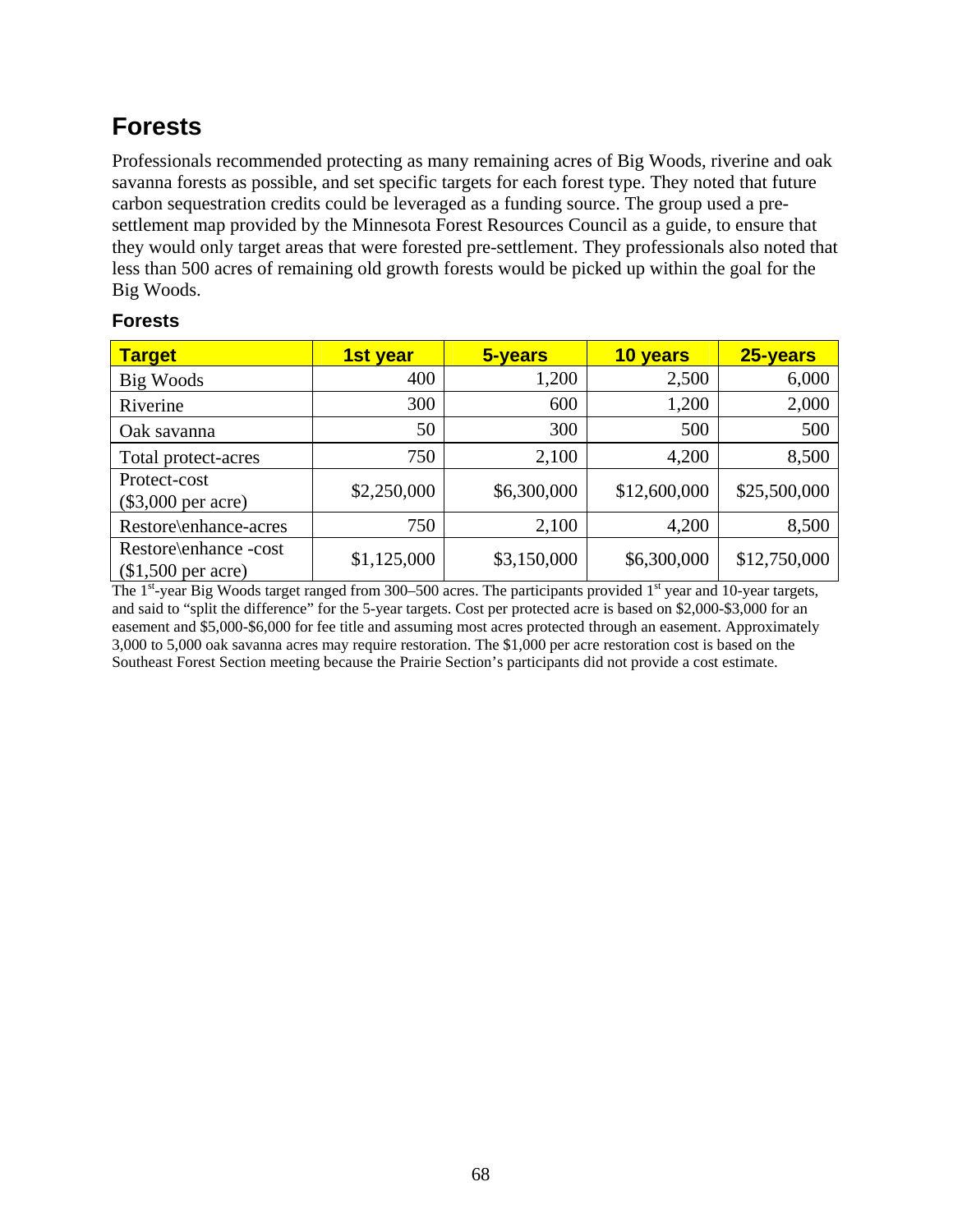## Forests

Professionals recommended protecting as many remaining acres of Big Woods, riverine and oak savanna forests as possible, and set specific targets for each forest type. They noted that future carbon sequestration credits could be leveraged as a funding source. The group used a pre-settlement map provided by the Minnesota Forest Resources Council as a guide, to ensure that they would only target areas that were forested pre-settlement. They professionals also noted that less than 500 acres of remaining old growth forests would be picked up within the goal for the Big Woods.

### Forests

| Target | 1st year | 5-years | 10 years | 25-years |
|---|---|---|---|---|
| Big Woods | 400 | 1,200 | 2,500 | 6,000 |
| Riverine | 300 | 600 | 1,200 | 2,000 |
| Oak savanna | 50 | 300 | 500 | 500 |
| Total protect-acres | 750 | 2,100 | 4,200 | 8,500 |
| Protect-cost ($3,000 per acre) | $2,250,000 | $6,300,000 | $12,600,000 | $25,500,000 |
| Restore\enhance-acres | 750 | 2,100 | 4,200 | 8,500 |
| Restore\enhance -cost ($1,500 per acre) | $1,125,000 | $3,150,000 | $6,300,000 | $12,750,000 |

The 1st-year Big Woods target ranged from 300–500 acres. The participants provided 1st year and 10-year targets, and said to "split the difference" for the 5-year targets. Cost per protected acre is based on $2,000-$3,000 for an easement and $5,000-$6,000 for fee title and assuming most acres protected through an easement. Approximately 3,000 to 5,000 oak savanna acres may require restoration. The $1,000 per acre restoration cost is based on the Southeast Forest Section meeting because the Prairie Section's participants did not provide a cost estimate.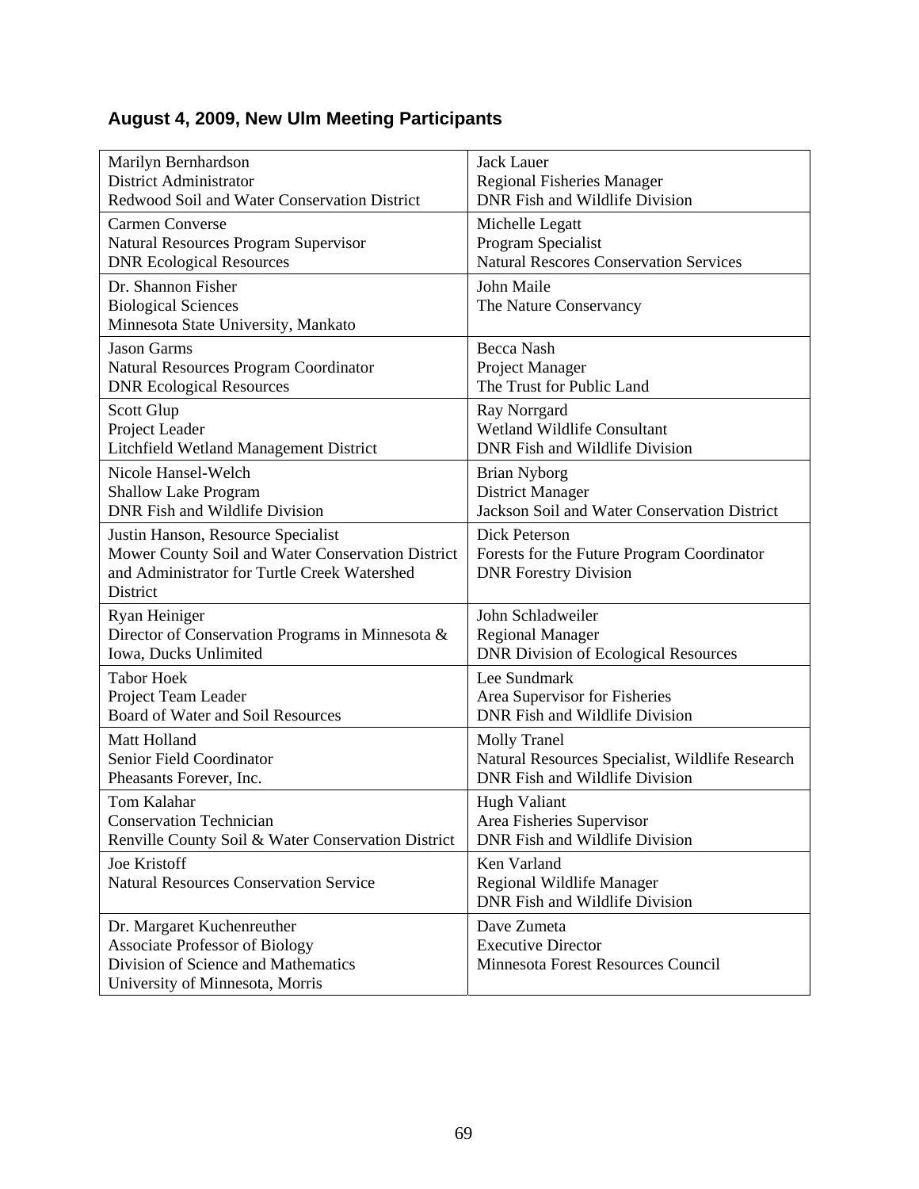## August 4, 2009, New Ulm Meeting Participants

| | |
|---|---|
| Marilyn Bernhardson<br>District Administrator<br>Redwood Soil and Water Conservation District | Jack Lauer<br>Regional Fisheries Manager<br>DNR Fish and Wildlife Division |
| Carmen Converse<br>Natural Resources Program Supervisor<br>DNR Ecological Resources | Michelle Legatt<br>Program Specialist<br>Natural Rescores Conservation Services |
| Dr. Shannon Fisher<br>Biological Sciences<br>Minnesota State University, Mankato | John Maile<br>The Nature Conservancy |
| Jason Garms<br>Natural Resources Program Coordinator<br>DNR Ecological Resources | Becca Nash<br>Project Manager<br>The Trust for Public Land |
| Scott Glup<br>Project Leader<br>Litchfield Wetland Management District | Ray Norrgard<br>Wetland Wildlife Consultant<br>DNR Fish and Wildlife Division |
| Nicole Hansel-Welch<br>Shallow Lake Program<br>DNR Fish and Wildlife Division | Brian Nyborg<br>District Manager<br>Jackson Soil and Water Conservation District |
| Justin Hanson, Resource Specialist<br>Mower County Soil and Water Conservation District and Administrator for Turtle Creek Watershed District | Dick Peterson<br>Forests for the Future Program Coordinator<br>DNR Forestry Division |
| Ryan Heiniger<br>Director of Conservation Programs in Minnesota & Iowa, Ducks Unlimited | John Schladweiler<br>Regional Manager<br>DNR Division of Ecological Resources |
| Tabor Hoek<br>Project Team Leader<br>Board of Water and Soil Resources | Lee Sundmark<br>Area Supervisor for Fisheries<br>DNR Fish and Wildlife Division |
| Matt Holland<br>Senior Field Coordinator<br>Pheasants Forever, Inc. | Molly Tranel<br>Natural Resources Specialist, Wildlife Research<br>DNR Fish and Wildlife Division |
| Tom Kalahar<br>Conservation Technician<br>Renville County Soil & Water Conservation District | Hugh Valiant<br>Area Fisheries Supervisor<br>DNR Fish and Wildlife Division |
| Joe Kristoff<br>Natural Resources Conservation Service | Ken Varland<br>Regional Wildlife Manager<br>DNR Fish and Wildlife Division |
| Dr. Margaret Kuchenreuther<br>Associate Professor of Biology<br>Division of Science and Mathematics<br>University of Minnesota, Morris | Dave Zumeta<br>Executive Director<br>Minnesota Forest Resources Council |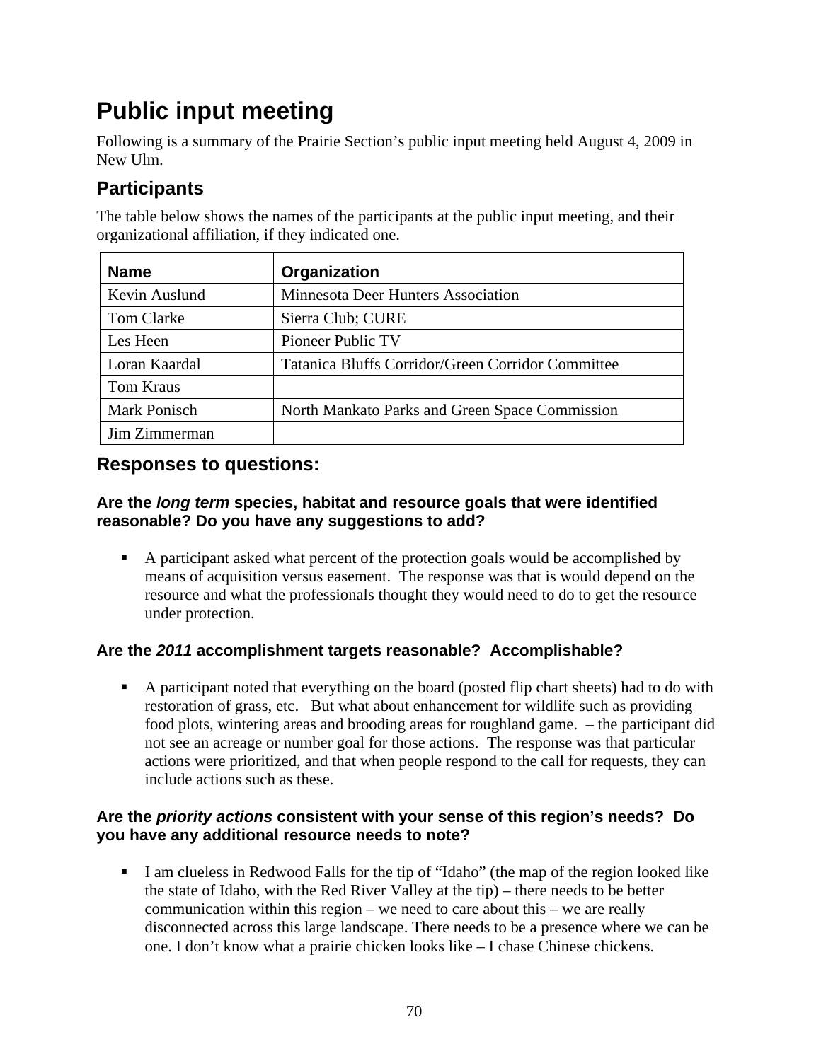# Public input meeting

Following is a summary of the Prairie Section's public input meeting held August 4, 2009 in New Ulm.

## Participants

The table below shows the names of the participants at the public input meeting, and their organizational affiliation, if they indicated one.

| Name | Organization |
|---|---|
| Kevin Auslund | Minnesota Deer Hunters Association |
| Tom Clarke | Sierra Club; CURE |
| Les Heen | Pioneer Public TV |
| Loran Kaardal | Tatanica Bluffs Corridor/Green Corridor Committee |
| Tom Kraus | |
| Mark Ponisch | North Mankato Parks and Green Space Commission |
| Jim Zimmerman | |

## Responses to questions:

### Are the *long term* species, habitat and resource goals that were identified reasonable? Do you have any suggestions to add?

- A participant asked what percent of the protection goals would be accomplished by means of acquisition versus easement. The response was that is would depend on the resource and what the professionals thought they would need to do to get the resource under protection.

### Are the *2011* accomplishment targets reasonable? Accomplishable?

- A participant noted that everything on the board (posted flip chart sheets) had to do with restoration of grass, etc. But what about enhancement for wildlife such as providing food plots, wintering areas and brooding areas for roughland game. – the participant did not see an acreage or number goal for those actions. The response was that particular actions were prioritized, and that when people respond to the call for requests, they can include actions such as these.

### Are the *priority actions* consistent with your sense of this region's needs? Do you have any additional resource needs to note?

- I am clueless in Redwood Falls for the tip of "Idaho" (the map of the region looked like the state of Idaho, with the Red River Valley at the tip) – there needs to be better communication within this region – we need to care about this – we are really disconnected across this large landscape. There needs to be a presence where we can be one. I don't know what a prairie chicken looks like – I chase Chinese chickens.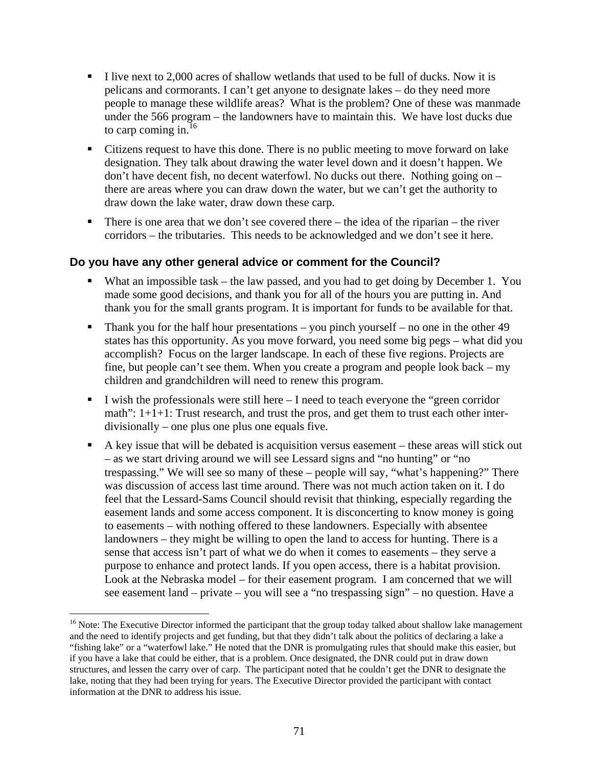- I live next to 2,000 acres of shallow wetlands that used to be full of ducks. Now it is pelicans and cormorants. I can't get anyone to designate lakes – do they need more people to manage these wildlife areas? What is the problem? One of these was manmade under the 566 program – the landowners have to maintain this. We have lost ducks due to carp coming in.[16]
- Citizens request to have this done. There is no public meeting to move forward on lake designation. They talk about drawing the water level down and it doesn't happen. We don't have decent fish, no decent waterfowl. No ducks out there. Nothing going on – there are areas where you can draw down the water, but we can't get the authority to draw down the lake water, draw down these carp.
- There is one area that we don't see covered there – the idea of the riparian – the river corridors – the tributaries. This needs to be acknowledged and we don't see it here.

### Do you have any other general advice or comment for the Council?

- What an impossible task – the law passed, and you had to get doing by December 1. You made some good decisions, and thank you for all of the hours you are putting in. And thank you for the small grants program. It is important for funds to be available for that.
- Thank you for the half hour presentations – you pinch yourself – no one in the other 49 states has this opportunity. As you move forward, you need some big pegs – what did you accomplish? Focus on the larger landscape. In each of these five regions. Projects are fine, but people can't see them. When you create a program and people look back – my children and grandchildren will need to renew this program.
- I wish the professionals were still here – I need to teach everyone the "green corridor math": 1+1+1: Trust research, and trust the pros, and get them to trust each other inter-divisionally – one plus one plus one equals five.
- A key issue that will be debated is acquisition versus easement – these areas will stick out – as we start driving around we will see Lessard signs and "no hunting" or "no trespassing." We will see so many of these – people will say, "what's happening?" There was discussion of access last time around. There was not much action taken on it. I do feel that the Lessard-Sams Council should revisit that thinking, especially regarding the easement lands and some access component. It is disconcerting to know money is going to easements – with nothing offered to these landowners. Especially with absentee landowners – they might be willing to open the land to access for hunting. There is a sense that access isn't part of what we do when it comes to easements – they serve a purpose to enhance and protect lands. If you open access, there is a habitat provision. Look at the Nebraska model – for their easement program. I am concerned that we will see easement land – private – you will see a "no trespassing sign" – no question. Have a

[16] Note: The Executive Director informed the participant that the group today talked about shallow lake management and the need to identify projects and get funding, but that they didn't talk about the politics of declaring a lake a "fishing lake" or a "waterfowl lake." He noted that the DNR is promulgating rules that should make this easier, but if you have a lake that could be either, that is a problem. Once designated, the DNR could put in draw down structures, and lessen the carry over of carp. The participant noted that he couldn't get the DNR to designate the lake, noting that they had been trying for years. The Executive Director provided the participant with contact information at the DNR to address his issue.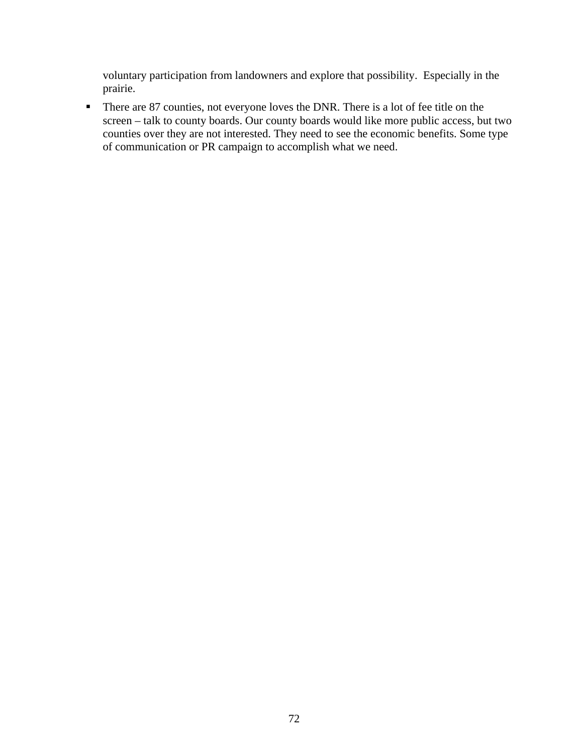voluntary participation from landowners and explore that possibility.  Especially in the prairie.

- There are 87 counties, not everyone loves the DNR. There is a lot of fee title on the screen – talk to county boards. Our county boards would like more public access, but two counties over they are not interested. They need to see the economic benefits. Some type of communication or PR campaign to accomplish what we need.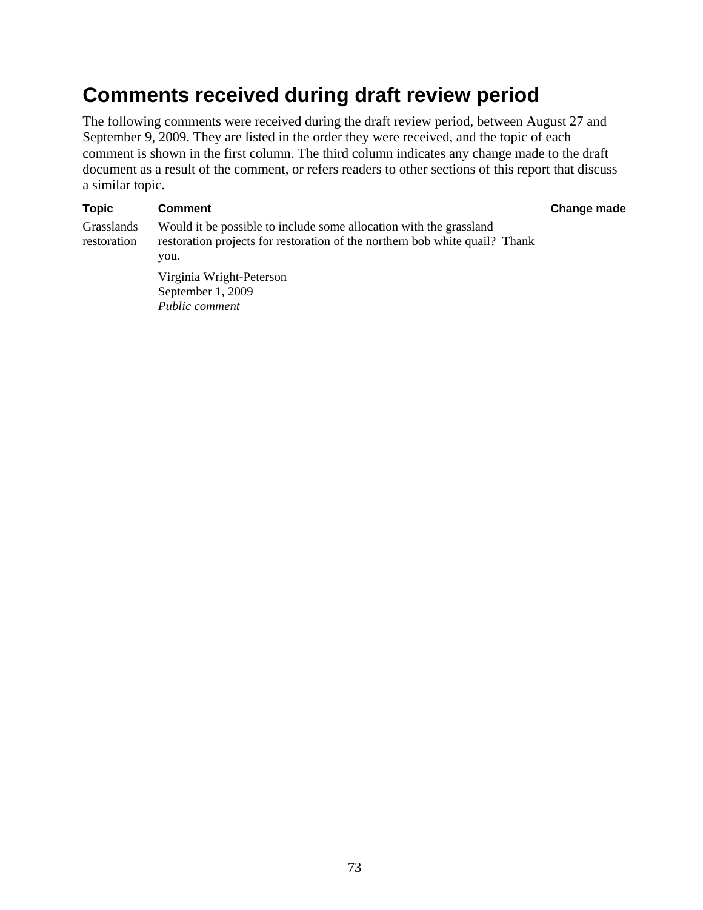# Comments received during draft review period

The following comments were received during the draft review period, between August 27 and September 9, 2009. They are listed in the order they were received, and the topic of each comment is shown in the first column. The third column indicates any change made to the draft document as a result of the comment, or refers readers to other sections of this report that discuss a similar topic.

| Topic | Comment | Change made |
|---|---|---|
| Grasslands restoration | Would it be possible to include some allocation with the grassland restoration projects for restoration of the northern bob white quail? Thank you.<br><br>Virginia Wright-Peterson<br>September 1, 2009<br>*Public comment* | |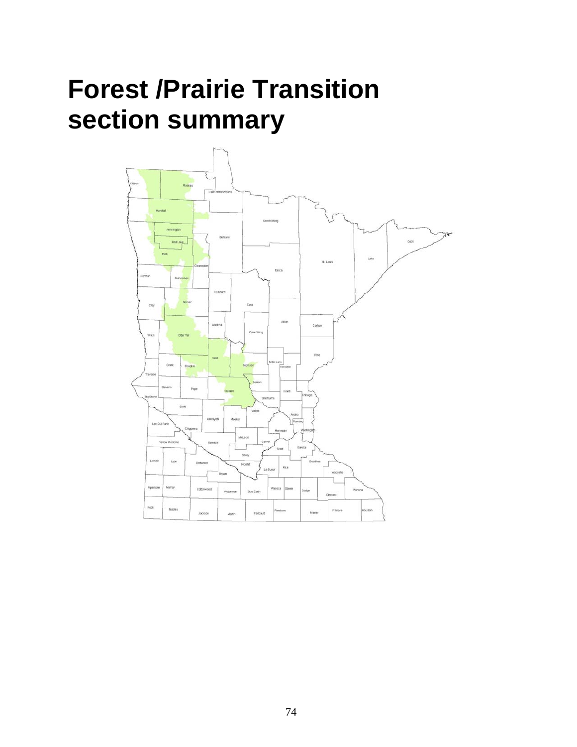# Forest /Prairie Transition section summary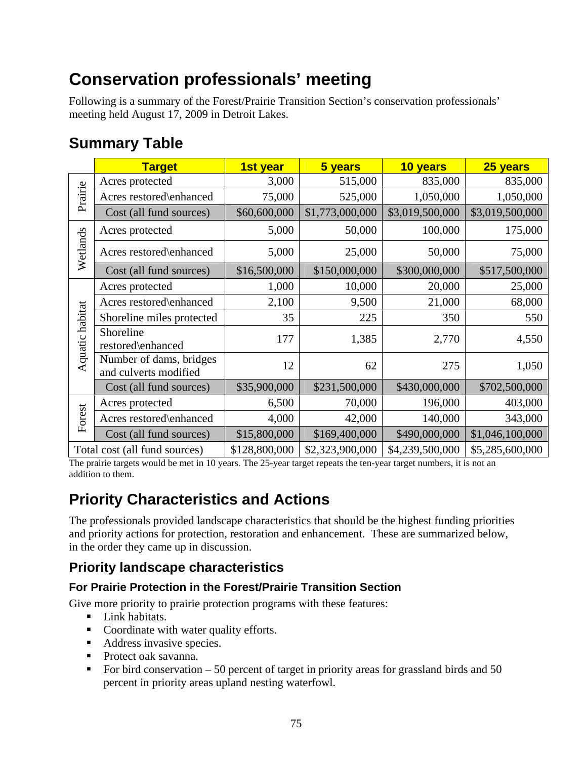# Conservation professionals' meeting

Following is a summary of the Forest/Prairie Transition Section's conservation professionals' meeting held August 17, 2009 in Detroit Lakes.

## Summary Table

| | Target | 1st year | 5 years | 10 years | 25 years |
|---|---|---|---|---|---|
| Prairie | Acres protected | 3,000 | 515,000 | 835,000 | 835,000 |
| | Acres restored\enhanced | 75,000 | 525,000 | 1,050,000 | 1,050,000 |
| | Cost (all fund sources) | $60,600,000 | $1,773,000,000 | $3,019,500,000 | $3,019,500,000 |
| Wetlands | Acres protected | 5,000 | 50,000 | 100,000 | 175,000 |
| | Acres restored\enhanced | 5,000 | 25,000 | 50,000 | 75,000 |
| | Cost (all fund sources) | $16,500,000 | $150,000,000 | $300,000,000 | $517,500,000 |
| Aquatic habitat | Acres protected | 1,000 | 10,000 | 20,000 | 25,000 |
| | Acres restored\enhanced | 2,100 | 9,500 | 21,000 | 68,000 |
| | Shoreline miles protected | 35 | 225 | 350 | 550 |
| | Shoreline restored\enhanced | 177 | 1,385 | 2,770 | 4,550 |
| | Number of dams, bridges and culverts modified | 12 | 62 | 275 | 1,050 |
| | Cost (all fund sources) | $35,900,000 | $231,500,000 | $430,000,000 | $702,500,000 |
| Forest | Acres protected | 6,500 | 70,000 | 196,000 | 403,000 |
| | Acres restored\enhanced | 4,000 | 42,000 | 140,000 | 343,000 |
| | Cost (all fund sources) | $15,800,000 | $169,400,000 | $490,000,000 | $1,046,100,000 |
| Total cost (all fund sources) | | $128,800,000 | $2,323,900,000 | $4,239,500,000 | $5,285,600,000 |

The prairie targets would be met in 10 years. The 25-year target repeats the ten-year target numbers, it is not an addition to them.

## Priority Characteristics and Actions

The professionals provided landscape characteristics that should be the highest funding priorities and priority actions for protection, restoration and enhancement. These are summarized below, in the order they came up in discussion.

### Priority landscape characteristics

#### For Prairie Protection in the Forest/Prairie Transition Section

Give more priority to prairie protection programs with these features:

- Link habitats.
- Coordinate with water quality efforts.
- Address invasive species.
- Protect oak savanna.
- For bird conservation – 50 percent of target in priority areas for grassland birds and 50 percent in priority areas upland nesting waterfowl.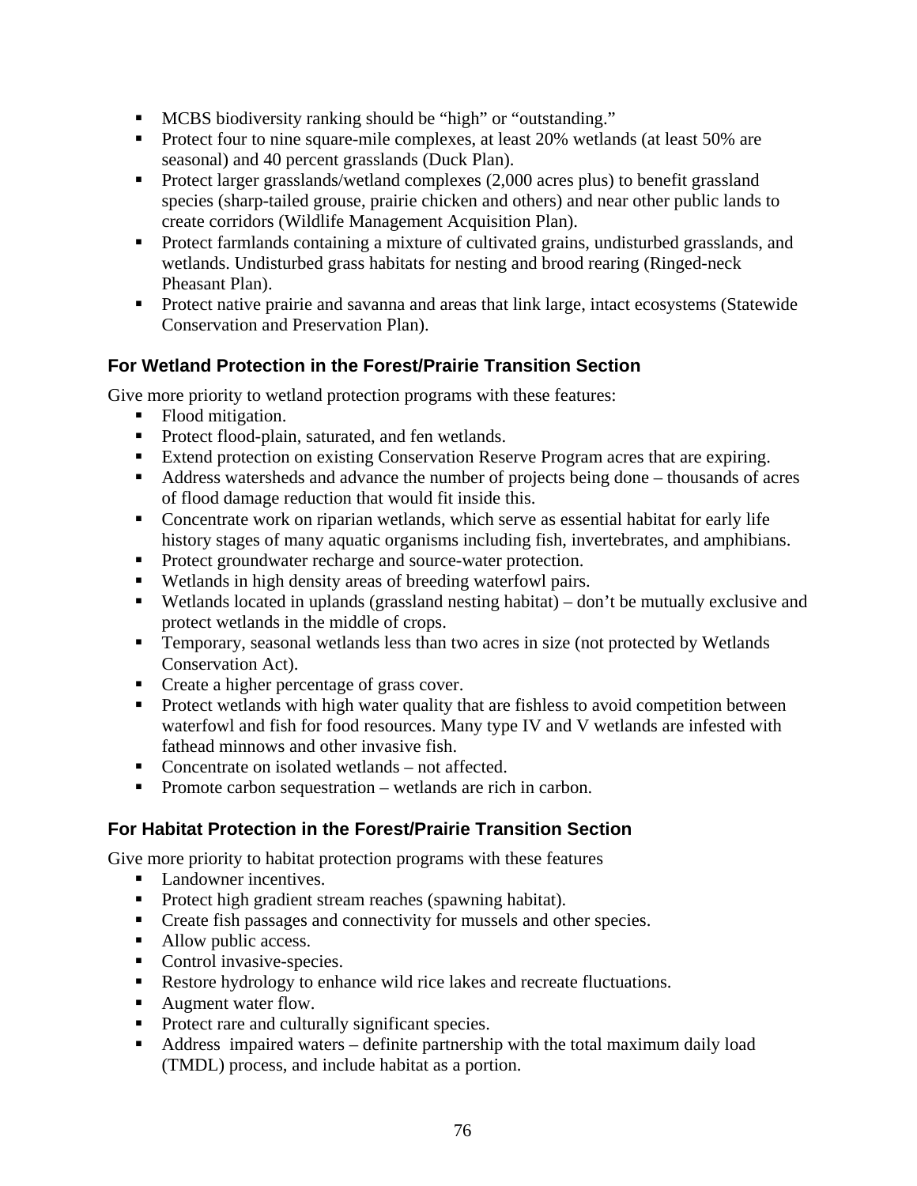- MCBS biodiversity ranking should be "high" or "outstanding."
- Protect four to nine square-mile complexes, at least 20% wetlands (at least 50% are seasonal) and 40 percent grasslands (Duck Plan).
- Protect larger grasslands/wetland complexes (2,000 acres plus) to benefit grassland species (sharp-tailed grouse, prairie chicken and others) and near other public lands to create corridors (Wildlife Management Acquisition Plan).
- Protect farmlands containing a mixture of cultivated grains, undisturbed grasslands, and wetlands. Undisturbed grass habitats for nesting and brood rearing (Ringed-neck Pheasant Plan).
- Protect native prairie and savanna and areas that link large, intact ecosystems (Statewide Conservation and Preservation Plan).

### For Wetland Protection in the Forest/Prairie Transition Section

Give more priority to wetland protection programs with these features:

- Flood mitigation.
- Protect flood-plain, saturated, and fen wetlands.
- Extend protection on existing Conservation Reserve Program acres that are expiring.
- Address watersheds and advance the number of projects being done – thousands of acres of flood damage reduction that would fit inside this.
- Concentrate work on riparian wetlands, which serve as essential habitat for early life history stages of many aquatic organisms including fish, invertebrates, and amphibians.
- Protect groundwater recharge and source-water protection.
- Wetlands in high density areas of breeding waterfowl pairs.
- Wetlands located in uplands (grassland nesting habitat) – don't be mutually exclusive and protect wetlands in the middle of crops.
- Temporary, seasonal wetlands less than two acres in size (not protected by Wetlands Conservation Act).
- Create a higher percentage of grass cover.
- Protect wetlands with high water quality that are fishless to avoid competition between waterfowl and fish for food resources. Many type IV and V wetlands are infested with fathead minnows and other invasive fish.
- Concentrate on isolated wetlands – not affected.
- Promote carbon sequestration – wetlands are rich in carbon.

### For Habitat Protection in the Forest/Prairie Transition Section

Give more priority to habitat protection programs with these features

- Landowner incentives.
- Protect high gradient stream reaches (spawning habitat).
- Create fish passages and connectivity for mussels and other species.
- Allow public access.
- Control invasive-species.
- Restore hydrology to enhance wild rice lakes and recreate fluctuations.
- Augment water flow.
- Protect rare and culturally significant species.
- Address impaired waters – definite partnership with the total maximum daily load (TMDL) process, and include habitat as a portion.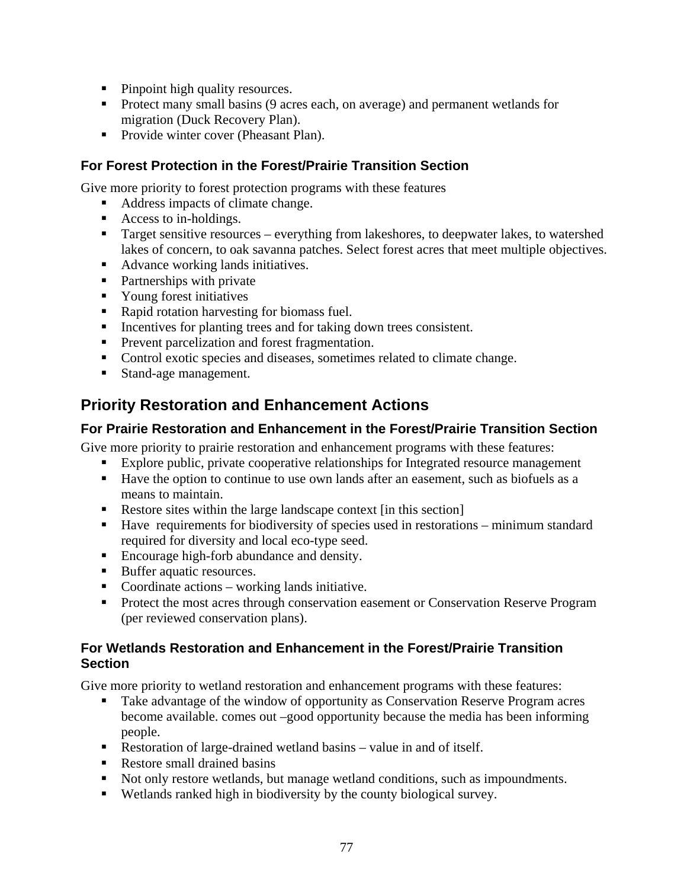- Pinpoint high quality resources.
- Protect many small basins (9 acres each, on average) and permanent wetlands for migration (Duck Recovery Plan).
- Provide winter cover (Pheasant Plan).

### For Forest Protection in the Forest/Prairie Transition Section

Give more priority to forest protection programs with these features

- Address impacts of climate change.
- Access to in-holdings.
- Target sensitive resources – everything from lakeshores, to deepwater lakes, to watershed lakes of concern, to oak savanna patches. Select forest acres that meet multiple objectives.
- Advance working lands initiatives.
- Partnerships with private
- Young forest initiatives
- Rapid rotation harvesting for biomass fuel.
- Incentives for planting trees and for taking down trees consistent.
- Prevent parcelization and forest fragmentation.
- Control exotic species and diseases, sometimes related to climate change.
- Stand-age management.

## Priority Restoration and Enhancement Actions

### For Prairie Restoration and Enhancement in the Forest/Prairie Transition Section

Give more priority to prairie restoration and enhancement programs with these features:

- Explore public, private cooperative relationships for Integrated resource management
- Have the option to continue to use own lands after an easement, such as biofuels as a means to maintain.
- Restore sites within the large landscape context [in this section]
- Have requirements for biodiversity of species used in restorations – minimum standard required for diversity and local eco-type seed.
- Encourage high-forb abundance and density.
- Buffer aquatic resources.
- Coordinate actions – working lands initiative.
- Protect the most acres through conservation easement or Conservation Reserve Program (per reviewed conservation plans).

### For Wetlands Restoration and Enhancement in the Forest/Prairie Transition Section

Give more priority to wetland restoration and enhancement programs with these features:

- Take advantage of the window of opportunity as Conservation Reserve Program acres become available. comes out –good opportunity because the media has been informing people.
- Restoration of large-drained wetland basins – value in and of itself.
- Restore small drained basins
- Not only restore wetlands, but manage wetland conditions, such as impoundments.
- Wetlands ranked high in biodiversity by the county biological survey.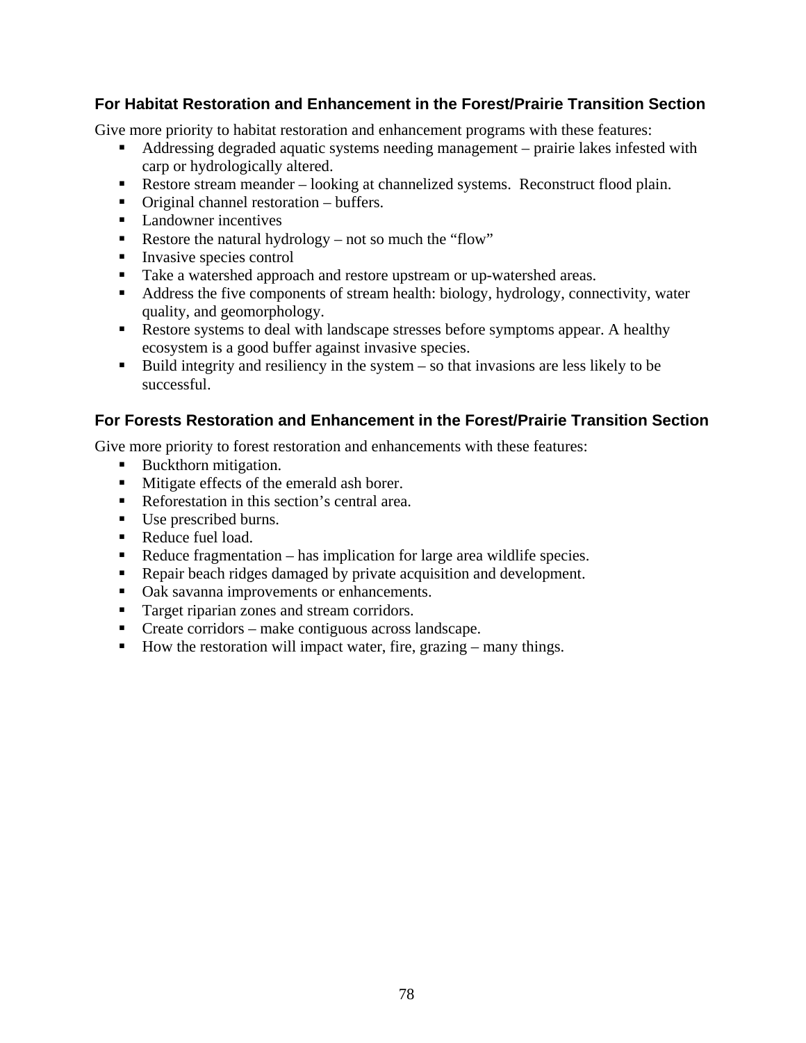### For Habitat Restoration and Enhancement in the Forest/Prairie Transition Section

Give more priority to habitat restoration and enhancement programs with these features:

- Addressing degraded aquatic systems needing management – prairie lakes infested with carp or hydrologically altered.
- Restore stream meander – looking at channelized systems. Reconstruct flood plain.
- Original channel restoration – buffers.
- Landowner incentives
- Restore the natural hydrology – not so much the "flow"
- Invasive species control
- Take a watershed approach and restore upstream or up-watershed areas.
- Address the five components of stream health: biology, hydrology, connectivity, water quality, and geomorphology.
- Restore systems to deal with landscape stresses before symptoms appear. A healthy ecosystem is a good buffer against invasive species.
- Build integrity and resiliency in the system – so that invasions are less likely to be successful.

### For Forests Restoration and Enhancement in the Forest/Prairie Transition Section

Give more priority to forest restoration and enhancements with these features:

- Buckthorn mitigation.
- Mitigate effects of the emerald ash borer.
- Reforestation in this section's central area.
- Use prescribed burns.
- Reduce fuel load.
- Reduce fragmentation – has implication for large area wildlife species.
- Repair beach ridges damaged by private acquisition and development.
- Oak savanna improvements or enhancements.
- Target riparian zones and stream corridors.
- Create corridors – make contiguous across landscape.
- How the restoration will impact water, fire, grazing – many things.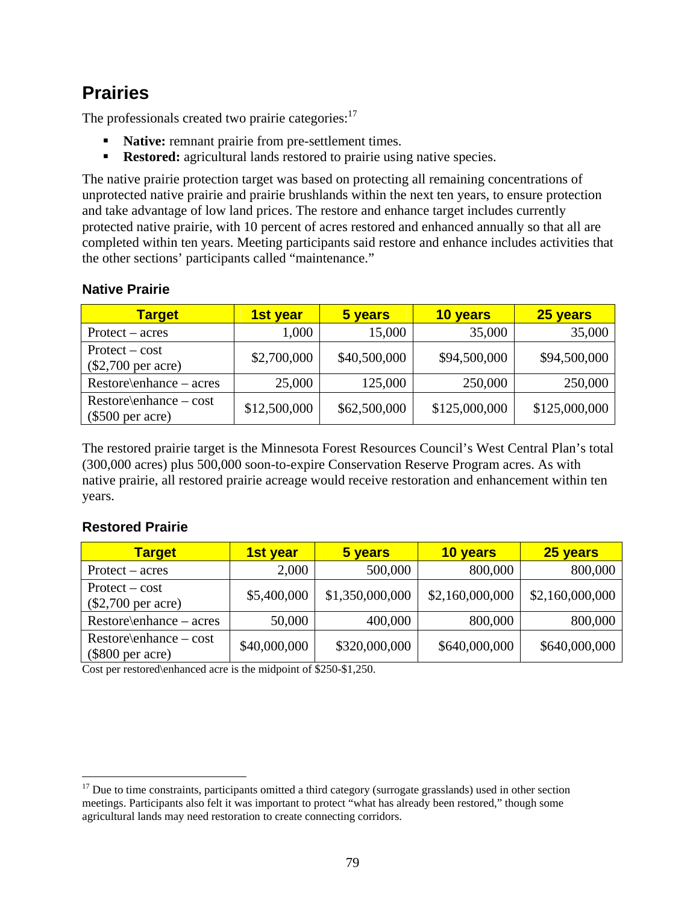## Prairies

The professionals created two prairie categories:[17]

- **Native:** remnant prairie from pre-settlement times.
- **Restored:** agricultural lands restored to prairie using native species.

The native prairie protection target was based on protecting all remaining concentrations of unprotected native prairie and prairie brushlands within the next ten years, to ensure protection and take advantage of low land prices. The restore and enhance target includes currently protected native prairie, with 10 percent of acres restored and enhanced annually so that all are completed within ten years. Meeting participants said restore and enhance includes activities that the other sections' participants called "maintenance."

### Native Prairie

| Target | 1st year | 5 years | 10 years | 25 years |
|---|---|---|---|---|
| Protect – acres | 1,000 | 15,000 | 35,000 | 35,000 |
| Protect – cost ($2,700 per acre) | $2,700,000 | $40,500,000 | $94,500,000 | $94,500,000 |
| Restore\enhance – acres | 25,000 | 125,000 | 250,000 | 250,000 |
| Restore\enhance – cost ($500 per acre) | $12,500,000 | $62,500,000 | $125,000,000 | $125,000,000 |

The restored prairie target is the Minnesota Forest Resources Council's West Central Plan's total (300,000 acres) plus 500,000 soon-to-expire Conservation Reserve Program acres. As with native prairie, all restored prairie acreage would receive restoration and enhancement within ten years.

### Restored Prairie

| Target | 1st year | 5 years | 10 years | 25 years |
|---|---|---|---|---|
| Protect – acres | 2,000 | 500,000 | 800,000 | 800,000 |
| Protect – cost ($2,700 per acre) | $5,400,000 | $1,350,000,000 | $2,160,000,000 | $2,160,000,000 |
| Restore\enhance – acres | 50,000 | 400,000 | 800,000 | 800,000 |
| Restore\enhance – cost ($800 per acre) | $40,000,000 | $320,000,000 | $640,000,000 | $640,000,000 |

Cost per restored\enhanced acre is the midpoint of $250-$1,250.

[17] Due to time constraints, participants omitted a third category (surrogate grasslands) used in other section meetings. Participants also felt it was important to protect "what has already been restored," though some agricultural lands may need restoration to create connecting corridors.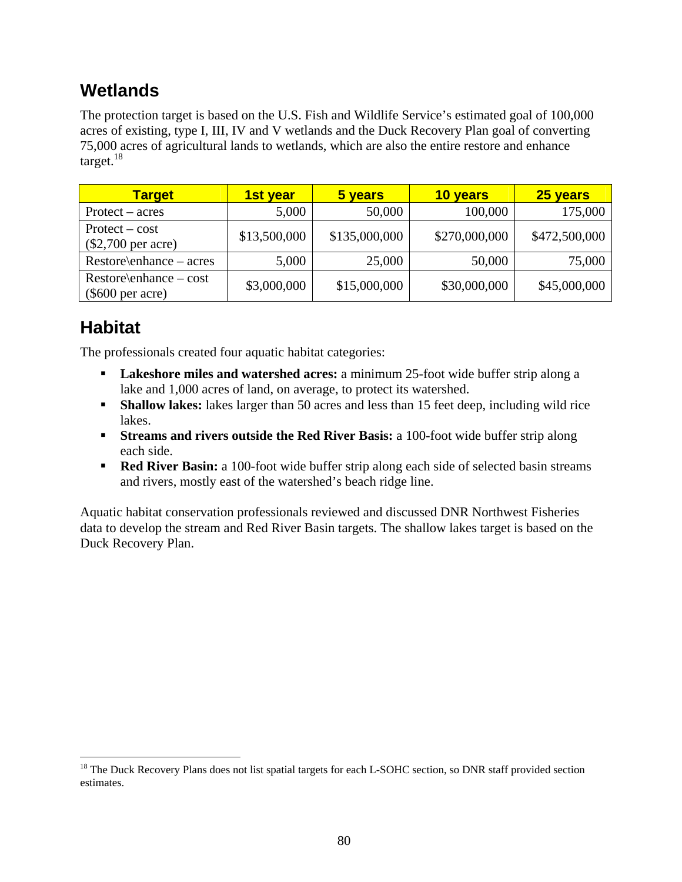## Wetlands

The protection target is based on the U.S. Fish and Wildlife Service's estimated goal of 100,000 acres of existing, type I, III, IV and V wetlands and the Duck Recovery Plan goal of converting 75,000 acres of agricultural lands to wetlands, which are also the entire restore and enhance target.[18]

| Target | 1st year | 5 years | 10 years | 25 years |
|---|---|---|---|---|
| Protect – acres | 5,000 | 50,000 | 100,000 | 175,000 |
| Protect – cost ($2,700 per acre) | $13,500,000 | $135,000,000 | $270,000,000 | $472,500,000 |
| Restore\enhance – acres | 5,000 | 25,000 | 50,000 | 75,000 |
| Restore\enhance – cost ($600 per acre) | $3,000,000 | $15,000,000 | $30,000,000 | $45,000,000 |

## Habitat

The professionals created four aquatic habitat categories:

- **Lakeshore miles and watershed acres:** a minimum 25-foot wide buffer strip along a lake and 1,000 acres of land, on average, to protect its watershed.
- **Shallow lakes:** lakes larger than 50 acres and less than 15 feet deep, including wild rice lakes.
- **Streams and rivers outside the Red River Basis:** a 100-foot wide buffer strip along each side.
- **Red River Basin:** a 100-foot wide buffer strip along each side of selected basin streams and rivers, mostly east of the watershed's beach ridge line.

Aquatic habitat conservation professionals reviewed and discussed DNR Northwest Fisheries data to develop the stream and Red River Basin targets. The shallow lakes target is based on the Duck Recovery Plan.

[18] The Duck Recovery Plans does not list spatial targets for each L-SOHC section, so DNR staff provided section estimates.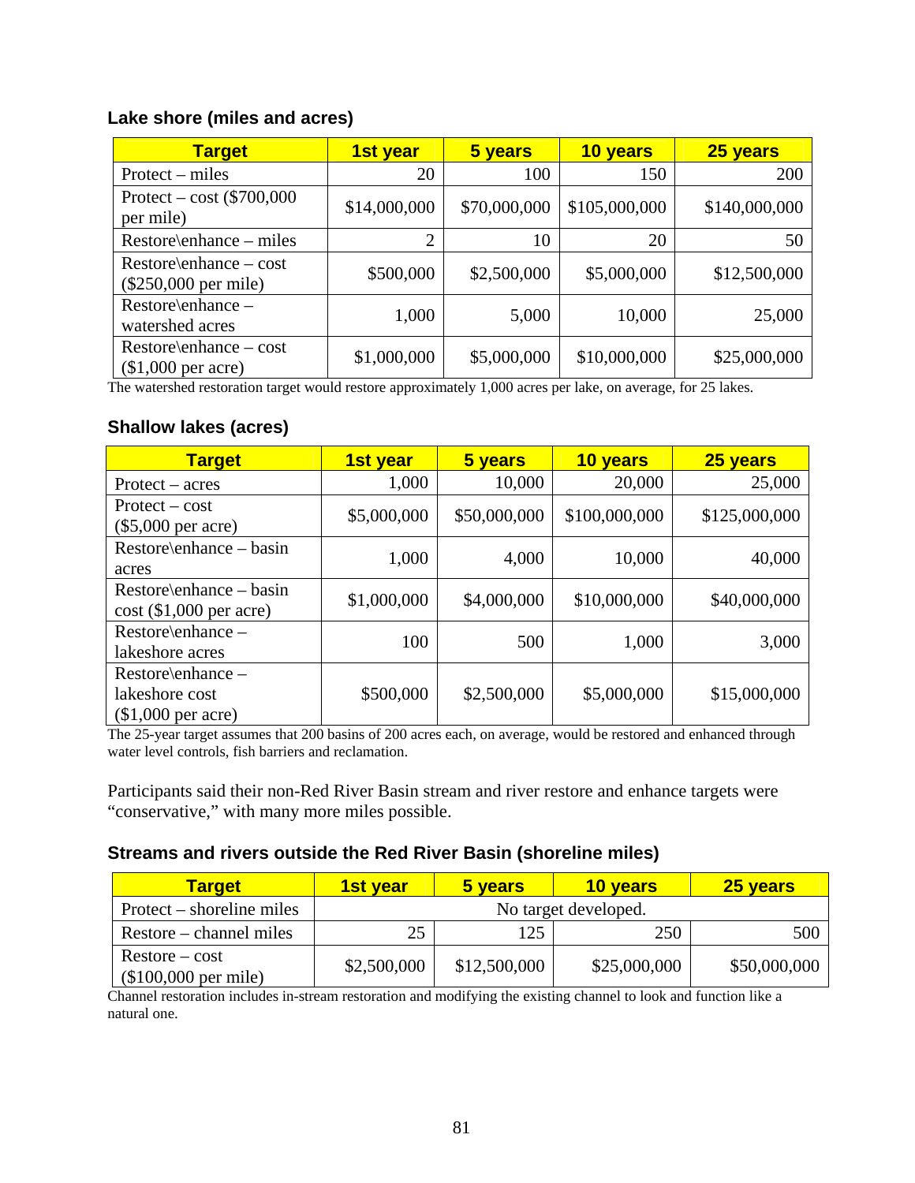### Lake shore (miles and acres)

| Target | 1st year | 5 years | 10 years | 25 years |
|---|---|---|---|---|
| Protect – miles | 20 | 100 | 150 | 200 |
| Protect – cost ($700,000 per mile) | $14,000,000 | $70,000,000 | $105,000,000 | $140,000,000 |
| Restore\enhance – miles | 2 | 10 | 20 | 50 |
| Restore\enhance – cost ($250,000 per mile) | $500,000 | $2,500,000 | $5,000,000 | $12,500,000 |
| Restore\enhance – watershed acres | 1,000 | 5,000 | 10,000 | 25,000 |
| Restore\enhance – cost ($1,000 per acre) | $1,000,000 | $5,000,000 | $10,000,000 | $25,000,000 |

The watershed restoration target would restore approximately 1,000 acres per lake, on average, for 25 lakes.

### Shallow lakes (acres)

| Target | 1st year | 5 years | 10 years | 25 years |
|---|---|---|---|---|
| Protect – acres | 1,000 | 10,000 | 20,000 | 25,000 |
| Protect – cost ($5,000 per acre) | $5,000,000 | $50,000,000 | $100,000,000 | $125,000,000 |
| Restore\enhance – basin acres | 1,000 | 4,000 | 10,000 | 40,000 |
| Restore\enhance – basin cost ($1,000 per acre) | $1,000,000 | $4,000,000 | $10,000,000 | $40,000,000 |
| Restore\enhance – lakeshore acres | 100 | 500 | 1,000 | 3,000 |
| Restore\enhance – lakeshore cost ($1,000 per acre) | $500,000 | $2,500,000 | $5,000,000 | $15,000,000 |

The 25-year target assumes that 200 basins of 200 acres each, on average, would be restored and enhanced through water level controls, fish barriers and reclamation.

Participants said their non-Red River Basin stream and river restore and enhance targets were "conservative," with many more miles possible.

### Streams and rivers outside the Red River Basin (shoreline miles)

| Target | 1st year | 5 years | 10 years | 25 years |
|---|---|---|---|---|
| Protect – shoreline miles | No target developed. | | | |
| Restore – channel miles | 25 | 125 | 250 | 500 |
| Restore – cost ($100,000 per mile) | $2,500,000 | $12,500,000 | $25,000,000 | $50,000,000 |

Channel restoration includes in-stream restoration and modifying the existing channel to look and function like a natural one.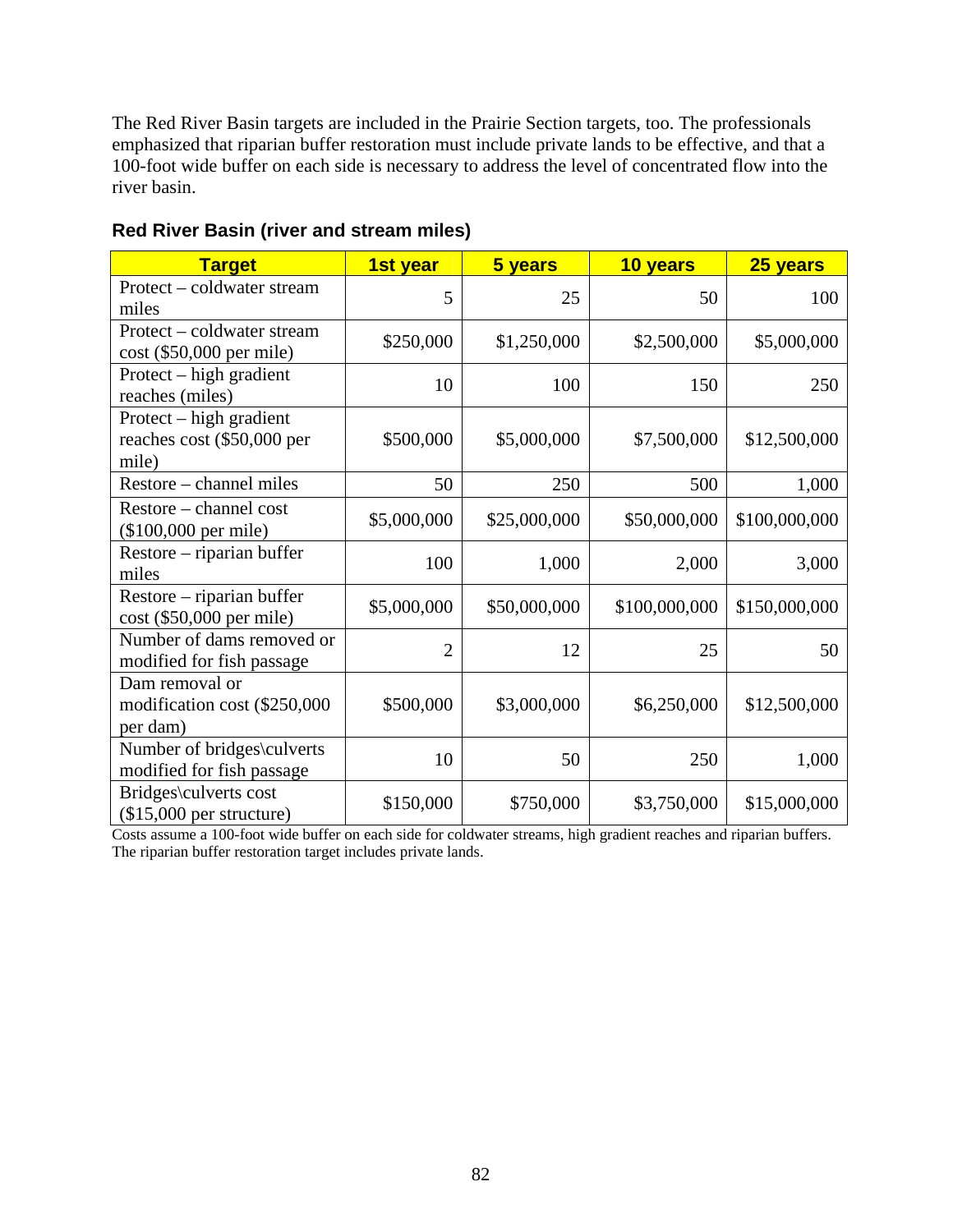The Red River Basin targets are included in the Prairie Section targets, too. The professionals emphasized that riparian buffer restoration must include private lands to be effective, and that a 100-foot wide buffer on each side is necessary to address the level of concentrated flow into the river basin.

**Red River Basin (river and stream miles)**

| Target | 1st year | 5 years | 10 years | 25 years |
|---|---|---|---|---|
| Protect – coldwater stream miles | 5 | 25 | 50 | 100 |
| Protect – coldwater stream cost ($50,000 per mile) | $250,000 | $1,250,000 | $2,500,000 | $5,000,000 |
| Protect – high gradient reaches (miles) | 10 | 100 | 150 | 250 |
| Protect – high gradient reaches cost ($50,000 per mile) | $500,000 | $5,000,000 | $7,500,000 | $12,500,000 |
| Restore – channel miles | 50 | 250 | 500 | 1,000 |
| Restore – channel cost ($100,000 per mile) | $5,000,000 | $25,000,000 | $50,000,000 | $100,000,000 |
| Restore – riparian buffer miles | 100 | 1,000 | 2,000 | 3,000 |
| Restore – riparian buffer cost ($50,000 per mile) | $5,000,000 | $50,000,000 | $100,000,000 | $150,000,000 |
| Number of dams removed or modified for fish passage | 2 | 12 | 25 | 50 |
| Dam removal or modification cost ($250,000 per dam) | $500,000 | $3,000,000 | $6,250,000 | $12,500,000 |
| Number of bridges\culverts modified for fish passage | 10 | 50 | 250 | 1,000 |
| Bridges\culverts cost ($15,000 per structure) | $150,000 | $750,000 | $3,750,000 | $15,000,000 |

Costs assume a 100-foot wide buffer on each side for coldwater streams, high gradient reaches and riparian buffers. The riparian buffer restoration target includes private lands.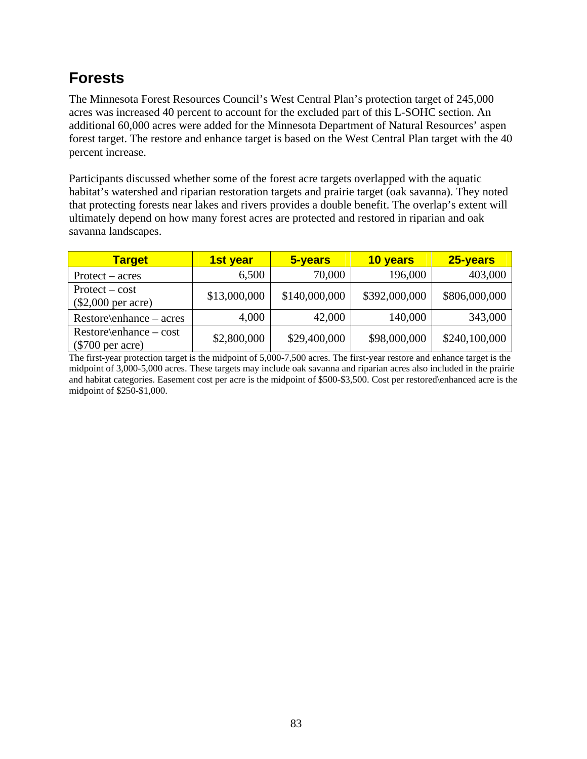## Forests

The Minnesota Forest Resources Council's West Central Plan's protection target of 245,000 acres was increased 40 percent to account for the excluded part of this L-SOHC section. An additional 60,000 acres were added for the Minnesota Department of Natural Resources' aspen forest target. The restore and enhance target is based on the West Central Plan target with the 40 percent increase.

Participants discussed whether some of the forest acre targets overlapped with the aquatic habitat's watershed and riparian restoration targets and prairie target (oak savanna). They noted that protecting forests near lakes and rivers provides a double benefit. The overlap's extent will ultimately depend on how many forest acres are protected and restored in riparian and oak savanna landscapes.

| Target | 1st year | 5-years | 10 years | 25-years |
|---|---|---|---|---|
| Protect – acres | 6,500 | 70,000 | 196,000 | 403,000 |
| Protect – cost ($2,000 per acre) | $13,000,000 | $140,000,000 | $392,000,000 | $806,000,000 |
| Restore\enhance – acres | 4,000 | 42,000 | 140,000 | 343,000 |
| Restore\enhance – cost ($700 per acre) | $2,800,000 | $29,400,000 | $98,000,000 | $240,100,000 |

The first-year protection target is the midpoint of 5,000-7,500 acres. The first-year restore and enhance target is the midpoint of 3,000-5,000 acres. These targets may include oak savanna and riparian acres also included in the prairie and habitat categories. Easement cost per acre is the midpoint of $500-$3,500. Cost per restored\enhanced acre is the midpoint of $250-$1,000.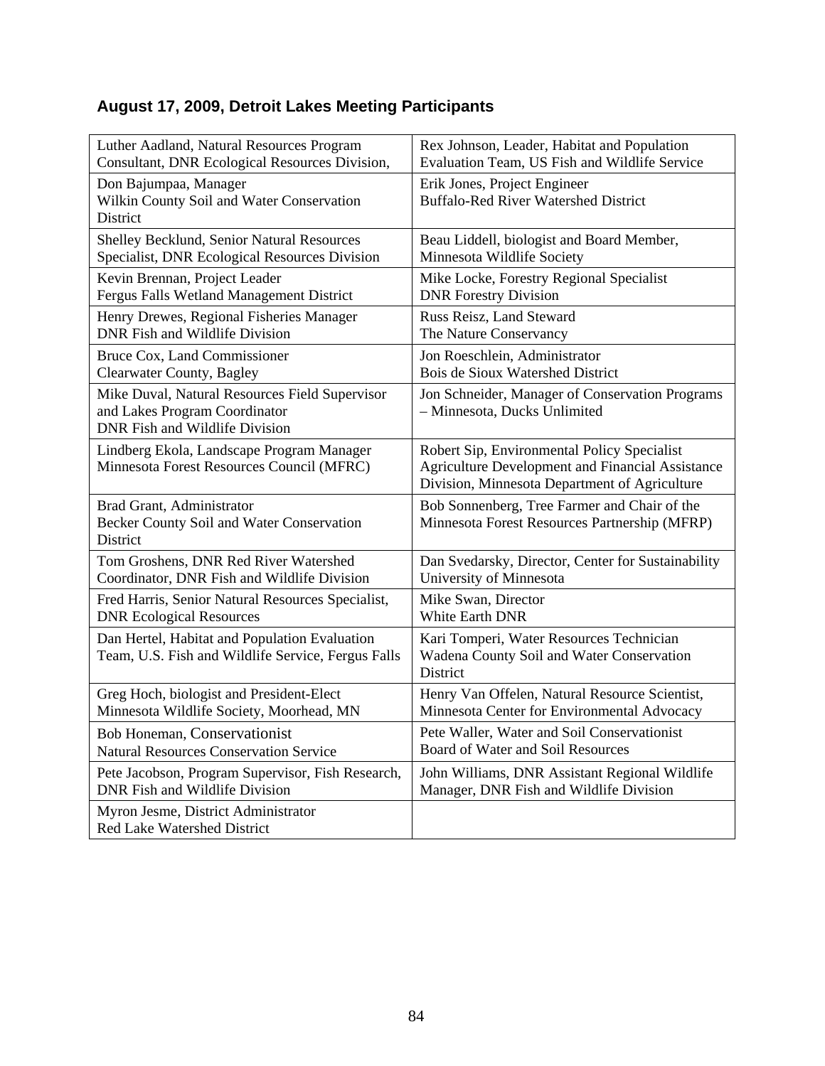## August 17, 2009, Detroit Lakes Meeting Participants

| | |
|---|---|
| Luther Aadland, Natural Resources Program Consultant, DNR Ecological Resources Division, | Rex Johnson, Leader, Habitat and Population Evaluation Team, US Fish and Wildlife Service |
| Don Bajumpaa, Manager Wilkin County Soil and Water Conservation District | Erik Jones, Project Engineer Buffalo-Red River Watershed District |
| Shelley Becklund, Senior Natural Resources Specialist, DNR Ecological Resources Division | Beau Liddell, biologist and Board Member, Minnesota Wildlife Society |
| Kevin Brennan, Project Leader Fergus Falls Wetland Management District | Mike Locke, Forestry Regional Specialist DNR Forestry Division |
| Henry Drewes, Regional Fisheries Manager DNR Fish and Wildlife Division | Russ Reisz, Land Steward The Nature Conservancy |
| Bruce Cox, Land Commissioner Clearwater County, Bagley | Jon Roeschlein, Administrator Bois de Sioux Watershed District |
| Mike Duval, Natural Resources Field Supervisor and Lakes Program Coordinator DNR Fish and Wildlife Division | Jon Schneider, Manager of Conservation Programs – Minnesota, Ducks Unlimited |
| Lindberg Ekola, Landscape Program Manager Minnesota Forest Resources Council (MFRC) | Robert Sip, Environmental Policy Specialist Agriculture Development and Financial Assistance Division, Minnesota Department of Agriculture |
| Brad Grant, Administrator Becker County Soil and Water Conservation District | Bob Sonnenberg, Tree Farmer and Chair of the Minnesota Forest Resources Partnership (MFRP) |
| Tom Groshens, DNR Red River Watershed Coordinator, DNR Fish and Wildlife Division | Dan Svedarsky, Director, Center for Sustainability University of Minnesota |
| Fred Harris, Senior Natural Resources Specialist, DNR Ecological Resources | Mike Swan, Director White Earth DNR |
| Dan Hertel, Habitat and Population Evaluation Team, U.S. Fish and Wildlife Service, Fergus Falls | Kari Tomperi, Water Resources Technician Wadena County Soil and Water Conservation District |
| Greg Hoch, biologist and President-Elect Minnesota Wildlife Society, Moorhead, MN | Henry Van Offelen, Natural Resource Scientist, Minnesota Center for Environmental Advocacy |
| Bob Honeman, Conservationist Natural Resources Conservation Service | Pete Waller, Water and Soil Conservationist Board of Water and Soil Resources |
| Pete Jacobson, Program Supervisor, Fish Research, DNR Fish and Wildlife Division | John Williams, DNR Assistant Regional Wildlife Manager, DNR Fish and Wildlife Division |
| Myron Jesme, District Administrator Red Lake Watershed District | |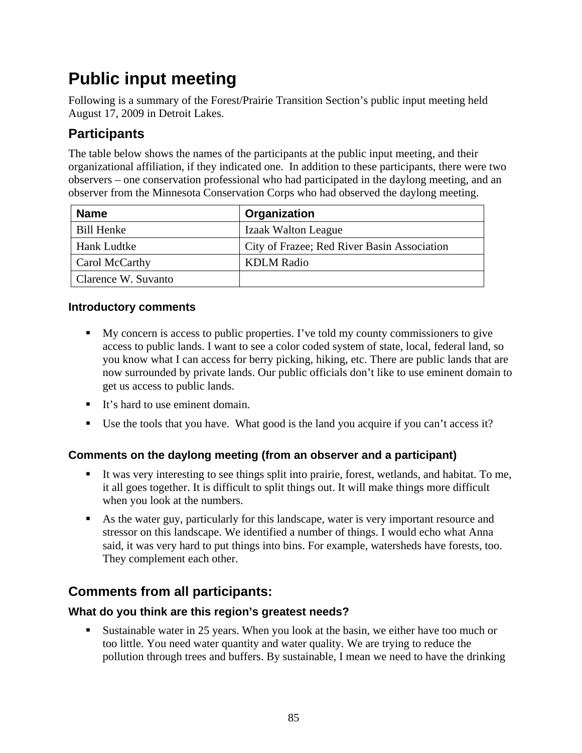# Public input meeting

Following is a summary of the Forest/Prairie Transition Section's public input meeting held August 17, 2009 in Detroit Lakes.

## Participants

The table below shows the names of the participants at the public input meeting, and their organizational affiliation, if they indicated one. In addition to these participants, there were two observers – one conservation professional who had participated in the daylong meeting, and an observer from the Minnesota Conservation Corps who had observed the daylong meeting.

| Name | Organization |
|---|---|
| Bill Henke | Izaak Walton League |
| Hank Ludtke | City of Frazee; Red River Basin Association |
| Carol McCarthy | KDLM Radio |
| Clarence W. Suvanto | |

### Introductory comments

- My concern is access to public properties. I've told my county commissioners to give access to public lands. I want to see a color coded system of state, local, federal land, so you know what I can access for berry picking, hiking, etc. There are public lands that are now surrounded by private lands. Our public officials don't like to use eminent domain to get us access to public lands.
- It's hard to use eminent domain.
- Use the tools that you have. What good is the land you acquire if you can't access it?

### Comments on the daylong meeting (from an observer and a participant)

- It was very interesting to see things split into prairie, forest, wetlands, and habitat. To me, it all goes together. It is difficult to split things out. It will make things more difficult when you look at the numbers.
- As the water guy, particularly for this landscape, water is very important resource and stressor on this landscape. We identified a number of things. I would echo what Anna said, it was very hard to put things into bins. For example, watersheds have forests, too. They complement each other.

## Comments from all participants:

### What do you think are this region's greatest needs?

- Sustainable water in 25 years. When you look at the basin, we either have too much or too little. You need water quantity and water quality. We are trying to reduce the pollution through trees and buffers. By sustainable, I mean we need to have the drinking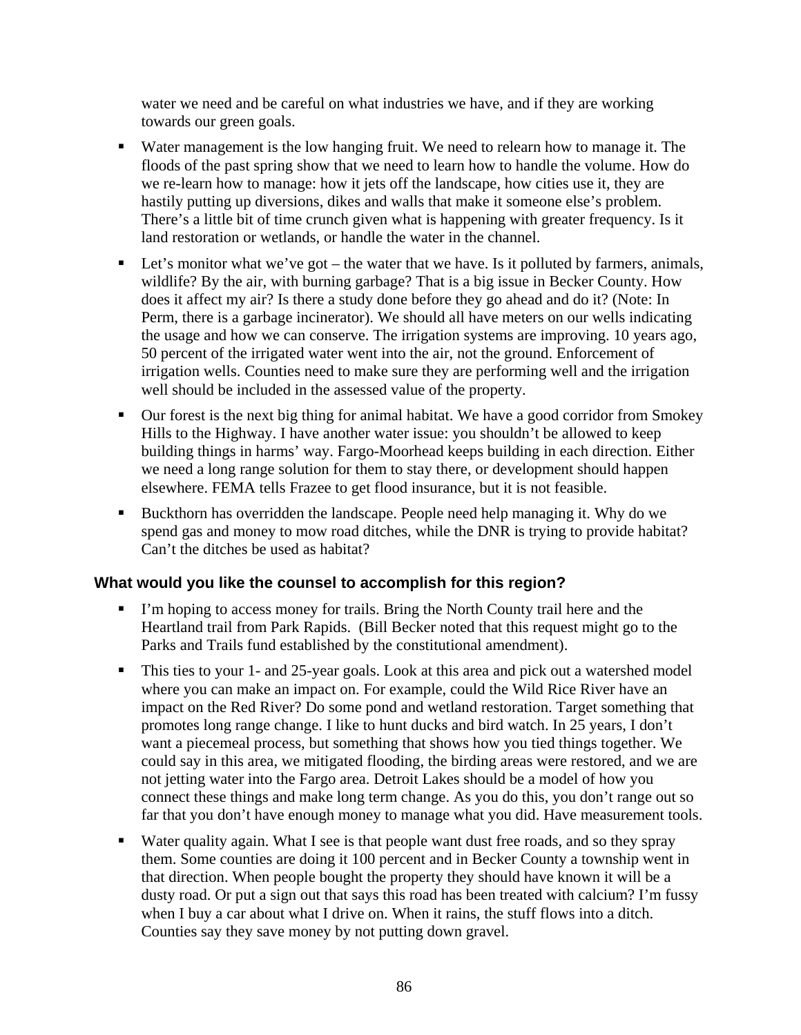water we need and be careful on what industries we have, and if they are working towards our green goals.

- Water management is the low hanging fruit. We need to relearn how to manage it. The floods of the past spring show that we need to learn how to handle the volume. How do we re-learn how to manage: how it jets off the landscape, how cities use it, they are hastily putting up diversions, dikes and walls that make it someone else's problem. There's a little bit of time crunch given what is happening with greater frequency. Is it land restoration or wetlands, or handle the water in the channel.
- Let's monitor what we've got – the water that we have. Is it polluted by farmers, animals, wildlife? By the air, with burning garbage? That is a big issue in Becker County. How does it affect my air? Is there a study done before they go ahead and do it? (Note: In Perm, there is a garbage incinerator). We should all have meters on our wells indicating the usage and how we can conserve. The irrigation systems are improving. 10 years ago, 50 percent of the irrigated water went into the air, not the ground. Enforcement of irrigation wells. Counties need to make sure they are performing well and the irrigation well should be included in the assessed value of the property.
- Our forest is the next big thing for animal habitat. We have a good corridor from Smokey Hills to the Highway. I have another water issue: you shouldn't be allowed to keep building things in harms' way. Fargo-Moorhead keeps building in each direction. Either we need a long range solution for them to stay there, or development should happen elsewhere. FEMA tells Frazee to get flood insurance, but it is not feasible.
- Buckthorn has overridden the landscape. People need help managing it. Why do we spend gas and money to mow road ditches, while the DNR is trying to provide habitat? Can't the ditches be used as habitat?

### What would you like the counsel to accomplish for this region?

- I'm hoping to access money for trails. Bring the North County trail here and the Heartland trail from Park Rapids. (Bill Becker noted that this request might go to the Parks and Trails fund established by the constitutional amendment).
- This ties to your 1- and 25-year goals. Look at this area and pick out a watershed model where you can make an impact on. For example, could the Wild Rice River have an impact on the Red River? Do some pond and wetland restoration. Target something that promotes long range change. I like to hunt ducks and bird watch. In 25 years, I don't want a piecemeal process, but something that shows how you tied things together. We could say in this area, we mitigated flooding, the birding areas were restored, and we are not jetting water into the Fargo area. Detroit Lakes should be a model of how you connect these things and make long term change. As you do this, you don't range out so far that you don't have enough money to manage what you did. Have measurement tools.
- Water quality again. What I see is that people want dust free roads, and so they spray them. Some counties are doing it 100 percent and in Becker County a township went in that direction. When people bought the property they should have known it will be a dusty road. Or put a sign out that says this road has been treated with calcium? I'm fussy when I buy a car about what I drive on. When it rains, the stuff flows into a ditch. Counties say they save money by not putting down gravel.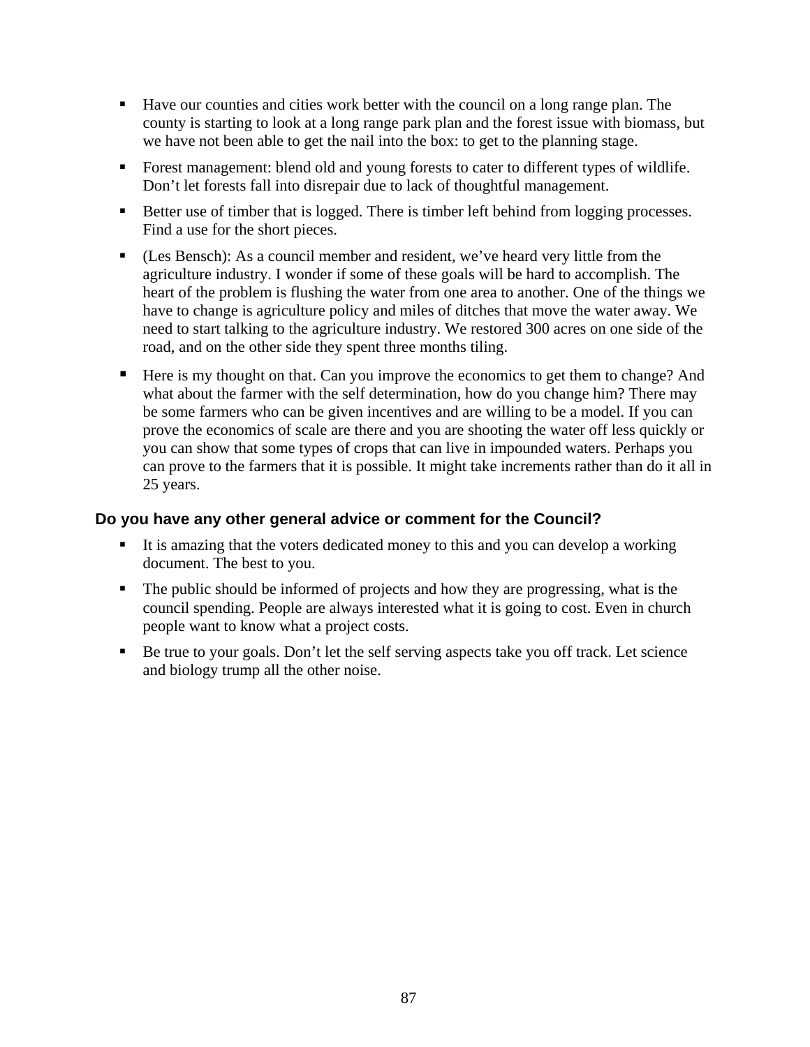- Have our counties and cities work better with the council on a long range plan. The county is starting to look at a long range park plan and the forest issue with biomass, but we have not been able to get the nail into the box: to get to the planning stage.
- Forest management: blend old and young forests to cater to different types of wildlife. Don't let forests fall into disrepair due to lack of thoughtful management.
- Better use of timber that is logged. There is timber left behind from logging processes. Find a use for the short pieces.
- (Les Bensch): As a council member and resident, we've heard very little from the agriculture industry. I wonder if some of these goals will be hard to accomplish. The heart of the problem is flushing the water from one area to another. One of the things we have to change is agriculture policy and miles of ditches that move the water away. We need to start talking to the agriculture industry. We restored 300 acres on one side of the road, and on the other side they spent three months tiling.
- Here is my thought on that. Can you improve the economics to get them to change? And what about the farmer with the self determination, how do you change him? There may be some farmers who can be given incentives and are willing to be a model. If you can prove the economics of scale are there and you are shooting the water off less quickly or you can show that some types of crops that can live in impounded waters. Perhaps you can prove to the farmers that it is possible. It might take increments rather than do it all in 25 years.

### Do you have any other general advice or comment for the Council?

- It is amazing that the voters dedicated money to this and you can develop a working document. The best to you.
- The public should be informed of projects and how they are progressing, what is the council spending. People are always interested what it is going to cost. Even in church people want to know what a project costs.
- Be true to your goals. Don't let the self serving aspects take you off track. Let science and biology trump all the other noise.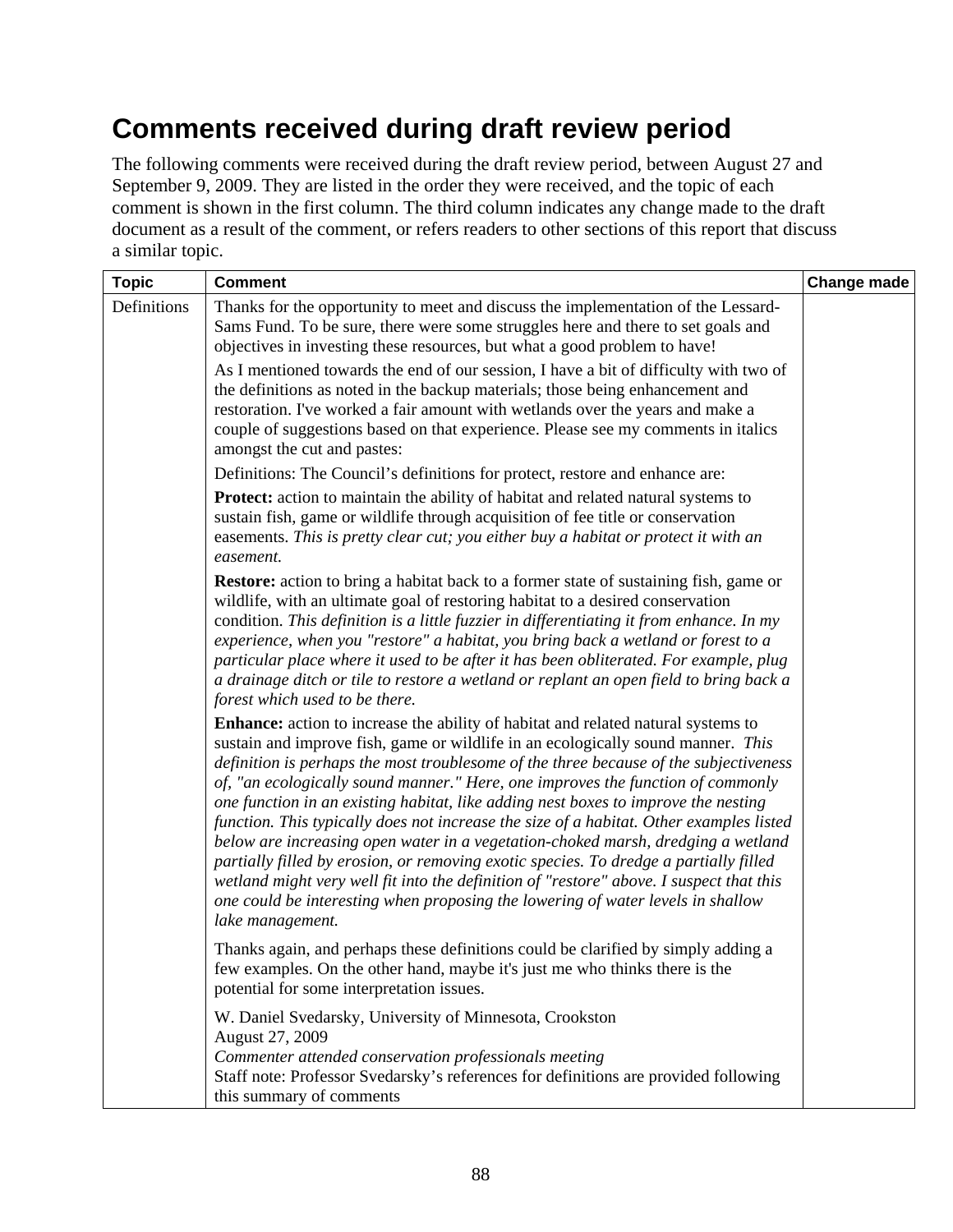# Comments received during draft review period

The following comments were received during the draft review period, between August 27 and September 9, 2009. They are listed in the order they were received, and the topic of each comment is shown in the first column. The third column indicates any change made to the draft document as a result of the comment, or refers readers to other sections of this report that discuss a similar topic.

| Topic | Comment | Change made |
|---|---|---|
| Definitions | Thanks for the opportunity to meet and discuss the implementation of the Lessard-Sams Fund. To be sure, there were some struggles here and there to set goals and objectives in investing these resources, but what a good problem to have!<br><br>As I mentioned towards the end of our session, I have a bit of difficulty with two of the definitions as noted in the backup materials; those being enhancement and restoration. I've worked a fair amount with wetlands over the years and make a couple of suggestions based on that experience. Please see my comments in italics amongst the cut and pastes:<br><br>Definitions: The Council's definitions for protect, restore and enhance are:<br><br>**Protect:** action to maintain the ability of habitat and related natural systems to sustain fish, game or wildlife through acquisition of fee title or conservation easements. *This is pretty clear cut; you either buy a habitat or protect it with an easement.*<br><br>**Restore:** action to bring a habitat back to a former state of sustaining fish, game or wildlife, with an ultimate goal of restoring habitat to a desired conservation condition. *This definition is a little fuzzier in differentiating it from enhance. In my experience, when you "restore" a habitat, you bring back a wetland or forest to a particular place where it used to be after it has been obliterated. For example, plug a drainage ditch or tile to restore a wetland or replant an open field to bring back a forest which used to be there.*<br><br>**Enhance:** action to increase the ability of habitat and related natural systems to sustain and improve fish, game or wildlife in an ecologically sound manner. *This definition is perhaps the most troublesome of the three because of the subjectiveness of, "an ecologically sound manner." Here, one improves the function of commonly one function in an existing habitat, like adding nest boxes to improve the nesting function. This typically does not increase the size of a habitat. Other examples listed below are increasing open water in a vegetation-choked marsh, dredging a wetland partially filled by erosion, or removing exotic species. To dredge a partially filled wetland might very well fit into the definition of "restore" above. I suspect that this one could be interesting when proposing the lowering of water levels in shallow lake management.*<br><br>Thanks again, and perhaps these definitions could be clarified by simply adding a few examples. On the other hand, maybe it's just me who thinks there is the potential for some interpretation issues.<br><br>W. Daniel Svedarsky, University of Minnesota, Crookston<br>August 27, 2009<br>*Commenter attended conservation professionals meeting*<br>Staff note: Professor Svedarsky's references for definitions are provided following this summary of comments | |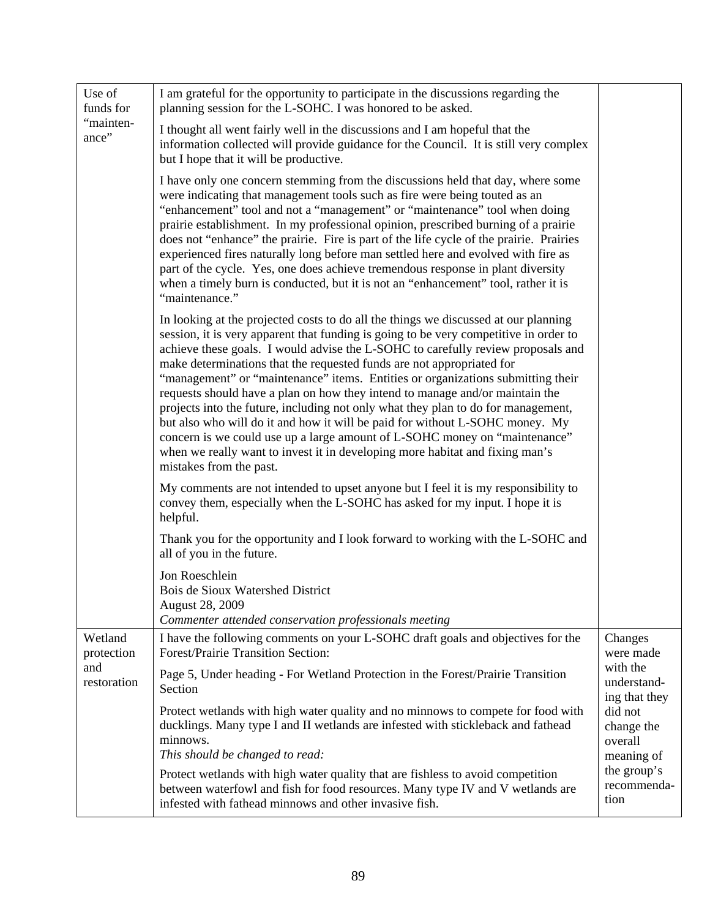| | | |
|---|---|---|
| Use of funds for "mainten-ance" | I am grateful for the opportunity to participate in the discussions regarding the planning session for the L-SOHC. I was honored to be asked.<br><br>I thought all went fairly well in the discussions and I am hopeful that the information collected will provide guidance for the Council. It is still very complex but I hope that it will be productive.<br><br>I have only one concern stemming from the discussions held that day, where some were indicating that management tools such as fire were being touted as an "enhancement" tool and not a "management" or "maintenance" tool when doing prairie establishment. In my professional opinion, prescribed burning of a prairie does not "enhance" the prairie. Fire is part of the life cycle of the prairie. Prairies experienced fires naturally long before man settled here and evolved with fire as part of the cycle. Yes, one does achieve tremendous response in plant diversity when a timely burn is conducted, but it is not an "enhancement" tool, rather it is "maintenance."<br><br>In looking at the projected costs to do all the things we discussed at our planning session, it is very apparent that funding is going to be very competitive in order to achieve these goals. I would advise the L-SOHC to carefully review proposals and make determinations that the requested funds are not appropriated for "management" or "maintenance" items. Entities or organizations submitting their requests should have a plan on how they intend to manage and/or maintain the projects into the future, including not only what they plan to do for management, but also who will do it and how it will be paid for without L-SOHC money. My concern is we could use up a large amount of L-SOHC money on "maintenance" when we really want to invest it in developing more habitat and fixing man's mistakes from the past.<br><br>My comments are not intended to upset anyone but I feel it is my responsibility to convey them, especially when the L-SOHC has asked for my input. I hope it is helpful.<br><br>Thank you for the opportunity and I look forward to working with the L-SOHC and all of you in the future.<br><br>Jon Roeschlein<br>Bois de Sioux Watershed District<br>August 28, 2009<br>*Commenter attended conservation professionals meeting* | |
| Wetland protection and restoration | I have the following comments on your L-SOHC draft goals and objectives for the Forest/Prairie Transition Section:<br><br>Page 5, Under heading - For Wetland Protection in the Forest/Prairie Transition Section<br><br>Protect wetlands with high water quality and no minnows to compete for food with ducklings. Many type I and II wetlands are infested with stickleback and fathead minnows.<br>*This should be changed to read:*<br><br>Protect wetlands with high water quality that are fishless to avoid competition between waterfowl and fish for food resources. Many type IV and V wetlands are infested with fathead minnows and other invasive fish. | Changes were made with the understand-ing that they did not change the overall meaning of the group's recommenda-tion |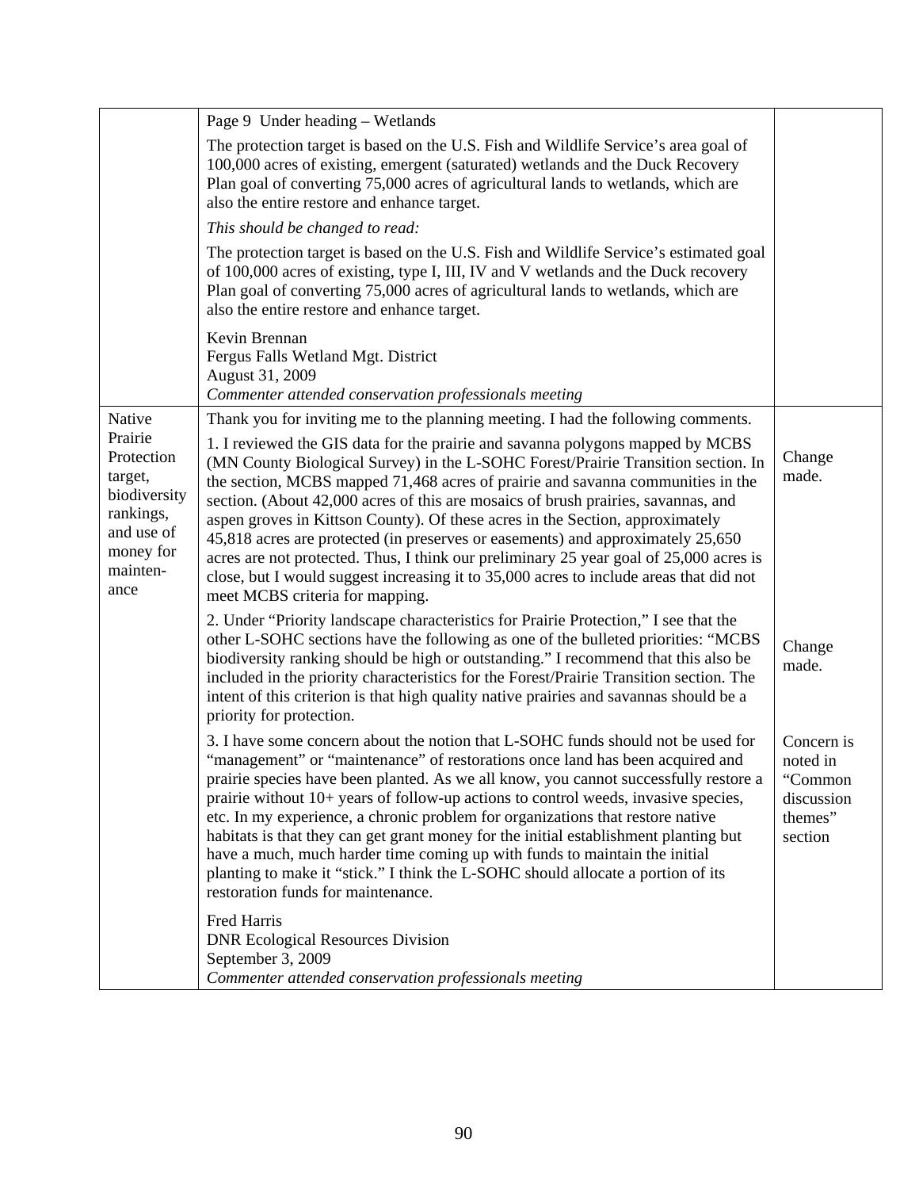| | | |
|---|---|---|
| | Page 9 Under heading – Wetlands<br><br>The protection target is based on the U.S. Fish and Wildlife Service's area goal of 100,000 acres of existing, emergent (saturated) wetlands and the Duck Recovery Plan goal of converting 75,000 acres of agricultural lands to wetlands, which are also the entire restore and enhance target.<br><br>*This should be changed to read:*<br><br>The protection target is based on the U.S. Fish and Wildlife Service's estimated goal of 100,000 acres of existing, type I, III, IV and V wetlands and the Duck recovery Plan goal of converting 75,000 acres of agricultural lands to wetlands, which are also the entire restore and enhance target.<br><br>Kevin Brennan<br>Fergus Falls Wetland Mgt. District<br>August 31, 2009<br>*Commenter attended conservation professionals meeting* | |
| Native Prairie Protection target, biodiversity rankings, and use of money for mainten-ance | Thank you for inviting me to the planning meeting. I had the following comments.<br><br>1. I reviewed the GIS data for the prairie and savanna polygons mapped by MCBS (MN County Biological Survey) in the L-SOHC Forest/Prairie Transition section. In the section, MCBS mapped 71,468 acres of prairie and savanna communities in the section. (About 42,000 acres of this are mosaics of brush prairies, savannas, and aspen groves in Kittson County). Of these acres in the Section, approximately 45,818 acres are protected (in preserves or easements) and approximately 25,650 acres are not protected. Thus, I think our preliminary 25 year goal of 25,000 acres is close, but I would suggest increasing it to 35,000 acres to include areas that did not meet MCBS criteria for mapping.<br><br>2. Under "Priority landscape characteristics for Prairie Protection," I see that the other L-SOHC sections have the following as one of the bulleted priorities: "MCBS biodiversity ranking should be high or outstanding." I recommend that this also be included in the priority characteristics for the Forest/Prairie Transition section. The intent of this criterion is that high quality native prairies and savannas should be a priority for protection.<br><br>3. I have some concern about the notion that L-SOHC funds should not be used for "management" or "maintenance" of restorations once land has been acquired and prairie species have been planted. As we all know, you cannot successfully restore a prairie without 10+ years of follow-up actions to control weeds, invasive species, etc. In my experience, a chronic problem for organizations that restore native habitats is that they can get grant money for the initial establishment planting but have a much, much harder time coming up with funds to maintain the initial planting to make it "stick." I think the L-SOHC should allocate a portion of its restoration funds for maintenance.<br><br>Fred Harris<br>DNR Ecological Resources Division<br>September 3, 2009<br>*Commenter attended conservation professionals meeting* | Change made.<br><br>Change made.<br><br>Concern is noted in "Common discussion themes" section |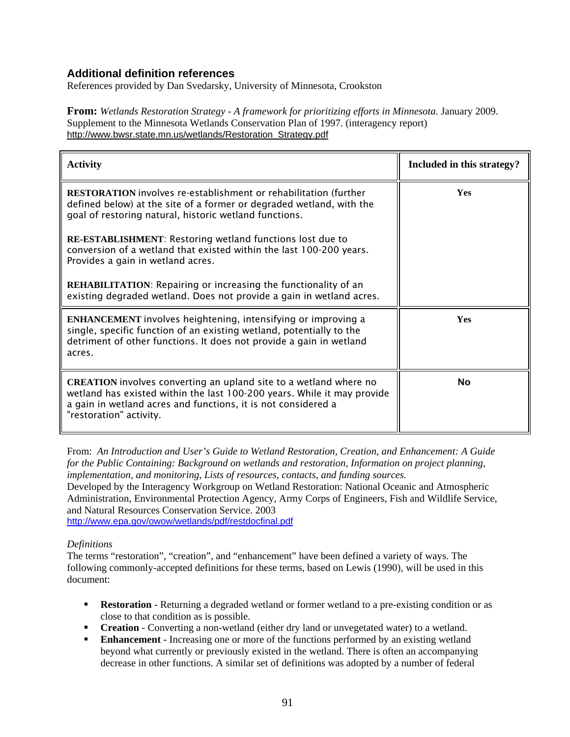## Additional definition references

References provided by Dan Svedarsky, University of Minnesota, Crookston

**From:** *Wetlands Restoration Strategy - A framework for prioritizing efforts in Minnesota.* January 2009. Supplement to the Minnesota Wetlands Conservation Plan of 1997. (interagency report)
http://www.bwsr.state.mn.us/wetlands/Restoration_Strategy.pdf

| Activity | Included in this strategy? |
|---|---|
| **RESTORATION** involves re-establishment or rehabilitation (further defined below) at the site of a former or degraded wetland, with the goal of restoring natural, historic wetland functions.<br><br>**RE-ESTABLISHMENT**: Restoring wetland functions lost due to conversion of a wetland that existed within the last 100-200 years. Provides a gain in wetland acres.<br><br>**REHABILITATION**: Repairing or increasing the functionality of an existing degraded wetland. Does not provide a gain in wetland acres. | **Yes** |
| **ENHANCEMENT** involves heightening, intensifying or improving a single, specific function of an existing wetland, potentially to the detriment of other functions. It does not provide a gain in wetland acres. | **Yes** |
| **CREATION** involves converting an upland site to a wetland where no wetland has existed within the last 100-200 years. While it may provide a gain in wetland acres and functions, it is not considered a "restoration" activity. | **No** |

From: *An Introduction and User's Guide to Wetland Restoration, Creation, and Enhancement: A Guide for the Public Containing: Background on wetlands and restoration, Information on project planning, implementation, and monitoring, Lists of resources, contacts, and funding sources.*
Developed by the Interagency Workgroup on Wetland Restoration: National Oceanic and Atmospheric Administration, Environmental Protection Agency, Army Corps of Engineers, Fish and Wildlife Service, and Natural Resources Conservation Service. 2003
http://www.epa.gov/owow/wetlands/pdf/restdocfinal.pdf

*Definitions*

The terms "restoration", "creation", and "enhancement" have been defined a variety of ways. The following commonly-accepted definitions for these terms, based on Lewis (1990), will be used in this document:

- **Restoration** - Returning a degraded wetland or former wetland to a pre-existing condition or as close to that condition as is possible.
- **Creation** - Converting a non-wetland (either dry land or unvegetated water) to a wetland.
- **Enhancement** - Increasing one or more of the functions performed by an existing wetland beyond what currently or previously existed in the wetland. There is often an accompanying decrease in other functions. A similar set of definitions was adopted by a number of federal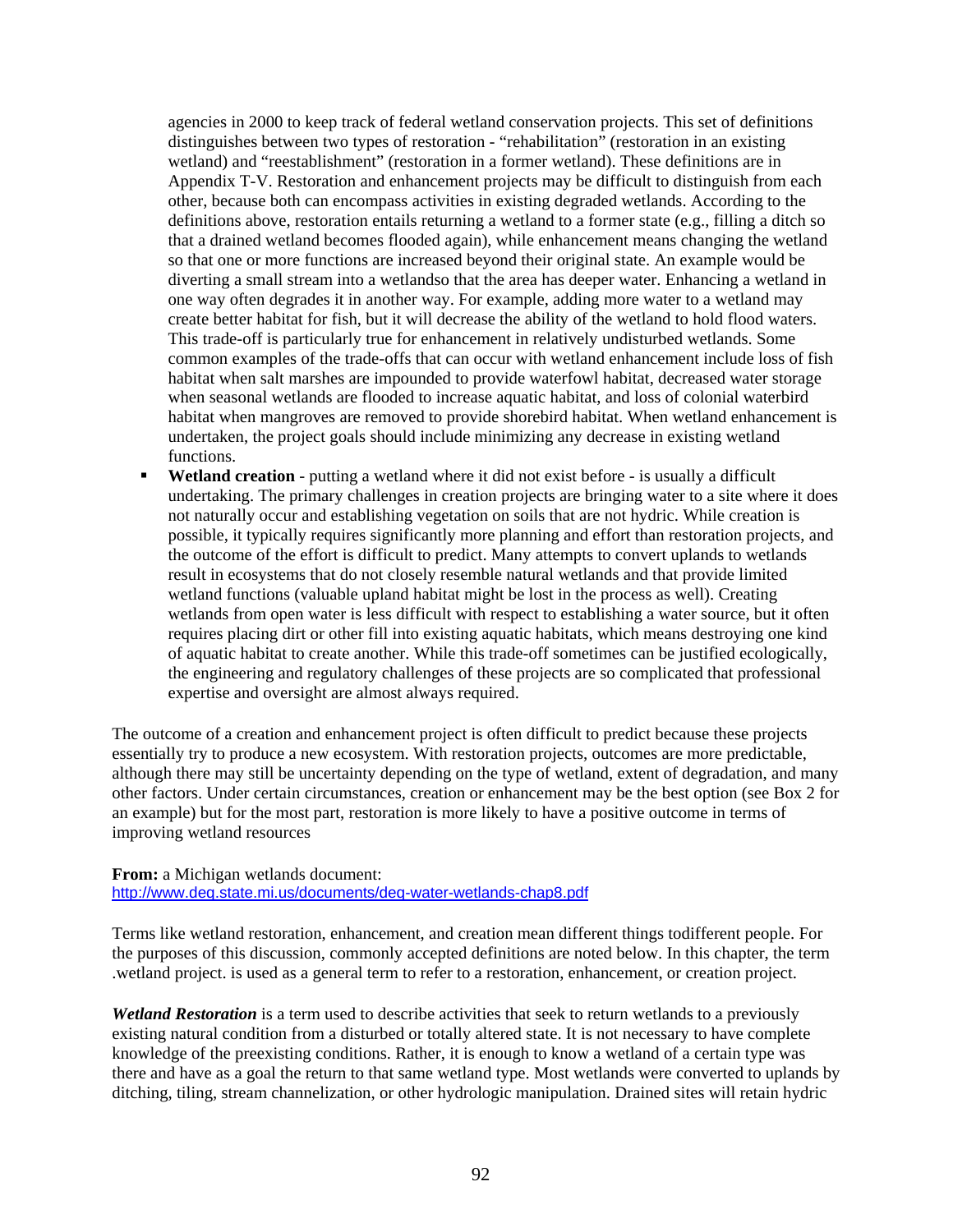agencies in 2000 to keep track of federal wetland conservation projects. This set of definitions distinguishes between two types of restoration - "rehabilitation" (restoration in an existing wetland) and "reestablishment" (restoration in a former wetland). These definitions are in Appendix T-V. Restoration and enhancement projects may be difficult to distinguish from each other, because both can encompass activities in existing degraded wetlands. According to the definitions above, restoration entails returning a wetland to a former state (e.g., filling a ditch so that a drained wetland becomes flooded again), while enhancement means changing the wetland so that one or more functions are increased beyond their original state. An example would be diverting a small stream into a wetlandso that the area has deeper water. Enhancing a wetland in one way often degrades it in another way. For example, adding more water to a wetland may create better habitat for fish, but it will decrease the ability of the wetland to hold flood waters. This trade-off is particularly true for enhancement in relatively undisturbed wetlands. Some common examples of the trade-offs that can occur with wetland enhancement include loss of fish habitat when salt marshes are impounded to provide waterfowl habitat, decreased water storage when seasonal wetlands are flooded to increase aquatic habitat, and loss of colonial waterbird habitat when mangroves are removed to provide shorebird habitat. When wetland enhancement is undertaken, the project goals should include minimizing any decrease in existing wetland functions.

- **Wetland creation** - putting a wetland where it did not exist before - is usually a difficult undertaking. The primary challenges in creation projects are bringing water to a site where it does not naturally occur and establishing vegetation on soils that are not hydric. While creation is possible, it typically requires significantly more planning and effort than restoration projects, and the outcome of the effort is difficult to predict. Many attempts to convert uplands to wetlands result in ecosystems that do not closely resemble natural wetlands and that provide limited wetland functions (valuable upland habitat might be lost in the process as well). Creating wetlands from open water is less difficult with respect to establishing a water source, but it often requires placing dirt or other fill into existing aquatic habitats, which means destroying one kind of aquatic habitat to create another. While this trade-off sometimes can be justified ecologically, the engineering and regulatory challenges of these projects are so complicated that professional expertise and oversight are almost always required.

The outcome of a creation and enhancement project is often difficult to predict because these projects essentially try to produce a new ecosystem. With restoration projects, outcomes are more predictable, although there may still be uncertainty depending on the type of wetland, extent of degradation, and many other factors. Under certain circumstances, creation or enhancement may be the best option (see Box 2 for an example) but for the most part, restoration is more likely to have a positive outcome in terms of improving wetland resources

**From:** a Michigan wetlands document:
http://www.deq.state.mi.us/documents/deq-water-wetlands-chap8.pdf

Terms like wetland restoration, enhancement, and creation mean different things todifferent people. For the purposes of this discussion, commonly accepted definitions are noted below. In this chapter, the term .wetland project. is used as a general term to refer to a restoration, enhancement, or creation project.

***Wetland Restoration*** is a term used to describe activities that seek to return wetlands to a previously existing natural condition from a disturbed or totally altered state. It is not necessary to have complete knowledge of the preexisting conditions. Rather, it is enough to know a wetland of a certain type was there and have as a goal the return to that same wetland type. Most wetlands were converted to uplands by ditching, tiling, stream channelization, or other hydrologic manipulation. Drained sites will retain hydric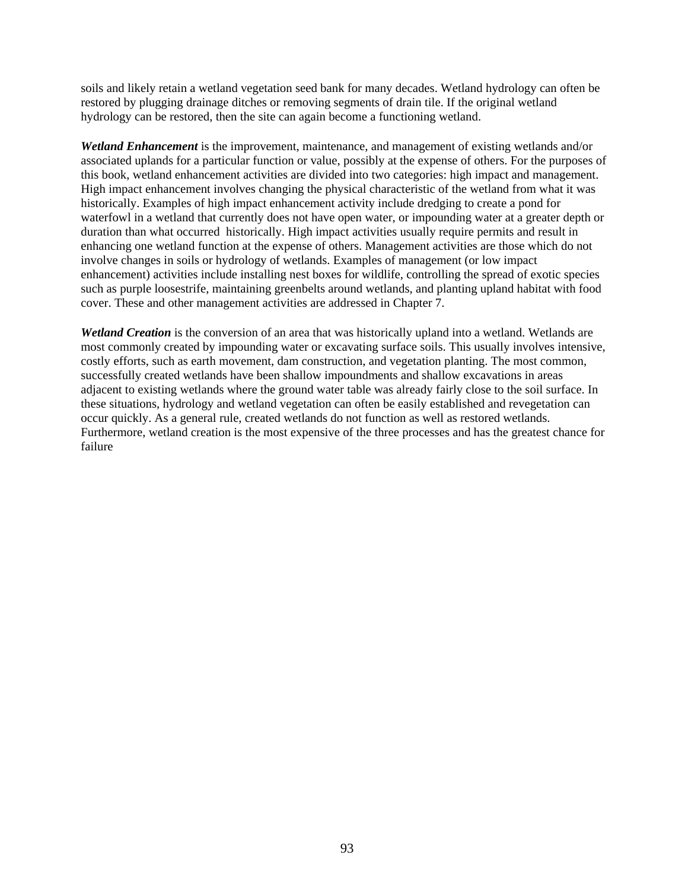soils and likely retain a wetland vegetation seed bank for many decades. Wetland hydrology can often be restored by plugging drainage ditches or removing segments of drain tile. If the original wetland hydrology can be restored, then the site can again become a functioning wetland.

***Wetland Enhancement*** is the improvement, maintenance, and management of existing wetlands and/or associated uplands for a particular function or value, possibly at the expense of others. For the purposes of this book, wetland enhancement activities are divided into two categories: high impact and management. High impact enhancement involves changing the physical characteristic of the wetland from what it was historically. Examples of high impact enhancement activity include dredging to create a pond for waterfowl in a wetland that currently does not have open water, or impounding water at a greater depth or duration than what occurred historically. High impact activities usually require permits and result in enhancing one wetland function at the expense of others. Management activities are those which do not involve changes in soils or hydrology of wetlands. Examples of management (or low impact enhancement) activities include installing nest boxes for wildlife, controlling the spread of exotic species such as purple loosestrife, maintaining greenbelts around wetlands, and planting upland habitat with food cover. These and other management activities are addressed in Chapter 7.

***Wetland Creation*** is the conversion of an area that was historically upland into a wetland. Wetlands are most commonly created by impounding water or excavating surface soils. This usually involves intensive, costly efforts, such as earth movement, dam construction, and vegetation planting. The most common, successfully created wetlands have been shallow impoundments and shallow excavations in areas adjacent to existing wetlands where the ground water table was already fairly close to the soil surface. In these situations, hydrology and wetland vegetation can often be easily established and revegetation can occur quickly. As a general rule, created wetlands do not function as well as restored wetlands. Furthermore, wetland creation is the most expensive of the three processes and has the greatest chance for failure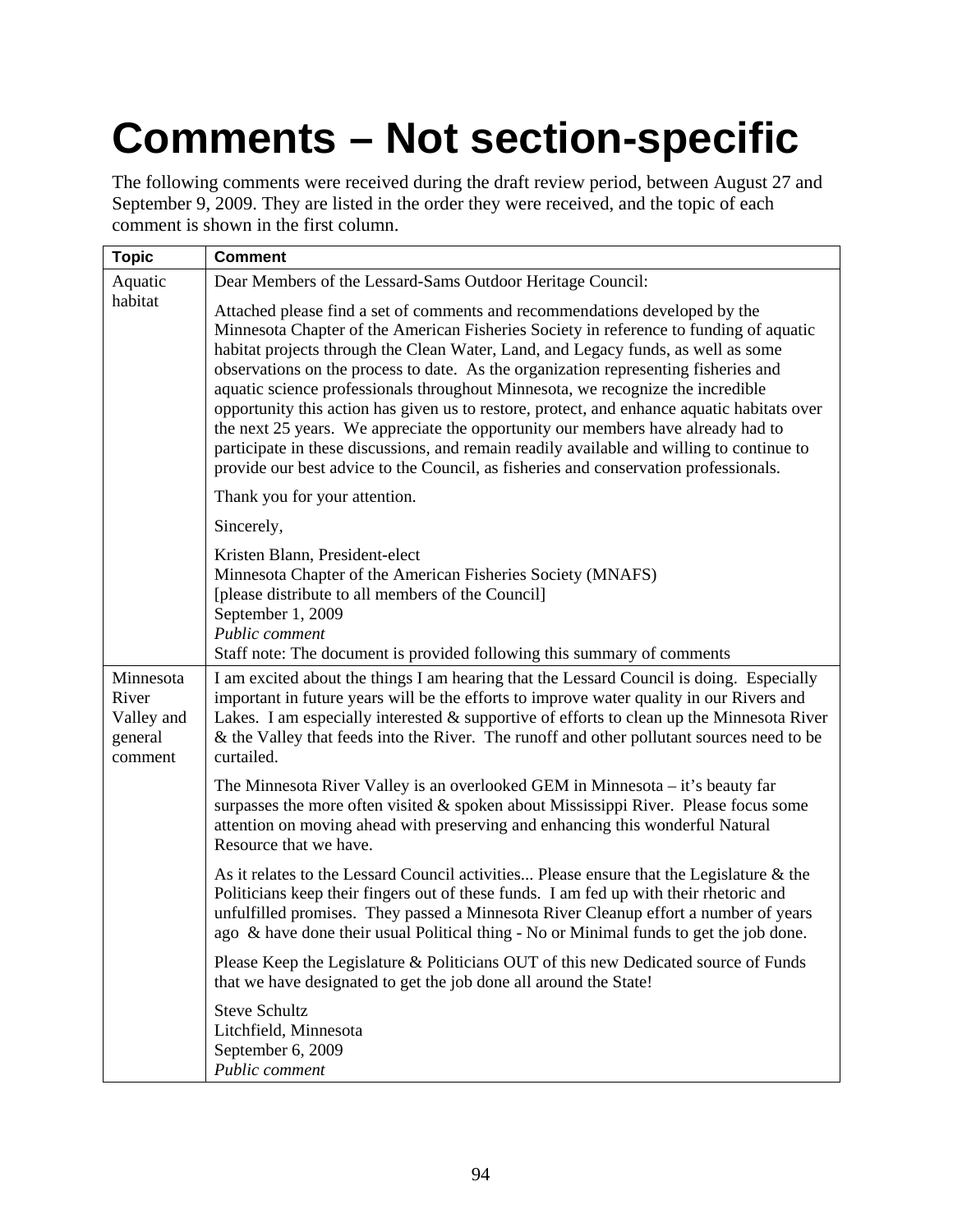# Comments – Not section-specific

The following comments were received during the draft review period, between August 27 and September 9, 2009. They are listed in the order they were received, and the topic of each comment is shown in the first column.

| Topic | Comment |
|---|---|
| Aquatic habitat | Dear Members of the Lessard-Sams Outdoor Heritage Council:<br><br>Attached please find a set of comments and recommendations developed by the Minnesota Chapter of the American Fisheries Society in reference to funding of aquatic habitat projects through the Clean Water, Land, and Legacy funds, as well as some observations on the process to date. As the organization representing fisheries and aquatic science professionals throughout Minnesota, we recognize the incredible opportunity this action has given us to restore, protect, and enhance aquatic habitats over the next 25 years. We appreciate the opportunity our members have already had to participate in these discussions, and remain readily available and willing to continue to provide our best advice to the Council, as fisheries and conservation professionals.<br><br>Thank you for your attention.<br><br>Sincerely,<br><br>Kristen Blann, President-elect<br>Minnesota Chapter of the American Fisheries Society (MNAFS)<br>[please distribute to all members of the Council]<br>September 1, 2009<br>*Public comment*<br>Staff note: The document is provided following this summary of comments |
| Minnesota River Valley and general comment | I am excited about the things I am hearing that the Lessard Council is doing. Especially important in future years will be the efforts to improve water quality in our Rivers and Lakes. I am especially interested & supportive of efforts to clean up the Minnesota River & the Valley that feeds into the River. The runoff and other pollutant sources need to be curtailed.<br><br>The Minnesota River Valley is an overlooked GEM in Minnesota – it's beauty far surpasses the more often visited & spoken about Mississippi River. Please focus some attention on moving ahead with preserving and enhancing this wonderful Natural Resource that we have.<br><br>As it relates to the Lessard Council activities... Please ensure that the Legislature & the Politicians keep their fingers out of these funds. I am fed up with their rhetoric and unfulfilled promises. They passed a Minnesota River Cleanup effort a number of years ago & have done their usual Political thing - No or Minimal funds to get the job done.<br><br>Please Keep the Legislature & Politicians OUT of this new Dedicated source of Funds that we have designated to get the job done all around the State!<br><br>Steve Schultz<br>Litchfield, Minnesota<br>September 6, 2009<br>*Public comment* |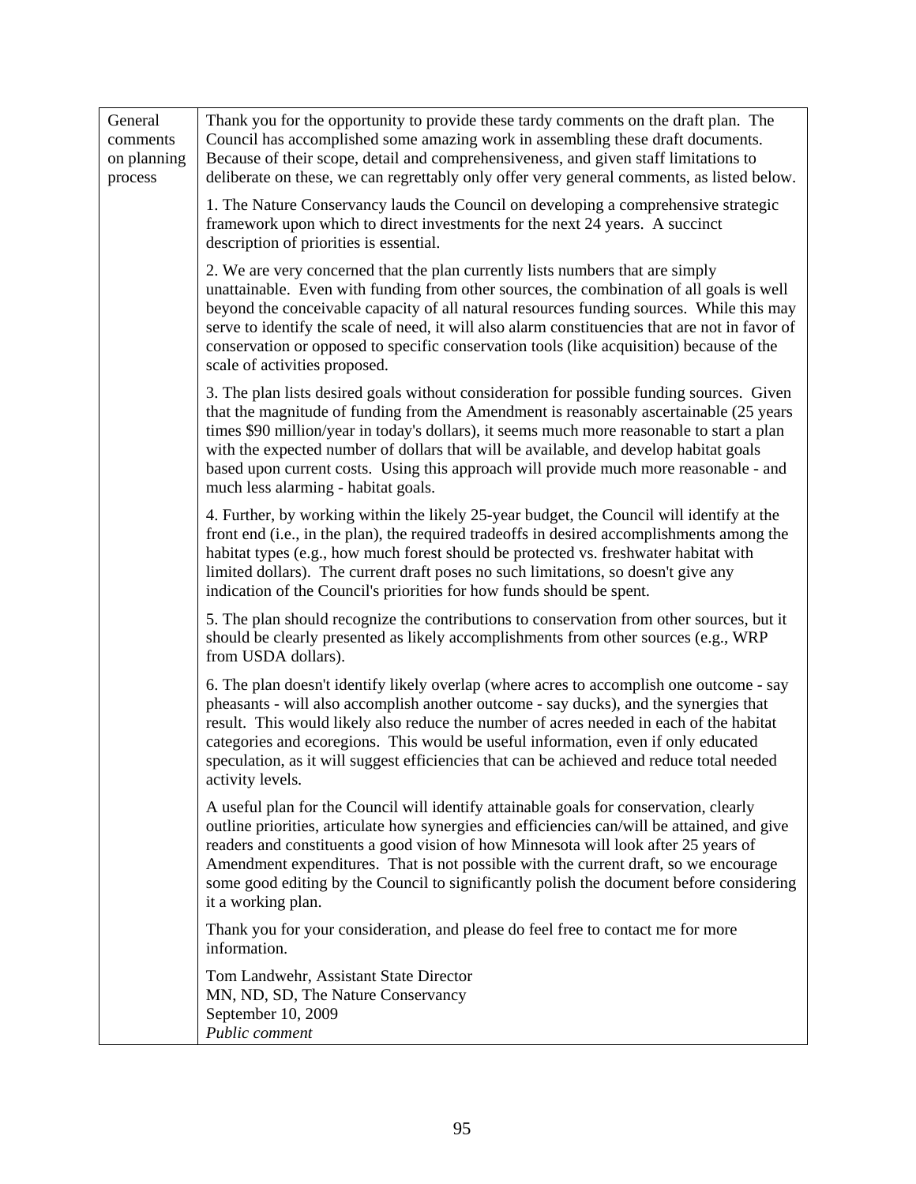| General comments on planning process | Thank you for the opportunity to provide these tardy comments on the draft plan. The Council has accomplished some amazing work in assembling these draft documents. Because of their scope, detail and comprehensiveness, and given staff limitations to deliberate on these, we can regrettably only offer very general comments, as listed below.<br><br>1. The Nature Conservancy lauds the Council on developing a comprehensive strategic framework upon which to direct investments for the next 24 years. A succinct description of priorities is essential.<br><br>2. We are very concerned that the plan currently lists numbers that are simply unattainable. Even with funding from other sources, the combination of all goals is well beyond the conceivable capacity of all natural resources funding sources. While this may serve to identify the scale of need, it will also alarm constituencies that are not in favor of conservation or opposed to specific conservation tools (like acquisition) because of the scale of activities proposed.<br><br>3. The plan lists desired goals without consideration for possible funding sources. Given that the magnitude of funding from the Amendment is reasonably ascertainable (25 years times $90 million/year in today's dollars), it seems much more reasonable to start a plan with the expected number of dollars that will be available, and develop habitat goals based upon current costs. Using this approach will provide much more reasonable - and much less alarming - habitat goals.<br><br>4. Further, by working within the likely 25-year budget, the Council will identify at the front end (i.e., in the plan), the required tradeoffs in desired accomplishments among the habitat types (e.g., how much forest should be protected vs. freshwater habitat with limited dollars). The current draft poses no such limitations, so doesn't give any indication of the Council's priorities for how funds should be spent.<br><br>5. The plan should recognize the contributions to conservation from other sources, but it should be clearly presented as likely accomplishments from other sources (e.g., WRP from USDA dollars).<br><br>6. The plan doesn't identify likely overlap (where acres to accomplish one outcome - say pheasants - will also accomplish another outcome - say ducks), and the synergies that result. This would likely also reduce the number of acres needed in each of the habitat categories and ecoregions. This would be useful information, even if only educated speculation, as it will suggest efficiencies that can be achieved and reduce total needed activity levels.<br><br>A useful plan for the Council will identify attainable goals for conservation, clearly outline priorities, articulate how synergies and efficiencies can/will be attained, and give readers and constituents a good vision of how Minnesota will look after 25 years of Amendment expenditures. That is not possible with the current draft, so we encourage some good editing by the Council to significantly polish the document before considering it a working plan.<br><br>Thank you for your consideration, and please do feel free to contact me for more information.<br><br>Tom Landwehr, Assistant State Director<br>MN, ND, SD, The Nature Conservancy<br>September 10, 2009<br>*Public comment* |
|---|---|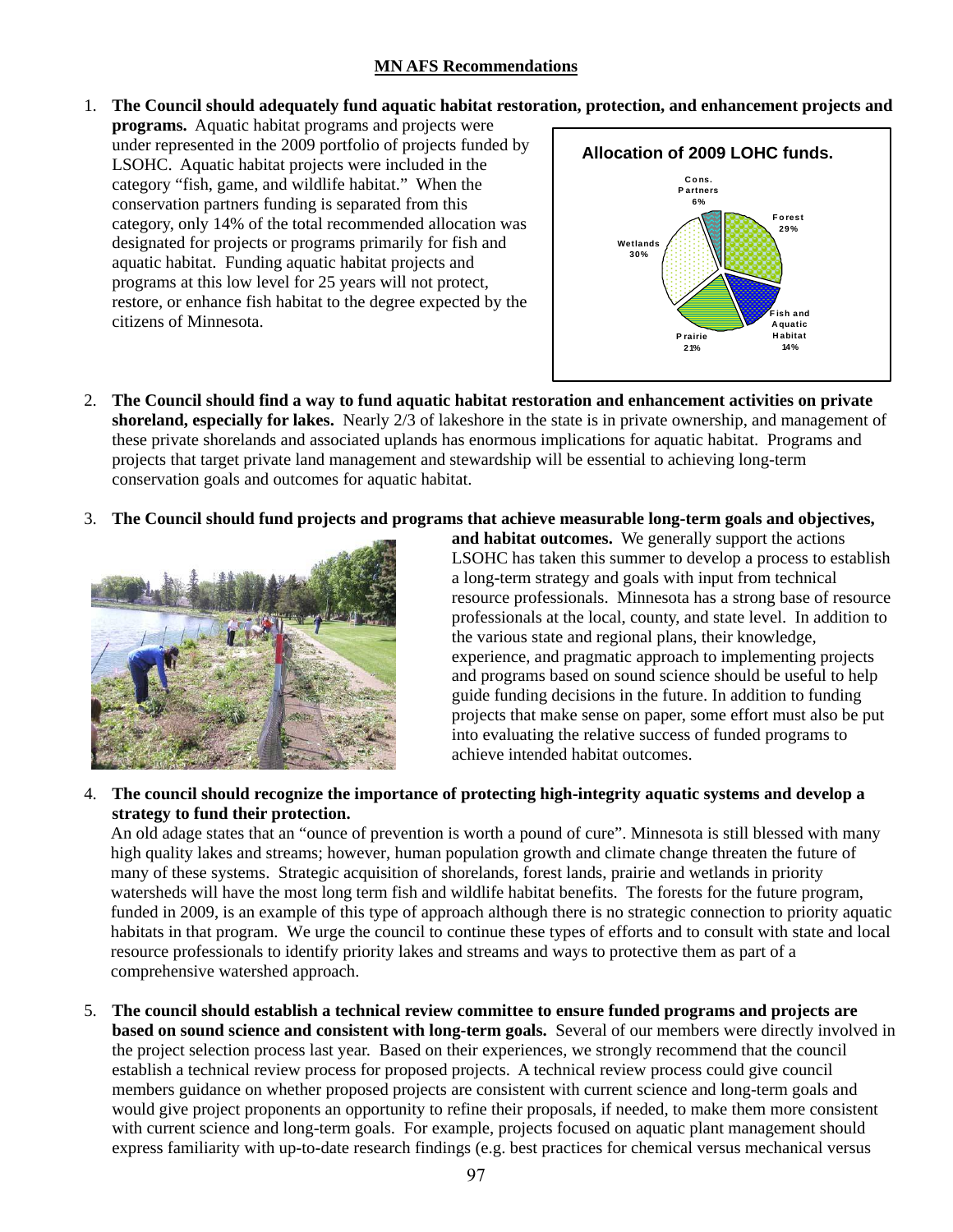## MN AFS Recommendations

1. **The Council should adequately fund aquatic habitat restoration, protection, and enhancement projects and programs.** Aquatic habitat programs and projects were under represented in the 2009 portfolio of projects funded by LSOHC. Aquatic habitat projects were included in the category "fish, game, and wildlife habitat." When the conservation partners funding is separated from this category, only 14% of the total recommended allocation was designated for projects or programs primarily for fish and aquatic habitat. Funding aquatic habitat projects and programs at this low level for 25 years will not protect, restore, or enhance fish habitat to the degree expected by the citizens of Minnesota.

   **Allocation of 2009 LOHC funds.**

   | Category | Share |
   |---|---|
   | Forest | 29% |
   | Fish and Aquatic Habitat | 14% |
   | Prairie | 21% |
   | Wetlands | 30% |
   | Cons. Partners | 6% |

2. **The Council should find a way to fund aquatic habitat restoration and enhancement activities on private shoreland, especially for lakes.** Nearly 2/3 of lakeshore in the state is in private ownership, and management of these private shorelands and associated uplands has enormous implications for aquatic habitat. Programs and projects that target private land management and stewardship will be essential to achieving long-term conservation goals and outcomes for aquatic habitat.

3. **The Council should fund projects and programs that achieve measurable long-term goals and objectives, and habitat outcomes.** We generally support the actions LSOHC has taken this summer to develop a process to establish a long-term strategy and goals with input from technical resource professionals. Minnesota has a strong base of resource professionals at the local, county, and state level. In addition to the various state and regional plans, their knowledge, experience, and pragmatic approach to implementing projects and programs based on sound science should be useful to help guide funding decisions in the future. In addition to funding projects that make sense on paper, some effort must also be put into evaluating the relative success of funded programs to achieve intended habitat outcomes.

4. **The council should recognize the importance of protecting high-integrity aquatic systems and develop a strategy to fund their protection.**
   An old adage states that an "ounce of prevention is worth a pound of cure". Minnesota is still blessed with many high quality lakes and streams; however, human population growth and climate change threaten the future of many of these systems. Strategic acquisition of shorelands, forest lands, prairie and wetlands in priority watersheds will have the most long term fish and wildlife habitat benefits. The forests for the future program, funded in 2009, is an example of this type of approach although there is no strategic connection to priority aquatic habitats in that program. We urge the council to continue these types of efforts and to consult with state and local resource professionals to identify priority lakes and streams and ways to protective them as part of a comprehensive watershed approach.

5. **The council should establish a technical review committee to ensure funded programs and projects are based on sound science and consistent with long-term goals.** Several of our members were directly involved in the project selection process last year. Based on their experiences, we strongly recommend that the council establish a technical review process for proposed projects. A technical review process could give council members guidance on whether proposed projects are consistent with current science and long-term goals and would give project proponents an opportunity to refine their proposals, if needed, to make them more consistent with current science and long-term goals. For example, projects focused on aquatic plant management should express familiarity with up-to-date research findings (e.g. best practices for chemical versus mechanical versus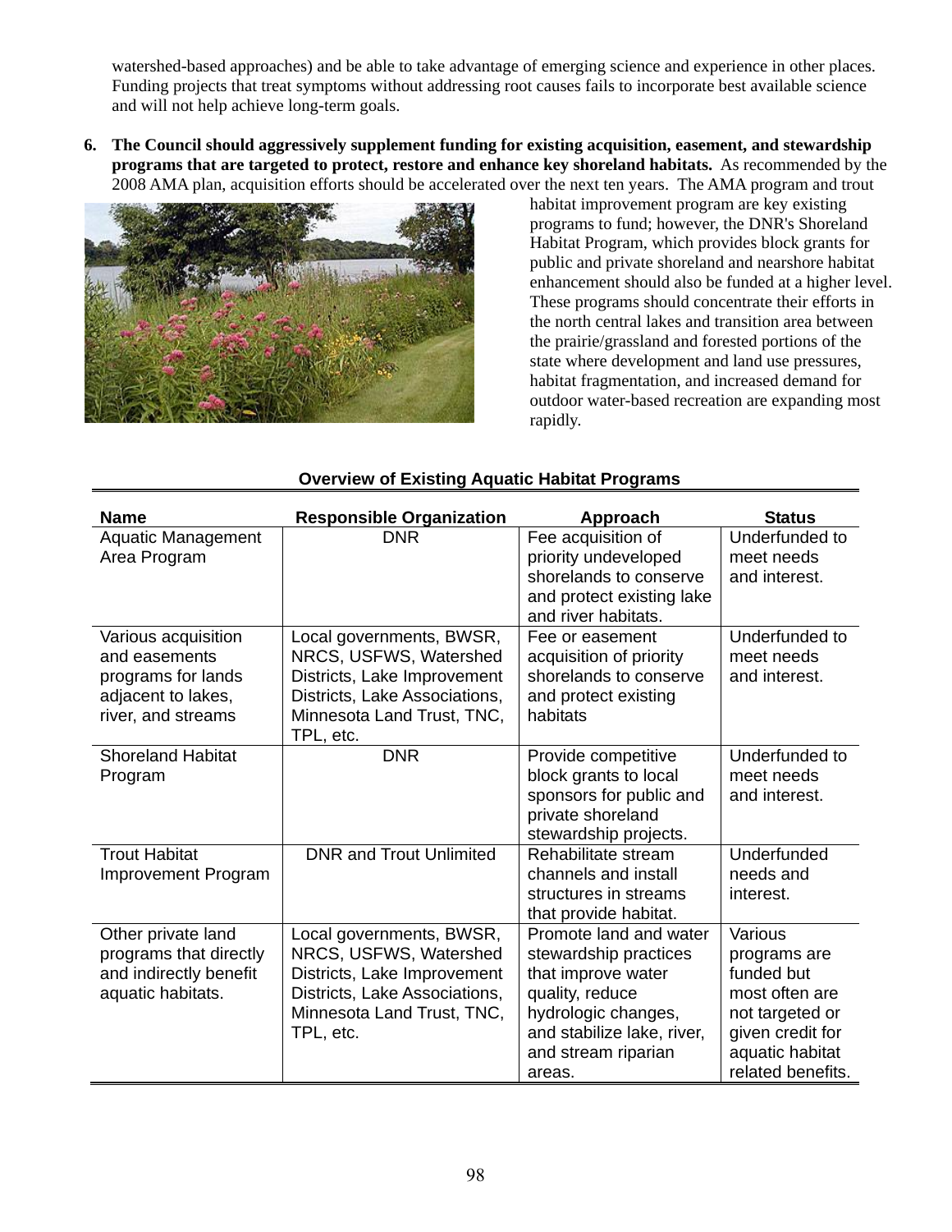watershed-based approaches) and be able to take advantage of emerging science and experience in other places. Funding projects that treat symptoms without addressing root causes fails to incorporate best available science and will not help achieve long-term goals.

6. **The Council should aggressively supplement funding for existing acquisition, easement, and stewardship programs that are targeted to protect, restore and enhance key shoreland habitats.** As recommended by the 2008 AMA plan, acquisition efforts should be accelerated over the next ten years. The AMA program and trout habitat improvement program are key existing programs to fund; however, the DNR's Shoreland Habitat Program, which provides block grants for public and private shoreland and nearshore habitat enhancement should also be funded at a higher level. These programs should concentrate their efforts in the north central lakes and transition area between the prairie/grassland and forested portions of the state where development and land use pressures, habitat fragmentation, and increased demand for outdoor water-based recreation are expanding most rapidly.

**Overview of Existing Aquatic Habitat Programs**

| Name | Responsible Organization | Approach | Status |
|---|---|---|---|
| Aquatic Management Area Program | DNR | Fee acquisition of priority undeveloped shorelands to conserve and protect existing lake and river habitats. | Underfunded to meet needs and interest. |
| Various acquisition and easements programs for lands adjacent to lakes, river, and streams | Local governments, BWSR, NRCS, USFWS, Watershed Districts, Lake Improvement Districts, Lake Associations, Minnesota Land Trust, TNC, TPL, etc. | Fee or easement acquisition of priority shorelands to conserve and protect existing habitats | Underfunded to meet needs and interest. |
| Shoreland Habitat Program | DNR | Provide competitive block grants to local sponsors for public and private shoreland stewardship projects. | Underfunded to meet needs and interest. |
| Trout Habitat Improvement Program | DNR and Trout Unlimited | Rehabilitate stream channels and install structures in streams that provide habitat. | Underfunded needs and interest. |
| Other private land programs that directly and indirectly benefit aquatic habitats. | Local governments, BWSR, NRCS, USFWS, Watershed Districts, Lake Improvement Districts, Lake Associations, Minnesota Land Trust, TNC, TPL, etc. | Promote land and water stewardship practices that improve water quality, reduce hydrologic changes, and stabilize lake, river, and stream riparian areas. | Various programs are funded but most often are not targeted or given credit for aquatic habitat related benefits. |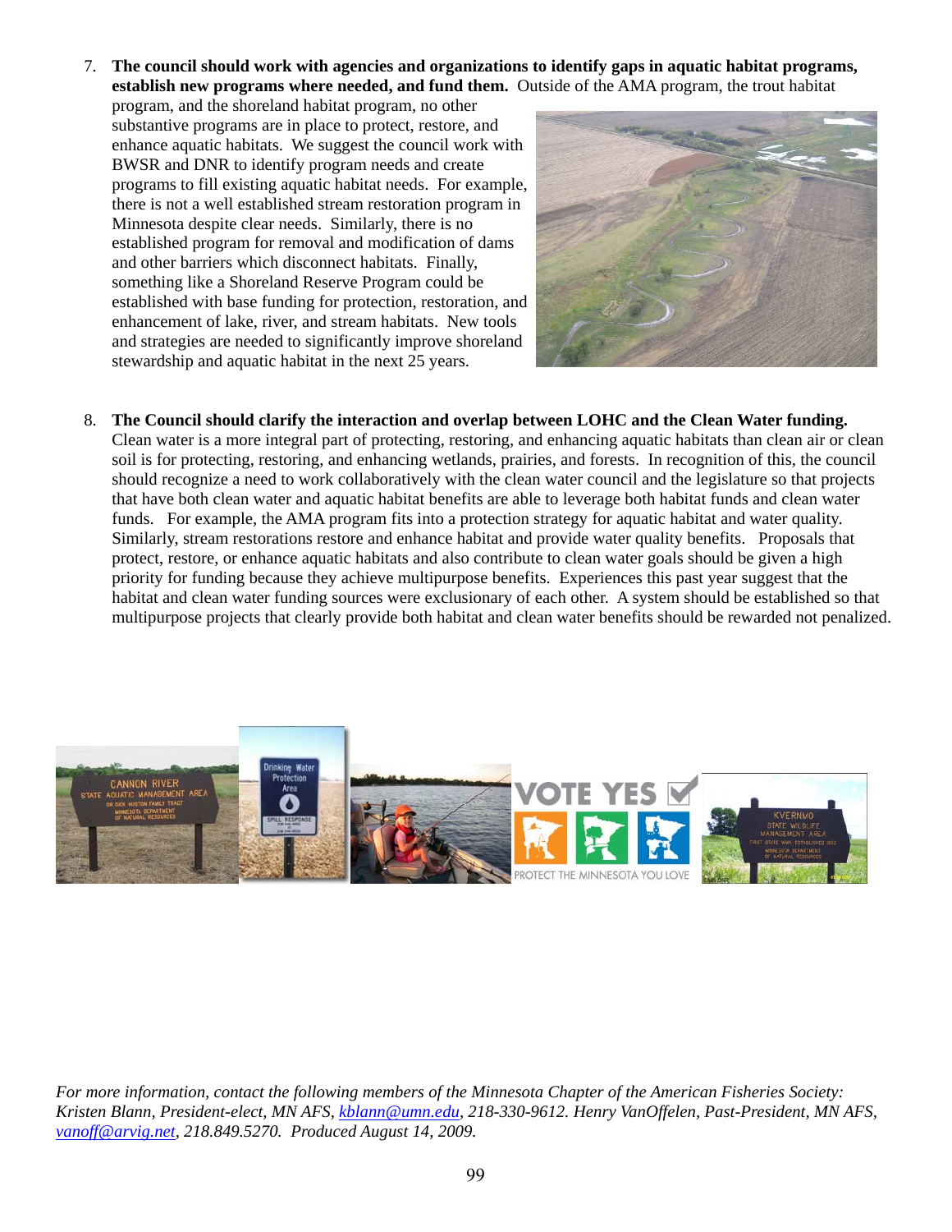7. **The council should work with agencies and organizations to identify gaps in aquatic habitat programs, establish new programs where needed, and fund them.** Outside of the AMA program, the trout habitat program, and the shoreland habitat program, no other substantive programs are in place to protect, restore, and enhance aquatic habitats. We suggest the council work with BWSR and DNR to identify program needs and create programs to fill existing aquatic habitat needs. For example, there is not a well established stream restoration program in Minnesota despite clear needs. Similarly, there is no established program for removal and modification of dams and other barriers which disconnect habitats. Finally, something like a Shoreland Reserve Program could be established with base funding for protection, restoration, and enhancement of lake, river, and stream habitats. New tools and strategies are needed to significantly improve shoreland stewardship and aquatic habitat in the next 25 years.

8. **The Council should clarify the interaction and overlap between LOHC and the Clean Water funding.** Clean water is a more integral part of protecting, restoring, and enhancing aquatic habitats than clean air or clean soil is for protecting, restoring, and enhancing wetlands, prairies, and forests. In recognition of this, the council should recognize a need to work collaboratively with the clean water council and the legislature so that projects that have both clean water and aquatic habitat benefits are able to leverage both habitat funds and clean water funds. For example, the AMA program fits into a protection strategy for aquatic habitat and water quality. Similarly, stream restorations restore and enhance habitat and provide water quality benefits. Proposals that protect, restore, or enhance aquatic habitats and also contribute to clean water goals should be given a high priority for funding because they achieve multipurpose benefits. Experiences this past year suggest that the habitat and clean water funding sources were exclusionary of each other. A system should be established so that multipurpose projects that clearly provide both habitat and clean water benefits should be rewarded not penalized.

*For more information, contact the following members of the Minnesota Chapter of the American Fisheries Society: Kristen Blann, President-elect, MN AFS, kblann@umn.edu, 218-330-9612. Henry VanOffelen, Past-President, MN AFS, vanoff@arvig.net, 218.849.5270. Produced August 14, 2009.*